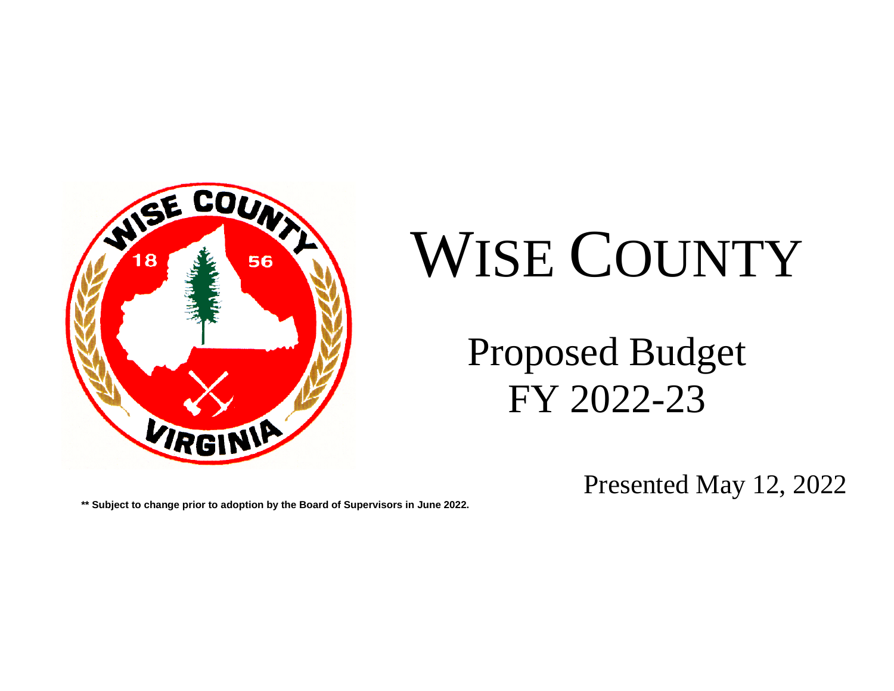# WISE COUNTY

## Proposed Budget
## FY 2022-23

Presented May 12, 2022

**** Subject to change prior to adoption by the Board of Supervisors in June 2022.**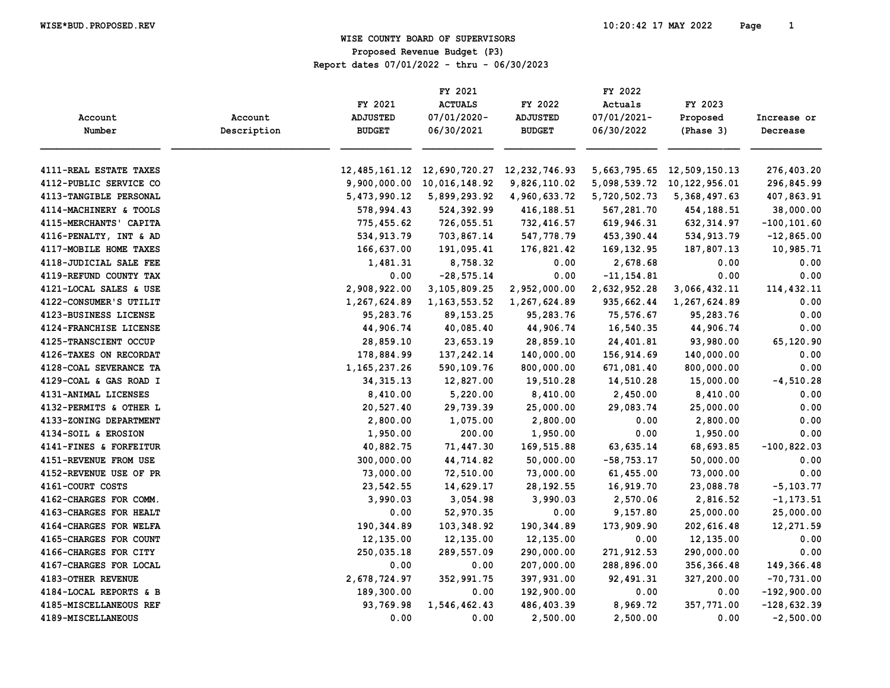WISE COUNTY BOARD OF SUPERVISORS
Proposed Revenue Budget (P3)
Report dates 07/01/2022 - thru - 06/30/2023

| Account Number | Account Description | FY 2021 ADJUSTED BUDGET | FY 2021 ACTUALS 07/01/2020- 06/30/2021 | FY 2022 ADJUSTED BUDGET | FY 2022 Actuals 07/01/2021- 06/30/2022 | FY 2023 Proposed (Phase 3) | Increase or Decrease |
|---|---|---|---|---|---|---|---|
| 4111-REAL ESTATE TAXES | | 12,485,161.12 | 12,690,720.27 | 12,232,746.93 | 5,663,795.65 | 12,509,150.13 | 276,403.20 |
| 4112-PUBLIC SERVICE CO | | 9,900,000.00 | 10,016,148.92 | 9,826,110.02 | 5,098,539.72 | 10,122,956.01 | 296,845.99 |
| 4113-TANGIBLE PERSONAL | | 5,473,990.12 | 5,899,293.92 | 4,960,633.72 | 5,720,502.73 | 5,368,497.63 | 407,863.91 |
| 4114-MACHINERY & TOOLS | | 578,994.43 | 524,392.99 | 416,188.51 | 567,281.70 | 454,188.51 | 38,000.00 |
| 4115-MERCHANTS' CAPITA | | 775,455.62 | 726,055.51 | 732,416.57 | 619,946.31 | 632,314.97 | -100,101.60 |
| 4116-PENALTY, INT & AD | | 534,913.79 | 703,867.14 | 547,778.79 | 453,390.44 | 534,913.79 | -12,865.00 |
| 4117-MOBILE HOME TAXES | | 166,637.00 | 191,095.41 | 176,821.42 | 169,132.95 | 187,807.13 | 10,985.71 |
| 4118-JUDICIAL SALE FEE | | 1,481.31 | 8,758.32 | 0.00 | 2,678.68 | 0.00 | 0.00 |
| 4119-REFUND COUNTY TAX | | 0.00 | -28,575.14 | 0.00 | -11,154.81 | 0.00 | 0.00 |
| 4121-LOCAL SALES & USE | | 2,908,922.00 | 3,105,809.25 | 2,952,000.00 | 2,632,952.28 | 3,066,432.11 | 114,432.11 |
| 4122-CONSUMER'S UTILIT | | 1,267,624.89 | 1,163,553.52 | 1,267,624.89 | 935,662.44 | 1,267,624.89 | 0.00 |
| 4123-BUSINESS LICENSE | | 95,283.76 | 89,153.25 | 95,283.76 | 75,576.67 | 95,283.76 | 0.00 |
| 4124-FRANCHISE LICENSE | | 44,906.74 | 40,085.40 | 44,906.74 | 16,540.35 | 44,906.74 | 0.00 |
| 4125-TRANSCIENT OCCUP | | 28,859.10 | 23,653.19 | 28,859.10 | 24,401.81 | 93,980.00 | 65,120.90 |
| 4126-TAXES ON RECORDAT | | 178,884.99 | 137,242.14 | 140,000.00 | 156,914.69 | 140,000.00 | 0.00 |
| 4128-COAL SEVERANCE TA | | 1,165,237.26 | 590,109.76 | 800,000.00 | 671,081.40 | 800,000.00 | 0.00 |
| 4129-COAL & GAS ROAD I | | 34,315.13 | 12,827.00 | 19,510.28 | 14,510.28 | 15,000.00 | -4,510.28 |
| 4131-ANIMAL LICENSES | | 8,410.00 | 5,220.00 | 8,410.00 | 2,450.00 | 8,410.00 | 0.00 |
| 4132-PERMITS & OTHER L | | 20,527.40 | 29,739.39 | 25,000.00 | 29,083.74 | 25,000.00 | 0.00 |
| 4133-ZONING DEPARTMENT | | 2,800.00 | 1,075.00 | 2,800.00 | 0.00 | 2,800.00 | 0.00 |
| 4134-SOIL & EROSION | | 1,950.00 | 200.00 | 1,950.00 | 0.00 | 1,950.00 | 0.00 |
| 4141-FINES & FORFEITUR | | 40,882.75 | 71,447.30 | 169,515.88 | 63,635.14 | 68,693.85 | -100,822.03 |
| 4151-REVENUE FROM USE | | 300,000.00 | 44,714.82 | 50,000.00 | -58,753.17 | 50,000.00 | 0.00 |
| 4152-REVENUE USE OF PR | | 73,000.00 | 72,510.00 | 73,000.00 | 61,455.00 | 73,000.00 | 0.00 |
| 4161-COURT COSTS | | 23,542.55 | 14,629.17 | 28,192.55 | 16,919.70 | 23,088.78 | -5,103.77 |
| 4162-CHARGES FOR COMM. | | 3,990.03 | 3,054.98 | 3,990.03 | 2,570.06 | 2,816.52 | -1,173.51 |
| 4163-CHARGES FOR HEALT | | 0.00 | 52,970.35 | 0.00 | 9,157.80 | 25,000.00 | 25,000.00 |
| 4164-CHARGES FOR WELFA | | 190,344.89 | 103,348.92 | 190,344.89 | 173,909.90 | 202,616.48 | 12,271.59 |
| 4165-CHARGES FOR COUNT | | 12,135.00 | 12,135.00 | 12,135.00 | 0.00 | 12,135.00 | 0.00 |
| 4166-CHARGES FOR CITY | | 250,035.18 | 289,557.09 | 290,000.00 | 271,912.53 | 290,000.00 | 0.00 |
| 4167-CHARGES FOR LOCAL | | 0.00 | 0.00 | 207,000.00 | 288,896.00 | 356,366.48 | 149,366.48 |
| 4183-OTHER REVENUE | | 2,678,724.97 | 352,991.75 | 397,931.00 | 92,491.31 | 327,200.00 | -70,731.00 |
| 4184-LOCAL REPORTS & B | | 189,300.00 | 0.00 | 192,900.00 | 0.00 | 0.00 | -192,900.00 |
| 4185-MISCELLANEOUS REF | | 93,769.98 | 1,546,462.43 | 486,403.39 | 8,969.72 | 357,771.00 | -128,632.39 |
| 4189-MISCELLANEOUS | | 0.00 | 0.00 | 2,500.00 | 2,500.00 | 0.00 | -2,500.00 |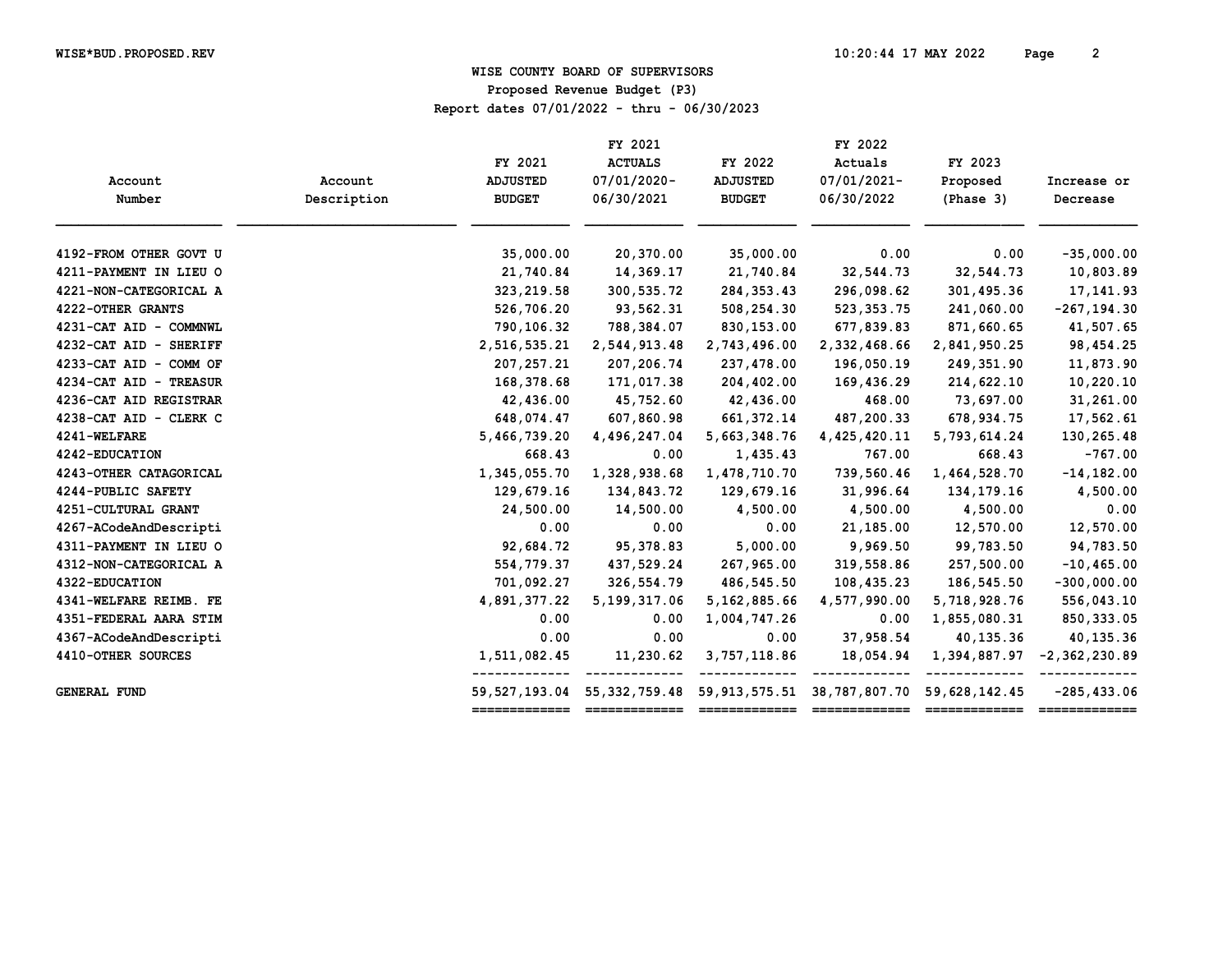WISE*BUD.PROPOSED.REV

# WISE COUNTY BOARD OF SUPERVISORS

## Proposed Revenue Budget (P3)

Report dates 07/01/2022 - thru - 06/30/2023

| Account Number | Account Description | FY 2021 ADJUSTED BUDGET | FY 2021 ACTUALS 07/01/2020-06/30/2021 | FY 2022 ADJUSTED BUDGET | FY 2022 Actuals 07/01/2021-06/30/2022 | FY 2023 Proposed (Phase 3) | Increase or Decrease |
|---|---|---|---|---|---|---|---|
| 4192-FROM OTHER GOVT U | | 35,000.00 | 20,370.00 | 35,000.00 | 0.00 | 0.00 | -35,000.00 |
| 4211-PAYMENT IN LIEU O | | 21,740.84 | 14,369.17 | 21,740.84 | 32,544.73 | 32,544.73 | 10,803.89 |
| 4221-NON-CATEGORICAL A | | 323,219.58 | 300,535.72 | 284,353.43 | 296,098.62 | 301,495.36 | 17,141.93 |
| 4222-OTHER GRANTS | | 526,706.20 | 93,562.31 | 508,254.30 | 523,353.75 | 241,060.00 | -267,194.30 |
| 4231-CAT AID - COMMNWL | | 790,106.32 | 788,384.07 | 830,153.00 | 677,839.83 | 871,660.65 | 41,507.65 |
| 4232-CAT AID - SHERIFF | | 2,516,535.21 | 2,544,913.48 | 2,743,496.00 | 2,332,468.66 | 2,841,950.25 | 98,454.25 |
| 4233-CAT AID - COMM OF | | 207,257.21 | 207,206.74 | 237,478.00 | 196,050.19 | 249,351.90 | 11,873.90 |
| 4234-CAT AID - TREASUR | | 168,378.68 | 171,017.38 | 204,402.00 | 169,436.29 | 214,622.10 | 10,220.10 |
| 4236-CAT AID REGISTRAR | | 42,436.00 | 45,752.60 | 42,436.00 | 468.00 | 73,697.00 | 31,261.00 |
| 4238-CAT AID - CLERK C | | 648,074.47 | 607,860.98 | 661,372.14 | 487,200.33 | 678,934.75 | 17,562.61 |
| 4241-WELFARE | | 5,466,739.20 | 4,496,247.04 | 5,663,348.76 | 4,425,420.11 | 5,793,614.24 | 130,265.48 |
| 4242-EDUCATION | | 668.43 | 0.00 | 1,435.43 | 767.00 | 668.43 | -767.00 |
| 4243-OTHER CATAGORICAL | | 1,345,055.70 | 1,328,938.68 | 1,478,710.70 | 739,560.46 | 1,464,528.70 | -14,182.00 |
| 4244-PUBLIC SAFETY | | 129,679.16 | 134,843.72 | 129,679.16 | 31,996.64 | 134,179.16 | 4,500.00 |
| 4251-CULTURAL GRANT | | 24,500.00 | 14,500.00 | 4,500.00 | 4,500.00 | 4,500.00 | 0.00 |
| 4267-ACodeAndDescripti | | 0.00 | 0.00 | 0.00 | 21,185.00 | 12,570.00 | 12,570.00 |
| 4311-PAYMENT IN LIEU O | | 92,684.72 | 95,378.83 | 5,000.00 | 9,969.50 | 99,783.50 | 94,783.50 |
| 4312-NON-CATEGORICAL A | | 554,779.37 | 437,529.24 | 267,965.00 | 319,558.86 | 257,500.00 | -10,465.00 |
| 4322-EDUCATION | | 701,092.27 | 326,554.79 | 486,545.50 | 108,435.23 | 186,545.50 | -300,000.00 |
| 4341-WELFARE REIMB. FE | | 4,891,377.22 | 5,199,317.06 | 5,162,885.66 | 4,577,990.00 | 5,718,928.76 | 556,043.10 |
| 4351-FEDERAL AARA STIM | | 0.00 | 0.00 | 1,004,747.26 | 0.00 | 1,855,080.31 | 850,333.05 |
| 4367-ACodeAndDescripti | | 0.00 | 0.00 | 0.00 | 37,958.54 | 40,135.36 | 40,135.36 |
| 4410-OTHER SOURCES | | 1,511,082.45 | 11,230.62 | 3,757,118.86 | 18,054.94 | 1,394,887.97 | -2,362,230.89 |
| GENERAL FUND | | 59,527,193.04 | 55,332,759.48 | 59,913,575.51 | 38,787,807.70 | 59,628,142.45 | -285,433.06 |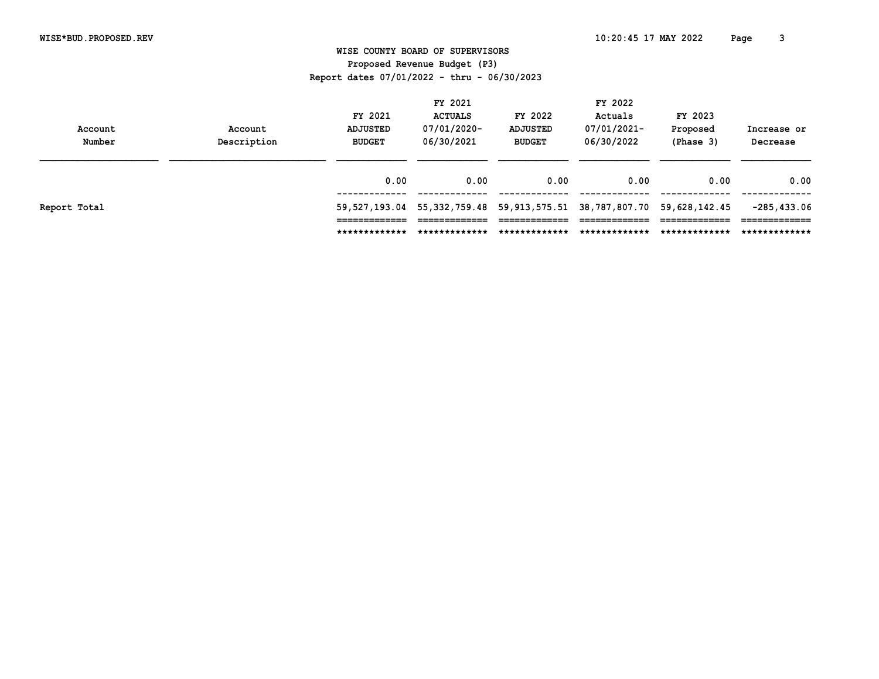# WISE COUNTY BOARD OF SUPERVISORS

## Proposed Revenue Budget (P3)

Report dates 07/01/2022 - thru - 06/30/2023

| Account Number | Account Description | FY 2021 ADJUSTED BUDGET | FY 2021 ACTUALS 07/01/2020- 06/30/2021 | FY 2022 ADJUSTED BUDGET | FY 2022 Actuals 07/01/2021- 06/30/2022 | FY 2023 Proposed (Phase 3) | Increase or Decrease |
|---|---|---|---|---|---|---|---|
| | | 0.00 | 0.00 | 0.00 | 0.00 | 0.00 | 0.00 |
| Report Total | | 59,527,193.04 | 55,332,759.48 | 59,913,575.51 | 38,787,807.70 | 59,628,142.45 | -285,433.06 |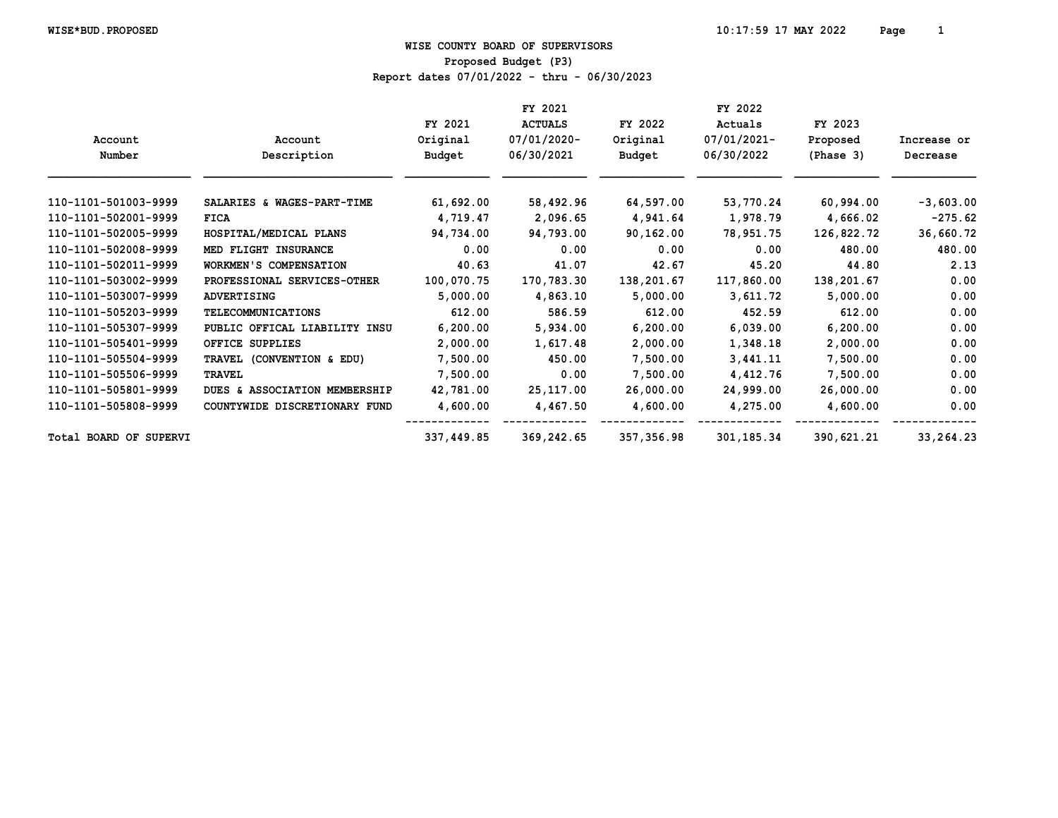# WISE COUNTY BOARD OF SUPERVISORS

## Proposed Budget (P3)

Report dates 07/01/2022 - thru - 06/30/2023

| Account Number | Account Description | FY 2021 Original Budget | FY 2021 ACTUALS 07/01/2020-06/30/2021 | FY 2022 Original Budget | FY 2022 Actuals 07/01/2021-06/30/2022 | FY 2023 Proposed (Phase 3) | Increase or Decrease |
|---|---|---|---|---|---|---|---|
| 110-1101-501003-9999 | SALARIES & WAGES-PART-TIME | 61,692.00 | 58,492.96 | 64,597.00 | 53,770.24 | 60,994.00 | -3,603.00 |
| 110-1101-502001-9999 | FICA | 4,719.47 | 2,096.65 | 4,941.64 | 1,978.79 | 4,666.02 | -275.62 |
| 110-1101-502005-9999 | HOSPITAL/MEDICAL PLANS | 94,734.00 | 94,793.00 | 90,162.00 | 78,951.75 | 126,822.72 | 36,660.72 |
| 110-1101-502008-9999 | MED FLIGHT INSURANCE | 0.00 | 0.00 | 0.00 | 0.00 | 480.00 | 480.00 |
| 110-1101-502011-9999 | WORKMEN'S COMPENSATION | 40.63 | 41.07 | 42.67 | 45.20 | 44.80 | 2.13 |
| 110-1101-503002-9999 | PROFESSIONAL SERVICES-OTHER | 100,070.75 | 170,783.30 | 138,201.67 | 117,860.00 | 138,201.67 | 0.00 |
| 110-1101-503007-9999 | ADVERTISING | 5,000.00 | 4,863.10 | 5,000.00 | 3,611.72 | 5,000.00 | 0.00 |
| 110-1101-505203-9999 | TELECOMMUNICATIONS | 612.00 | 586.59 | 612.00 | 452.59 | 612.00 | 0.00 |
| 110-1101-505307-9999 | PUBLIC OFFICAL LIABILITY INSU | 6,200.00 | 5,934.00 | 6,200.00 | 6,039.00 | 6,200.00 | 0.00 |
| 110-1101-505401-9999 | OFFICE SUPPLIES | 2,000.00 | 1,617.48 | 2,000.00 | 1,348.18 | 2,000.00 | 0.00 |
| 110-1101-505504-9999 | TRAVEL (CONVENTION & EDU) | 7,500.00 | 450.00 | 7,500.00 | 3,441.11 | 7,500.00 | 0.00 |
| 110-1101-505506-9999 | TRAVEL | 7,500.00 | 0.00 | 7,500.00 | 4,412.76 | 7,500.00 | 0.00 |
| 110-1101-505801-9999 | DUES & ASSOCIATION MEMBERSHIP | 42,781.00 | 25,117.00 | 26,000.00 | 24,999.00 | 26,000.00 | 0.00 |
| 110-1101-505808-9999 | COUNTYWIDE DISCRETIONARY FUND | 4,600.00 | 4,467.50 | 4,600.00 | 4,275.00 | 4,600.00 | 0.00 |
| Total BOARD OF SUPERVI | | 337,449.85 | 369,242.65 | 357,356.98 | 301,185.34 | 390,621.21 | 33,264.23 |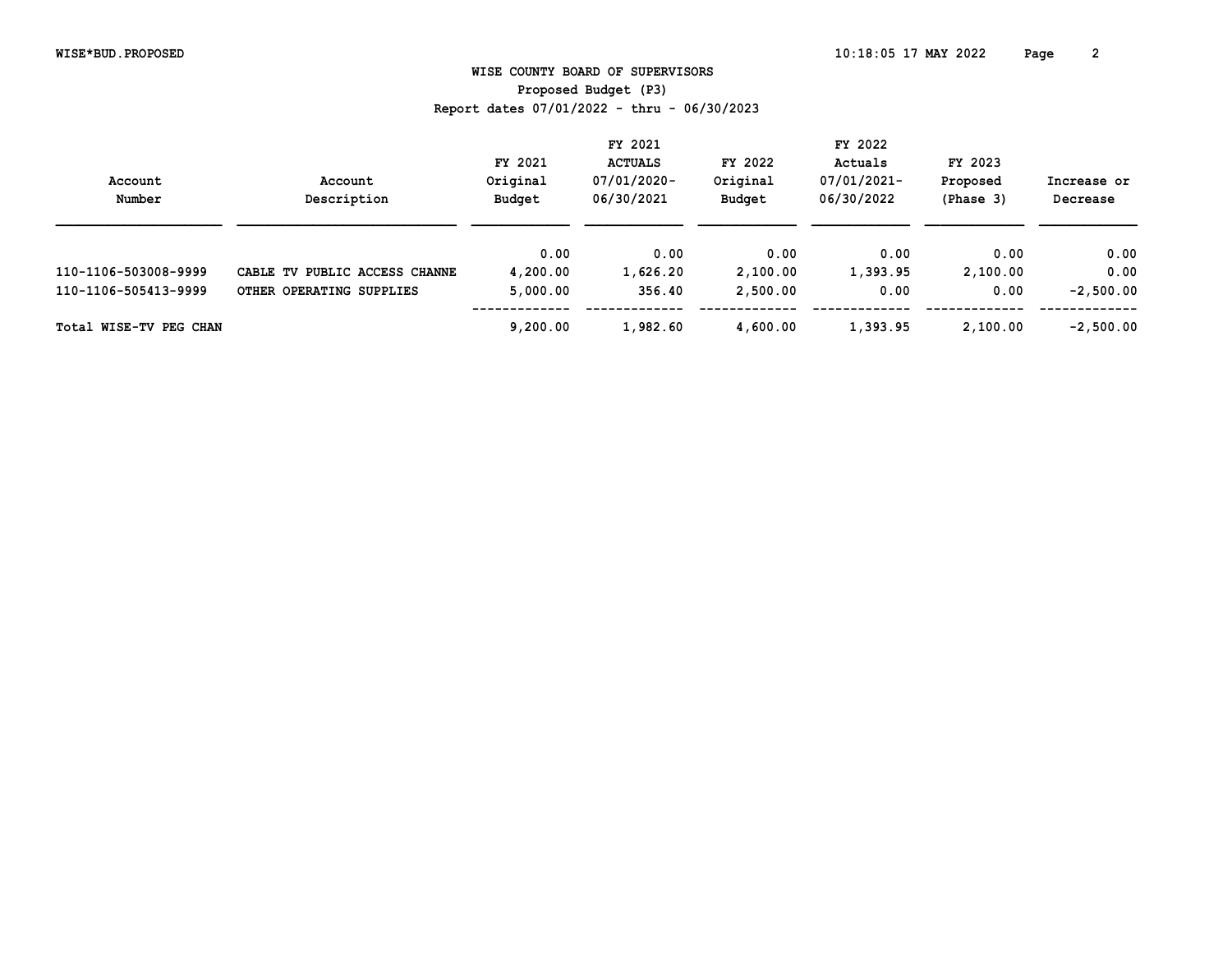# WISE COUNTY BOARD OF SUPERVISORS

## Proposed Budget (P3)

Report dates 07/01/2022 - thru - 06/30/2023

| Account Number | Account Description | FY 2021 Original Budget | FY 2021 ACTUALS 07/01/2020-06/30/2021 | FY 2022 Original Budget | FY 2022 Actuals 07/01/2021-06/30/2022 | FY 2023 Proposed (Phase 3) | Increase or Decrease |
|---|---|---|---|---|---|---|---|
| | | 0.00 | 0.00 | 0.00 | 0.00 | 0.00 | 0.00 |
| 110-1106-503008-9999 | CABLE TV PUBLIC ACCESS CHANNE | 4,200.00 | 1,626.20 | 2,100.00 | 1,393.95 | 2,100.00 | 0.00 |
| 110-1106-505413-9999 | OTHER OPERATING SUPPLIES | 5,000.00 | 356.40 | 2,500.00 | 0.00 | 0.00 | -2,500.00 |
| Total WISE-TV PEG CHAN | | 9,200.00 | 1,982.60 | 4,600.00 | 1,393.95 | 2,100.00 | -2,500.00 |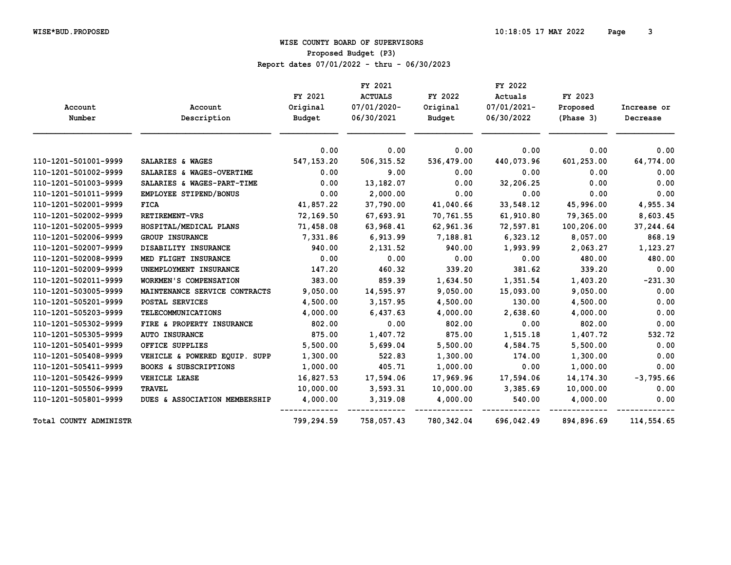WISE*BUD.PROPOSED

# WISE COUNTY BOARD OF SUPERVISORS

## Proposed Budget (P3)

Report dates 07/01/2022 - thru - 06/30/2023

| Account Number | Account Description | FY 2021 Original Budget | FY 2021 ACTUALS 07/01/2020- 06/30/2021 | FY 2022 Original Budget | FY 2022 Actuals 07/01/2021- 06/30/2022 | FY 2023 Proposed (Phase 3) | Increase or Decrease |
|---|---|---|---|---|---|---|---|
| | | 0.00 | 0.00 | 0.00 | 0.00 | 0.00 | 0.00 |
| 110-1201-501001-9999 | SALARIES & WAGES | 547,153.20 | 506,315.52 | 536,479.00 | 440,073.96 | 601,253.00 | 64,774.00 |
| 110-1201-501002-9999 | SALARIES & WAGES-OVERTIME | 0.00 | 9.00 | 0.00 | 0.00 | 0.00 | 0.00 |
| 110-1201-501003-9999 | SALARIES & WAGES-PART-TIME | 0.00 | 13,182.07 | 0.00 | 32,206.25 | 0.00 | 0.00 |
| 110-1201-501011-9999 | EMPLOYEE STIPEND/BONUS | 0.00 | 2,000.00 | 0.00 | 0.00 | 0.00 | 0.00 |
| 110-1201-502001-9999 | FICA | 41,857.22 | 37,790.00 | 41,040.66 | 33,548.12 | 45,996.00 | 4,955.34 |
| 110-1201-502002-9999 | RETIREMENT-VRS | 72,169.50 | 67,693.91 | 70,761.55 | 61,910.80 | 79,365.00 | 8,603.45 |
| 110-1201-502005-9999 | HOSPITAL/MEDICAL PLANS | 71,458.08 | 63,968.41 | 62,961.36 | 72,597.81 | 100,206.00 | 37,244.64 |
| 110-1201-502006-9999 | GROUP INSURANCE | 7,331.86 | 6,913.99 | 7,188.81 | 6,323.12 | 8,057.00 | 868.19 |
| 110-1201-502007-9999 | DISABILITY INSURANCE | 940.00 | 2,131.52 | 940.00 | 1,993.99 | 2,063.27 | 1,123.27 |
| 110-1201-502008-9999 | MED FLIGHT INSURANCE | 0.00 | 0.00 | 0.00 | 0.00 | 480.00 | 480.00 |
| 110-1201-502009-9999 | UNEMPLOYMENT INSURANCE | 147.20 | 460.32 | 339.20 | 381.62 | 339.20 | 0.00 |
| 110-1201-502011-9999 | WORKMEN'S COMPENSATION | 383.00 | 859.39 | 1,634.50 | 1,351.54 | 1,403.20 | -231.30 |
| 110-1201-503005-9999 | MAINTENANCE SERVICE CONTRACTS | 9,050.00 | 14,595.97 | 9,050.00 | 15,093.00 | 9,050.00 | 0.00 |
| 110-1201-505201-9999 | POSTAL SERVICES | 4,500.00 | 3,157.95 | 4,500.00 | 130.00 | 4,500.00 | 0.00 |
| 110-1201-505203-9999 | TELECOMMUNICATIONS | 4,000.00 | 6,437.63 | 4,000.00 | 2,638.60 | 4,000.00 | 0.00 |
| 110-1201-505302-9999 | FIRE & PROPERTY INSURANCE | 802.00 | 0.00 | 802.00 | 0.00 | 802.00 | 0.00 |
| 110-1201-505305-9999 | AUTO INSURANCE | 875.00 | 1,407.72 | 875.00 | 1,515.18 | 1,407.72 | 532.72 |
| 110-1201-505401-9999 | OFFICE SUPPLIES | 5,500.00 | 5,699.04 | 5,500.00 | 4,584.75 | 5,500.00 | 0.00 |
| 110-1201-505408-9999 | VEHICLE & POWERED EQUIP. SUPP | 1,300.00 | 522.83 | 1,300.00 | 174.00 | 1,300.00 | 0.00 |
| 110-1201-505411-9999 | BOOKS & SUBSCRIPTIONS | 1,000.00 | 405.71 | 1,000.00 | 0.00 | 1,000.00 | 0.00 |
| 110-1201-505426-9999 | VEHICLE LEASE | 16,827.53 | 17,594.06 | 17,969.96 | 17,594.06 | 14,174.30 | -3,795.66 |
| 110-1201-505506-9999 | TRAVEL | 10,000.00 | 3,593.31 | 10,000.00 | 3,385.69 | 10,000.00 | 0.00 |
| 110-1201-505801-9999 | DUES & ASSOCIATION MEMBERSHIP | 4,000.00 | 3,319.08 | 4,000.00 | 540.00 | 4,000.00 | 0.00 |
| Total COUNTY ADMINISTR | | 799,294.59 | 758,057.43 | 780,342.04 | 696,042.49 | 894,896.69 | 114,554.65 |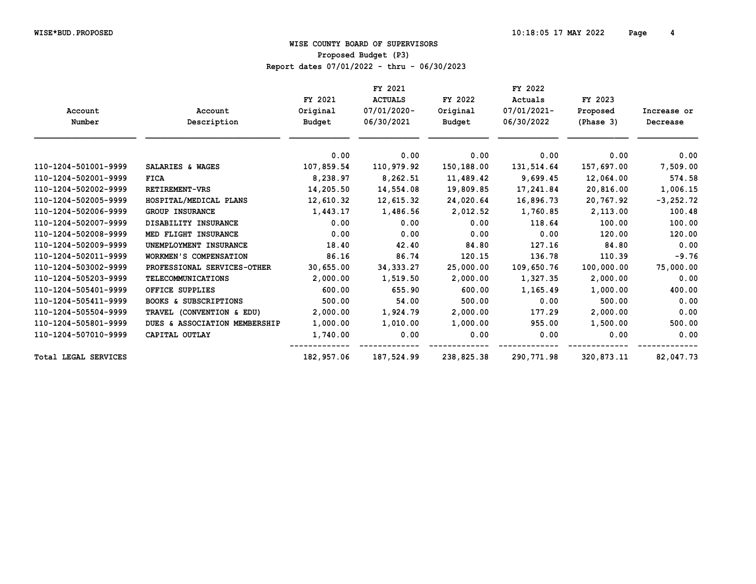WISE*BUD.PROPOSED

# WISE COUNTY BOARD OF SUPERVISORS

## Proposed Budget (P3)

Report dates 07/01/2022 - thru - 06/30/2023

| Account Number | Account Description | FY 2021 Original Budget | FY 2021 ACTUALS 07/01/2020- 06/30/2021 | FY 2022 Original Budget | FY 2022 Actuals 07/01/2021- 06/30/2022 | FY 2023 Proposed (Phase 3) | Increase or Decrease |
|---|---|---|---|---|---|---|---|
| | | 0.00 | 0.00 | 0.00 | 0.00 | 0.00 | 0.00 |
| 110-1204-501001-9999 | SALARIES & WAGES | 107,859.54 | 110,979.92 | 150,188.00 | 131,514.64 | 157,697.00 | 7,509.00 |
| 110-1204-502001-9999 | FICA | 8,238.97 | 8,262.51 | 11,489.42 | 9,699.45 | 12,064.00 | 574.58 |
| 110-1204-502002-9999 | RETIREMENT-VRS | 14,205.50 | 14,554.08 | 19,809.85 | 17,241.84 | 20,816.00 | 1,006.15 |
| 110-1204-502005-9999 | HOSPITAL/MEDICAL PLANS | 12,610.32 | 12,615.32 | 24,020.64 | 16,896.73 | 20,767.92 | -3,252.72 |
| 110-1204-502006-9999 | GROUP INSURANCE | 1,443.17 | 1,486.56 | 2,012.52 | 1,760.85 | 2,113.00 | 100.48 |
| 110-1204-502007-9999 | DISABILITY INSURANCE | 0.00 | 0.00 | 0.00 | 118.64 | 100.00 | 100.00 |
| 110-1204-502008-9999 | MED FLIGHT INSURANCE | 0.00 | 0.00 | 0.00 | 0.00 | 120.00 | 120.00 |
| 110-1204-502009-9999 | UNEMPLOYMENT INSURANCE | 18.40 | 42.40 | 84.80 | 127.16 | 84.80 | 0.00 |
| 110-1204-502011-9999 | WORKMEN'S COMPENSATION | 86.16 | 86.74 | 120.15 | 136.78 | 110.39 | -9.76 |
| 110-1204-503002-9999 | PROFESSIONAL SERVICES-OTHER | 30,655.00 | 34,333.27 | 25,000.00 | 109,650.76 | 100,000.00 | 75,000.00 |
| 110-1204-505203-9999 | TELECOMMUNICATIONS | 2,000.00 | 1,519.50 | 2,000.00 | 1,327.35 | 2,000.00 | 0.00 |
| 110-1204-505401-9999 | OFFICE SUPPLIES | 600.00 | 655.90 | 600.00 | 1,165.49 | 1,000.00 | 400.00 |
| 110-1204-505411-9999 | BOOKS & SUBSCRIPTIONS | 500.00 | 54.00 | 500.00 | 0.00 | 500.00 | 0.00 |
| 110-1204-505504-9999 | TRAVEL (CONVENTION & EDU) | 2,000.00 | 1,924.79 | 2,000.00 | 177.29 | 2,000.00 | 0.00 |
| 110-1204-505801-9999 | DUES & ASSOCIATION MEMBERSHIP | 1,000.00 | 1,010.00 | 1,000.00 | 955.00 | 1,500.00 | 500.00 |
| 110-1204-507010-9999 | CAPITAL OUTLAY | 1,740.00 | 0.00 | 0.00 | 0.00 | 0.00 | 0.00 |
| Total LEGAL SERVICES | | 182,957.06 | 187,524.99 | 238,825.38 | 290,771.98 | 320,873.11 | 82,047.73 |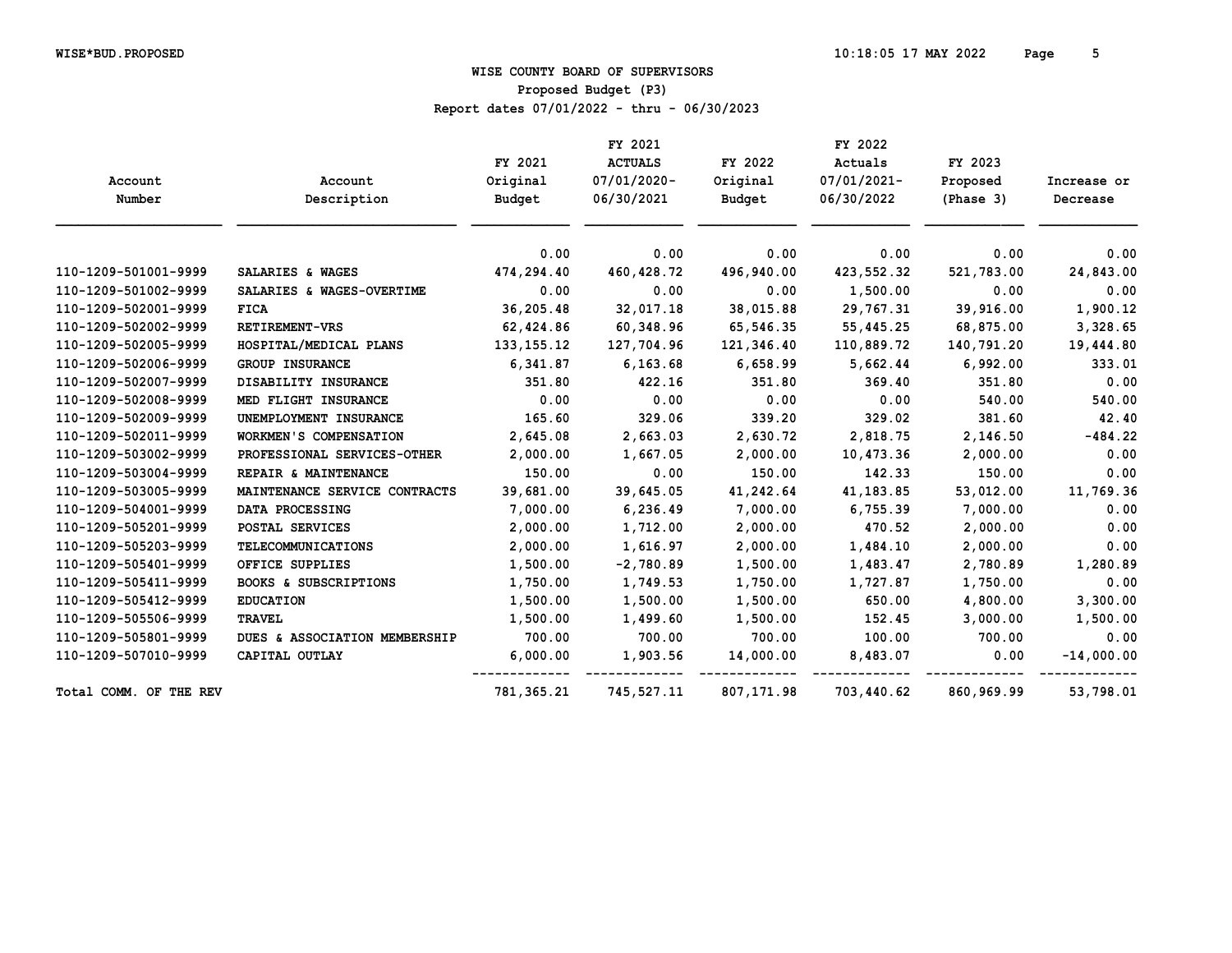# WISE COUNTY BOARD OF SUPERVISORS

## Proposed Budget (P3)

Report dates 07/01/2022 - thru - 06/30/2023

| Account Number | Account Description | FY 2021 Original Budget | FY 2021 ACTUALS 07/01/2020-06/30/2021 | FY 2022 Original Budget | FY 2022 Actuals 07/01/2021-06/30/2022 | FY 2023 Proposed (Phase 3) | Increase or Decrease |
|---|---|---|---|---|---|---|---|
| | | 0.00 | 0.00 | 0.00 | 0.00 | 0.00 | 0.00 |
| 110-1209-501001-9999 | SALARIES & WAGES | 474,294.40 | 460,428.72 | 496,940.00 | 423,552.32 | 521,783.00 | 24,843.00 |
| 110-1209-501002-9999 | SALARIES & WAGES-OVERTIME | 0.00 | 0.00 | 0.00 | 1,500.00 | 0.00 | 0.00 |
| 110-1209-502001-9999 | FICA | 36,205.48 | 32,017.18 | 38,015.88 | 29,767.31 | 39,916.00 | 1,900.12 |
| 110-1209-502002-9999 | RETIREMENT-VRS | 62,424.86 | 60,348.96 | 65,546.35 | 55,445.25 | 68,875.00 | 3,328.65 |
| 110-1209-502005-9999 | HOSPITAL/MEDICAL PLANS | 133,155.12 | 127,704.96 | 121,346.40 | 110,889.72 | 140,791.20 | 19,444.80 |
| 110-1209-502006-9999 | GROUP INSURANCE | 6,341.87 | 6,163.68 | 6,658.99 | 5,662.44 | 6,992.00 | 333.01 |
| 110-1209-502007-9999 | DISABILITY INSURANCE | 351.80 | 422.16 | 351.80 | 369.40 | 351.80 | 0.00 |
| 110-1209-502008-9999 | MED FLIGHT INSURANCE | 0.00 | 0.00 | 0.00 | 0.00 | 540.00 | 540.00 |
| 110-1209-502009-9999 | UNEMPLOYMENT INSURANCE | 165.60 | 329.06 | 339.20 | 329.02 | 381.60 | 42.40 |
| 110-1209-502011-9999 | WORKMEN'S COMPENSATION | 2,645.08 | 2,663.03 | 2,630.72 | 2,818.75 | 2,146.50 | -484.22 |
| 110-1209-503002-9999 | PROFESSIONAL SERVICES-OTHER | 2,000.00 | 1,667.05 | 2,000.00 | 10,473.36 | 2,000.00 | 0.00 |
| 110-1209-503004-9999 | REPAIR & MAINTENANCE | 150.00 | 0.00 | 150.00 | 142.33 | 150.00 | 0.00 |
| 110-1209-503005-9999 | MAINTENANCE SERVICE CONTRACTS | 39,681.00 | 39,645.05 | 41,242.64 | 41,183.85 | 53,012.00 | 11,769.36 |
| 110-1209-504001-9999 | DATA PROCESSING | 7,000.00 | 6,236.49 | 7,000.00 | 6,755.39 | 7,000.00 | 0.00 |
| 110-1209-505201-9999 | POSTAL SERVICES | 2,000.00 | 1,712.00 | 2,000.00 | 470.52 | 2,000.00 | 0.00 |
| 110-1209-505203-9999 | TELECOMMUNICATIONS | 2,000.00 | 1,616.97 | 2,000.00 | 1,484.10 | 2,000.00 | 0.00 |
| 110-1209-505401-9999 | OFFICE SUPPLIES | 1,500.00 | -2,780.89 | 1,500.00 | 1,483.47 | 2,780.89 | 1,280.89 |
| 110-1209-505411-9999 | BOOKS & SUBSCRIPTIONS | 1,750.00 | 1,749.53 | 1,750.00 | 1,727.87 | 1,750.00 | 0.00 |
| 110-1209-505412-9999 | EDUCATION | 1,500.00 | 1,500.00 | 1,500.00 | 650.00 | 4,800.00 | 3,300.00 |
| 110-1209-505506-9999 | TRAVEL | 1,500.00 | 1,499.60 | 1,500.00 | 152.45 | 3,000.00 | 1,500.00 |
| 110-1209-505801-9999 | DUES & ASSOCIATION MEMBERSHIP | 700.00 | 700.00 | 700.00 | 100.00 | 700.00 | 0.00 |
| 110-1209-507010-9999 | CAPITAL OUTLAY | 6,000.00 | 1,903.56 | 14,000.00 | 8,483.07 | 0.00 | -14,000.00 |
| Total COMM. OF THE REV | | 781,365.21 | 745,527.11 | 807,171.98 | 703,440.62 | 860,969.99 | 53,798.01 |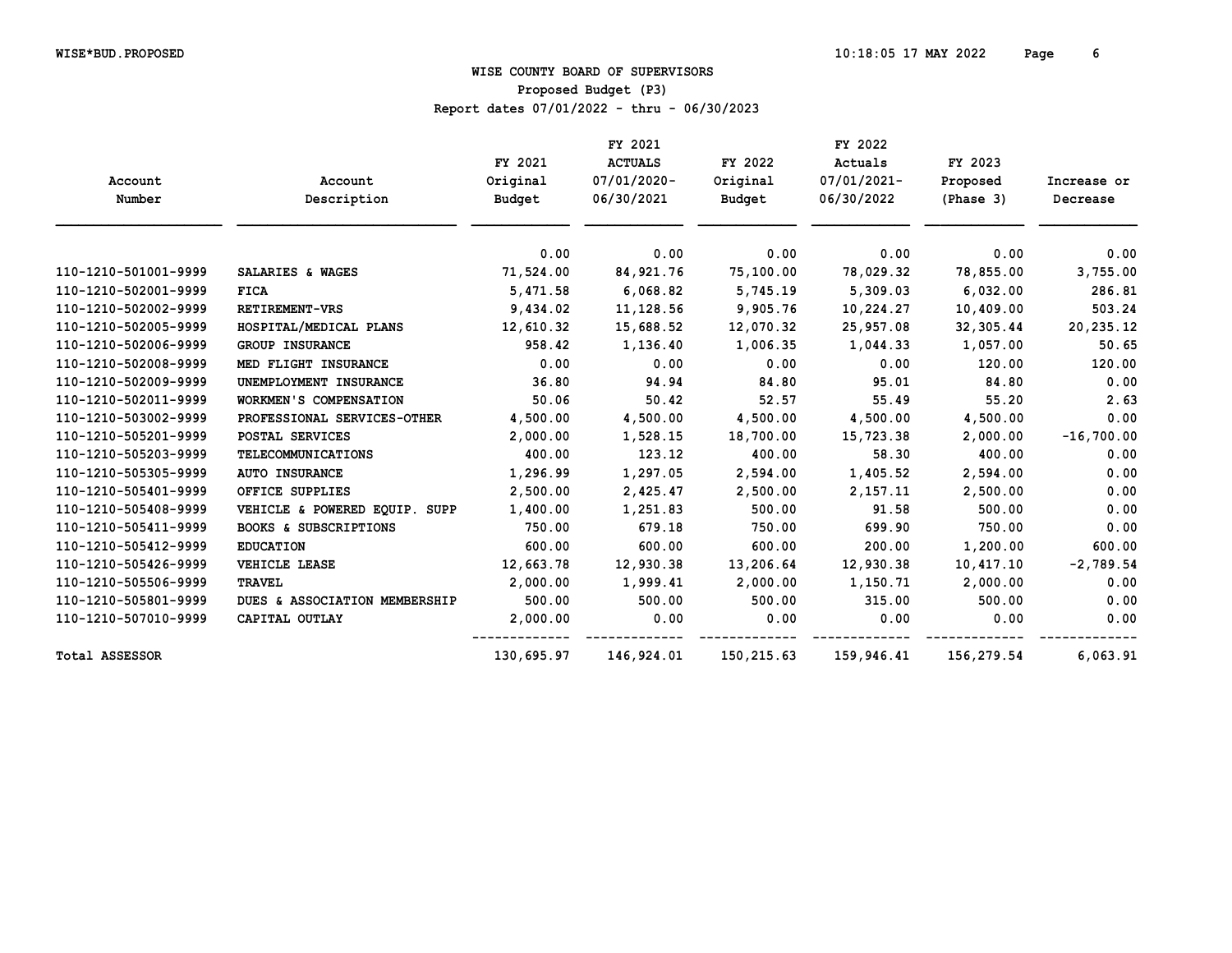# WISE COUNTY BOARD OF SUPERVISORS

## Proposed Budget (P3)

Report dates 07/01/2022 - thru - 06/30/2023

| Account Number | Account Description | FY 2021 Original Budget | FY 2021 ACTUALS 07/01/2020-06/30/2021 | FY 2022 Original Budget | FY 2022 Actuals 07/01/2021-06/30/2022 | FY 2023 Proposed (Phase 3) | Increase or Decrease |
|---|---|---|---|---|---|---|---|
| | | 0.00 | 0.00 | 0.00 | 0.00 | 0.00 | 0.00 |
| 110-1210-501001-9999 | SALARIES & WAGES | 71,524.00 | 84,921.76 | 75,100.00 | 78,029.32 | 78,855.00 | 3,755.00 |
| 110-1210-502001-9999 | FICA | 5,471.58 | 6,068.82 | 5,745.19 | 5,309.03 | 6,032.00 | 286.81 |
| 110-1210-502002-9999 | RETIREMENT-VRS | 9,434.02 | 11,128.56 | 9,905.76 | 10,224.27 | 10,409.00 | 503.24 |
| 110-1210-502005-9999 | HOSPITAL/MEDICAL PLANS | 12,610.32 | 15,688.52 | 12,070.32 | 25,957.08 | 32,305.44 | 20,235.12 |
| 110-1210-502006-9999 | GROUP INSURANCE | 958.42 | 1,136.40 | 1,006.35 | 1,044.33 | 1,057.00 | 50.65 |
| 110-1210-502008-9999 | MED FLIGHT INSURANCE | 0.00 | 0.00 | 0.00 | 0.00 | 120.00 | 120.00 |
| 110-1210-502009-9999 | UNEMPLOYMENT INSURANCE | 36.80 | 94.94 | 84.80 | 95.01 | 84.80 | 0.00 |
| 110-1210-502011-9999 | WORKMEN'S COMPENSATION | 50.06 | 50.42 | 52.57 | 55.49 | 55.20 | 2.63 |
| 110-1210-503002-9999 | PROFESSIONAL SERVICES-OTHER | 4,500.00 | 4,500.00 | 4,500.00 | 4,500.00 | 4,500.00 | 0.00 |
| 110-1210-505201-9999 | POSTAL SERVICES | 2,000.00 | 1,528.15 | 18,700.00 | 15,723.38 | 2,000.00 | -16,700.00 |
| 110-1210-505203-9999 | TELECOMMUNICATIONS | 400.00 | 123.12 | 400.00 | 58.30 | 400.00 | 0.00 |
| 110-1210-505305-9999 | AUTO INSURANCE | 1,296.99 | 1,297.05 | 2,594.00 | 1,405.52 | 2,594.00 | 0.00 |
| 110-1210-505401-9999 | OFFICE SUPPLIES | 2,500.00 | 2,425.47 | 2,500.00 | 2,157.11 | 2,500.00 | 0.00 |
| 110-1210-505408-9999 | VEHICLE & POWERED EQUIP. SUPP | 1,400.00 | 1,251.83 | 500.00 | 91.58 | 500.00 | 0.00 |
| 110-1210-505411-9999 | BOOKS & SUBSCRIPTIONS | 750.00 | 679.18 | 750.00 | 699.90 | 750.00 | 0.00 |
| 110-1210-505412-9999 | EDUCATION | 600.00 | 600.00 | 600.00 | 200.00 | 1,200.00 | 600.00 |
| 110-1210-505426-9999 | VEHICLE LEASE | 12,663.78 | 12,930.38 | 13,206.64 | 12,930.38 | 10,417.10 | -2,789.54 |
| 110-1210-505506-9999 | TRAVEL | 2,000.00 | 1,999.41 | 2,000.00 | 1,150.71 | 2,000.00 | 0.00 |
| 110-1210-505801-9999 | DUES & ASSOCIATION MEMBERSHIP | 500.00 | 500.00 | 500.00 | 315.00 | 500.00 | 0.00 |
| 110-1210-507010-9999 | CAPITAL OUTLAY | 2,000.00 | 0.00 | 0.00 | 0.00 | 0.00 | 0.00 |
| Total ASSESSOR | | 130,695.97 | 146,924.01 | 150,215.63 | 159,946.41 | 156,279.54 | 6,063.91 |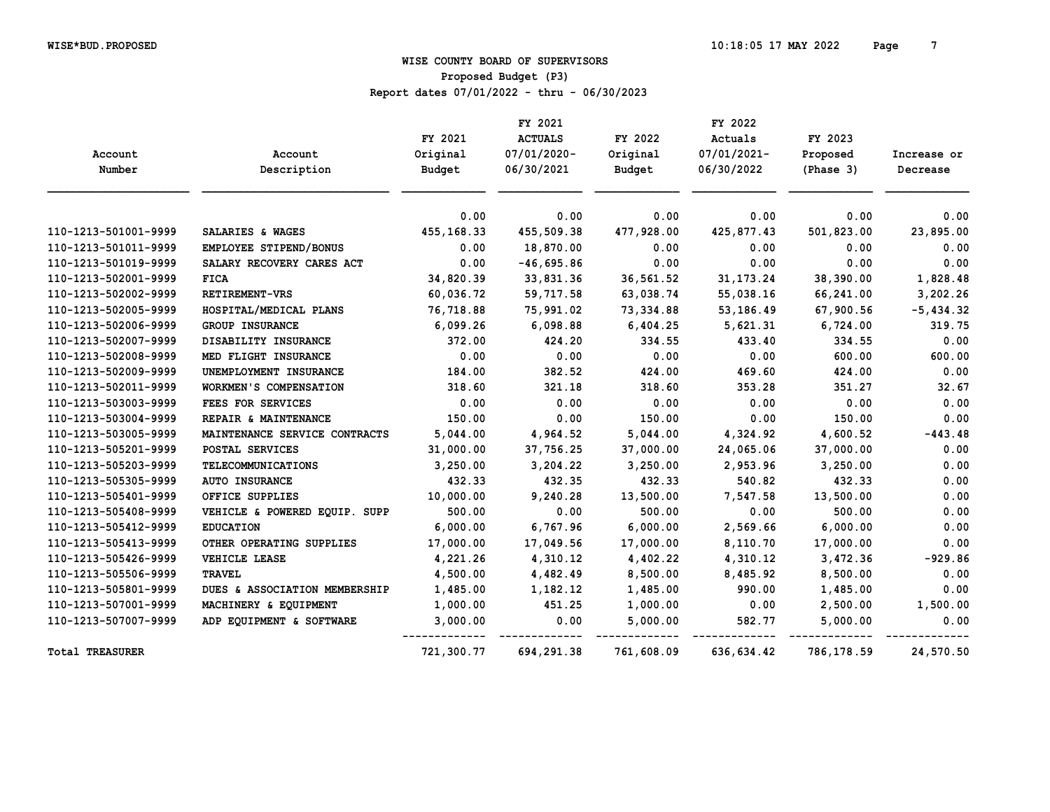WISE COUNTY BOARD OF SUPERVISORS

Proposed Budget (P3)

Report dates 07/01/2022 - thru - 06/30/2023

| Account Number | Account Description | FY 2021 Original Budget | FY 2021 ACTUALS 07/01/2020-06/30/2021 | FY 2022 Original Budget | FY 2022 Actuals 07/01/2021-06/30/2022 | FY 2023 Proposed (Phase 3) | Increase or Decrease |
|---|---|---|---|---|---|---|---|
| | | 0.00 | 0.00 | 0.00 | 0.00 | 0.00 | 0.00 |
| 110-1213-501001-9999 | SALARIES & WAGES | 455,168.33 | 455,509.38 | 477,928.00 | 425,877.43 | 501,823.00 | 23,895.00 |
| 110-1213-501011-9999 | EMPLOYEE STIPEND/BONUS | 0.00 | 18,870.00 | 0.00 | 0.00 | 0.00 | 0.00 |
| 110-1213-501019-9999 | SALARY RECOVERY CARES ACT | 0.00 | -46,695.86 | 0.00 | 0.00 | 0.00 | 0.00 |
| 110-1213-502001-9999 | FICA | 34,820.39 | 33,831.36 | 36,561.52 | 31,173.24 | 38,390.00 | 1,828.48 |
| 110-1213-502002-9999 | RETIREMENT-VRS | 60,036.72 | 59,717.58 | 63,038.74 | 55,038.16 | 66,241.00 | 3,202.26 |
| 110-1213-502005-9999 | HOSPITAL/MEDICAL PLANS | 76,718.88 | 75,991.02 | 73,334.88 | 53,186.49 | 67,900.56 | -5,434.32 |
| 110-1213-502006-9999 | GROUP INSURANCE | 6,099.26 | 6,098.88 | 6,404.25 | 5,621.31 | 6,724.00 | 319.75 |
| 110-1213-502007-9999 | DISABILITY INSURANCE | 372.00 | 424.20 | 334.55 | 433.40 | 334.55 | 0.00 |
| 110-1213-502008-9999 | MED FLIGHT INSURANCE | 0.00 | 0.00 | 0.00 | 0.00 | 600.00 | 600.00 |
| 110-1213-502009-9999 | UNEMPLOYMENT INSURANCE | 184.00 | 382.52 | 424.00 | 469.60 | 424.00 | 0.00 |
| 110-1213-502011-9999 | WORKMEN'S COMPENSATION | 318.60 | 321.18 | 318.60 | 353.28 | 351.27 | 32.67 |
| 110-1213-503003-9999 | FEES FOR SERVICES | 0.00 | 0.00 | 0.00 | 0.00 | 0.00 | 0.00 |
| 110-1213-503004-9999 | REPAIR & MAINTENANCE | 150.00 | 0.00 | 150.00 | 0.00 | 150.00 | 0.00 |
| 110-1213-503005-9999 | MAINTENANCE SERVICE CONTRACTS | 5,044.00 | 4,964.52 | 5,044.00 | 4,324.92 | 4,600.52 | -443.48 |
| 110-1213-505201-9999 | POSTAL SERVICES | 31,000.00 | 37,756.25 | 37,000.00 | 24,065.06 | 37,000.00 | 0.00 |
| 110-1213-505203-9999 | TELECOMMUNICATIONS | 3,250.00 | 3,204.22 | 3,250.00 | 2,953.96 | 3,250.00 | 0.00 |
| 110-1213-505305-9999 | AUTO INSURANCE | 432.33 | 432.35 | 432.33 | 540.82 | 432.33 | 0.00 |
| 110-1213-505401-9999 | OFFICE SUPPLIES | 10,000.00 | 9,240.28 | 13,500.00 | 7,547.58 | 13,500.00 | 0.00 |
| 110-1213-505408-9999 | VEHICLE & POWERED EQUIP. SUPP | 500.00 | 0.00 | 500.00 | 0.00 | 500.00 | 0.00 |
| 110-1213-505412-9999 | EDUCATION | 6,000.00 | 6,767.96 | 6,000.00 | 2,569.66 | 6,000.00 | 0.00 |
| 110-1213-505413-9999 | OTHER OPERATING SUPPLIES | 17,000.00 | 17,049.56 | 17,000.00 | 8,110.70 | 17,000.00 | 0.00 |
| 110-1213-505426-9999 | VEHICLE LEASE | 4,221.26 | 4,310.12 | 4,402.22 | 4,310.12 | 3,472.36 | -929.86 |
| 110-1213-505506-9999 | TRAVEL | 4,500.00 | 4,482.49 | 8,500.00 | 8,485.92 | 8,500.00 | 0.00 |
| 110-1213-505801-9999 | DUES & ASSOCIATION MEMBERSHIP | 1,485.00 | 1,182.12 | 1,485.00 | 990.00 | 1,485.00 | 0.00 |
| 110-1213-507001-9999 | MACHINERY & EQUIPMENT | 1,000.00 | 451.25 | 1,000.00 | 0.00 | 2,500.00 | 1,500.00 |
| 110-1213-507007-9999 | ADP EQUIPMENT & SOFTWARE | 3,000.00 | 0.00 | 5,000.00 | 582.77 | 5,000.00 | 0.00 |
| Total TREASURER | | 721,300.77 | 694,291.38 | 761,608.09 | 636,634.42 | 786,178.59 | 24,570.50 |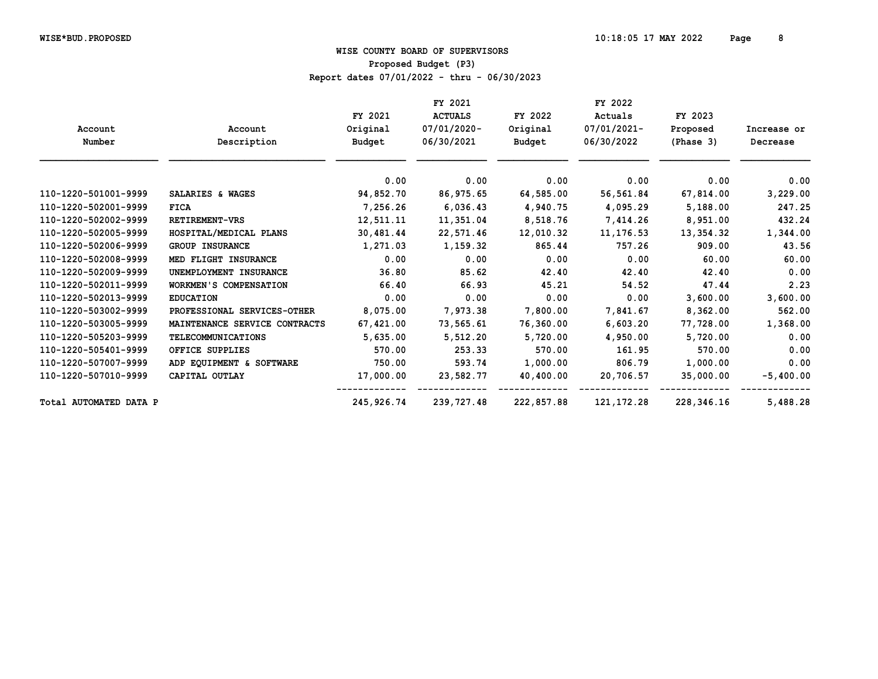WISE COUNTY BOARD OF SUPERVISORS

Proposed Budget (P3)

Report dates 07/01/2022 - thru - 06/30/2023

| Account Number | Account Description | FY 2021 Original Budget | FY 2021 ACTUALS 07/01/2020-06/30/2021 | FY 2022 Original Budget | FY 2022 Actuals 07/01/2021-06/30/2022 | FY 2023 Proposed (Phase 3) | Increase or Decrease |
|---|---|---|---|---|---|---|---|
| | | 0.00 | 0.00 | 0.00 | 0.00 | 0.00 | 0.00 |
| 110-1220-501001-9999 | SALARIES & WAGES | 94,852.70 | 86,975.65 | 64,585.00 | 56,561.84 | 67,814.00 | 3,229.00 |
| 110-1220-502001-9999 | FICA | 7,256.26 | 6,036.43 | 4,940.75 | 4,095.29 | 5,188.00 | 247.25 |
| 110-1220-502002-9999 | RETIREMENT-VRS | 12,511.11 | 11,351.04 | 8,518.76 | 7,414.26 | 8,951.00 | 432.24 |
| 110-1220-502005-9999 | HOSPITAL/MEDICAL PLANS | 30,481.44 | 22,571.46 | 12,010.32 | 11,176.53 | 13,354.32 | 1,344.00 |
| 110-1220-502006-9999 | GROUP INSURANCE | 1,271.03 | 1,159.32 | 865.44 | 757.26 | 909.00 | 43.56 |
| 110-1220-502008-9999 | MED FLIGHT INSURANCE | 0.00 | 0.00 | 0.00 | 0.00 | 60.00 | 60.00 |
| 110-1220-502009-9999 | UNEMPLOYMENT INSURANCE | 36.80 | 85.62 | 42.40 | 42.40 | 42.40 | 0.00 |
| 110-1220-502011-9999 | WORKMEN'S COMPENSATION | 66.40 | 66.93 | 45.21 | 54.52 | 47.44 | 2.23 |
| 110-1220-502013-9999 | EDUCATION | 0.00 | 0.00 | 0.00 | 0.00 | 3,600.00 | 3,600.00 |
| 110-1220-503002-9999 | PROFESSIONAL SERVICES-OTHER | 8,075.00 | 7,973.38 | 7,800.00 | 7,841.67 | 8,362.00 | 562.00 |
| 110-1220-503005-9999 | MAINTENANCE SERVICE CONTRACTS | 67,421.00 | 73,565.61 | 76,360.00 | 6,603.20 | 77,728.00 | 1,368.00 |
| 110-1220-505203-9999 | TELECOMMUNICATIONS | 5,635.00 | 5,512.20 | 5,720.00 | 4,950.00 | 5,720.00 | 0.00 |
| 110-1220-505401-9999 | OFFICE SUPPLIES | 570.00 | 253.33 | 570.00 | 161.95 | 570.00 | 0.00 |
| 110-1220-507007-9999 | ADP EQUIPMENT & SOFTWARE | 750.00 | 593.74 | 1,000.00 | 806.79 | 1,000.00 | 0.00 |
| 110-1220-507010-9999 | CAPITAL OUTLAY | 17,000.00 | 23,582.77 | 40,400.00 | 20,706.57 | 35,000.00 | -5,400.00 |
| Total AUTOMATED DATA P | | 245,926.74 | 239,727.48 | 222,857.88 | 121,172.28 | 228,346.16 | 5,488.28 |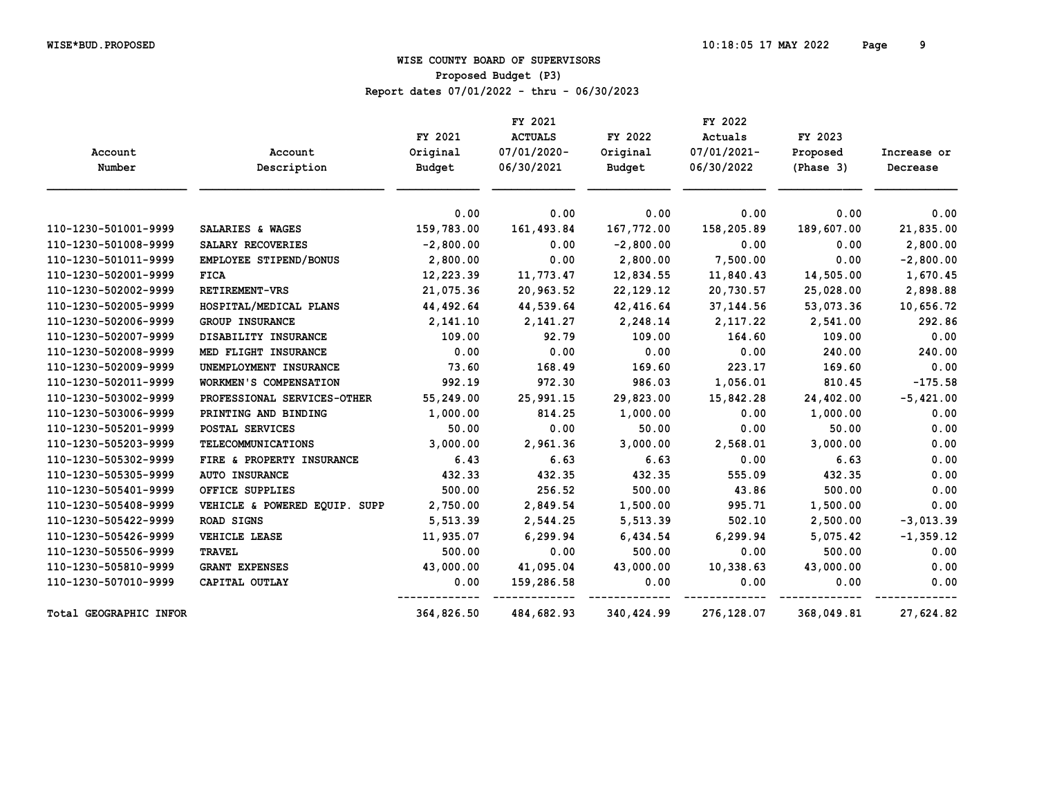WISE*BUD.PROPOSED

# WISE COUNTY BOARD OF SUPERVISORS

## Proposed Budget (P3)

Report dates 07/01/2022 - thru - 06/30/2023

| Account Number | Account Description | FY 2021 Original Budget | FY 2021 ACTUALS 07/01/2020- 06/30/2021 | FY 2022 Original Budget | FY 2022 Actuals 07/01/2021- 06/30/2022 | FY 2023 Proposed (Phase 3) | Increase or Decrease |
|---|---|---|---|---|---|---|---|
| | | 0.00 | 0.00 | 0.00 | 0.00 | 0.00 | 0.00 |
| 110-1230-501001-9999 | SALARIES & WAGES | 159,783.00 | 161,493.84 | 167,772.00 | 158,205.89 | 189,607.00 | 21,835.00 |
| 110-1230-501008-9999 | SALARY RECOVERIES | -2,800.00 | 0.00 | -2,800.00 | 0.00 | 0.00 | 2,800.00 |
| 110-1230-501011-9999 | EMPLOYEE STIPEND/BONUS | 2,800.00 | 0.00 | 2,800.00 | 7,500.00 | 0.00 | -2,800.00 |
| 110-1230-502001-9999 | FICA | 12,223.39 | 11,773.47 | 12,834.55 | 11,840.43 | 14,505.00 | 1,670.45 |
| 110-1230-502002-9999 | RETIREMENT-VRS | 21,075.36 | 20,963.52 | 22,129.12 | 20,730.57 | 25,028.00 | 2,898.88 |
| 110-1230-502005-9999 | HOSPITAL/MEDICAL PLANS | 44,492.64 | 44,539.64 | 42,416.64 | 37,144.56 | 53,073.36 | 10,656.72 |
| 110-1230-502006-9999 | GROUP INSURANCE | 2,141.10 | 2,141.27 | 2,248.14 | 2,117.22 | 2,541.00 | 292.86 |
| 110-1230-502007-9999 | DISABILITY INSURANCE | 109.00 | 92.79 | 109.00 | 164.60 | 109.00 | 0.00 |
| 110-1230-502008-9999 | MED FLIGHT INSURANCE | 0.00 | 0.00 | 0.00 | 0.00 | 240.00 | 240.00 |
| 110-1230-502009-9999 | UNEMPLOYMENT INSURANCE | 73.60 | 168.49 | 169.60 | 223.17 | 169.60 | 0.00 |
| 110-1230-502011-9999 | WORKMEN'S COMPENSATION | 992.19 | 972.30 | 986.03 | 1,056.01 | 810.45 | -175.58 |
| 110-1230-503002-9999 | PROFESSIONAL SERVICES-OTHER | 55,249.00 | 25,991.15 | 29,823.00 | 15,842.28 | 24,402.00 | -5,421.00 |
| 110-1230-503006-9999 | PRINTING AND BINDING | 1,000.00 | 814.25 | 1,000.00 | 0.00 | 1,000.00 | 0.00 |
| 110-1230-505201-9999 | POSTAL SERVICES | 50.00 | 0.00 | 50.00 | 0.00 | 50.00 | 0.00 |
| 110-1230-505203-9999 | TELECOMMUNICATIONS | 3,000.00 | 2,961.36 | 3,000.00 | 2,568.01 | 3,000.00 | 0.00 |
| 110-1230-505302-9999 | FIRE & PROPERTY INSURANCE | 6.43 | 6.63 | 6.63 | 0.00 | 6.63 | 0.00 |
| 110-1230-505305-9999 | AUTO INSURANCE | 432.33 | 432.35 | 432.35 | 555.09 | 432.35 | 0.00 |
| 110-1230-505401-9999 | OFFICE SUPPLIES | 500.00 | 256.52 | 500.00 | 43.86 | 500.00 | 0.00 |
| 110-1230-505408-9999 | VEHICLE & POWERED EQUIP. SUPP | 2,750.00 | 2,849.54 | 1,500.00 | 995.71 | 1,500.00 | 0.00 |
| 110-1230-505422-9999 | ROAD SIGNS | 5,513.39 | 2,544.25 | 5,513.39 | 502.10 | 2,500.00 | -3,013.39 |
| 110-1230-505426-9999 | VEHICLE LEASE | 11,935.07 | 6,299.94 | 6,434.54 | 6,299.94 | 5,075.42 | -1,359.12 |
| 110-1230-505506-9999 | TRAVEL | 500.00 | 0.00 | 500.00 | 0.00 | 500.00 | 0.00 |
| 110-1230-505810-9999 | GRANT EXPENSES | 43,000.00 | 41,095.04 | 43,000.00 | 10,338.63 | 43,000.00 | 0.00 |
| 110-1230-507010-9999 | CAPITAL OUTLAY | 0.00 | 159,286.58 | 0.00 | 0.00 | 0.00 | 0.00 |
| Total GEOGRAPHIC INFOR | | 364,826.50 | 484,682.93 | 340,424.99 | 276,128.07 | 368,049.81 | 27,624.82 |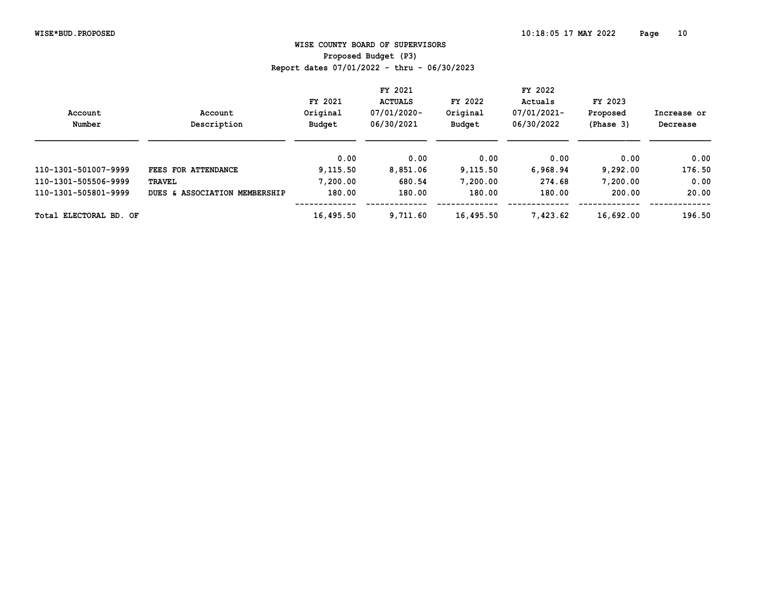WISE*BUD.PROPOSED

# WISE COUNTY BOARD OF SUPERVISORS

## Proposed Budget (P3)

Report dates 07/01/2022 - thru - 06/30/2023

| Account Number | Account Description | FY 2021 Original Budget | FY 2021 ACTUALS 07/01/2020-06/30/2021 | FY 2022 Original Budget | FY 2022 Actuals 07/01/2021-06/30/2022 | FY 2023 Proposed (Phase 3) | Increase or Decrease |
|---|---|---|---|---|---|---|---|
| | | 0.00 | 0.00 | 0.00 | 0.00 | 0.00 | 0.00 |
| 110-1301-501007-9999 | FEES FOR ATTENDANCE | 9,115.50 | 8,851.06 | 9,115.50 | 6,968.94 | 9,292.00 | 176.50 |
| 110-1301-505506-9999 | TRAVEL | 7,200.00 | 680.54 | 7,200.00 | 274.68 | 7,200.00 | 0.00 |
| 110-1301-505801-9999 | DUES & ASSOCIATION MEMBERSHIP | 180.00 | 180.00 | 180.00 | 180.00 | 200.00 | 20.00 |
| Total ELECTORAL BD. OF | | 16,495.50 | 9,711.60 | 16,495.50 | 7,423.62 | 16,692.00 | 196.50 |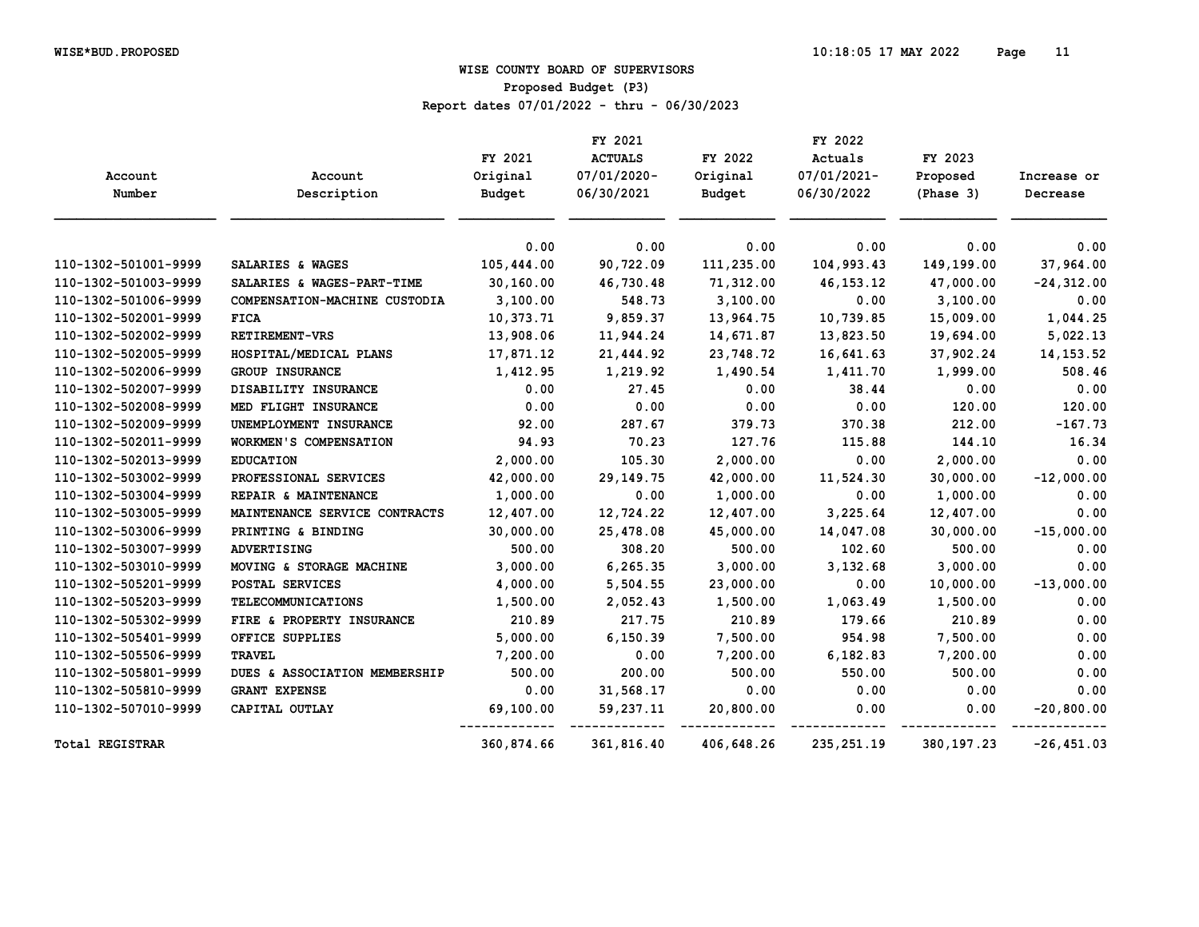# WISE COUNTY BOARD OF SUPERVISORS

Proposed Budget (P3)

Report dates 07/01/2022 - thru - 06/30/2023

| Account Number | Account Description | FY 2021 Original Budget | FY 2021 ACTUALS 07/01/2020-06/30/2021 | FY 2022 Original Budget | FY 2022 Actuals 07/01/2021-06/30/2022 | FY 2023 Proposed (Phase 3) | Increase or Decrease |
|---|---|---|---|---|---|---|---|
| | | 0.00 | 0.00 | 0.00 | 0.00 | 0.00 | 0.00 |
| 110-1302-501001-9999 | SALARIES & WAGES | 105,444.00 | 90,722.09 | 111,235.00 | 104,993.43 | 149,199.00 | 37,964.00 |
| 110-1302-501003-9999 | SALARIES & WAGES-PART-TIME | 30,160.00 | 46,730.48 | 71,312.00 | 46,153.12 | 47,000.00 | -24,312.00 |
| 110-1302-501006-9999 | COMPENSATION-MACHINE CUSTODIA | 3,100.00 | 548.73 | 3,100.00 | 0.00 | 3,100.00 | 0.00 |
| 110-1302-502001-9999 | FICA | 10,373.71 | 9,859.37 | 13,964.75 | 10,739.85 | 15,009.00 | 1,044.25 |
| 110-1302-502002-9999 | RETIREMENT-VRS | 13,908.06 | 11,944.24 | 14,671.87 | 13,823.50 | 19,694.00 | 5,022.13 |
| 110-1302-502005-9999 | HOSPITAL/MEDICAL PLANS | 17,871.12 | 21,444.92 | 23,748.72 | 16,641.63 | 37,902.24 | 14,153.52 |
| 110-1302-502006-9999 | GROUP INSURANCE | 1,412.95 | 1,219.92 | 1,490.54 | 1,411.70 | 1,999.00 | 508.46 |
| 110-1302-502007-9999 | DISABILITY INSURANCE | 0.00 | 27.45 | 0.00 | 38.44 | 0.00 | 0.00 |
| 110-1302-502008-9999 | MED FLIGHT INSURANCE | 0.00 | 0.00 | 0.00 | 0.00 | 120.00 | 120.00 |
| 110-1302-502009-9999 | UNEMPLOYMENT INSURANCE | 92.00 | 287.67 | 379.73 | 370.38 | 212.00 | -167.73 |
| 110-1302-502011-9999 | WORKMEN'S COMPENSATION | 94.93 | 70.23 | 127.76 | 115.88 | 144.10 | 16.34 |
| 110-1302-502013-9999 | EDUCATION | 2,000.00 | 105.30 | 2,000.00 | 0.00 | 2,000.00 | 0.00 |
| 110-1302-503002-9999 | PROFESSIONAL SERVICES | 42,000.00 | 29,149.75 | 42,000.00 | 11,524.30 | 30,000.00 | -12,000.00 |
| 110-1302-503004-9999 | REPAIR & MAINTENANCE | 1,000.00 | 0.00 | 1,000.00 | 0.00 | 1,000.00 | 0.00 |
| 110-1302-503005-9999 | MAINTENANCE SERVICE CONTRACTS | 12,407.00 | 12,724.22 | 12,407.00 | 3,225.64 | 12,407.00 | 0.00 |
| 110-1302-503006-9999 | PRINTING & BINDING | 30,000.00 | 25,478.08 | 45,000.00 | 14,047.08 | 30,000.00 | -15,000.00 |
| 110-1302-503007-9999 | ADVERTISING | 500.00 | 308.20 | 500.00 | 102.60 | 500.00 | 0.00 |
| 110-1302-503010-9999 | MOVING & STORAGE MACHINE | 3,000.00 | 6,265.35 | 3,000.00 | 3,132.68 | 3,000.00 | 0.00 |
| 110-1302-505201-9999 | POSTAL SERVICES | 4,000.00 | 5,504.55 | 23,000.00 | 0.00 | 10,000.00 | -13,000.00 |
| 110-1302-505203-9999 | TELECOMMUNICATIONS | 1,500.00 | 2,052.43 | 1,500.00 | 1,063.49 | 1,500.00 | 0.00 |
| 110-1302-505302-9999 | FIRE & PROPERTY INSURANCE | 210.89 | 217.75 | 210.89 | 179.66 | 210.89 | 0.00 |
| 110-1302-505401-9999 | OFFICE SUPPLIES | 5,000.00 | 6,150.39 | 7,500.00 | 954.98 | 7,500.00 | 0.00 |
| 110-1302-505506-9999 | TRAVEL | 7,200.00 | 0.00 | 7,200.00 | 6,182.83 | 7,200.00 | 0.00 |
| 110-1302-505801-9999 | DUES & ASSOCIATION MEMBERSHIP | 500.00 | 200.00 | 500.00 | 550.00 | 500.00 | 0.00 |
| 110-1302-505810-9999 | GRANT EXPENSE | 0.00 | 31,568.17 | 0.00 | 0.00 | 0.00 | 0.00 |
| 110-1302-507010-9999 | CAPITAL OUTLAY | 69,100.00 | 59,237.11 | 20,800.00 | 0.00 | 0.00 | -20,800.00 |
| Total REGISTRAR | | 360,874.66 | 361,816.40 | 406,648.26 | 235,251.19 | 380,197.23 | -26,451.03 |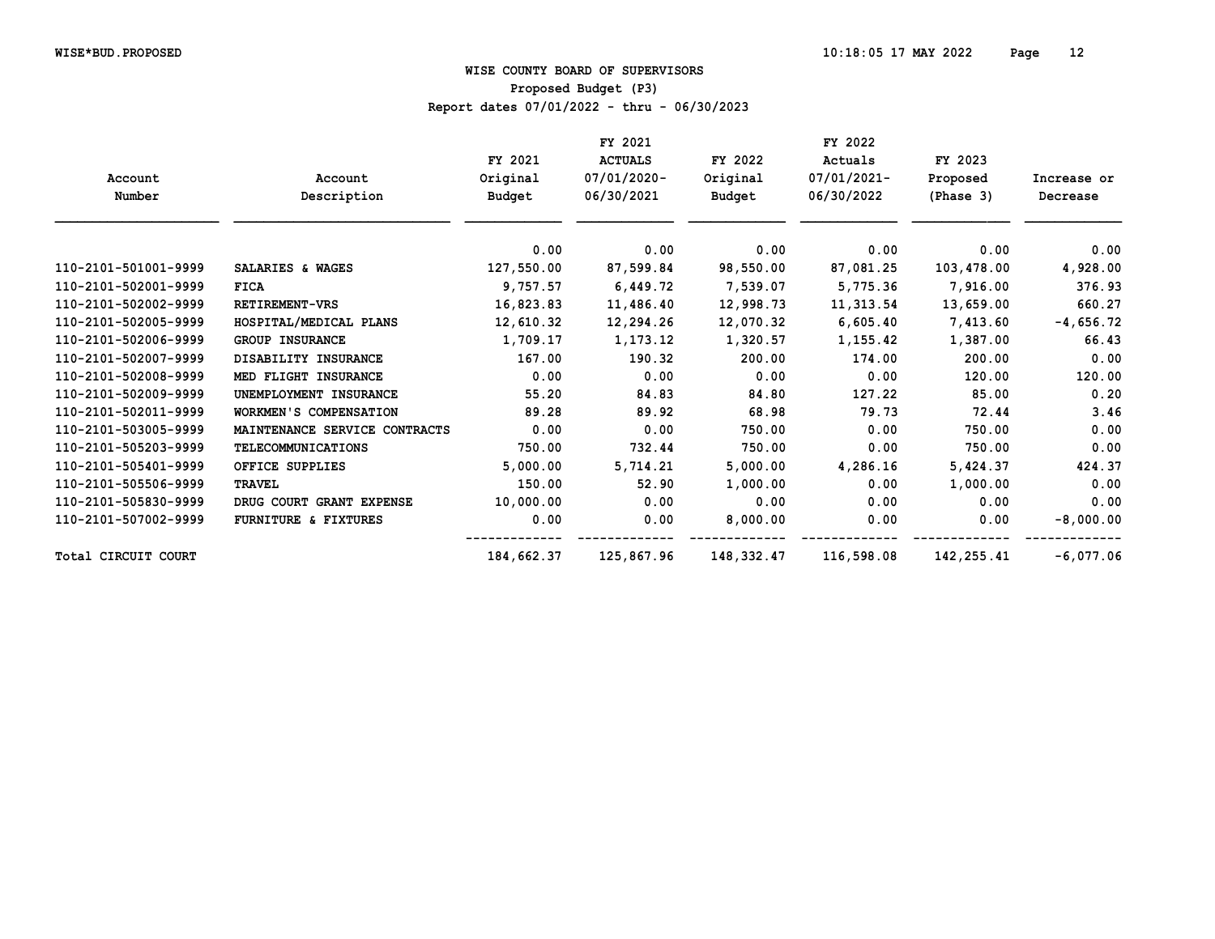# WISE COUNTY BOARD OF SUPERVISORS

## Proposed Budget (P3)

Report dates 07/01/2022 - thru - 06/30/2023

| Account Number | Account Description | FY 2021 Original Budget | FY 2021 ACTUALS 07/01/2020- 06/30/2021 | FY 2022 Original Budget | FY 2022 Actuals 07/01/2021- 06/30/2022 | FY 2023 Proposed (Phase 3) | Increase or Decrease |
|---|---|---|---|---|---|---|---|
| | | 0.00 | 0.00 | 0.00 | 0.00 | 0.00 | 0.00 |
| 110-2101-501001-9999 | SALARIES & WAGES | 127,550.00 | 87,599.84 | 98,550.00 | 87,081.25 | 103,478.00 | 4,928.00 |
| 110-2101-502001-9999 | FICA | 9,757.57 | 6,449.72 | 7,539.07 | 5,775.36 | 7,916.00 | 376.93 |
| 110-2101-502002-9999 | RETIREMENT-VRS | 16,823.83 | 11,486.40 | 12,998.73 | 11,313.54 | 13,659.00 | 660.27 |
| 110-2101-502005-9999 | HOSPITAL/MEDICAL PLANS | 12,610.32 | 12,294.26 | 12,070.32 | 6,605.40 | 7,413.60 | -4,656.72 |
| 110-2101-502006-9999 | GROUP INSURANCE | 1,709.17 | 1,173.12 | 1,320.57 | 1,155.42 | 1,387.00 | 66.43 |
| 110-2101-502007-9999 | DISABILITY INSURANCE | 167.00 | 190.32 | 200.00 | 174.00 | 200.00 | 0.00 |
| 110-2101-502008-9999 | MED FLIGHT INSURANCE | 0.00 | 0.00 | 0.00 | 0.00 | 120.00 | 120.00 |
| 110-2101-502009-9999 | UNEMPLOYMENT INSURANCE | 55.20 | 84.83 | 84.80 | 127.22 | 85.00 | 0.20 |
| 110-2101-502011-9999 | WORKMEN'S COMPENSATION | 89.28 | 89.92 | 68.98 | 79.73 | 72.44 | 3.46 |
| 110-2101-503005-9999 | MAINTENANCE SERVICE CONTRACTS | 0.00 | 0.00 | 750.00 | 0.00 | 750.00 | 0.00 |
| 110-2101-505203-9999 | TELECOMMUNICATIONS | 750.00 | 732.44 | 750.00 | 0.00 | 750.00 | 0.00 |
| 110-2101-505401-9999 | OFFICE SUPPLIES | 5,000.00 | 5,714.21 | 5,000.00 | 4,286.16 | 5,424.37 | 424.37 |
| 110-2101-505506-9999 | TRAVEL | 150.00 | 52.90 | 1,000.00 | 0.00 | 1,000.00 | 0.00 |
| 110-2101-505830-9999 | DRUG COURT GRANT EXPENSE | 10,000.00 | 0.00 | 0.00 | 0.00 | 0.00 | 0.00 |
| 110-2101-507002-9999 | FURNITURE & FIXTURES | 0.00 | 0.00 | 8,000.00 | 0.00 | 0.00 | -8,000.00 |
| Total CIRCUIT COURT | | 184,662.37 | 125,867.96 | 148,332.47 | 116,598.08 | 142,255.41 | -6,077.06 |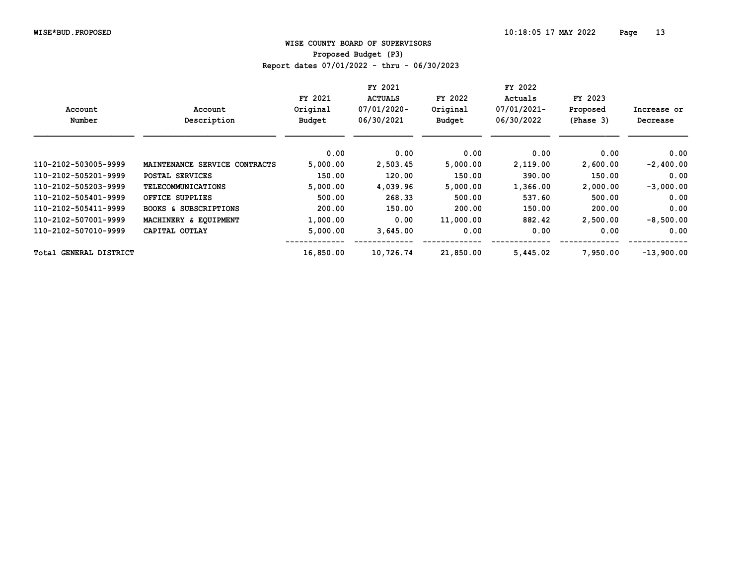## WISE COUNTY BOARD OF SUPERVISORS

### Proposed Budget (P3)

Report dates 07/01/2022 - thru - 06/30/2023

| Account Number | Account Description | FY 2021 Original Budget | FY 2021 ACTUALS 07/01/2020-06/30/2021 | FY 2022 Original Budget | FY 2022 Actuals 07/01/2021-06/30/2022 | FY 2023 Proposed (Phase 3) | Increase or Decrease |
|---|---|---|---|---|---|---|---|
| | | 0.00 | 0.00 | 0.00 | 0.00 | 0.00 | 0.00 |
| 110-2102-503005-9999 | MAINTENANCE SERVICE CONTRACTS | 5,000.00 | 2,503.45 | 5,000.00 | 2,119.00 | 2,600.00 | -2,400.00 |
| 110-2102-505201-9999 | POSTAL SERVICES | 150.00 | 120.00 | 150.00 | 390.00 | 150.00 | 0.00 |
| 110-2102-505203-9999 | TELECOMMUNICATIONS | 5,000.00 | 4,039.96 | 5,000.00 | 1,366.00 | 2,000.00 | -3,000.00 |
| 110-2102-505401-9999 | OFFICE SUPPLIES | 500.00 | 268.33 | 500.00 | 537.60 | 500.00 | 0.00 |
| 110-2102-505411-9999 | BOOKS & SUBSCRIPTIONS | 200.00 | 150.00 | 200.00 | 150.00 | 200.00 | 0.00 |
| 110-2102-507001-9999 | MACHINERY & EQUIPMENT | 1,000.00 | 0.00 | 11,000.00 | 882.42 | 2,500.00 | -8,500.00 |
| 110-2102-507010-9999 | CAPITAL OUTLAY | 5,000.00 | 3,645.00 | 0.00 | 0.00 | 0.00 | 0.00 |
| Total GENERAL DISTRICT | | 16,850.00 | 10,726.74 | 21,850.00 | 5,445.02 | 7,950.00 | -13,900.00 |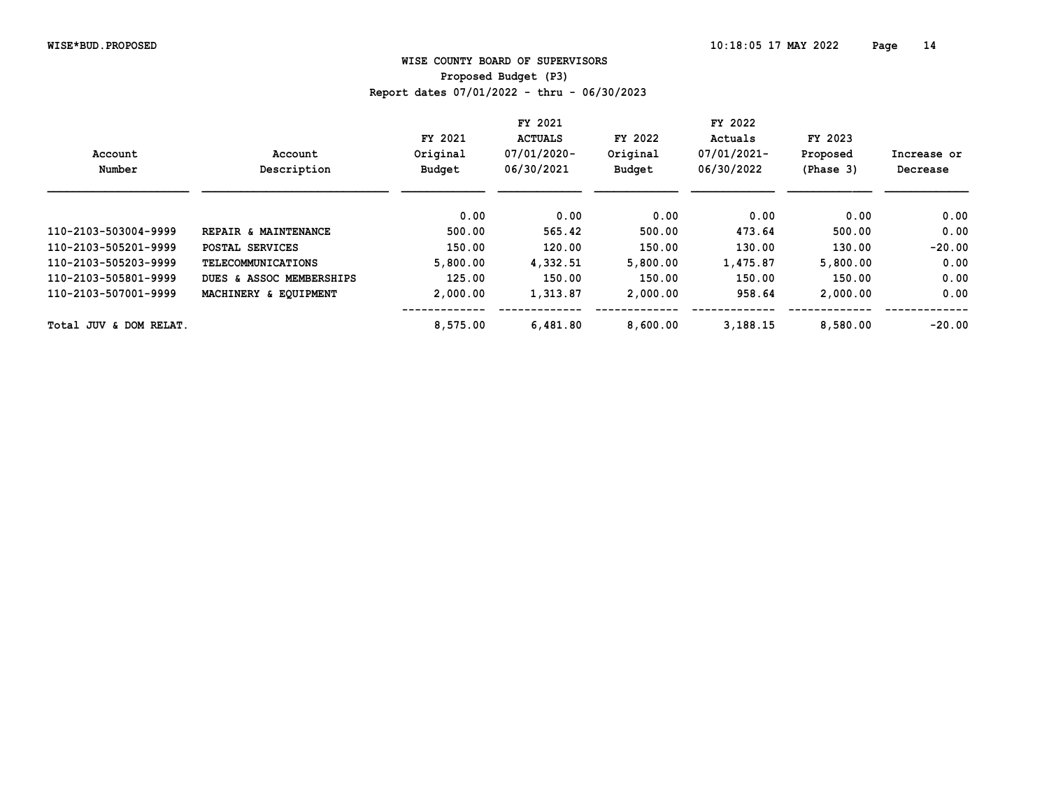## WISE COUNTY BOARD OF SUPERVISORS

Proposed Budget (P3)

Report dates 07/01/2022 - thru - 06/30/2023

| Account Number | Account Description | FY 2021 Original Budget | FY 2021 ACTUALS 07/01/2020-06/30/2021 | FY 2022 Original Budget | FY 2022 Actuals 07/01/2021-06/30/2022 | FY 2023 Proposed (Phase 3) | Increase or Decrease |
|---|---|---|---|---|---|---|---|
| | | 0.00 | 0.00 | 0.00 | 0.00 | 0.00 | 0.00 |
| 110-2103-503004-9999 | REPAIR & MAINTENANCE | 500.00 | 565.42 | 500.00 | 473.64 | 500.00 | 0.00 |
| 110-2103-505201-9999 | POSTAL SERVICES | 150.00 | 120.00 | 150.00 | 130.00 | 130.00 | -20.00 |
| 110-2103-505203-9999 | TELECOMMUNICATIONS | 5,800.00 | 4,332.51 | 5,800.00 | 1,475.87 | 5,800.00 | 0.00 |
| 110-2103-505801-9999 | DUES & ASSOC MEMBERSHIPS | 125.00 | 150.00 | 150.00 | 150.00 | 150.00 | 0.00 |
| 110-2103-507001-9999 | MACHINERY & EQUIPMENT | 2,000.00 | 1,313.87 | 2,000.00 | 958.64 | 2,000.00 | 0.00 |
| Total JUV & DOM RELAT. | | 8,575.00 | 6,481.80 | 8,600.00 | 3,188.15 | 8,580.00 | -20.00 |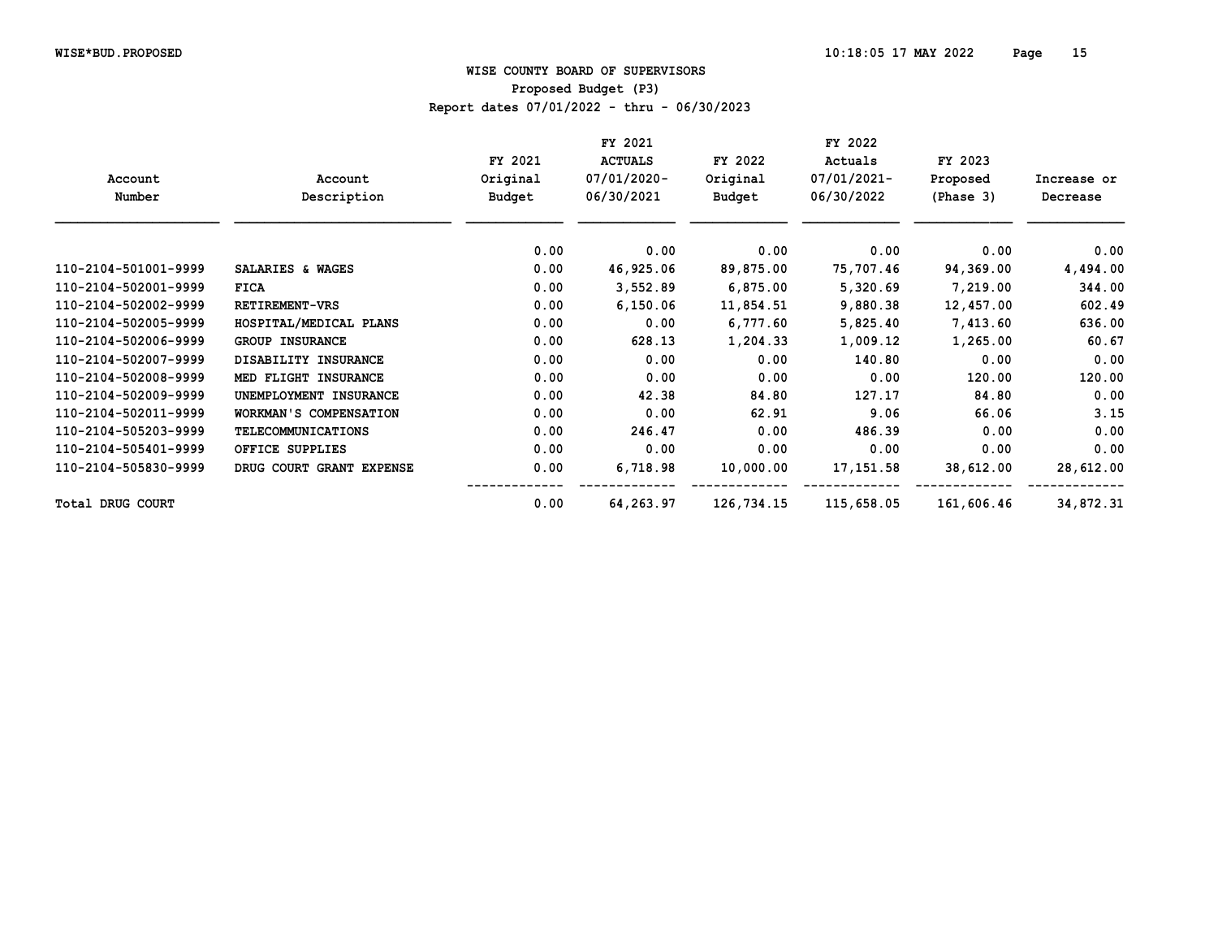WISE*BUD.PROPOSED

# WISE COUNTY BOARD OF SUPERVISORS

## Proposed Budget (P3)

Report dates 07/01/2022 - thru - 06/30/2023

| Account Number | Account Description | FY 2021 Original Budget | FY 2021 ACTUALS 07/01/2020-06/30/2021 | FY 2022 Original Budget | FY 2022 Actuals 07/01/2021-06/30/2022 | FY 2023 Proposed (Phase 3) | Increase or Decrease |
|---|---|---|---|---|---|---|---|
| | | 0.00 | 0.00 | 0.00 | 0.00 | 0.00 | 0.00 |
| 110-2104-501001-9999 | SALARIES & WAGES | 0.00 | 46,925.06 | 89,875.00 | 75,707.46 | 94,369.00 | 4,494.00 |
| 110-2104-502001-9999 | FICA | 0.00 | 3,552.89 | 6,875.00 | 5,320.69 | 7,219.00 | 344.00 |
| 110-2104-502002-9999 | RETIREMENT-VRS | 0.00 | 6,150.06 | 11,854.51 | 9,880.38 | 12,457.00 | 602.49 |
| 110-2104-502005-9999 | HOSPITAL/MEDICAL PLANS | 0.00 | 0.00 | 6,777.60 | 5,825.40 | 7,413.60 | 636.00 |
| 110-2104-502006-9999 | GROUP INSURANCE | 0.00 | 628.13 | 1,204.33 | 1,009.12 | 1,265.00 | 60.67 |
| 110-2104-502007-9999 | DISABILITY INSURANCE | 0.00 | 0.00 | 0.00 | 140.80 | 0.00 | 0.00 |
| 110-2104-502008-9999 | MED FLIGHT INSURANCE | 0.00 | 0.00 | 0.00 | 0.00 | 120.00 | 120.00 |
| 110-2104-502009-9999 | UNEMPLOYMENT INSURANCE | 0.00 | 42.38 | 84.80 | 127.17 | 84.80 | 0.00 |
| 110-2104-502011-9999 | WORKMAN'S COMPENSATION | 0.00 | 0.00 | 62.91 | 9.06 | 66.06 | 3.15 |
| 110-2104-505203-9999 | TELECOMMUNICATIONS | 0.00 | 246.47 | 0.00 | 486.39 | 0.00 | 0.00 |
| 110-2104-505401-9999 | OFFICE SUPPLIES | 0.00 | 0.00 | 0.00 | 0.00 | 0.00 | 0.00 |
| 110-2104-505830-9999 | DRUG COURT GRANT EXPENSE | 0.00 | 6,718.98 | 10,000.00 | 17,151.58 | 38,612.00 | 28,612.00 |
| Total DRUG COURT | | 0.00 | 64,263.97 | 126,734.15 | 115,658.05 | 161,606.46 | 34,872.31 |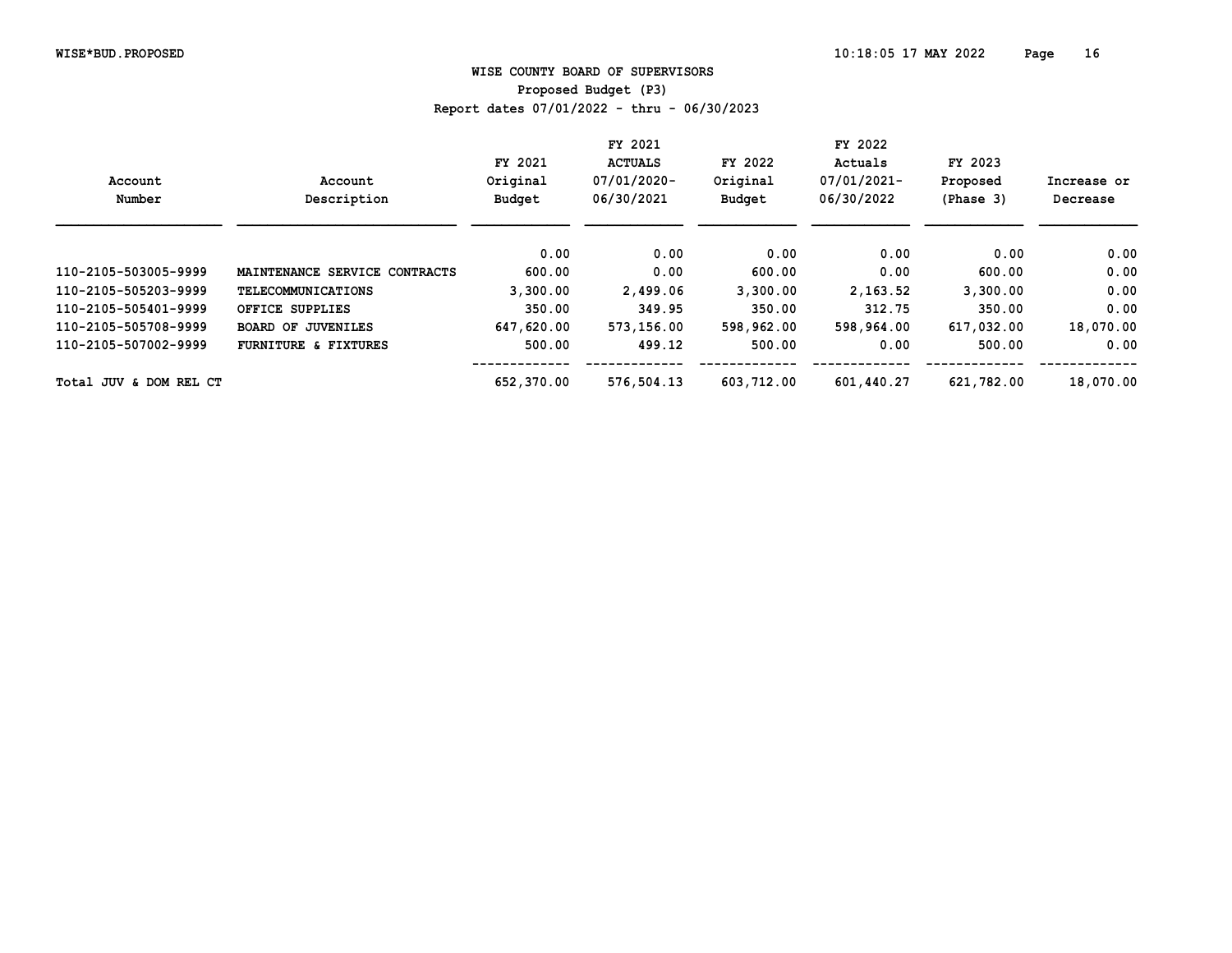WISE*BUD.PROPOSED

## WISE COUNTY BOARD OF SUPERVISORS
### Proposed Budget (P3)
Report dates 07/01/2022 - thru - 06/30/2023

| Account Number | Account Description | FY 2021 Original Budget | FY 2021 ACTUALS 07/01/2020-06/30/2021 | FY 2022 Original Budget | FY 2022 Actuals 07/01/2021-06/30/2022 | FY 2023 Proposed (Phase 3) | Increase or Decrease |
|---|---|---|---|---|---|---|---|
| | | 0.00 | 0.00 | 0.00 | 0.00 | 0.00 | 0.00 |
| 110-2105-503005-9999 | MAINTENANCE SERVICE CONTRACTS | 600.00 | 0.00 | 600.00 | 0.00 | 600.00 | 0.00 |
| 110-2105-505203-9999 | TELECOMMUNICATIONS | 3,300.00 | 2,499.06 | 3,300.00 | 2,163.52 | 3,300.00 | 0.00 |
| 110-2105-505401-9999 | OFFICE SUPPLIES | 350.00 | 349.95 | 350.00 | 312.75 | 350.00 | 0.00 |
| 110-2105-505708-9999 | BOARD OF JUVENILES | 647,620.00 | 573,156.00 | 598,962.00 | 598,964.00 | 617,032.00 | 18,070.00 |
| 110-2105-507002-9999 | FURNITURE & FIXTURES | 500.00 | 499.12 | 500.00 | 0.00 | 500.00 | 0.00 |
| Total JUV & DOM REL CT | | 652,370.00 | 576,504.13 | 603,712.00 | 601,440.27 | 621,782.00 | 18,070.00 |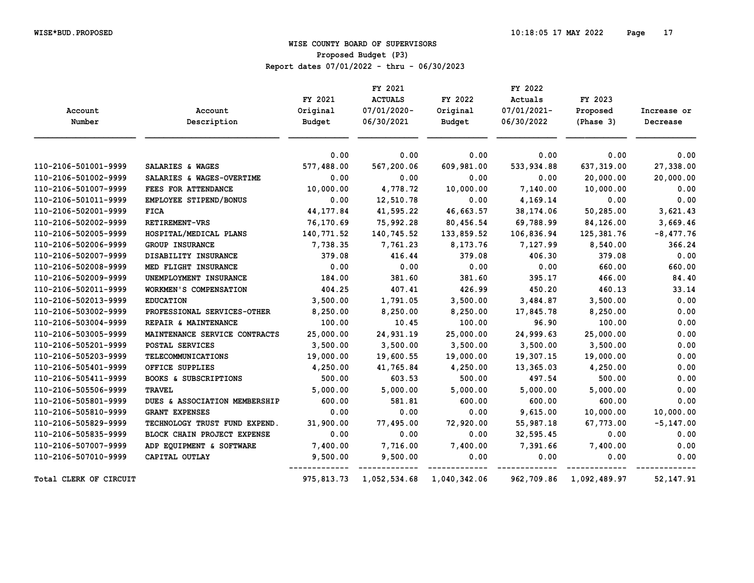# WISE COUNTY BOARD OF SUPERVISORS

## Proposed Budget (P3)

Report dates 07/01/2022 - thru - 06/30/2023

| Account Number | Account Description | FY 2021 Original Budget | FY 2021 ACTUALS 07/01/2020-06/30/2021 | FY 2022 Original Budget | FY 2022 Actuals 07/01/2021-06/30/2022 | FY 2023 Proposed (Phase 3) | Increase or Decrease |
|---|---|---|---|---|---|---|---|
| | | 0.00 | 0.00 | 0.00 | 0.00 | 0.00 | 0.00 |
| 110-2106-501001-9999 | SALARIES & WAGES | 577,488.00 | 567,200.06 | 609,981.00 | 533,934.88 | 637,319.00 | 27,338.00 |
| 110-2106-501002-9999 | SALARIES & WAGES-OVERTIME | 0.00 | 0.00 | 0.00 | 0.00 | 20,000.00 | 20,000.00 |
| 110-2106-501007-9999 | FEES FOR ATTENDANCE | 10,000.00 | 4,778.72 | 10,000.00 | 7,140.00 | 10,000.00 | 0.00 |
| 110-2106-501011-9999 | EMPLOYEE STIPEND/BONUS | 0.00 | 12,510.78 | 0.00 | 4,169.14 | 0.00 | 0.00 |
| 110-2106-502001-9999 | FICA | 44,177.84 | 41,595.22 | 46,663.57 | 38,174.06 | 50,285.00 | 3,621.43 |
| 110-2106-502002-9999 | RETIREMENT-VRS | 76,170.69 | 75,992.28 | 80,456.54 | 69,788.99 | 84,126.00 | 3,669.46 |
| 110-2106-502005-9999 | HOSPITAL/MEDICAL PLANS | 140,771.52 | 140,745.52 | 133,859.52 | 106,836.94 | 125,381.76 | -8,477.76 |
| 110-2106-502006-9999 | GROUP INSURANCE | 7,738.35 | 7,761.23 | 8,173.76 | 7,127.99 | 8,540.00 | 366.24 |
| 110-2106-502007-9999 | DISABILITY INSURANCE | 379.08 | 416.44 | 379.08 | 406.30 | 379.08 | 0.00 |
| 110-2106-502008-9999 | MED FLIGHT INSURANCE | 0.00 | 0.00 | 0.00 | 0.00 | 660.00 | 660.00 |
| 110-2106-502009-9999 | UNEMPLOYMENT INSURANCE | 184.00 | 381.60 | 381.60 | 395.17 | 466.00 | 84.40 |
| 110-2106-502011-9999 | WORKMEN'S COMPENSATION | 404.25 | 407.41 | 426.99 | 450.20 | 460.13 | 33.14 |
| 110-2106-502013-9999 | EDUCATION | 3,500.00 | 1,791.05 | 3,500.00 | 3,484.87 | 3,500.00 | 0.00 |
| 110-2106-503002-9999 | PROFESSIONAL SERVICES-OTHER | 8,250.00 | 8,250.00 | 8,250.00 | 17,845.78 | 8,250.00 | 0.00 |
| 110-2106-503004-9999 | REPAIR & MAINTENANCE | 100.00 | 10.45 | 100.00 | 96.90 | 100.00 | 0.00 |
| 110-2106-503005-9999 | MAINTENANCE SERVICE CONTRACTS | 25,000.00 | 24,931.19 | 25,000.00 | 24,999.63 | 25,000.00 | 0.00 |
| 110-2106-505201-9999 | POSTAL SERVICES | 3,500.00 | 3,500.00 | 3,500.00 | 3,500.00 | 3,500.00 | 0.00 |
| 110-2106-505203-9999 | TELECOMMUNICATIONS | 19,000.00 | 19,600.55 | 19,000.00 | 19,307.15 | 19,000.00 | 0.00 |
| 110-2106-505401-9999 | OFFICE SUPPLIES | 4,250.00 | 41,765.84 | 4,250.00 | 13,365.03 | 4,250.00 | 0.00 |
| 110-2106-505411-9999 | BOOKS & SUBSCRIPTIONS | 500.00 | 603.53 | 500.00 | 497.54 | 500.00 | 0.00 |
| 110-2106-505506-9999 | TRAVEL | 5,000.00 | 5,000.00 | 5,000.00 | 5,000.00 | 5,000.00 | 0.00 |
| 110-2106-505801-9999 | DUES & ASSOCIATION MEMBERSHIP | 600.00 | 581.81 | 600.00 | 600.00 | 600.00 | 0.00 |
| 110-2106-505810-9999 | GRANT EXPENSES | 0.00 | 0.00 | 0.00 | 9,615.00 | 10,000.00 | 10,000.00 |
| 110-2106-505829-9999 | TECHNOLOGY TRUST FUND EXPEND. | 31,900.00 | 77,495.00 | 72,920.00 | 55,987.18 | 67,773.00 | -5,147.00 |
| 110-2106-505835-9999 | BLOCK CHAIN PROJECT EXPENSE | 0.00 | 0.00 | 0.00 | 32,595.45 | 0.00 | 0.00 |
| 110-2106-507007-9999 | ADP EQUIPMENT & SOFTWARE | 7,400.00 | 7,716.00 | 7,400.00 | 7,391.66 | 7,400.00 | 0.00 |
| 110-2106-507010-9999 | CAPITAL OUTLAY | 9,500.00 | 9,500.00 | 0.00 | 0.00 | 0.00 | 0.00 |
| Total CLERK OF CIRCUIT | | 975,813.73 | 1,052,534.68 | 1,040,342.06 | 962,709.86 | 1,092,489.97 | 52,147.91 |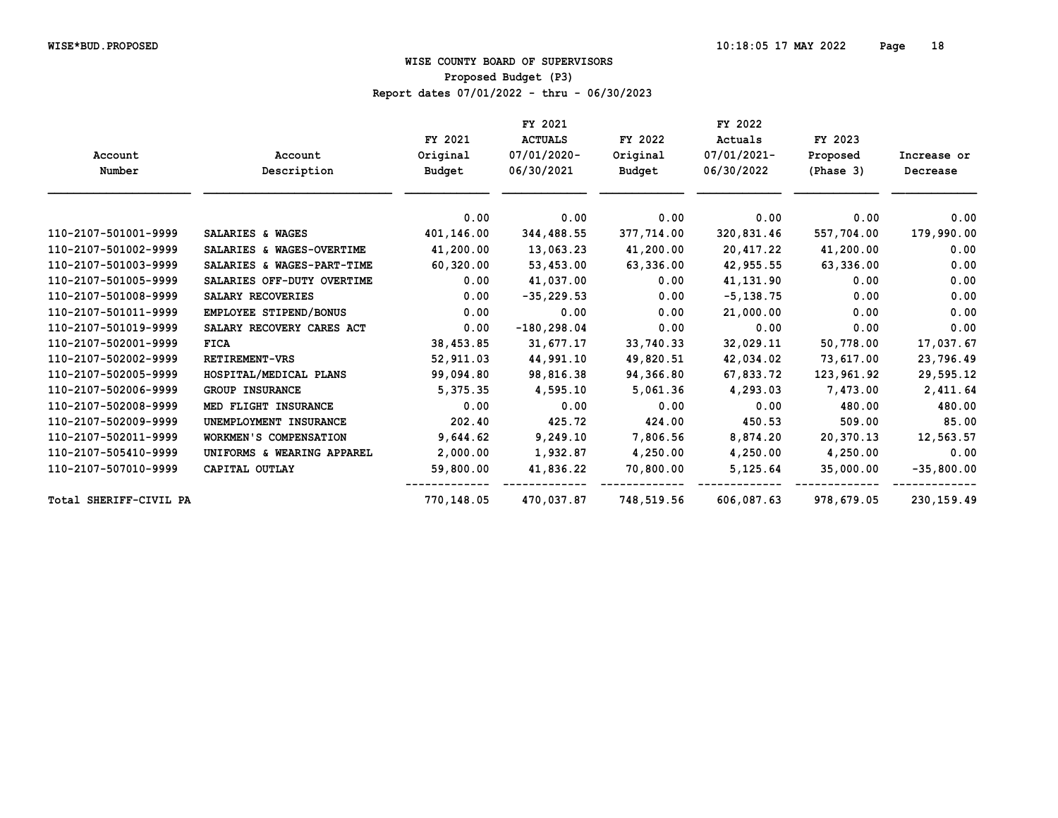# WISE COUNTY BOARD OF SUPERVISORS

## Proposed Budget (P3)

Report dates 07/01/2022 - thru - 06/30/2023

| Account Number | Account Description | FY 2021 Original Budget | FY 2021 ACTUALS 07/01/2020-06/30/2021 | FY 2022 Original Budget | FY 2022 Actuals 07/01/2021-06/30/2022 | FY 2023 Proposed (Phase 3) | Increase or Decrease |
|---|---|---|---|---|---|---|---|
| | | 0.00 | 0.00 | 0.00 | 0.00 | 0.00 | 0.00 |
| 110-2107-501001-9999 | SALARIES & WAGES | 401,146.00 | 344,488.55 | 377,714.00 | 320,831.46 | 557,704.00 | 179,990.00 |
| 110-2107-501002-9999 | SALARIES & WAGES-OVERTIME | 41,200.00 | 13,063.23 | 41,200.00 | 20,417.22 | 41,200.00 | 0.00 |
| 110-2107-501003-9999 | SALARIES & WAGES-PART-TIME | 60,320.00 | 53,453.00 | 63,336.00 | 42,955.55 | 63,336.00 | 0.00 |
| 110-2107-501005-9999 | SALARIES OFF-DUTY OVERTIME | 0.00 | 41,037.00 | 0.00 | 41,131.90 | 0.00 | 0.00 |
| 110-2107-501008-9999 | SALARY RECOVERIES | 0.00 | -35,229.53 | 0.00 | -5,138.75 | 0.00 | 0.00 |
| 110-2107-501011-9999 | EMPLOYEE STIPEND/BONUS | 0.00 | 0.00 | 0.00 | 21,000.00 | 0.00 | 0.00 |
| 110-2107-501019-9999 | SALARY RECOVERY CARES ACT | 0.00 | -180,298.04 | 0.00 | 0.00 | 0.00 | 0.00 |
| 110-2107-502001-9999 | FICA | 38,453.85 | 31,677.17 | 33,740.33 | 32,029.11 | 50,778.00 | 17,037.67 |
| 110-2107-502002-9999 | RETIREMENT-VRS | 52,911.03 | 44,991.10 | 49,820.51 | 42,034.02 | 73,617.00 | 23,796.49 |
| 110-2107-502005-9999 | HOSPITAL/MEDICAL PLANS | 99,094.80 | 98,816.38 | 94,366.80 | 67,833.72 | 123,961.92 | 29,595.12 |
| 110-2107-502006-9999 | GROUP INSURANCE | 5,375.35 | 4,595.10 | 5,061.36 | 4,293.03 | 7,473.00 | 2,411.64 |
| 110-2107-502008-9999 | MED FLIGHT INSURANCE | 0.00 | 0.00 | 0.00 | 0.00 | 480.00 | 480.00 |
| 110-2107-502009-9999 | UNEMPLOYMENT INSURANCE | 202.40 | 425.72 | 424.00 | 450.53 | 509.00 | 85.00 |
| 110-2107-502011-9999 | WORKMEN'S COMPENSATION | 9,644.62 | 9,249.10 | 7,806.56 | 8,874.20 | 20,370.13 | 12,563.57 |
| 110-2107-505410-9999 | UNIFORMS & WEARING APPAREL | 2,000.00 | 1,932.87 | 4,250.00 | 4,250.00 | 4,250.00 | 0.00 |
| 110-2107-507010-9999 | CAPITAL OUTLAY | 59,800.00 | 41,836.22 | 70,800.00 | 5,125.64 | 35,000.00 | -35,800.00 |
| Total SHERIFF-CIVIL PA | | 770,148.05 | 470,037.87 | 748,519.56 | 606,087.63 | 978,679.05 | 230,159.49 |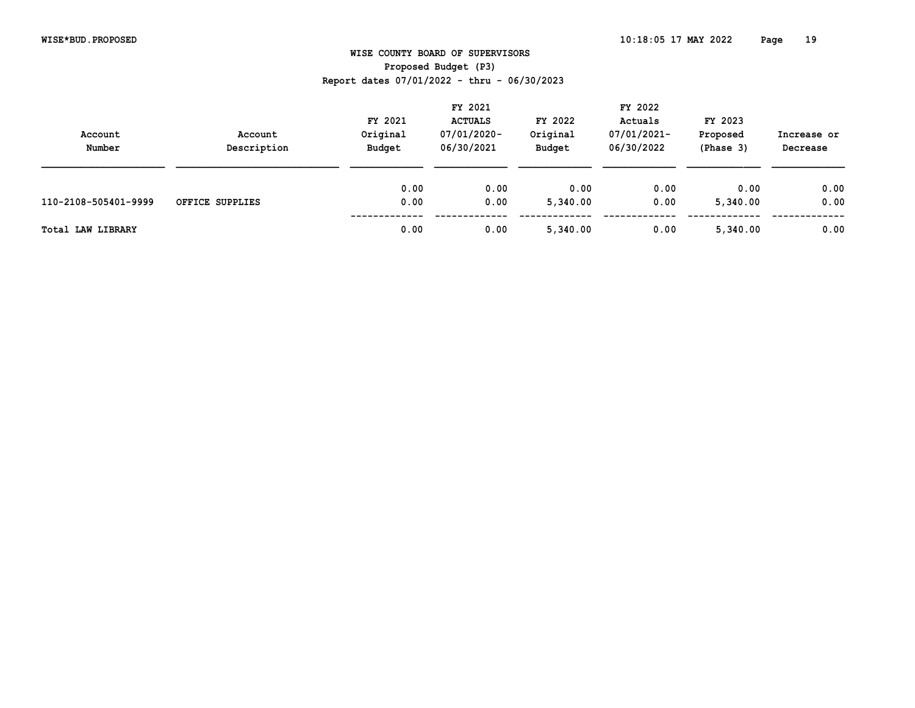# WISE COUNTY BOARD OF SUPERVISORS

**Proposed Budget (P3)**

**Report dates 07/01/2022 - thru - 06/30/2023**

| Account Number | Account Description | FY 2021 Original Budget | FY 2021 ACTUALS 07/01/2020-06/30/2021 | FY 2022 Original Budget | FY 2022 Actuals 07/01/2021-06/30/2022 | FY 2023 Proposed (Phase 3) | Increase or Decrease |
|---|---|---|---|---|---|---|---|
| | | 0.00 | 0.00 | 0.00 | 0.00 | 0.00 | 0.00 |
| 110-2108-505401-9999 | OFFICE SUPPLIES | 0.00 | 0.00 | 5,340.00 | 0.00 | 5,340.00 | 0.00 |
| **Total LAW LIBRARY** | | 0.00 | 0.00 | 5,340.00 | 0.00 | 5,340.00 | 0.00 |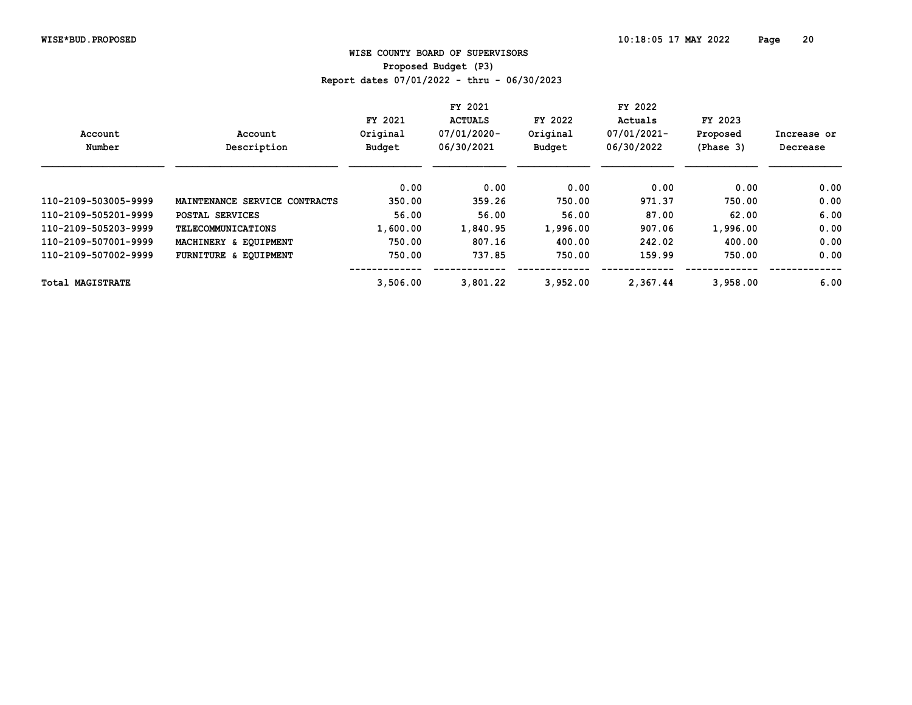# WISE COUNTY BOARD OF SUPERVISORS

## Proposed Budget (P3)

### Report dates 07/01/2022 - thru - 06/30/2023

| Account Number | Account Description | FY 2021 Original Budget | FY 2021 ACTUALS 07/01/2020-06/30/2021 | FY 2022 Original Budget | FY 2022 Actuals 07/01/2021-06/30/2022 | FY 2023 Proposed (Phase 3) | Increase or Decrease |
|---|---|---|---|---|---|---|---|
| | | 0.00 | 0.00 | 0.00 | 0.00 | 0.00 | 0.00 |
| 110-2109-503005-9999 | MAINTENANCE SERVICE CONTRACTS | 350.00 | 359.26 | 750.00 | 971.37 | 750.00 | 0.00 |
| 110-2109-505201-9999 | POSTAL SERVICES | 56.00 | 56.00 | 56.00 | 87.00 | 62.00 | 6.00 |
| 110-2109-505203-9999 | TELECOMMUNICATIONS | 1,600.00 | 1,840.95 | 1,996.00 | 907.06 | 1,996.00 | 0.00 |
| 110-2109-507001-9999 | MACHINERY & EQUIPMENT | 750.00 | 807.16 | 400.00 | 242.02 | 400.00 | 0.00 |
| 110-2109-507002-9999 | FURNITURE & EQUIPMENT | 750.00 | 737.85 | 750.00 | 159.99 | 750.00 | 0.00 |
| Total MAGISTRATE | | 3,506.00 | 3,801.22 | 3,952.00 | 2,367.44 | 3,958.00 | 6.00 |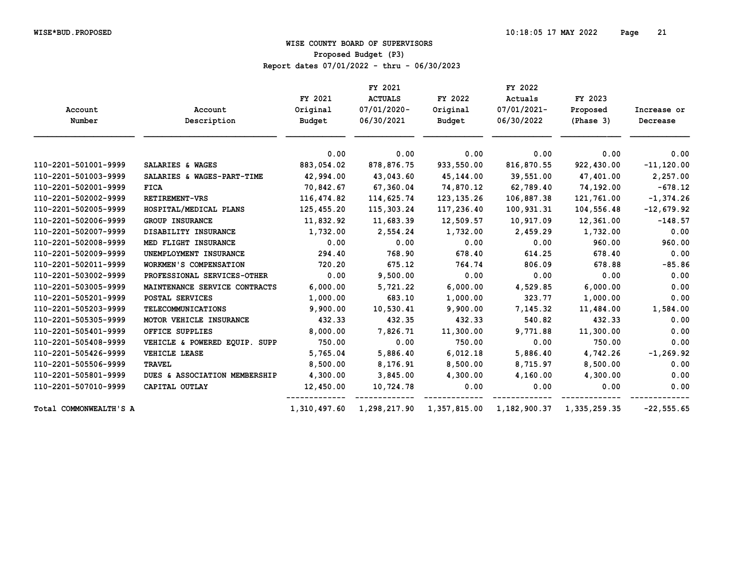WISE COUNTY BOARD OF SUPERVISORS

Proposed Budget (P3)

Report dates 07/01/2022 - thru - 06/30/2023

| Account Number | Account Description | FY 2021 Original Budget | FY 2021 ACTUALS 07/01/2020-06/30/2021 | FY 2022 Original Budget | FY 2022 Actuals 07/01/2021-06/30/2022 | FY 2023 Proposed (Phase 3) | Increase or Decrease |
|---|---|---|---|---|---|---|---|
| | | 0.00 | 0.00 | 0.00 | 0.00 | 0.00 | 0.00 |
| 110-2201-501001-9999 | SALARIES & WAGES | 883,054.02 | 878,876.75 | 933,550.00 | 816,870.55 | 922,430.00 | -11,120.00 |
| 110-2201-501003-9999 | SALARIES & WAGES-PART-TIME | 42,994.00 | 43,043.60 | 45,144.00 | 39,551.00 | 47,401.00 | 2,257.00 |
| 110-2201-502001-9999 | FICA | 70,842.67 | 67,360.04 | 74,870.12 | 62,789.40 | 74,192.00 | -678.12 |
| 110-2201-502002-9999 | RETIREMENT-VRS | 116,474.82 | 114,625.74 | 123,135.26 | 106,887.38 | 121,761.00 | -1,374.26 |
| 110-2201-502005-9999 | HOSPITAL/MEDICAL PLANS | 125,455.20 | 115,303.24 | 117,236.40 | 100,931.31 | 104,556.48 | -12,679.92 |
| 110-2201-502006-9999 | GROUP INSURANCE | 11,832.92 | 11,683.39 | 12,509.57 | 10,917.09 | 12,361.00 | -148.57 |
| 110-2201-502007-9999 | DISABILITY INSURANCE | 1,732.00 | 2,554.24 | 1,732.00 | 2,459.29 | 1,732.00 | 0.00 |
| 110-2201-502008-9999 | MED FLIGHT INSURANCE | 0.00 | 0.00 | 0.00 | 0.00 | 960.00 | 960.00 |
| 110-2201-502009-9999 | UNEMPLOYMENT INSURANCE | 294.40 | 768.90 | 678.40 | 614.25 | 678.40 | 0.00 |
| 110-2201-502011-9999 | WORKMEN'S COMPENSATION | 720.20 | 675.12 | 764.74 | 806.09 | 678.88 | -85.86 |
| 110-2201-503002-9999 | PROFESSIONAL SERVICES-OTHER | 0.00 | 9,500.00 | 0.00 | 0.00 | 0.00 | 0.00 |
| 110-2201-503005-9999 | MAINTENANCE SERVICE CONTRACTS | 6,000.00 | 5,721.22 | 6,000.00 | 4,529.85 | 6,000.00 | 0.00 |
| 110-2201-505201-9999 | POSTAL SERVICES | 1,000.00 | 683.10 | 1,000.00 | 323.77 | 1,000.00 | 0.00 |
| 110-2201-505203-9999 | TELECOMMUNICATIONS | 9,900.00 | 10,530.41 | 9,900.00 | 7,145.32 | 11,484.00 | 1,584.00 |
| 110-2201-505305-9999 | MOTOR VEHICLE INSURANCE | 432.33 | 432.35 | 432.33 | 540.82 | 432.33 | 0.00 |
| 110-2201-505401-9999 | OFFICE SUPPLIES | 8,000.00 | 7,826.71 | 11,300.00 | 9,771.88 | 11,300.00 | 0.00 |
| 110-2201-505408-9999 | VEHICLE & POWERED EQUIP. SUPP | 750.00 | 0.00 | 750.00 | 0.00 | 750.00 | 0.00 |
| 110-2201-505426-9999 | VEHICLE LEASE | 5,765.04 | 5,886.40 | 6,012.18 | 5,886.40 | 4,742.26 | -1,269.92 |
| 110-2201-505506-9999 | TRAVEL | 8,500.00 | 8,176.91 | 8,500.00 | 8,715.97 | 8,500.00 | 0.00 |
| 110-2201-505801-9999 | DUES & ASSOCIATION MEMBERSHIP | 4,300.00 | 3,845.00 | 4,300.00 | 4,160.00 | 4,300.00 | 0.00 |
| 110-2201-507010-9999 | CAPITAL OUTLAY | 12,450.00 | 10,724.78 | 0.00 | 0.00 | 0.00 | 0.00 |
| Total COMMONWEALTH'S A | | 1,310,497.60 | 1,298,217.90 | 1,357,815.00 | 1,182,900.37 | 1,335,259.35 | -22,555.65 |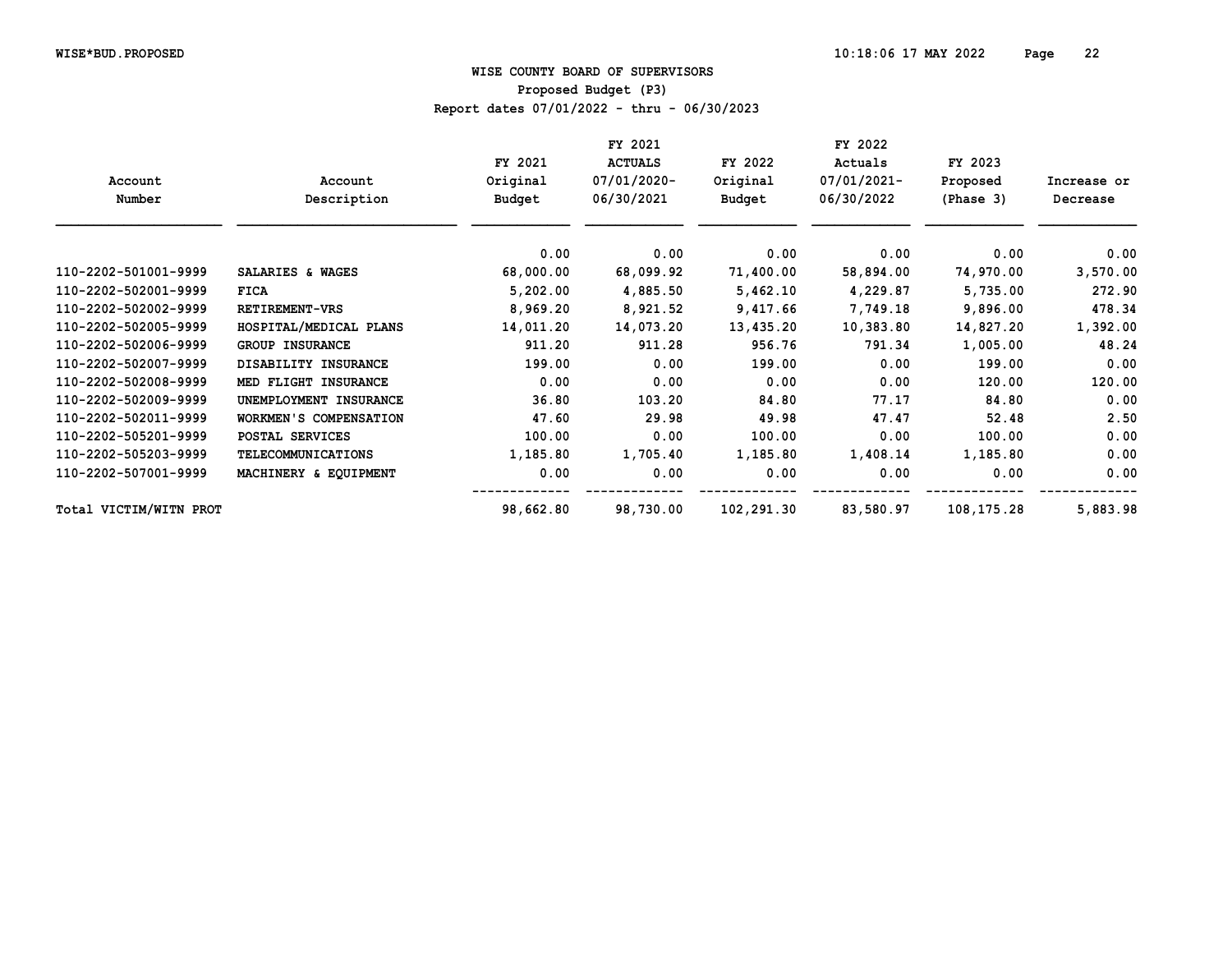WISE COUNTY BOARD OF SUPERVISORS

Proposed Budget (P3)

Report dates 07/01/2022 - thru - 06/30/2023

| Account Number | Account Description | FY 2021 Original Budget | FY 2021 ACTUALS 07/01/2020-06/30/2021 | FY 2022 Original Budget | FY 2022 Actuals 07/01/2021-06/30/2022 | FY 2023 Proposed (Phase 3) | Increase or Decrease |
|---|---|---|---|---|---|---|---|
| | | 0.00 | 0.00 | 0.00 | 0.00 | 0.00 | 0.00 |
| 110-2202-501001-9999 | SALARIES & WAGES | 68,000.00 | 68,099.92 | 71,400.00 | 58,894.00 | 74,970.00 | 3,570.00 |
| 110-2202-502001-9999 | FICA | 5,202.00 | 4,885.50 | 5,462.10 | 4,229.87 | 5,735.00 | 272.90 |
| 110-2202-502002-9999 | RETIREMENT-VRS | 8,969.20 | 8,921.52 | 9,417.66 | 7,749.18 | 9,896.00 | 478.34 |
| 110-2202-502005-9999 | HOSPITAL/MEDICAL PLANS | 14,011.20 | 14,073.20 | 13,435.20 | 10,383.80 | 14,827.20 | 1,392.00 |
| 110-2202-502006-9999 | GROUP INSURANCE | 911.20 | 911.28 | 956.76 | 791.34 | 1,005.00 | 48.24 |
| 110-2202-502007-9999 | DISABILITY INSURANCE | 199.00 | 0.00 | 199.00 | 0.00 | 199.00 | 0.00 |
| 110-2202-502008-9999 | MED FLIGHT INSURANCE | 0.00 | 0.00 | 0.00 | 0.00 | 120.00 | 120.00 |
| 110-2202-502009-9999 | UNEMPLOYMENT INSURANCE | 36.80 | 103.20 | 84.80 | 77.17 | 84.80 | 0.00 |
| 110-2202-502011-9999 | WORKMEN'S COMPENSATION | 47.60 | 29.98 | 49.98 | 47.47 | 52.48 | 2.50 |
| 110-2202-505201-9999 | POSTAL SERVICES | 100.00 | 0.00 | 100.00 | 0.00 | 100.00 | 0.00 |
| 110-2202-505203-9999 | TELECOMMUNICATIONS | 1,185.80 | 1,705.40 | 1,185.80 | 1,408.14 | 1,185.80 | 0.00 |
| 110-2202-507001-9999 | MACHINERY & EQUIPMENT | 0.00 | 0.00 | 0.00 | 0.00 | 0.00 | 0.00 |
| Total VICTIM/WITN PROT | | 98,662.80 | 98,730.00 | 102,291.30 | 83,580.97 | 108,175.28 | 5,883.98 |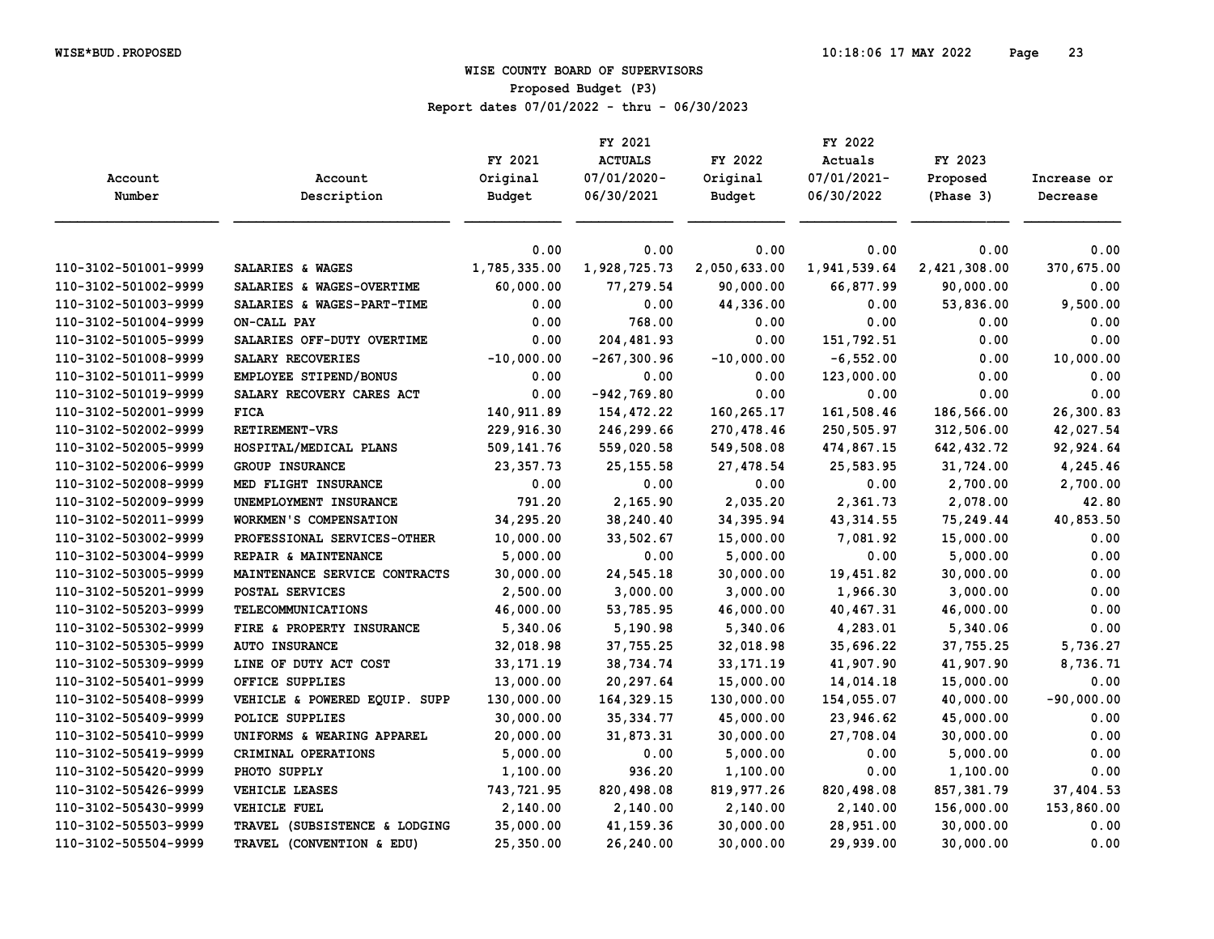# WISE COUNTY BOARD OF SUPERVISORS

## Proposed Budget (P3)

Report dates 07/01/2022 - thru - 06/30/2023

| Account Number | Account Description | FY 2021 Original Budget | FY 2021 ACTUALS 07/01/2020-06/30/2021 | FY 2022 Original Budget | FY 2022 Actuals 07/01/2021-06/30/2022 | FY 2023 Proposed (Phase 3) | Increase or Decrease |
|---|---|---|---|---|---|---|---|
| | | 0.00 | 0.00 | 0.00 | 0.00 | 0.00 | 0.00 |
| 110-3102-501001-9999 | SALARIES & WAGES | 1,785,335.00 | 1,928,725.73 | 2,050,633.00 | 1,941,539.64 | 2,421,308.00 | 370,675.00 |
| 110-3102-501002-9999 | SALARIES & WAGES-OVERTIME | 60,000.00 | 77,279.54 | 90,000.00 | 66,877.99 | 90,000.00 | 0.00 |
| 110-3102-501003-9999 | SALARIES & WAGES-PART-TIME | 0.00 | 0.00 | 44,336.00 | 0.00 | 53,836.00 | 9,500.00 |
| 110-3102-501004-9999 | ON-CALL PAY | 0.00 | 768.00 | 0.00 | 0.00 | 0.00 | 0.00 |
| 110-3102-501005-9999 | SALARIES OFF-DUTY OVERTIME | 0.00 | 204,481.93 | 0.00 | 151,792.51 | 0.00 | 0.00 |
| 110-3102-501008-9999 | SALARY RECOVERIES | -10,000.00 | -267,300.96 | -10,000.00 | -6,552.00 | 0.00 | 10,000.00 |
| 110-3102-501011-9999 | EMPLOYEE STIPEND/BONUS | 0.00 | 0.00 | 0.00 | 123,000.00 | 0.00 | 0.00 |
| 110-3102-501019-9999 | SALARY RECOVERY CARES ACT | 0.00 | -942,769.80 | 0.00 | 0.00 | 0.00 | 0.00 |
| 110-3102-502001-9999 | FICA | 140,911.89 | 154,472.22 | 160,265.17 | 161,508.46 | 186,566.00 | 26,300.83 |
| 110-3102-502002-9999 | RETIREMENT-VRS | 229,916.30 | 246,299.66 | 270,478.46 | 250,505.97 | 312,506.00 | 42,027.54 |
| 110-3102-502005-9999 | HOSPITAL/MEDICAL PLANS | 509,141.76 | 559,020.58 | 549,508.08 | 474,867.15 | 642,432.72 | 92,924.64 |
| 110-3102-502006-9999 | GROUP INSURANCE | 23,357.73 | 25,155.58 | 27,478.54 | 25,583.95 | 31,724.00 | 4,245.46 |
| 110-3102-502008-9999 | MED FLIGHT INSURANCE | 0.00 | 0.00 | 0.00 | 0.00 | 2,700.00 | 2,700.00 |
| 110-3102-502009-9999 | UNEMPLOYMENT INSURANCE | 791.20 | 2,165.90 | 2,035.20 | 2,361.73 | 2,078.00 | 42.80 |
| 110-3102-502011-9999 | WORKMEN'S COMPENSATION | 34,295.20 | 38,240.40 | 34,395.94 | 43,314.55 | 75,249.44 | 40,853.50 |
| 110-3102-503002-9999 | PROFESSIONAL SERVICES-OTHER | 10,000.00 | 33,502.67 | 15,000.00 | 7,081.92 | 15,000.00 | 0.00 |
| 110-3102-503004-9999 | REPAIR & MAINTENANCE | 5,000.00 | 0.00 | 5,000.00 | 0.00 | 5,000.00 | 0.00 |
| 110-3102-503005-9999 | MAINTENANCE SERVICE CONTRACTS | 30,000.00 | 24,545.18 | 30,000.00 | 19,451.82 | 30,000.00 | 0.00 |
| 110-3102-505201-9999 | POSTAL SERVICES | 2,500.00 | 3,000.00 | 3,000.00 | 1,966.30 | 3,000.00 | 0.00 |
| 110-3102-505203-9999 | TELECOMMUNICATIONS | 46,000.00 | 53,785.95 | 46,000.00 | 40,467.31 | 46,000.00 | 0.00 |
| 110-3102-505302-9999 | FIRE & PROPERTY INSURANCE | 5,340.06 | 5,190.98 | 5,340.06 | 4,283.01 | 5,340.06 | 0.00 |
| 110-3102-505305-9999 | AUTO INSURANCE | 32,018.98 | 37,755.25 | 32,018.98 | 35,696.22 | 37,755.25 | 5,736.27 |
| 110-3102-505309-9999 | LINE OF DUTY ACT COST | 33,171.19 | 38,734.74 | 33,171.19 | 41,907.90 | 41,907.90 | 8,736.71 |
| 110-3102-505401-9999 | OFFICE SUPPLIES | 13,000.00 | 20,297.64 | 15,000.00 | 14,014.18 | 15,000.00 | 0.00 |
| 110-3102-505408-9999 | VEHICLE & POWERED EQUIP. SUPP | 130,000.00 | 164,329.15 | 130,000.00 | 154,055.07 | 40,000.00 | -90,000.00 |
| 110-3102-505409-9999 | POLICE SUPPLIES | 30,000.00 | 35,334.77 | 45,000.00 | 23,946.62 | 45,000.00 | 0.00 |
| 110-3102-505410-9999 | UNIFORMS & WEARING APPAREL | 20,000.00 | 31,873.31 | 30,000.00 | 27,708.04 | 30,000.00 | 0.00 |
| 110-3102-505419-9999 | CRIMINAL OPERATIONS | 5,000.00 | 0.00 | 5,000.00 | 0.00 | 5,000.00 | 0.00 |
| 110-3102-505420-9999 | PHOTO SUPPLY | 1,100.00 | 936.20 | 1,100.00 | 0.00 | 1,100.00 | 0.00 |
| 110-3102-505426-9999 | VEHICLE LEASES | 743,721.95 | 820,498.08 | 819,977.26 | 820,498.08 | 857,381.79 | 37,404.53 |
| 110-3102-505430-9999 | VEHICLE FUEL | 2,140.00 | 2,140.00 | 2,140.00 | 2,140.00 | 156,000.00 | 153,860.00 |
| 110-3102-505503-9999 | TRAVEL (SUBSISTENCE & LODGING | 35,000.00 | 41,159.36 | 30,000.00 | 28,951.00 | 30,000.00 | 0.00 |
| 110-3102-505504-9999 | TRAVEL (CONVENTION & EDU) | 25,350.00 | 26,240.00 | 30,000.00 | 29,939.00 | 30,000.00 | 0.00 |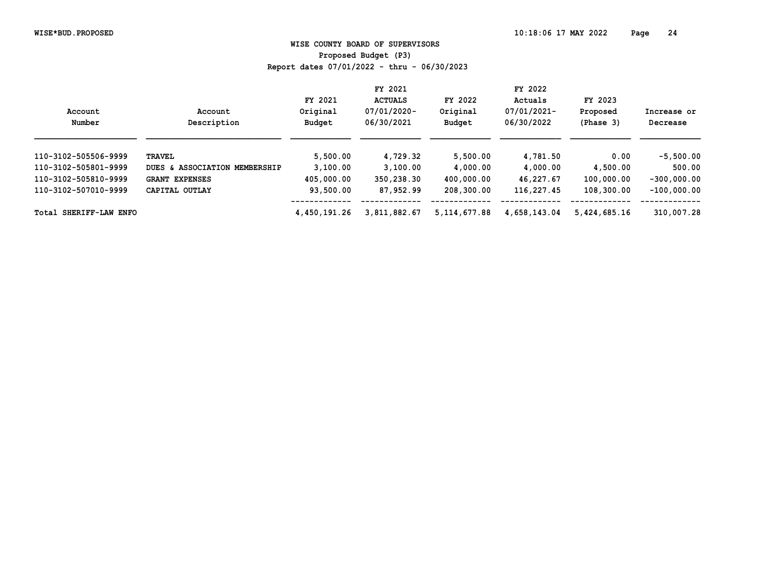WISE COUNTY BOARD OF SUPERVISORS

Proposed Budget (P3)

Report dates 07/01/2022 - thru - 06/30/2023

| Account Number | Account Description | FY 2021 Original Budget | FY 2021 ACTUALS 07/01/2020-06/30/2021 | FY 2022 Original Budget | FY 2022 Actuals 07/01/2021-06/30/2022 | FY 2023 Proposed (Phase 3) | Increase or Decrease |
|---|---|---|---|---|---|---|---|
| 110-3102-505506-9999 | TRAVEL | 5,500.00 | 4,729.32 | 5,500.00 | 4,781.50 | 0.00 | -5,500.00 |
| 110-3102-505801-9999 | DUES & ASSOCIATION MEMBERSHIP | 3,100.00 | 3,100.00 | 4,000.00 | 4,000.00 | 4,500.00 | 500.00 |
| 110-3102-505810-9999 | GRANT EXPENSES | 405,000.00 | 350,238.30 | 400,000.00 | 46,227.67 | 100,000.00 | -300,000.00 |
| 110-3102-507010-9999 | CAPITAL OUTLAY | 93,500.00 | 87,952.99 | 208,300.00 | 116,227.45 | 108,300.00 | -100,000.00 |
| Total SHERIFF-LAW ENFO | | 4,450,191.26 | 3,811,882.67 | 5,114,677.88 | 4,658,143.04 | 5,424,685.16 | 310,007.28 |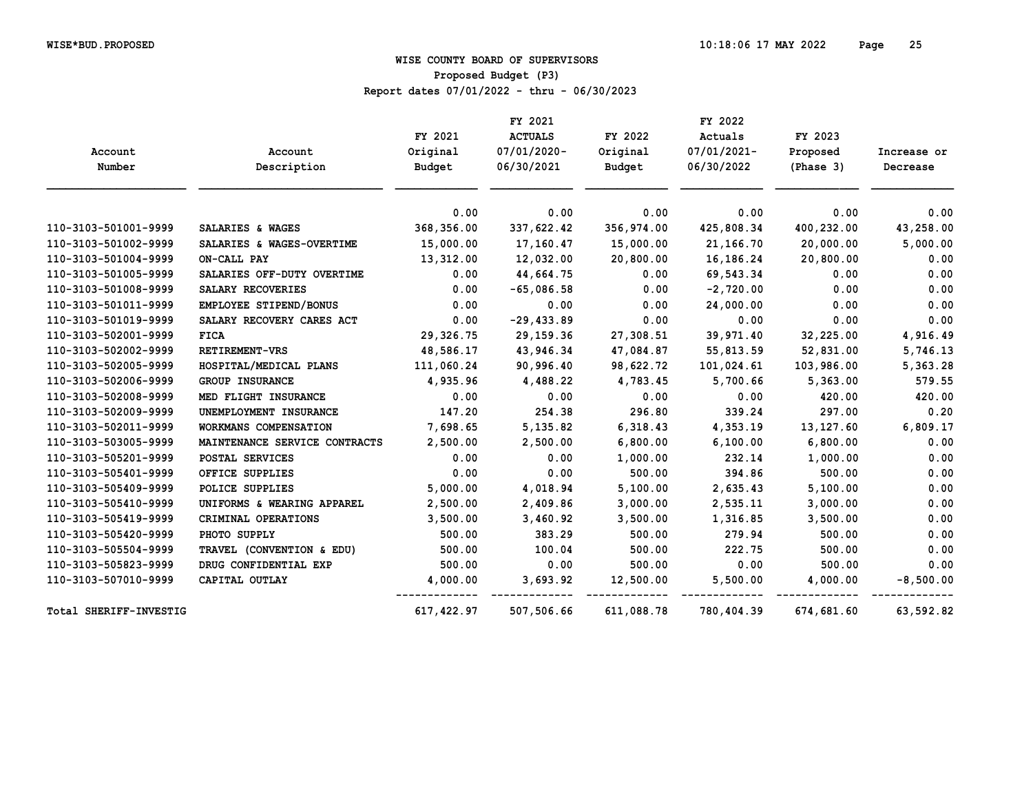# WISE COUNTY BOARD OF SUPERVISORS

## Proposed Budget (P3)

### Report dates 07/01/2022 - thru - 06/30/2023

| Account Number | Account Description | FY 2021 Original Budget | FY 2021 ACTUALS 07/01/2020-06/30/2021 | FY 2022 Original Budget | FY 2022 Actuals 07/01/2021-06/30/2022 | FY 2023 Proposed (Phase 3) | Increase or Decrease |
|---|---|---|---|---|---|---|---|
| | | 0.00 | 0.00 | 0.00 | 0.00 | 0.00 | 0.00 |
| 110-3103-501001-9999 | SALARIES & WAGES | 368,356.00 | 337,622.42 | 356,974.00 | 425,808.34 | 400,232.00 | 43,258.00 |
| 110-3103-501002-9999 | SALARIES & WAGES-OVERTIME | 15,000.00 | 17,160.47 | 15,000.00 | 21,166.70 | 20,000.00 | 5,000.00 |
| 110-3103-501004-9999 | ON-CALL PAY | 13,312.00 | 12,032.00 | 20,800.00 | 16,186.24 | 20,800.00 | 0.00 |
| 110-3103-501005-9999 | SALARIES OFF-DUTY OVERTIME | 0.00 | 44,664.75 | 0.00 | 69,543.34 | 0.00 | 0.00 |
| 110-3103-501008-9999 | SALARY RECOVERIES | 0.00 | -65,086.58 | 0.00 | -2,720.00 | 0.00 | 0.00 |
| 110-3103-501011-9999 | EMPLOYEE STIPEND/BONUS | 0.00 | 0.00 | 0.00 | 24,000.00 | 0.00 | 0.00 |
| 110-3103-501019-9999 | SALARY RECOVERY CARES ACT | 0.00 | -29,433.89 | 0.00 | 0.00 | 0.00 | 0.00 |
| 110-3103-502001-9999 | FICA | 29,326.75 | 29,159.36 | 27,308.51 | 39,971.40 | 32,225.00 | 4,916.49 |
| 110-3103-502002-9999 | RETIREMENT-VRS | 48,586.17 | 43,946.34 | 47,084.87 | 55,813.59 | 52,831.00 | 5,746.13 |
| 110-3103-502005-9999 | HOSPITAL/MEDICAL PLANS | 111,060.24 | 90,996.40 | 98,622.72 | 101,024.61 | 103,986.00 | 5,363.28 |
| 110-3103-502006-9999 | GROUP INSURANCE | 4,935.96 | 4,488.22 | 4,783.45 | 5,700.66 | 5,363.00 | 579.55 |
| 110-3103-502008-9999 | MED FLIGHT INSURANCE | 0.00 | 0.00 | 0.00 | 0.00 | 420.00 | 420.00 |
| 110-3103-502009-9999 | UNEMPLOYMENT INSURANCE | 147.20 | 254.38 | 296.80 | 339.24 | 297.00 | 0.20 |
| 110-3103-502011-9999 | WORKMANS COMPENSATION | 7,698.65 | 5,135.82 | 6,318.43 | 4,353.19 | 13,127.60 | 6,809.17 |
| 110-3103-503005-9999 | MAINTENANCE SERVICE CONTRACTS | 2,500.00 | 2,500.00 | 6,800.00 | 6,100.00 | 6,800.00 | 0.00 |
| 110-3103-505201-9999 | POSTAL SERVICES | 0.00 | 0.00 | 1,000.00 | 232.14 | 1,000.00 | 0.00 |
| 110-3103-505401-9999 | OFFICE SUPPLIES | 0.00 | 0.00 | 500.00 | 394.86 | 500.00 | 0.00 |
| 110-3103-505409-9999 | POLICE SUPPLIES | 5,000.00 | 4,018.94 | 5,100.00 | 2,635.43 | 5,100.00 | 0.00 |
| 110-3103-505410-9999 | UNIFORMS & WEARING APPAREL | 2,500.00 | 2,409.86 | 3,000.00 | 2,535.11 | 3,000.00 | 0.00 |
| 110-3103-505419-9999 | CRIMINAL OPERATIONS | 3,500.00 | 3,460.92 | 3,500.00 | 1,316.85 | 3,500.00 | 0.00 |
| 110-3103-505420-9999 | PHOTO SUPPLY | 500.00 | 383.29 | 500.00 | 279.94 | 500.00 | 0.00 |
| 110-3103-505504-9999 | TRAVEL (CONVENTION & EDU) | 500.00 | 100.04 | 500.00 | 222.75 | 500.00 | 0.00 |
| 110-3103-505823-9999 | DRUG CONFIDENTIAL EXP | 500.00 | 0.00 | 500.00 | 0.00 | 500.00 | 0.00 |
| 110-3103-507010-9999 | CAPITAL OUTLAY | 4,000.00 | 3,693.92 | 12,500.00 | 5,500.00 | 4,000.00 | -8,500.00 |
| Total SHERIFF-INVESTIG | | 617,422.97 | 507,506.66 | 611,088.78 | 780,404.39 | 674,681.60 | 63,592.82 |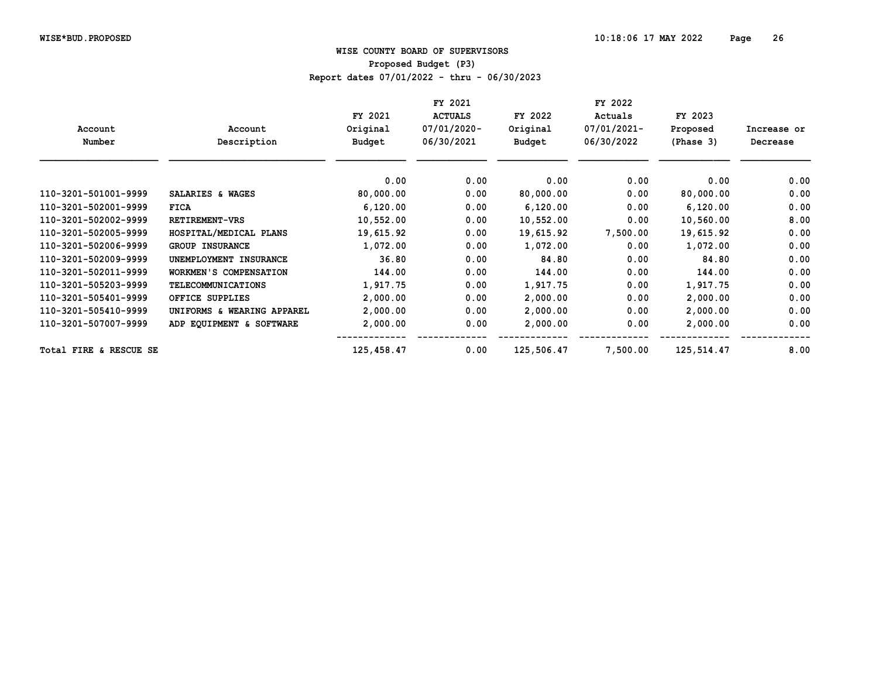WISE COUNTY BOARD OF SUPERVISORS

Proposed Budget (P3)

Report dates 07/01/2022 - thru - 06/30/2023

| Account Number | Account Description | FY 2021 Original Budget | FY 2021 ACTUALS 07/01/2020-06/30/2021 | FY 2022 Original Budget | FY 2022 Actuals 07/01/2021-06/30/2022 | FY 2023 Proposed (Phase 3) | Increase or Decrease |
|---|---|---|---|---|---|---|---|
| | | 0.00 | 0.00 | 0.00 | 0.00 | 0.00 | 0.00 |
| 110-3201-501001-9999 | SALARIES & WAGES | 80,000.00 | 0.00 | 80,000.00 | 0.00 | 80,000.00 | 0.00 |
| 110-3201-502001-9999 | FICA | 6,120.00 | 0.00 | 6,120.00 | 0.00 | 6,120.00 | 0.00 |
| 110-3201-502002-9999 | RETIREMENT-VRS | 10,552.00 | 0.00 | 10,552.00 | 0.00 | 10,560.00 | 8.00 |
| 110-3201-502005-9999 | HOSPITAL/MEDICAL PLANS | 19,615.92 | 0.00 | 19,615.92 | 7,500.00 | 19,615.92 | 0.00 |
| 110-3201-502006-9999 | GROUP INSURANCE | 1,072.00 | 0.00 | 1,072.00 | 0.00 | 1,072.00 | 0.00 |
| 110-3201-502009-9999 | UNEMPLOYMENT INSURANCE | 36.80 | 0.00 | 84.80 | 0.00 | 84.80 | 0.00 |
| 110-3201-502011-9999 | WORKMEN'S COMPENSATION | 144.00 | 0.00 | 144.00 | 0.00 | 144.00 | 0.00 |
| 110-3201-505203-9999 | TELECOMMUNICATIONS | 1,917.75 | 0.00 | 1,917.75 | 0.00 | 1,917.75 | 0.00 |
| 110-3201-505401-9999 | OFFICE SUPPLIES | 2,000.00 | 0.00 | 2,000.00 | 0.00 | 2,000.00 | 0.00 |
| 110-3201-505410-9999 | UNIFORMS & WEARING APPAREL | 2,000.00 | 0.00 | 2,000.00 | 0.00 | 2,000.00 | 0.00 |
| 110-3201-507007-9999 | ADP EQUIPMENT & SOFTWARE | 2,000.00 | 0.00 | 2,000.00 | 0.00 | 2,000.00 | 0.00 |
| Total FIRE & RESCUE SE | | 125,458.47 | 0.00 | 125,506.47 | 7,500.00 | 125,514.47 | 8.00 |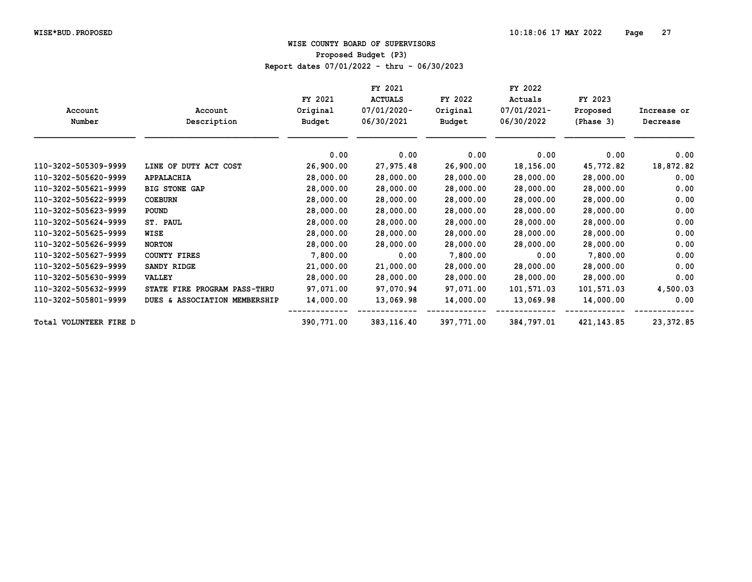**WISE COUNTY BOARD OF SUPERVISORS**

**Proposed Budget (P3)**

**Report dates 07/01/2022 - thru - 06/30/2023**

| Account Number | Account Description | FY 2021 Original Budget | FY 2021 ACTUALS 07/01/2020- 06/30/2021 | FY 2022 Original Budget | FY 2022 Actuals 07/01/2021- 06/30/2022 | FY 2023 Proposed (Phase 3) | Increase or Decrease |
|---|---|---|---|---|---|---|---|
| | | 0.00 | 0.00 | 0.00 | 0.00 | 0.00 | 0.00 |
| 110-3202-505309-9999 | LINE OF DUTY ACT COST | 26,900.00 | 27,975.48 | 26,900.00 | 18,156.00 | 45,772.82 | 18,872.82 |
| 110-3202-505620-9999 | APPALACHIA | 28,000.00 | 28,000.00 | 28,000.00 | 28,000.00 | 28,000.00 | 0.00 |
| 110-3202-505621-9999 | BIG STONE GAP | 28,000.00 | 28,000.00 | 28,000.00 | 28,000.00 | 28,000.00 | 0.00 |
| 110-3202-505622-9999 | COEBURN | 28,000.00 | 28,000.00 | 28,000.00 | 28,000.00 | 28,000.00 | 0.00 |
| 110-3202-505623-9999 | POUND | 28,000.00 | 28,000.00 | 28,000.00 | 28,000.00 | 28,000.00 | 0.00 |
| 110-3202-505624-9999 | ST. PAUL | 28,000.00 | 28,000.00 | 28,000.00 | 28,000.00 | 28,000.00 | 0.00 |
| 110-3202-505625-9999 | WISE | 28,000.00 | 28,000.00 | 28,000.00 | 28,000.00 | 28,000.00 | 0.00 |
| 110-3202-505626-9999 | NORTON | 28,000.00 | 28,000.00 | 28,000.00 | 28,000.00 | 28,000.00 | 0.00 |
| 110-3202-505627-9999 | COUNTY FIRES | 7,800.00 | 0.00 | 7,800.00 | 0.00 | 7,800.00 | 0.00 |
| 110-3202-505629-9999 | SANDY RIDGE | 21,000.00 | 21,000.00 | 28,000.00 | 28,000.00 | 28,000.00 | 0.00 |
| 110-3202-505630-9999 | VALLEY | 28,000.00 | 28,000.00 | 28,000.00 | 28,000.00 | 28,000.00 | 0.00 |
| 110-3202-505632-9999 | STATE FIRE PROGRAM PASS-THRU | 97,071.00 | 97,070.94 | 97,071.00 | 101,571.03 | 101,571.03 | 4,500.03 |
| 110-3202-505801-9999 | DUES & ASSOCIATION MEMBERSHIP | 14,000.00 | 13,069.98 | 14,000.00 | 13,069.98 | 14,000.00 | 0.00 |
| Total VOLUNTEER FIRE D | | 390,771.00 | 383,116.40 | 397,771.00 | 384,797.01 | 421,143.85 | 23,372.85 |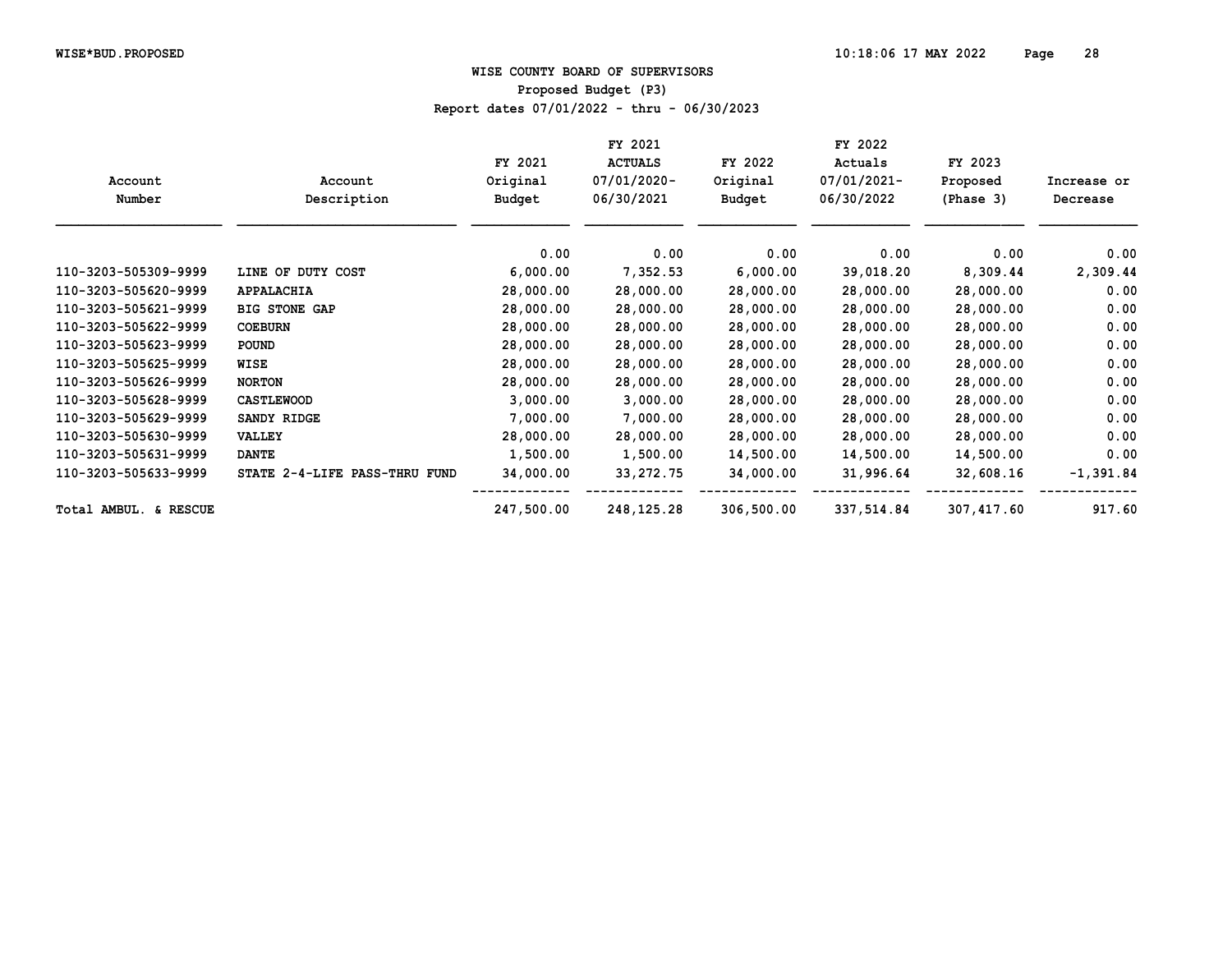WISE*BUD.PROPOSED

# WISE COUNTY BOARD OF SUPERVISORS

## Proposed Budget (P3)

Report dates 07/01/2022 - thru - 06/30/2023

| Account Number | Account Description | FY 2021 Original Budget | FY 2021 ACTUALS 07/01/2020-06/30/2021 | FY 2022 Original Budget | FY 2022 Actuals 07/01/2021-06/30/2022 | FY 2023 Proposed (Phase 3) | Increase or Decrease |
|---|---|---|---|---|---|---|---|
| | | 0.00 | 0.00 | 0.00 | 0.00 | 0.00 | 0.00 |
| 110-3203-505309-9999 | LINE OF DUTY COST | 6,000.00 | 7,352.53 | 6,000.00 | 39,018.20 | 8,309.44 | 2,309.44 |
| 110-3203-505620-9999 | APPALACHIA | 28,000.00 | 28,000.00 | 28,000.00 | 28,000.00 | 28,000.00 | 0.00 |
| 110-3203-505621-9999 | BIG STONE GAP | 28,000.00 | 28,000.00 | 28,000.00 | 28,000.00 | 28,000.00 | 0.00 |
| 110-3203-505622-9999 | COEBURN | 28,000.00 | 28,000.00 | 28,000.00 | 28,000.00 | 28,000.00 | 0.00 |
| 110-3203-505623-9999 | POUND | 28,000.00 | 28,000.00 | 28,000.00 | 28,000.00 | 28,000.00 | 0.00 |
| 110-3203-505625-9999 | WISE | 28,000.00 | 28,000.00 | 28,000.00 | 28,000.00 | 28,000.00 | 0.00 |
| 110-3203-505626-9999 | NORTON | 28,000.00 | 28,000.00 | 28,000.00 | 28,000.00 | 28,000.00 | 0.00 |
| 110-3203-505628-9999 | CASTLEWOOD | 3,000.00 | 3,000.00 | 28,000.00 | 28,000.00 | 28,000.00 | 0.00 |
| 110-3203-505629-9999 | SANDY RIDGE | 7,000.00 | 7,000.00 | 28,000.00 | 28,000.00 | 28,000.00 | 0.00 |
| 110-3203-505630-9999 | VALLEY | 28,000.00 | 28,000.00 | 28,000.00 | 28,000.00 | 28,000.00 | 0.00 |
| 110-3203-505631-9999 | DANTE | 1,500.00 | 1,500.00 | 14,500.00 | 14,500.00 | 14,500.00 | 0.00 |
| 110-3203-505633-9999 | STATE 2-4-LIFE PASS-THRU FUND | 34,000.00 | 33,272.75 | 34,000.00 | 31,996.64 | 32,608.16 | -1,391.84 |
| Total AMBUL. & RESCUE | | 247,500.00 | 248,125.28 | 306,500.00 | 337,514.84 | 307,417.60 | 917.60 |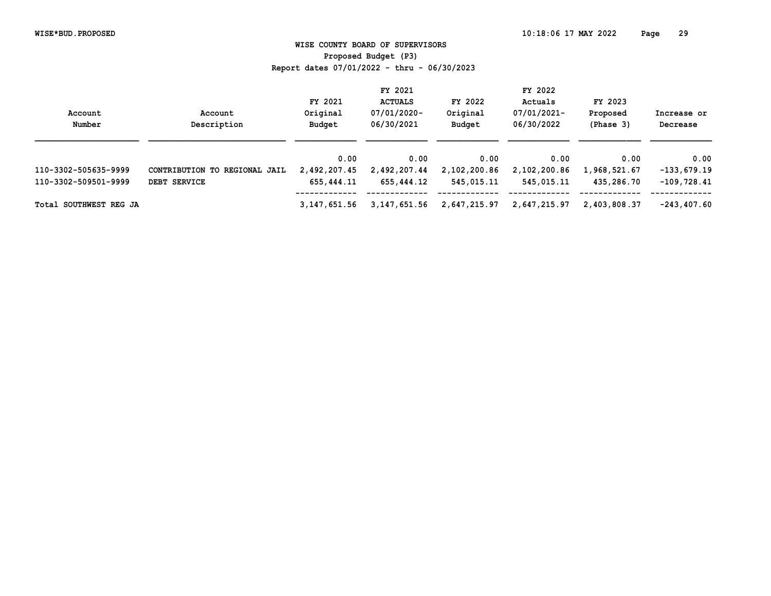# WISE COUNTY BOARD OF SUPERVISORS

## Proposed Budget (P3)

Report dates 07/01/2022 - thru - 06/30/2023

| Account Number | Account Description | FY 2021 Original Budget | FY 2021 ACTUALS 07/01/2020-06/30/2021 | FY 2022 Original Budget | FY 2022 Actuals 07/01/2021-06/30/2022 | FY 2023 Proposed (Phase 3) | Increase or Decrease |
|---|---|---|---|---|---|---|---|
| | | 0.00 | 0.00 | 0.00 | 0.00 | 0.00 | 0.00 |
| 110-3302-505635-9999 | CONTRIBUTION TO REGIONAL JAIL | 2,492,207.45 | 2,492,207.44 | 2,102,200.86 | 2,102,200.86 | 1,968,521.67 | -133,679.19 |
| 110-3302-509501-9999 | DEBT SERVICE | 655,444.11 | 655,444.12 | 545,015.11 | 545,015.11 | 435,286.70 | -109,728.41 |
| Total SOUTHWEST REG JA | | 3,147,651.56 | 3,147,651.56 | 2,647,215.97 | 2,647,215.97 | 2,403,808.37 | -243,407.60 |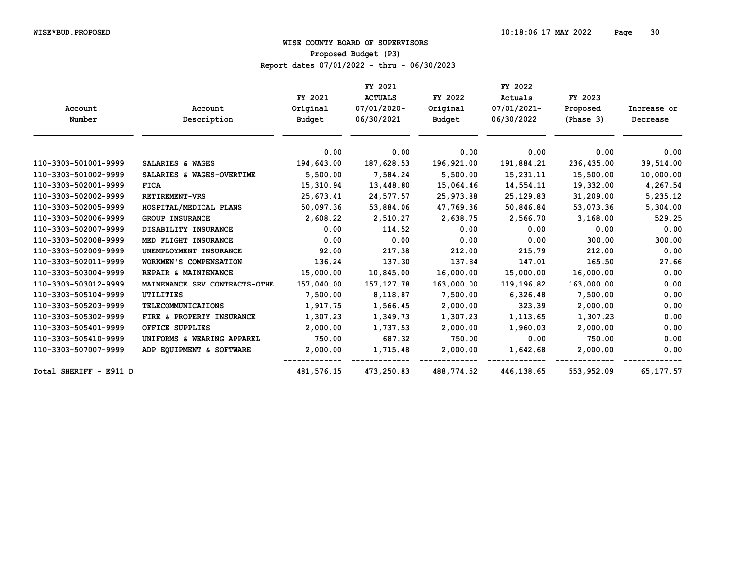# WISE COUNTY BOARD OF SUPERVISORS

## Proposed Budget (P3)

### Report dates 07/01/2022 - thru - 06/30/2023

| Account Number | Account Description | FY 2021 Original Budget | FY 2021 ACTUALS 07/01/2020- 06/30/2021 | FY 2022 Original Budget | FY 2022 Actuals 07/01/2021- 06/30/2022 | FY 2023 Proposed (Phase 3) | Increase or Decrease |
|---|---|---|---|---|---|---|---|
| | | 0.00 | 0.00 | 0.00 | 0.00 | 0.00 | 0.00 |
| 110-3303-501001-9999 | SALARIES & WAGES | 194,643.00 | 187,628.53 | 196,921.00 | 191,884.21 | 236,435.00 | 39,514.00 |
| 110-3303-501002-9999 | SALARIES & WAGES-OVERTIME | 5,500.00 | 7,584.24 | 5,500.00 | 15,231.11 | 15,500.00 | 10,000.00 |
| 110-3303-502001-9999 | FICA | 15,310.94 | 13,448.80 | 15,064.46 | 14,554.11 | 19,332.00 | 4,267.54 |
| 110-3303-502002-9999 | RETIREMENT-VRS | 25,673.41 | 24,577.57 | 25,973.88 | 25,129.83 | 31,209.00 | 5,235.12 |
| 110-3303-502005-9999 | HOSPITAL/MEDICAL PLANS | 50,097.36 | 53,884.06 | 47,769.36 | 50,846.84 | 53,073.36 | 5,304.00 |
| 110-3303-502006-9999 | GROUP INSURANCE | 2,608.22 | 2,510.27 | 2,638.75 | 2,566.70 | 3,168.00 | 529.25 |
| 110-3303-502007-9999 | DISABILITY INSURANCE | 0.00 | 114.52 | 0.00 | 0.00 | 0.00 | 0.00 |
| 110-3303-502008-9999 | MED FLIGHT INSURANCE | 0.00 | 0.00 | 0.00 | 0.00 | 300.00 | 300.00 |
| 110-3303-502009-9999 | UNEMPLOYMENT INSURANCE | 92.00 | 217.38 | 212.00 | 215.79 | 212.00 | 0.00 |
| 110-3303-502011-9999 | WORKMEN'S COMPENSATION | 136.24 | 137.30 | 137.84 | 147.01 | 165.50 | 27.66 |
| 110-3303-503004-9999 | REPAIR & MAINTENANCE | 15,000.00 | 10,845.00 | 16,000.00 | 15,000.00 | 16,000.00 | 0.00 |
| 110-3303-503012-9999 | MAINENANCE SRV CONTRACTS-OTHE | 157,040.00 | 157,127.78 | 163,000.00 | 119,196.82 | 163,000.00 | 0.00 |
| 110-3303-505104-9999 | UTILITIES | 7,500.00 | 8,118.87 | 7,500.00 | 6,326.48 | 7,500.00 | 0.00 |
| 110-3303-505203-9999 | TELECOMMUNICATIONS | 1,917.75 | 1,566.45 | 2,000.00 | 323.39 | 2,000.00 | 0.00 |
| 110-3303-505302-9999 | FIRE & PROPERTY INSURANCE | 1,307.23 | 1,349.73 | 1,307.23 | 1,113.65 | 1,307.23 | 0.00 |
| 110-3303-505401-9999 | OFFICE SUPPLIES | 2,000.00 | 1,737.53 | 2,000.00 | 1,960.03 | 2,000.00 | 0.00 |
| 110-3303-505410-9999 | UNIFORMS & WEARING APPAREL | 750.00 | 687.32 | 750.00 | 0.00 | 750.00 | 0.00 |
| 110-3303-507007-9999 | ADP EQUIPMENT & SOFTWARE | 2,000.00 | 1,715.48 | 2,000.00 | 1,642.68 | 2,000.00 | 0.00 |
| Total SHERIFF - E911 D | | 481,576.15 | 473,250.83 | 488,774.52 | 446,138.65 | 553,952.09 | 65,177.57 |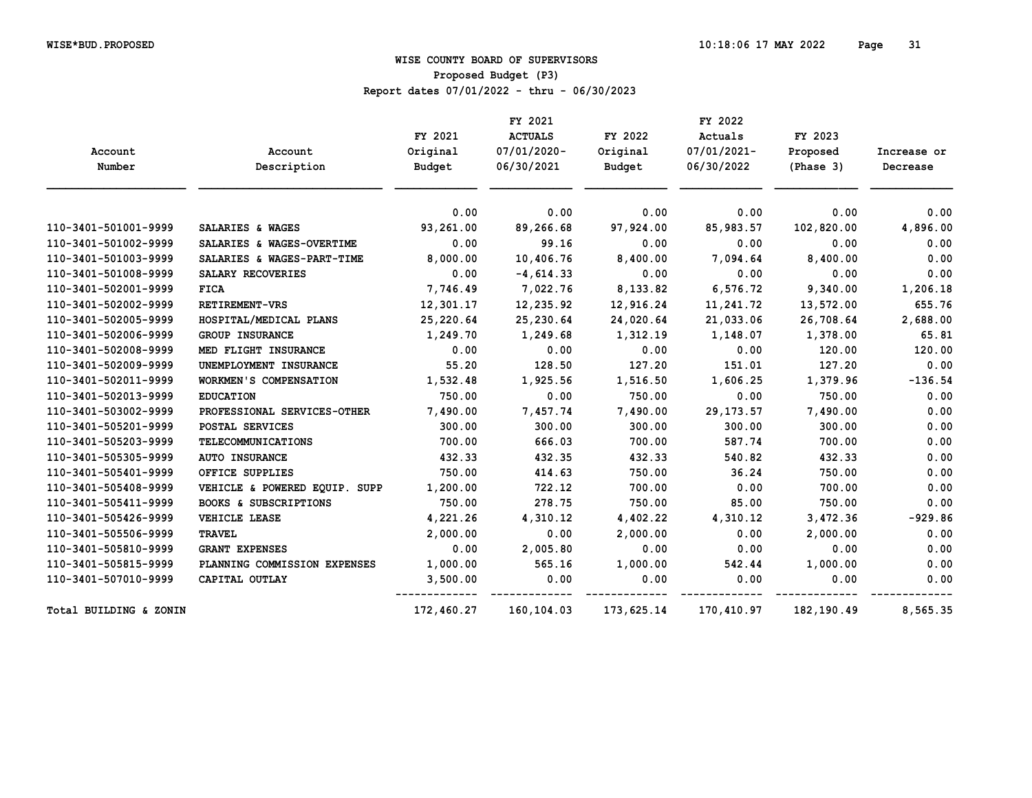# WISE COUNTY BOARD OF SUPERVISORS

## Proposed Budget (P3)

Report dates 07/01/2022 - thru - 06/30/2023

| Account Number | Account Description | FY 2021 Original Budget | FY 2021 ACTUALS 07/01/2020- 06/30/2021 | FY 2022 Original Budget | FY 2022 Actuals 07/01/2021- 06/30/2022 | FY 2023 Proposed (Phase 3) | Increase or Decrease |
|---|---|---|---|---|---|---|---|
| | | 0.00 | 0.00 | 0.00 | 0.00 | 0.00 | 0.00 |
| 110-3401-501001-9999 | SALARIES & WAGES | 93,261.00 | 89,266.68 | 97,924.00 | 85,983.57 | 102,820.00 | 4,896.00 |
| 110-3401-501002-9999 | SALARIES & WAGES-OVERTIME | 0.00 | 99.16 | 0.00 | 0.00 | 0.00 | 0.00 |
| 110-3401-501003-9999 | SALARIES & WAGES-PART-TIME | 8,000.00 | 10,406.76 | 8,400.00 | 7,094.64 | 8,400.00 | 0.00 |
| 110-3401-501008-9999 | SALARY RECOVERIES | 0.00 | -4,614.33 | 0.00 | 0.00 | 0.00 | 0.00 |
| 110-3401-502001-9999 | FICA | 7,746.49 | 7,022.76 | 8,133.82 | 6,576.72 | 9,340.00 | 1,206.18 |
| 110-3401-502002-9999 | RETIREMENT-VRS | 12,301.17 | 12,235.92 | 12,916.24 | 11,241.72 | 13,572.00 | 655.76 |
| 110-3401-502005-9999 | HOSPITAL/MEDICAL PLANS | 25,220.64 | 25,230.64 | 24,020.64 | 21,033.06 | 26,708.64 | 2,688.00 |
| 110-3401-502006-9999 | GROUP INSURANCE | 1,249.70 | 1,249.68 | 1,312.19 | 1,148.07 | 1,378.00 | 65.81 |
| 110-3401-502008-9999 | MED FLIGHT INSURANCE | 0.00 | 0.00 | 0.00 | 0.00 | 120.00 | 120.00 |
| 110-3401-502009-9999 | UNEMPLOYMENT INSURANCE | 55.20 | 128.50 | 127.20 | 151.01 | 127.20 | 0.00 |
| 110-3401-502011-9999 | WORKMEN'S COMPENSATION | 1,532.48 | 1,925.56 | 1,516.50 | 1,606.25 | 1,379.96 | -136.54 |
| 110-3401-502013-9999 | EDUCATION | 750.00 | 0.00 | 750.00 | 0.00 | 750.00 | 0.00 |
| 110-3401-503002-9999 | PROFESSIONAL SERVICES-OTHER | 7,490.00 | 7,457.74 | 7,490.00 | 29,173.57 | 7,490.00 | 0.00 |
| 110-3401-505201-9999 | POSTAL SERVICES | 300.00 | 300.00 | 300.00 | 300.00 | 300.00 | 0.00 |
| 110-3401-505203-9999 | TELECOMMUNICATIONS | 700.00 | 666.03 | 700.00 | 587.74 | 700.00 | 0.00 |
| 110-3401-505305-9999 | AUTO INSURANCE | 432.33 | 432.35 | 432.33 | 540.82 | 432.33 | 0.00 |
| 110-3401-505401-9999 | OFFICE SUPPLIES | 750.00 | 414.63 | 750.00 | 36.24 | 750.00 | 0.00 |
| 110-3401-505408-9999 | VEHICLE & POWERED EQUIP. SUPP | 1,200.00 | 722.12 | 700.00 | 0.00 | 700.00 | 0.00 |
| 110-3401-505411-9999 | BOOKS & SUBSCRIPTIONS | 750.00 | 278.75 | 750.00 | 85.00 | 750.00 | 0.00 |
| 110-3401-505426-9999 | VEHICLE LEASE | 4,221.26 | 4,310.12 | 4,402.22 | 4,310.12 | 3,472.36 | -929.86 |
| 110-3401-505506-9999 | TRAVEL | 2,000.00 | 0.00 | 2,000.00 | 0.00 | 2,000.00 | 0.00 |
| 110-3401-505810-9999 | GRANT EXPENSES | 0.00 | 2,005.80 | 0.00 | 0.00 | 0.00 | 0.00 |
| 110-3401-505815-9999 | PLANNING COMMISSION EXPENSES | 1,000.00 | 565.16 | 1,000.00 | 542.44 | 1,000.00 | 0.00 |
| 110-3401-507010-9999 | CAPITAL OUTLAY | 3,500.00 | 0.00 | 0.00 | 0.00 | 0.00 | 0.00 |
| Total BUILDING & ZONIN | | 172,460.27 | 160,104.03 | 173,625.14 | 170,410.97 | 182,190.49 | 8,565.35 |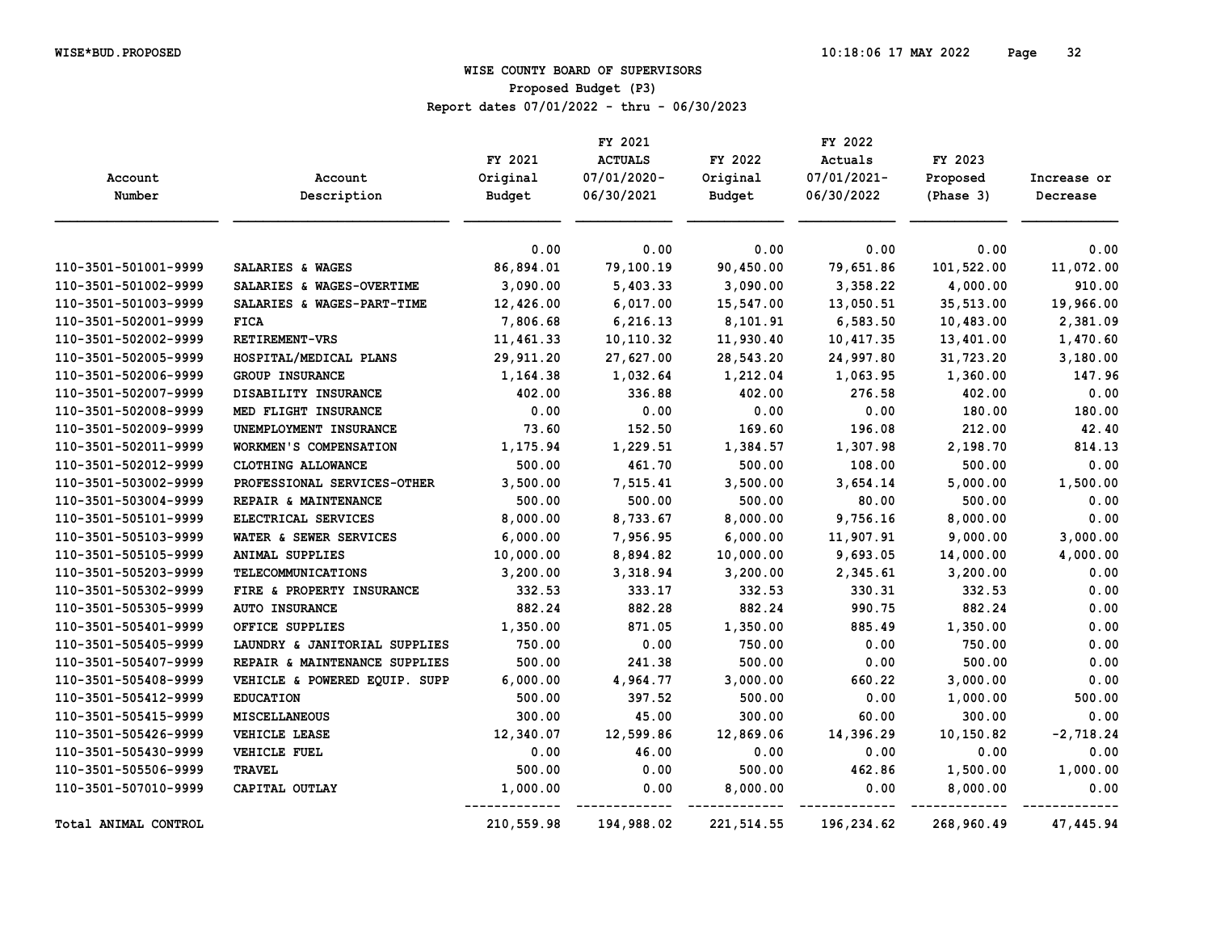# WISE COUNTY BOARD OF SUPERVISORS

## Proposed Budget (P3)

Report dates 07/01/2022 - thru - 06/30/2023

| Account Number | Account Description | FY 2021 Original Budget | FY 2021 ACTUALS 07/01/2020-06/30/2021 | FY 2022 Original Budget | FY 2022 Actuals 07/01/2021-06/30/2022 | FY 2023 Proposed (Phase 3) | Increase or Decrease |
|---|---|---|---|---|---|---|---|
| | | 0.00 | 0.00 | 0.00 | 0.00 | 0.00 | 0.00 |
| 110-3501-501001-9999 | SALARIES & WAGES | 86,894.01 | 79,100.19 | 90,450.00 | 79,651.86 | 101,522.00 | 11,072.00 |
| 110-3501-501002-9999 | SALARIES & WAGES-OVERTIME | 3,090.00 | 5,403.33 | 3,090.00 | 3,358.22 | 4,000.00 | 910.00 |
| 110-3501-501003-9999 | SALARIES & WAGES-PART-TIME | 12,426.00 | 6,017.00 | 15,547.00 | 13,050.51 | 35,513.00 | 19,966.00 |
| 110-3501-502001-9999 | FICA | 7,806.68 | 6,216.13 | 8,101.91 | 6,583.50 | 10,483.00 | 2,381.09 |
| 110-3501-502002-9999 | RETIREMENT-VRS | 11,461.33 | 10,110.32 | 11,930.40 | 10,417.35 | 13,401.00 | 1,470.60 |
| 110-3501-502005-9999 | HOSPITAL/MEDICAL PLANS | 29,911.20 | 27,627.00 | 28,543.20 | 24,997.80 | 31,723.20 | 3,180.00 |
| 110-3501-502006-9999 | GROUP INSURANCE | 1,164.38 | 1,032.64 | 1,212.04 | 1,063.95 | 1,360.00 | 147.96 |
| 110-3501-502007-9999 | DISABILITY INSURANCE | 402.00 | 336.88 | 402.00 | 276.58 | 402.00 | 0.00 |
| 110-3501-502008-9999 | MED FLIGHT INSURANCE | 0.00 | 0.00 | 0.00 | 0.00 | 180.00 | 180.00 |
| 110-3501-502009-9999 | UNEMPLOYMENT INSURANCE | 73.60 | 152.50 | 169.60 | 196.08 | 212.00 | 42.40 |
| 110-3501-502011-9999 | WORKMEN'S COMPENSATION | 1,175.94 | 1,229.51 | 1,384.57 | 1,307.98 | 2,198.70 | 814.13 |
| 110-3501-502012-9999 | CLOTHING ALLOWANCE | 500.00 | 461.70 | 500.00 | 108.00 | 500.00 | 0.00 |
| 110-3501-503002-9999 | PROFESSIONAL SERVICES-OTHER | 3,500.00 | 7,515.41 | 3,500.00 | 3,654.14 | 5,000.00 | 1,500.00 |
| 110-3501-503004-9999 | REPAIR & MAINTENANCE | 500.00 | 500.00 | 500.00 | 80.00 | 500.00 | 0.00 |
| 110-3501-505101-9999 | ELECTRICAL SERVICES | 8,000.00 | 8,733.67 | 8,000.00 | 9,756.16 | 8,000.00 | 0.00 |
| 110-3501-505103-9999 | WATER & SEWER SERVICES | 6,000.00 | 7,956.95 | 6,000.00 | 11,907.91 | 9,000.00 | 3,000.00 |
| 110-3501-505105-9999 | ANIMAL SUPPLIES | 10,000.00 | 8,894.82 | 10,000.00 | 9,693.05 | 14,000.00 | 4,000.00 |
| 110-3501-505203-9999 | TELECOMMUNICATIONS | 3,200.00 | 3,318.94 | 3,200.00 | 2,345.61 | 3,200.00 | 0.00 |
| 110-3501-505302-9999 | FIRE & PROPERTY INSURANCE | 332.53 | 333.17 | 332.53 | 330.31 | 332.53 | 0.00 |
| 110-3501-505305-9999 | AUTO INSURANCE | 882.24 | 882.28 | 882.24 | 990.75 | 882.24 | 0.00 |
| 110-3501-505401-9999 | OFFICE SUPPLIES | 1,350.00 | 871.05 | 1,350.00 | 885.49 | 1,350.00 | 0.00 |
| 110-3501-505405-9999 | LAUNDRY & JANITORIAL SUPPLIES | 750.00 | 0.00 | 750.00 | 0.00 | 750.00 | 0.00 |
| 110-3501-505407-9999 | REPAIR & MAINTENANCE SUPPLIES | 500.00 | 241.38 | 500.00 | 0.00 | 500.00 | 0.00 |
| 110-3501-505408-9999 | VEHICLE & POWERED EQUIP. SUPP | 6,000.00 | 4,964.77 | 3,000.00 | 660.22 | 3,000.00 | 0.00 |
| 110-3501-505412-9999 | EDUCATION | 500.00 | 397.52 | 500.00 | 0.00 | 1,000.00 | 500.00 |
| 110-3501-505415-9999 | MISCELLANEOUS | 300.00 | 45.00 | 300.00 | 60.00 | 300.00 | 0.00 |
| 110-3501-505426-9999 | VEHICLE LEASE | 12,340.07 | 12,599.86 | 12,869.06 | 14,396.29 | 10,150.82 | -2,718.24 |
| 110-3501-505430-9999 | VEHICLE FUEL | 0.00 | 46.00 | 0.00 | 0.00 | 0.00 | 0.00 |
| 110-3501-505506-9999 | TRAVEL | 500.00 | 0.00 | 500.00 | 462.86 | 1,500.00 | 1,000.00 |
| 110-3501-507010-9999 | CAPITAL OUTLAY | 1,000.00 | 0.00 | 8,000.00 | 0.00 | 8,000.00 | 0.00 |
| Total ANIMAL CONTROL | | 210,559.98 | 194,988.02 | 221,514.55 | 196,234.62 | 268,960.49 | 47,445.94 |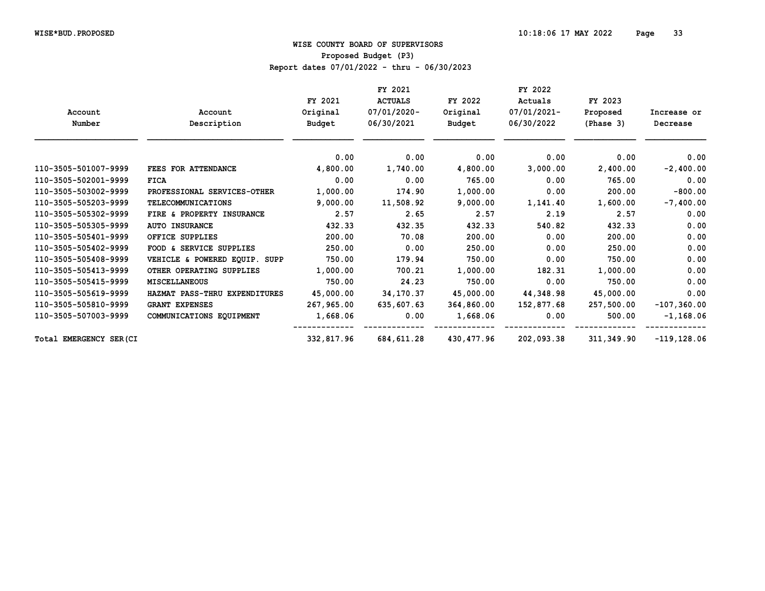WISE COUNTY BOARD OF SUPERVISORS

Proposed Budget (P3)

Report dates 07/01/2022 - thru - 06/30/2023

| Account Number | Account Description | FY 2021 Original Budget | FY 2021 ACTUALS 07/01/2020-06/30/2021 | FY 2022 Original Budget | FY 2022 Actuals 07/01/2021-06/30/2022 | FY 2023 Proposed (Phase 3) | Increase or Decrease |
|---|---|---|---|---|---|---|---|
| | | 0.00 | 0.00 | 0.00 | 0.00 | 0.00 | 0.00 |
| 110-3505-501007-9999 | FEES FOR ATTENDANCE | 4,800.00 | 1,740.00 | 4,800.00 | 3,000.00 | 2,400.00 | -2,400.00 |
| 110-3505-502001-9999 | FICA | 0.00 | 0.00 | 765.00 | 0.00 | 765.00 | 0.00 |
| 110-3505-503002-9999 | PROFESSIONAL SERVICES-OTHER | 1,000.00 | 174.90 | 1,000.00 | 0.00 | 200.00 | -800.00 |
| 110-3505-505203-9999 | TELECOMMUNICATIONS | 9,000.00 | 11,508.92 | 9,000.00 | 1,141.40 | 1,600.00 | -7,400.00 |
| 110-3505-505302-9999 | FIRE & PROPERTY INSURANCE | 2.57 | 2.65 | 2.57 | 2.19 | 2.57 | 0.00 |
| 110-3505-505305-9999 | AUTO INSURANCE | 432.33 | 432.35 | 432.33 | 540.82 | 432.33 | 0.00 |
| 110-3505-505401-9999 | OFFICE SUPPLIES | 200.00 | 70.08 | 200.00 | 0.00 | 200.00 | 0.00 |
| 110-3505-505402-9999 | FOOD & SERVICE SUPPLIES | 250.00 | 0.00 | 250.00 | 0.00 | 250.00 | 0.00 |
| 110-3505-505408-9999 | VEHICLE & POWERED EQUIP. SUPP | 750.00 | 179.94 | 750.00 | 0.00 | 750.00 | 0.00 |
| 110-3505-505413-9999 | OTHER OPERATING SUPPLIES | 1,000.00 | 700.21 | 1,000.00 | 182.31 | 1,000.00 | 0.00 |
| 110-3505-505415-9999 | MISCELLANEOUS | 750.00 | 24.23 | 750.00 | 0.00 | 750.00 | 0.00 |
| 110-3505-505619-9999 | HAZMAT PASS-THRU EXPENDITURES | 45,000.00 | 34,170.37 | 45,000.00 | 44,348.98 | 45,000.00 | 0.00 |
| 110-3505-505810-9999 | GRANT EXPENSES | 267,965.00 | 635,607.63 | 364,860.00 | 152,877.68 | 257,500.00 | -107,360.00 |
| 110-3505-507003-9999 | COMMUNICATIONS EQUIPMENT | 1,668.06 | 0.00 | 1,668.06 | 0.00 | 500.00 | -1,168.06 |
| Total EMERGENCY SER(CI | | 332,817.96 | 684,611.28 | 430,477.96 | 202,093.38 | 311,349.90 | -119,128.06 |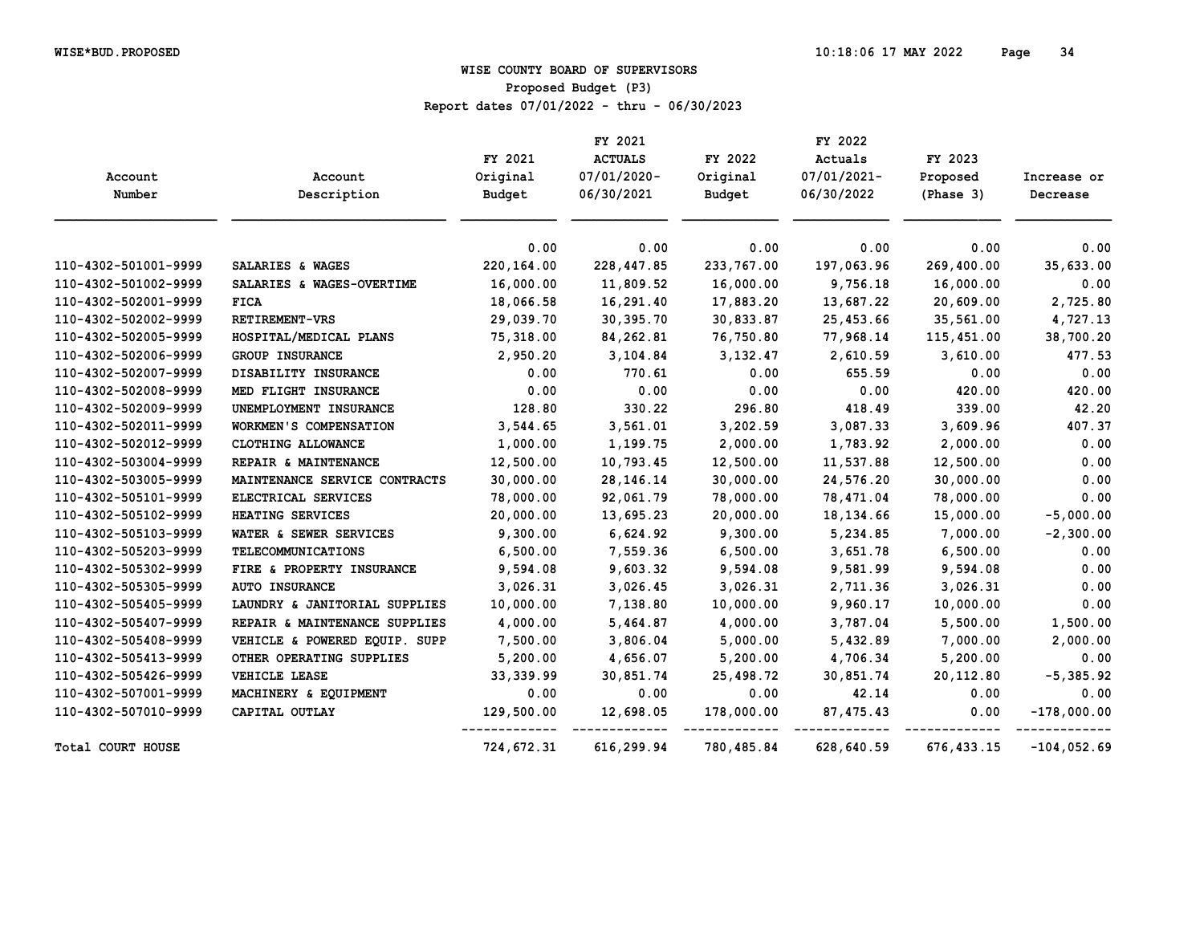# WISE COUNTY BOARD OF SUPERVISORS

## Proposed Budget (P3)

Report dates 07/01/2022 - thru - 06/30/2023

| Account Number | Account Description | FY 2021 Original Budget | FY 2021 ACTUALS 07/01/2020-06/30/2021 | FY 2022 Original Budget | FY 2022 Actuals 07/01/2021-06/30/2022 | FY 2023 Proposed (Phase 3) | Increase or Decrease |
|---|---|---|---|---|---|---|---|
| | | 0.00 | 0.00 | 0.00 | 0.00 | 0.00 | 0.00 |
| 110-4302-501001-9999 | SALARIES & WAGES | 220,164.00 | 228,447.85 | 233,767.00 | 197,063.96 | 269,400.00 | 35,633.00 |
| 110-4302-501002-9999 | SALARIES & WAGES-OVERTIME | 16,000.00 | 11,809.52 | 16,000.00 | 9,756.18 | 16,000.00 | 0.00 |
| 110-4302-502001-9999 | FICA | 18,066.58 | 16,291.40 | 17,883.20 | 13,687.22 | 20,609.00 | 2,725.80 |
| 110-4302-502002-9999 | RETIREMENT-VRS | 29,039.70 | 30,395.70 | 30,833.87 | 25,453.66 | 35,561.00 | 4,727.13 |
| 110-4302-502005-9999 | HOSPITAL/MEDICAL PLANS | 75,318.00 | 84,262.81 | 76,750.80 | 77,968.14 | 115,451.00 | 38,700.20 |
| 110-4302-502006-9999 | GROUP INSURANCE | 2,950.20 | 3,104.84 | 3,132.47 | 2,610.59 | 3,610.00 | 477.53 |
| 110-4302-502007-9999 | DISABILITY INSURANCE | 0.00 | 770.61 | 0.00 | 655.59 | 0.00 | 0.00 |
| 110-4302-502008-9999 | MED FLIGHT INSURANCE | 0.00 | 0.00 | 0.00 | 0.00 | 420.00 | 420.00 |
| 110-4302-502009-9999 | UNEMPLOYMENT INSURANCE | 128.80 | 330.22 | 296.80 | 418.49 | 339.00 | 42.20 |
| 110-4302-502011-9999 | WORKMEN'S COMPENSATION | 3,544.65 | 3,561.01 | 3,202.59 | 3,087.33 | 3,609.96 | 407.37 |
| 110-4302-502012-9999 | CLOTHING ALLOWANCE | 1,000.00 | 1,199.75 | 2,000.00 | 1,783.92 | 2,000.00 | 0.00 |
| 110-4302-503004-9999 | REPAIR & MAINTENANCE | 12,500.00 | 10,793.45 | 12,500.00 | 11,537.88 | 12,500.00 | 0.00 |
| 110-4302-503005-9999 | MAINTENANCE SERVICE CONTRACTS | 30,000.00 | 28,146.14 | 30,000.00 | 24,576.20 | 30,000.00 | 0.00 |
| 110-4302-505101-9999 | ELECTRICAL SERVICES | 78,000.00 | 92,061.79 | 78,000.00 | 78,471.04 | 78,000.00 | 0.00 |
| 110-4302-505102-9999 | HEATING SERVICES | 20,000.00 | 13,695.23 | 20,000.00 | 18,134.66 | 15,000.00 | -5,000.00 |
| 110-4302-505103-9999 | WATER & SEWER SERVICES | 9,300.00 | 6,624.92 | 9,300.00 | 5,234.85 | 7,000.00 | -2,300.00 |
| 110-4302-505203-9999 | TELECOMMUNICATIONS | 6,500.00 | 7,559.36 | 6,500.00 | 3,651.78 | 6,500.00 | 0.00 |
| 110-4302-505302-9999 | FIRE & PROPERTY INSURANCE | 9,594.08 | 9,603.32 | 9,594.08 | 9,581.99 | 9,594.08 | 0.00 |
| 110-4302-505305-9999 | AUTO INSURANCE | 3,026.31 | 3,026.45 | 3,026.31 | 2,711.36 | 3,026.31 | 0.00 |
| 110-4302-505405-9999 | LAUNDRY & JANITORIAL SUPPLIES | 10,000.00 | 7,138.80 | 10,000.00 | 9,960.17 | 10,000.00 | 0.00 |
| 110-4302-505407-9999 | REPAIR & MAINTENANCE SUPPLIES | 4,000.00 | 5,464.87 | 4,000.00 | 3,787.04 | 5,500.00 | 1,500.00 |
| 110-4302-505408-9999 | VEHICLE & POWERED EQUIP. SUPP | 7,500.00 | 3,806.04 | 5,000.00 | 5,432.89 | 7,000.00 | 2,000.00 |
| 110-4302-505413-9999 | OTHER OPERATING SUPPLIES | 5,200.00 | 4,656.07 | 5,200.00 | 4,706.34 | 5,200.00 | 0.00 |
| 110-4302-505426-9999 | VEHICLE LEASE | 33,339.99 | 30,851.74 | 25,498.72 | 30,851.74 | 20,112.80 | -5,385.92 |
| 110-4302-507001-9999 | MACHINERY & EQUIPMENT | 0.00 | 0.00 | 0.00 | 42.14 | 0.00 | 0.00 |
| 110-4302-507010-9999 | CAPITAL OUTLAY | 129,500.00 | 12,698.05 | 178,000.00 | 87,475.43 | 0.00 | -178,000.00 |
| Total COURT HOUSE | | 724,672.31 | 616,299.94 | 780,485.84 | 628,640.59 | 676,433.15 | -104,052.69 |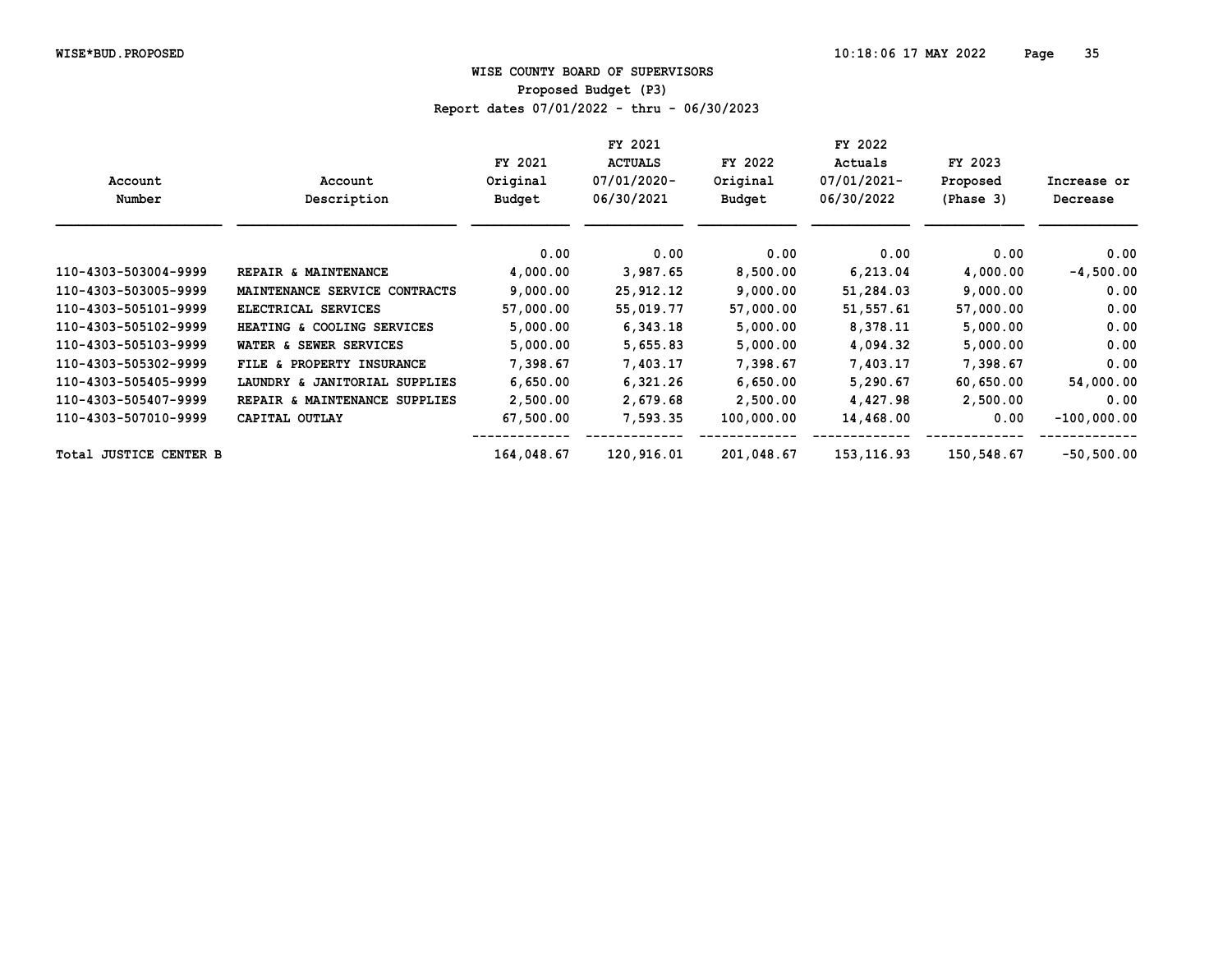# WISE COUNTY BOARD OF SUPERVISORS

## Proposed Budget (P3)

### Report dates 07/01/2022 - thru - 06/30/2023

| Account Number | Account Description | FY 2021 Original Budget | FY 2021 ACTUALS 07/01/2020-06/30/2021 | FY 2022 Original Budget | FY 2022 Actuals 07/01/2021-06/30/2022 | FY 2023 Proposed (Phase 3) | Increase or Decrease |
|---|---|---|---|---|---|---|---|
| | | 0.00 | 0.00 | 0.00 | 0.00 | 0.00 | 0.00 |
| 110-4303-503004-9999 | REPAIR & MAINTENANCE | 4,000.00 | 3,987.65 | 8,500.00 | 6,213.04 | 4,000.00 | -4,500.00 |
| 110-4303-503005-9999 | MAINTENANCE SERVICE CONTRACTS | 9,000.00 | 25,912.12 | 9,000.00 | 51,284.03 | 9,000.00 | 0.00 |
| 110-4303-505101-9999 | ELECTRICAL SERVICES | 57,000.00 | 55,019.77 | 57,000.00 | 51,557.61 | 57,000.00 | 0.00 |
| 110-4303-505102-9999 | HEATING & COOLING SERVICES | 5,000.00 | 6,343.18 | 5,000.00 | 8,378.11 | 5,000.00 | 0.00 |
| 110-4303-505103-9999 | WATER & SEWER SERVICES | 5,000.00 | 5,655.83 | 5,000.00 | 4,094.32 | 5,000.00 | 0.00 |
| 110-4303-505302-9999 | FILE & PROPERTY INSURANCE | 7,398.67 | 7,403.17 | 7,398.67 | 7,403.17 | 7,398.67 | 0.00 |
| 110-4303-505405-9999 | LAUNDRY & JANITORIAL SUPPLIES | 6,650.00 | 6,321.26 | 6,650.00 | 5,290.67 | 60,650.00 | 54,000.00 |
| 110-4303-505407-9999 | REPAIR & MAINTENANCE SUPPLIES | 2,500.00 | 2,679.68 | 2,500.00 | 4,427.98 | 2,500.00 | 0.00 |
| 110-4303-507010-9999 | CAPITAL OUTLAY | 67,500.00 | 7,593.35 | 100,000.00 | 14,468.00 | 0.00 | -100,000.00 |
| Total JUSTICE CENTER B | | 164,048.67 | 120,916.01 | 201,048.67 | 153,116.93 | 150,548.67 | -50,500.00 |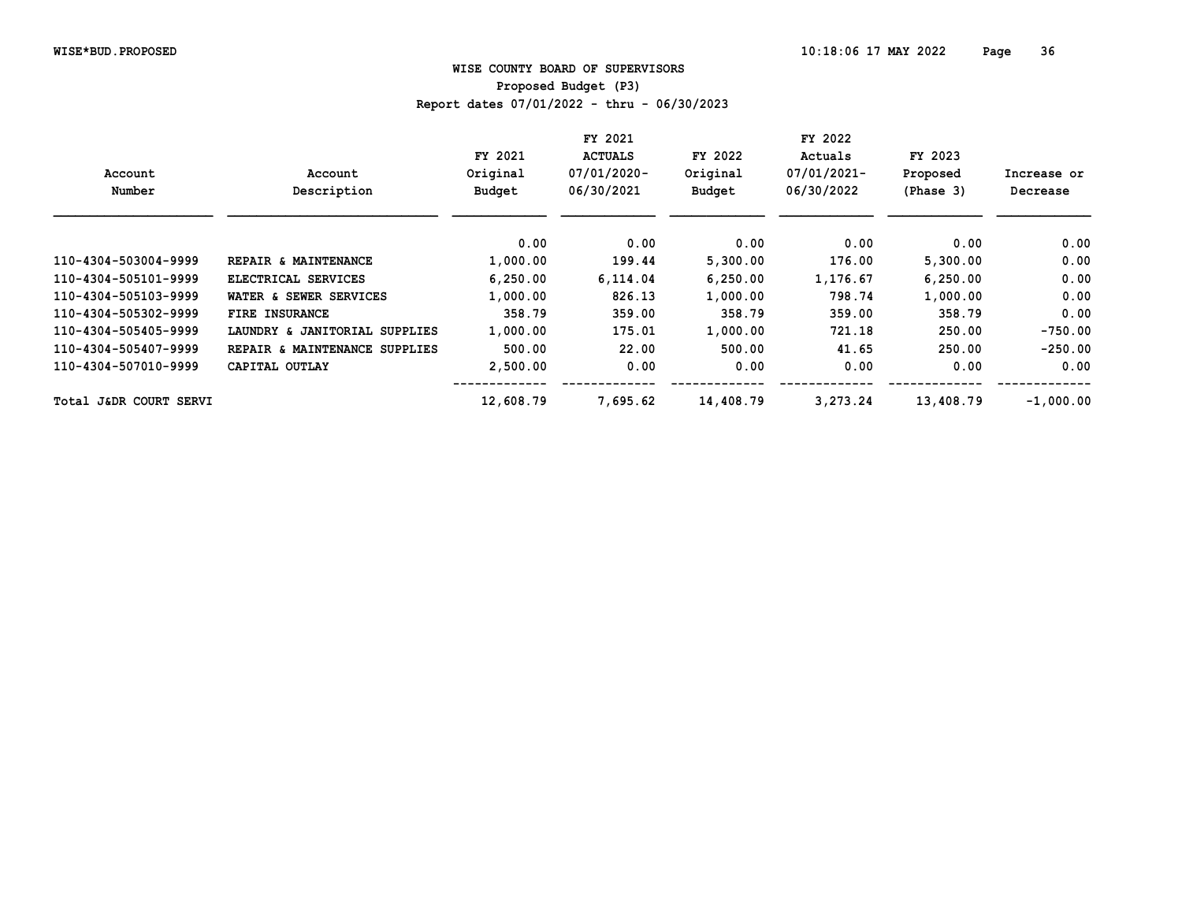# WISE COUNTY BOARD OF SUPERVISORS

Proposed Budget (P3)

Report dates 07/01/2022 - thru - 06/30/2023

| Account Number | Account Description | FY 2021 Original Budget | FY 2021 ACTUALS 07/01/2020-06/30/2021 | FY 2022 Original Budget | FY 2022 Actuals 07/01/2021-06/30/2022 | FY 2023 Proposed (Phase 3) | Increase or Decrease |
|---|---|---|---|---|---|---|---|
| | | 0.00 | 0.00 | 0.00 | 0.00 | 0.00 | 0.00 |
| 110-4304-503004-9999 | REPAIR & MAINTENANCE | 1,000.00 | 199.44 | 5,300.00 | 176.00 | 5,300.00 | 0.00 |
| 110-4304-505101-9999 | ELECTRICAL SERVICES | 6,250.00 | 6,114.04 | 6,250.00 | 1,176.67 | 6,250.00 | 0.00 |
| 110-4304-505103-9999 | WATER & SEWER SERVICES | 1,000.00 | 826.13 | 1,000.00 | 798.74 | 1,000.00 | 0.00 |
| 110-4304-505302-9999 | FIRE INSURANCE | 358.79 | 359.00 | 358.79 | 359.00 | 358.79 | 0.00 |
| 110-4304-505405-9999 | LAUNDRY & JANITORIAL SUPPLIES | 1,000.00 | 175.01 | 1,000.00 | 721.18 | 250.00 | -750.00 |
| 110-4304-505407-9999 | REPAIR & MAINTENANCE SUPPLIES | 500.00 | 22.00 | 500.00 | 41.65 | 250.00 | -250.00 |
| 110-4304-507010-9999 | CAPITAL OUTLAY | 2,500.00 | 0.00 | 0.00 | 0.00 | 0.00 | 0.00 |
| Total J&DR COURT SERVI | | 12,608.79 | 7,695.62 | 14,408.79 | 3,273.24 | 13,408.79 | -1,000.00 |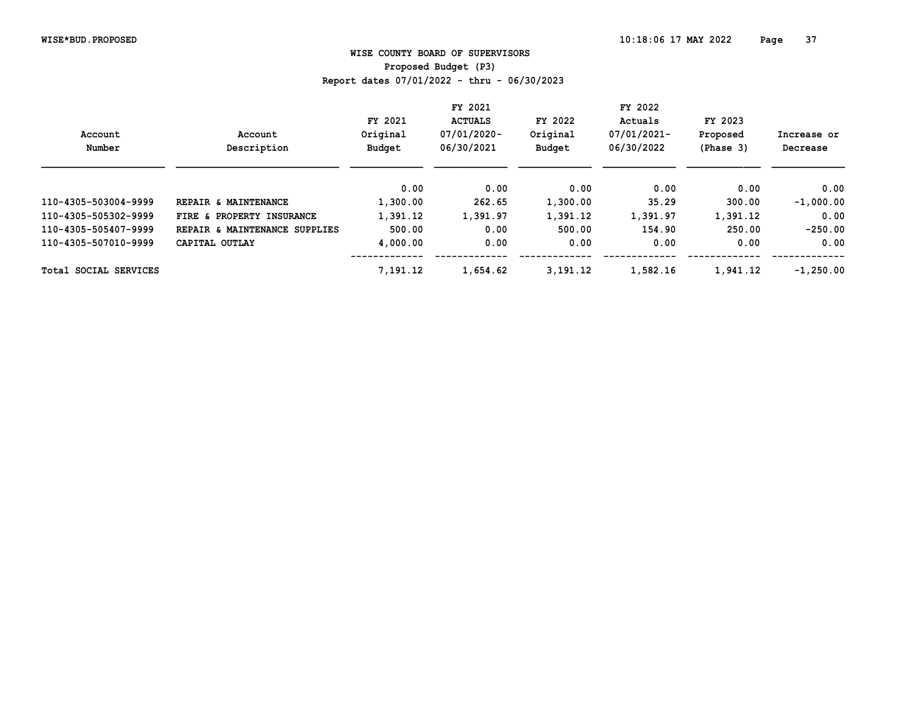## WISE COUNTY BOARD OF SUPERVISORS
### Proposed Budget (P3)
### Report dates 07/01/2022 - thru - 06/30/2023

| Account Number | Account Description | FY 2021 Original Budget | FY 2021 ACTUALS 07/01/2020-06/30/2021 | FY 2022 Original Budget | FY 2022 Actuals 07/01/2021-06/30/2022 | FY 2023 Proposed (Phase 3) | Increase or Decrease |
|---|---|---|---|---|---|---|---|
| | | 0.00 | 0.00 | 0.00 | 0.00 | 0.00 | 0.00 |
| 110-4305-503004-9999 | REPAIR & MAINTENANCE | 1,300.00 | 262.65 | 1,300.00 | 35.29 | 300.00 | -1,000.00 |
| 110-4305-505302-9999 | FIRE & PROPERTY INSURANCE | 1,391.12 | 1,391.97 | 1,391.12 | 1,391.97 | 1,391.12 | 0.00 |
| 110-4305-505407-9999 | REPAIR & MAINTENANCE SUPPLIES | 500.00 | 0.00 | 500.00 | 154.90 | 250.00 | -250.00 |
| 110-4305-507010-9999 | CAPITAL OUTLAY | 4,000.00 | 0.00 | 0.00 | 0.00 | 0.00 | 0.00 |
| Total SOCIAL SERVICES | | 7,191.12 | 1,654.62 | 3,191.12 | 1,582.16 | 1,941.12 | -1,250.00 |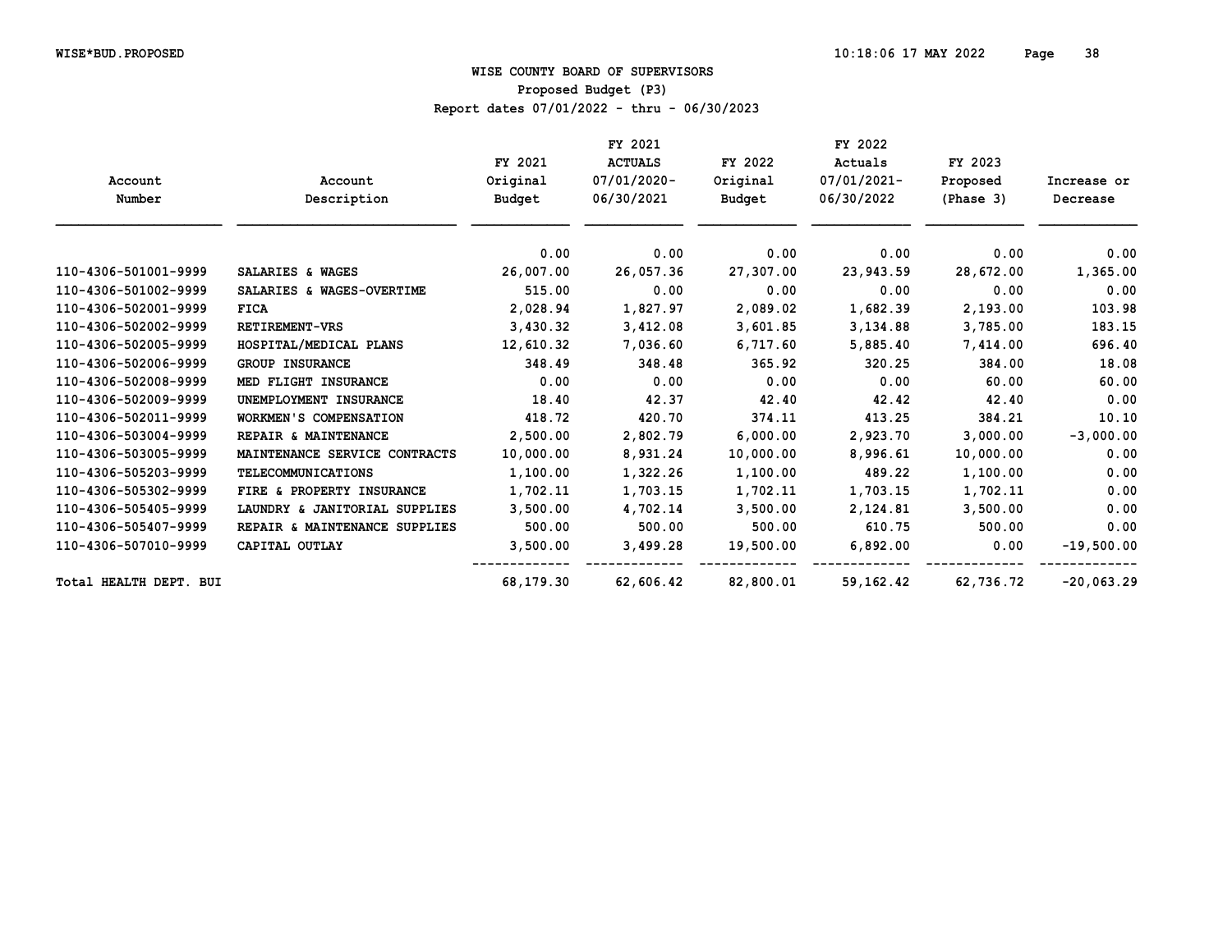# WISE COUNTY BOARD OF SUPERVISORS

Proposed Budget (P3)

Report dates 07/01/2022 - thru - 06/30/2023

| Account Number | Account Description | FY 2021 Original Budget | FY 2021 ACTUALS 07/01/2020- 06/30/2021 | FY 2022 Original Budget | FY 2022 Actuals 07/01/2021- 06/30/2022 | FY 2023 Proposed (Phase 3) | Increase or Decrease |
|---|---|---|---|---|---|---|---|
| | | 0.00 | 0.00 | 0.00 | 0.00 | 0.00 | 0.00 |
| 110-4306-501001-9999 | SALARIES & WAGES | 26,007.00 | 26,057.36 | 27,307.00 | 23,943.59 | 28,672.00 | 1,365.00 |
| 110-4306-501002-9999 | SALARIES & WAGES-OVERTIME | 515.00 | 0.00 | 0.00 | 0.00 | 0.00 | 0.00 |
| 110-4306-502001-9999 | FICA | 2,028.94 | 1,827.97 | 2,089.02 | 1,682.39 | 2,193.00 | 103.98 |
| 110-4306-502002-9999 | RETIREMENT-VRS | 3,430.32 | 3,412.08 | 3,601.85 | 3,134.88 | 3,785.00 | 183.15 |
| 110-4306-502005-9999 | HOSPITAL/MEDICAL PLANS | 12,610.32 | 7,036.60 | 6,717.60 | 5,885.40 | 7,414.00 | 696.40 |
| 110-4306-502006-9999 | GROUP INSURANCE | 348.49 | 348.48 | 365.92 | 320.25 | 384.00 | 18.08 |
| 110-4306-502008-9999 | MED FLIGHT INSURANCE | 0.00 | 0.00 | 0.00 | 0.00 | 60.00 | 60.00 |
| 110-4306-502009-9999 | UNEMPLOYMENT INSURANCE | 18.40 | 42.37 | 42.40 | 42.42 | 42.40 | 0.00 |
| 110-4306-502011-9999 | WORKMEN'S COMPENSATION | 418.72 | 420.70 | 374.11 | 413.25 | 384.21 | 10.10 |
| 110-4306-503004-9999 | REPAIR & MAINTENANCE | 2,500.00 | 2,802.79 | 6,000.00 | 2,923.70 | 3,000.00 | -3,000.00 |
| 110-4306-503005-9999 | MAINTENANCE SERVICE CONTRACTS | 10,000.00 | 8,931.24 | 10,000.00 | 8,996.61 | 10,000.00 | 0.00 |
| 110-4306-505203-9999 | TELECOMMUNICATIONS | 1,100.00 | 1,322.26 | 1,100.00 | 489.22 | 1,100.00 | 0.00 |
| 110-4306-505302-9999 | FIRE & PROPERTY INSURANCE | 1,702.11 | 1,703.15 | 1,702.11 | 1,703.15 | 1,702.11 | 0.00 |
| 110-4306-505405-9999 | LAUNDRY & JANITORIAL SUPPLIES | 3,500.00 | 4,702.14 | 3,500.00 | 2,124.81 | 3,500.00 | 0.00 |
| 110-4306-505407-9999 | REPAIR & MAINTENANCE SUPPLIES | 500.00 | 500.00 | 500.00 | 610.75 | 500.00 | 0.00 |
| 110-4306-507010-9999 | CAPITAL OUTLAY | 3,500.00 | 3,499.28 | 19,500.00 | 6,892.00 | 0.00 | -19,500.00 |
| Total HEALTH DEPT. BUI | | 68,179.30 | 62,606.42 | 82,800.01 | 59,162.42 | 62,736.72 | -20,063.29 |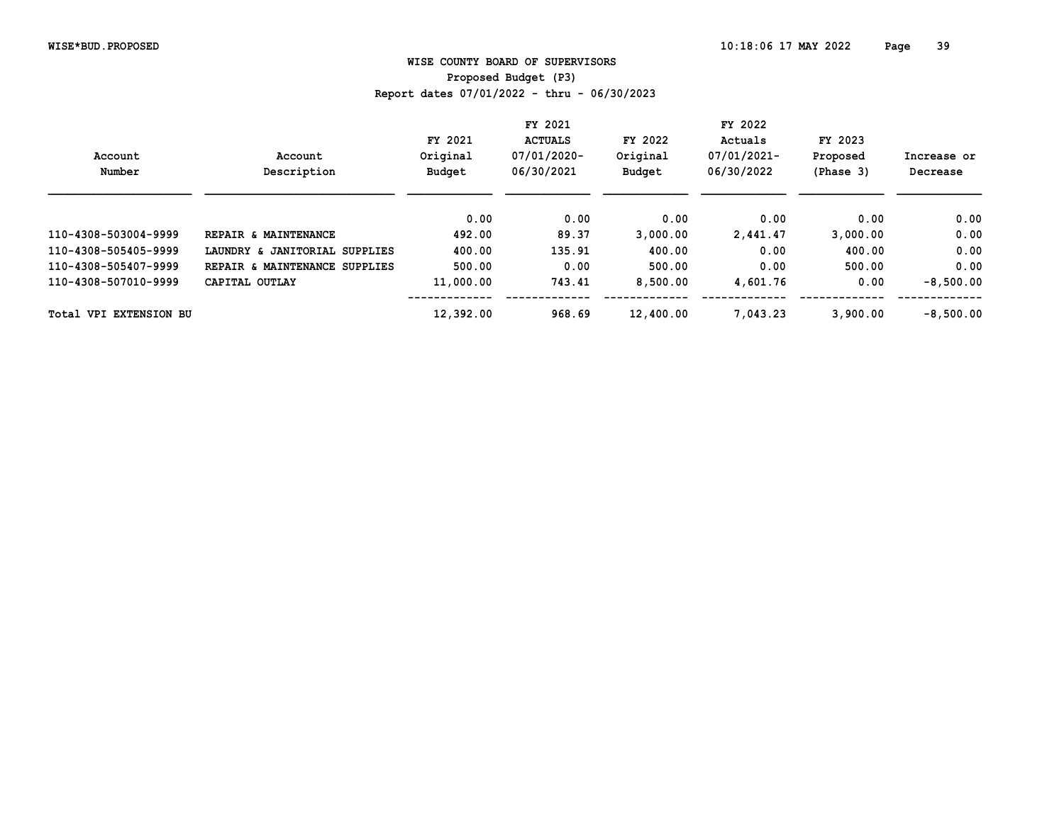**WISE COUNTY BOARD OF SUPERVISORS**

**Proposed Budget (P3)**

**Report dates 07/01/2022 - thru - 06/30/2023**

| Account Number | Account Description | FY 2021 Original Budget | FY 2021 ACTUALS 07/01/2020- 06/30/2021 | FY 2022 Original Budget | FY 2022 Actuals 07/01/2021- 06/30/2022 | FY 2023 Proposed (Phase 3) | Increase or Decrease |
|---|---|---|---|---|---|---|---|
| | | 0.00 | 0.00 | 0.00 | 0.00 | 0.00 | 0.00 |
| 110-4308-503004-9999 | REPAIR & MAINTENANCE | 492.00 | 89.37 | 3,000.00 | 2,441.47 | 3,000.00 | 0.00 |
| 110-4308-505405-9999 | LAUNDRY & JANITORIAL SUPPLIES | 400.00 | 135.91 | 400.00 | 0.00 | 400.00 | 0.00 |
| 110-4308-505407-9999 | REPAIR & MAINTENANCE SUPPLIES | 500.00 | 0.00 | 500.00 | 0.00 | 500.00 | 0.00 |
| 110-4308-507010-9999 | CAPITAL OUTLAY | 11,000.00 | 743.41 | 8,500.00 | 4,601.76 | 0.00 | -8,500.00 |
| Total VPI EXTENSION BU | | 12,392.00 | 968.69 | 12,400.00 | 7,043.23 | 3,900.00 | -8,500.00 |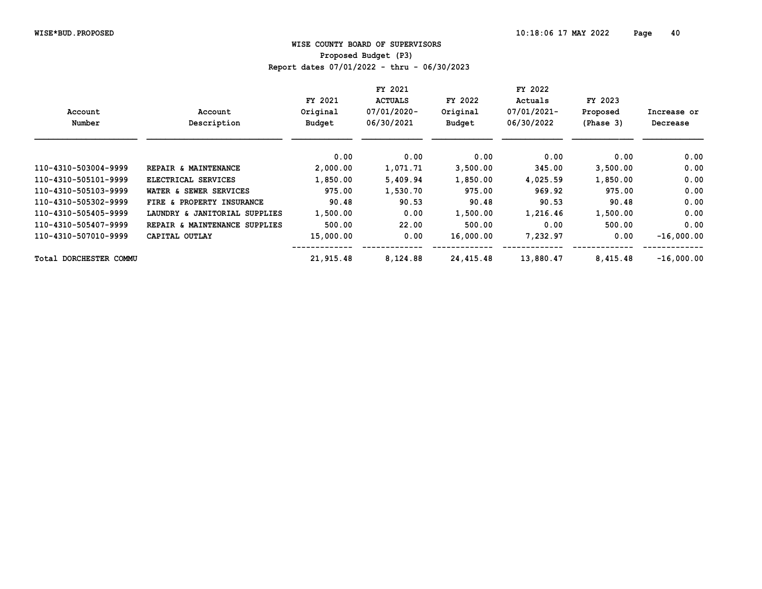# WISE COUNTY BOARD OF SUPERVISORS

## Proposed Budget (P3)

### Report dates 07/01/2022 - thru - 06/30/2023

| Account Number | Account Description | FY 2021 Original Budget | FY 2021 ACTUALS 07/01/2020-06/30/2021 | FY 2022 Original Budget | FY 2022 Actuals 07/01/2021-06/30/2022 | FY 2023 Proposed (Phase 3) | Increase or Decrease |
|---|---|---|---|---|---|---|---|
| | | 0.00 | 0.00 | 0.00 | 0.00 | 0.00 | 0.00 |
| 110-4310-503004-9999 | REPAIR & MAINTENANCE | 2,000.00 | 1,071.71 | 3,500.00 | 345.00 | 3,500.00 | 0.00 |
| 110-4310-505101-9999 | ELECTRICAL SERVICES | 1,850.00 | 5,409.94 | 1,850.00 | 4,025.59 | 1,850.00 | 0.00 |
| 110-4310-505103-9999 | WATER & SEWER SERVICES | 975.00 | 1,530.70 | 975.00 | 969.92 | 975.00 | 0.00 |
| 110-4310-505302-9999 | FIRE & PROPERTY INSURANCE | 90.48 | 90.53 | 90.48 | 90.53 | 90.48 | 0.00 |
| 110-4310-505405-9999 | LAUNDRY & JANITORIAL SUPPLIES | 1,500.00 | 0.00 | 1,500.00 | 1,216.46 | 1,500.00 | 0.00 |
| 110-4310-505407-9999 | REPAIR & MAINTENANCE SUPPLIES | 500.00 | 22.00 | 500.00 | 0.00 | 500.00 | 0.00 |
| 110-4310-507010-9999 | CAPITAL OUTLAY | 15,000.00 | 0.00 | 16,000.00 | 7,232.97 | 0.00 | -16,000.00 |
| Total DORCHESTER COMMU | | 21,915.48 | 8,124.88 | 24,415.48 | 13,880.47 | 8,415.48 | -16,000.00 |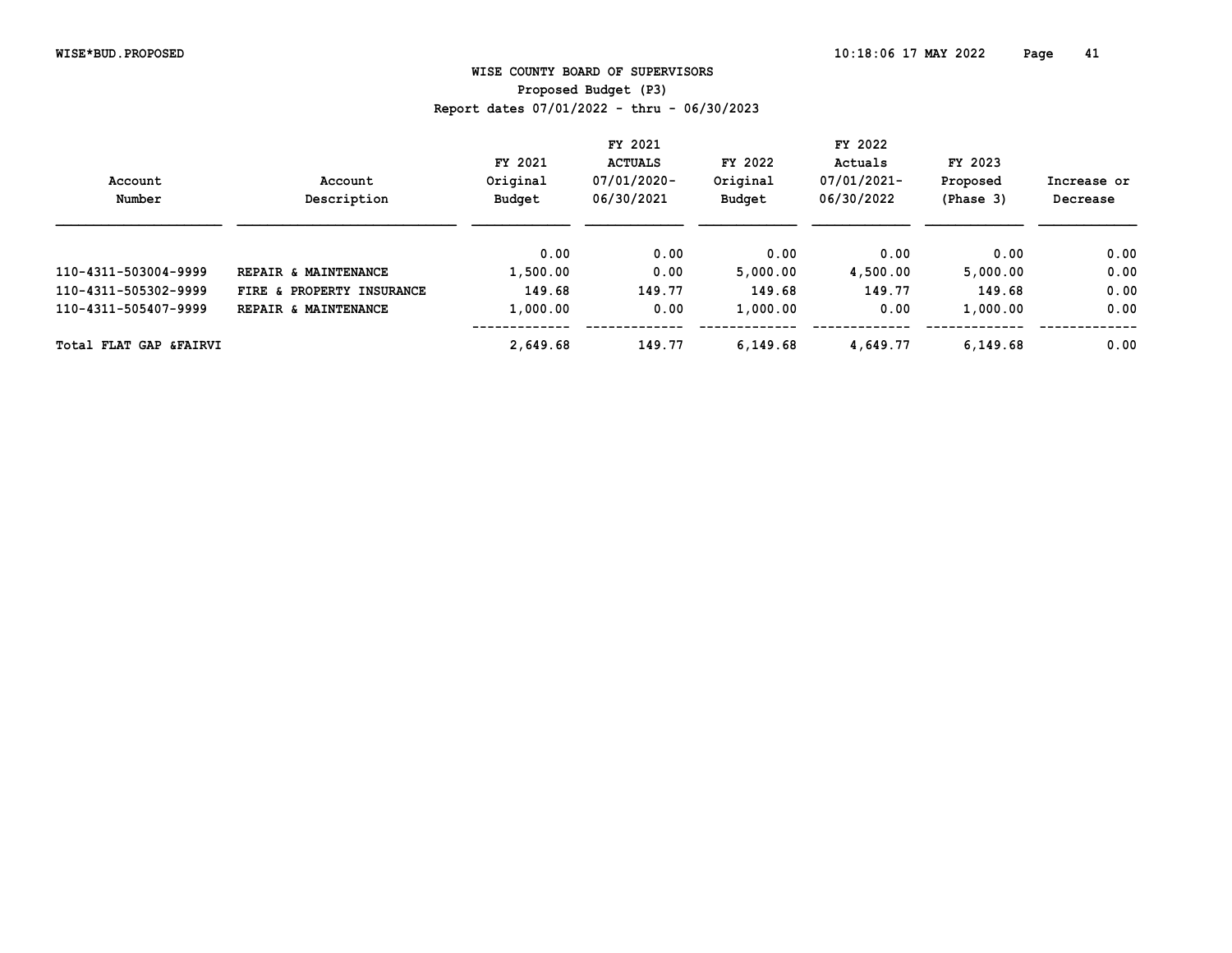WISE*BUD.PROPOSED

# WISE COUNTY BOARD OF SUPERVISORS

## Proposed Budget (P3)

Report dates 07/01/2022 - thru - 06/30/2023

| Account Number | Account Description | FY 2021 Original Budget | FY 2021 ACTUALS 07/01/2020- 06/30/2021 | FY 2022 Original Budget | FY 2022 Actuals 07/01/2021- 06/30/2022 | FY 2023 Proposed (Phase 3) | Increase or Decrease |
|---|---|---|---|---|---|---|---|
| | | 0.00 | 0.00 | 0.00 | 0.00 | 0.00 | 0.00 |
| 110-4311-503004-9999 | REPAIR & MAINTENANCE | 1,500.00 | 0.00 | 5,000.00 | 4,500.00 | 5,000.00 | 0.00 |
| 110-4311-505302-9999 | FIRE & PROPERTY INSURANCE | 149.68 | 149.77 | 149.68 | 149.77 | 149.68 | 0.00 |
| 110-4311-505407-9999 | REPAIR & MAINTENANCE | 1,000.00 | 0.00 | 1,000.00 | 0.00 | 1,000.00 | 0.00 |
| Total FLAT GAP &FAIRVI | | 2,649.68 | 149.77 | 6,149.68 | 4,649.77 | 6,149.68 | 0.00 |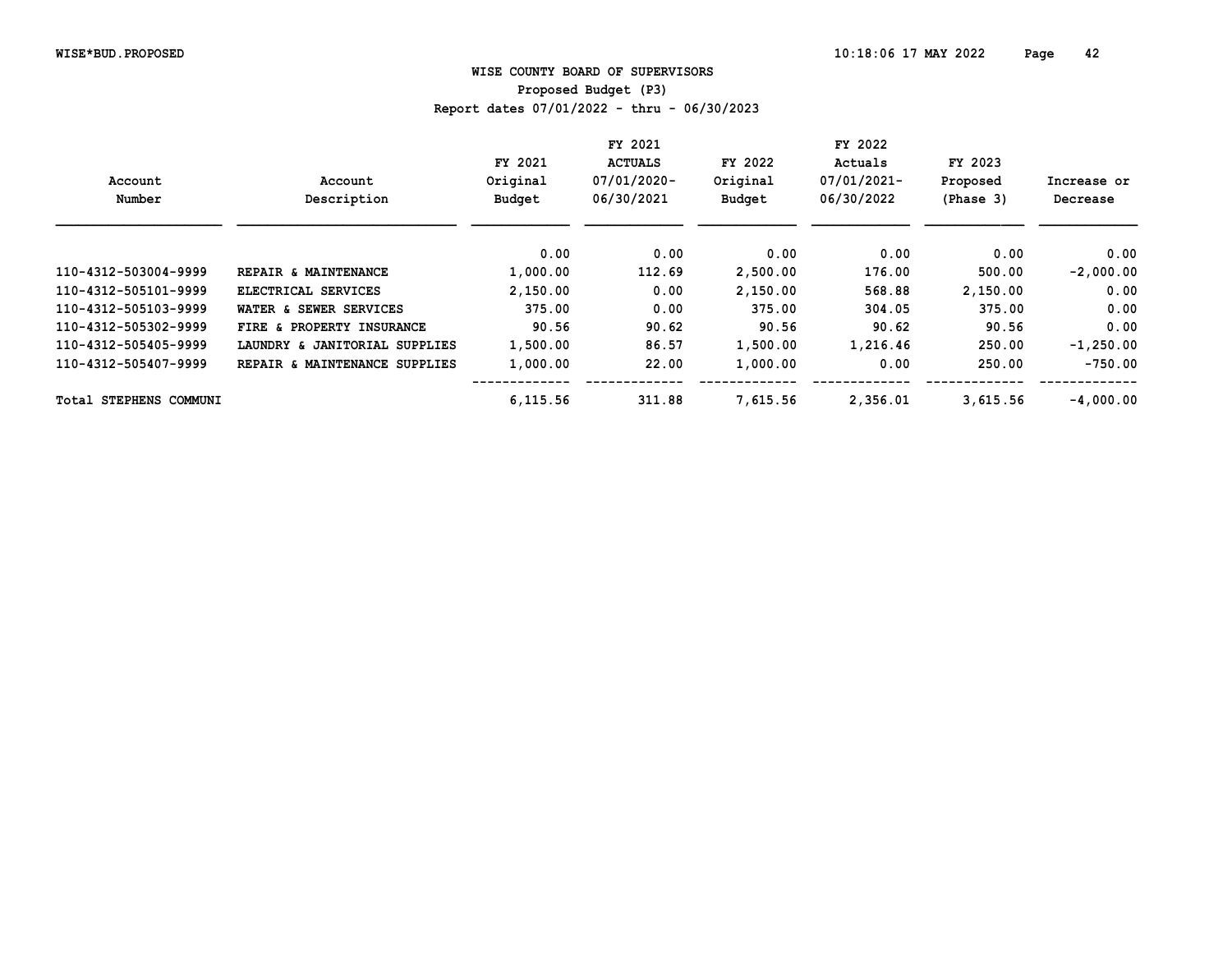# WISE COUNTY BOARD OF SUPERVISORS

## Proposed Budget (P3)

Report dates 07/01/2022 - thru - 06/30/2023

| Account Number | Account Description | FY 2021 Original Budget | FY 2021 ACTUALS 07/01/2020-06/30/2021 | FY 2022 Original Budget | FY 2022 Actuals 07/01/2021-06/30/2022 | FY 2023 Proposed (Phase 3) | Increase or Decrease |
|---|---|---|---|---|---|---|---|
| | | 0.00 | 0.00 | 0.00 | 0.00 | 0.00 | 0.00 |
| 110-4312-503004-9999 | REPAIR & MAINTENANCE | 1,000.00 | 112.69 | 2,500.00 | 176.00 | 500.00 | -2,000.00 |
| 110-4312-505101-9999 | ELECTRICAL SERVICES | 2,150.00 | 0.00 | 2,150.00 | 568.88 | 2,150.00 | 0.00 |
| 110-4312-505103-9999 | WATER & SEWER SERVICES | 375.00 | 0.00 | 375.00 | 304.05 | 375.00 | 0.00 |
| 110-4312-505302-9999 | FIRE & PROPERTY INSURANCE | 90.56 | 90.62 | 90.56 | 90.62 | 90.56 | 0.00 |
| 110-4312-505405-9999 | LAUNDRY & JANITORIAL SUPPLIES | 1,500.00 | 86.57 | 1,500.00 | 1,216.46 | 250.00 | -1,250.00 |
| 110-4312-505407-9999 | REPAIR & MAINTENANCE SUPPLIES | 1,000.00 | 22.00 | 1,000.00 | 0.00 | 250.00 | -750.00 |
| Total STEPHENS COMMUNI | | 6,115.56 | 311.88 | 7,615.56 | 2,356.01 | 3,615.56 | -4,000.00 |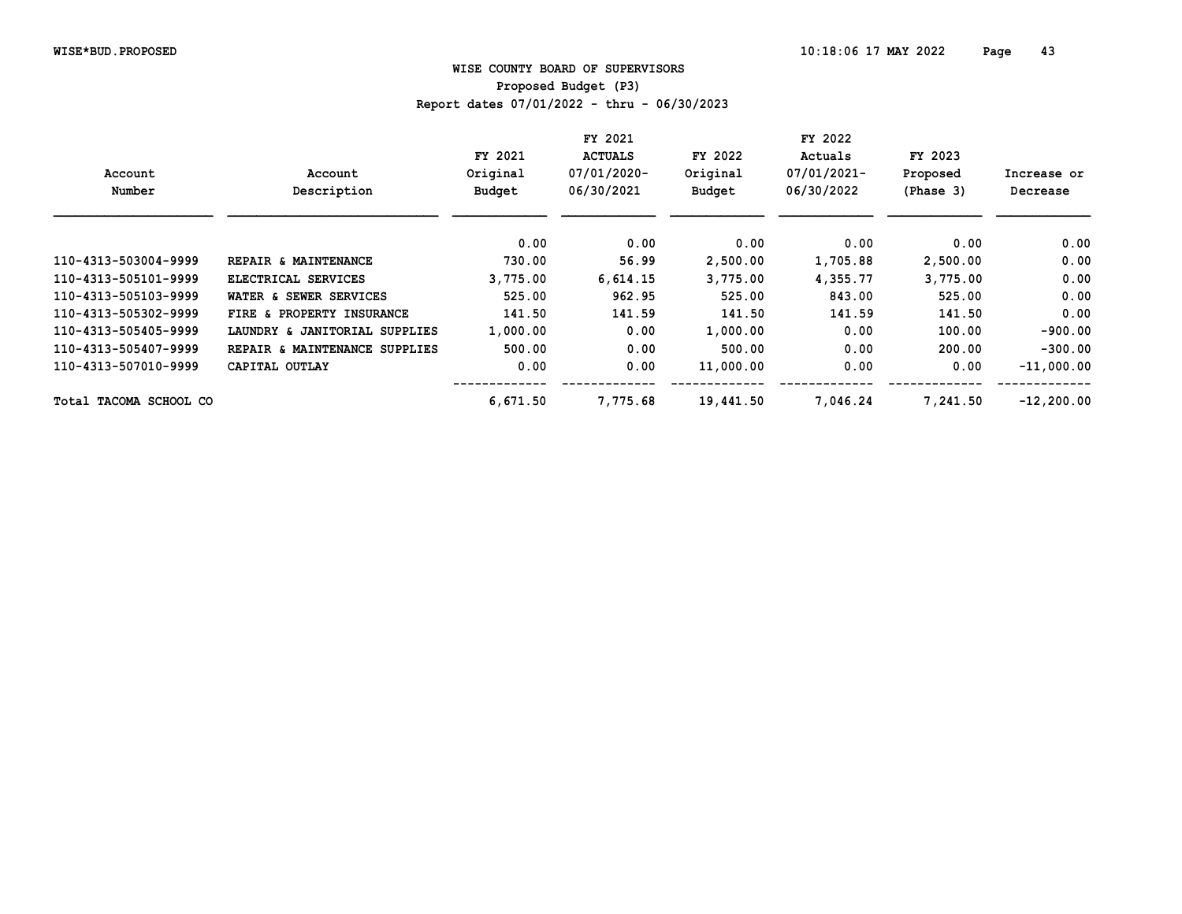# WISE COUNTY BOARD OF SUPERVISORS

## Proposed Budget (P3)

### Report dates 07/01/2022 - thru - 06/30/2023

| Account Number | Account Description | FY 2021 Original Budget | FY 2021 ACTUALS 07/01/2020- 06/30/2021 | FY 2022 Original Budget | FY 2022 Actuals 07/01/2021- 06/30/2022 | FY 2023 Proposed (Phase 3) | Increase or Decrease |
|---|---|---|---|---|---|---|---|
| | | 0.00 | 0.00 | 0.00 | 0.00 | 0.00 | 0.00 |
| 110-4313-503004-9999 | REPAIR & MAINTENANCE | 730.00 | 56.99 | 2,500.00 | 1,705.88 | 2,500.00 | 0.00 |
| 110-4313-505101-9999 | ELECTRICAL SERVICES | 3,775.00 | 6,614.15 | 3,775.00 | 4,355.77 | 3,775.00 | 0.00 |
| 110-4313-505103-9999 | WATER & SEWER SERVICES | 525.00 | 962.95 | 525.00 | 843.00 | 525.00 | 0.00 |
| 110-4313-505302-9999 | FIRE & PROPERTY INSURANCE | 141.50 | 141.59 | 141.50 | 141.59 | 141.50 | 0.00 |
| 110-4313-505405-9999 | LAUNDRY & JANITORIAL SUPPLIES | 1,000.00 | 0.00 | 1,000.00 | 0.00 | 100.00 | -900.00 |
| 110-4313-505407-9999 | REPAIR & MAINTENANCE SUPPLIES | 500.00 | 0.00 | 500.00 | 0.00 | 200.00 | -300.00 |
| 110-4313-507010-9999 | CAPITAL OUTLAY | 0.00 | 0.00 | 11,000.00 | 0.00 | 0.00 | -11,000.00 |
| Total TACOMA SCHOOL CO | | 6,671.50 | 7,775.68 | 19,441.50 | 7,046.24 | 7,241.50 | -12,200.00 |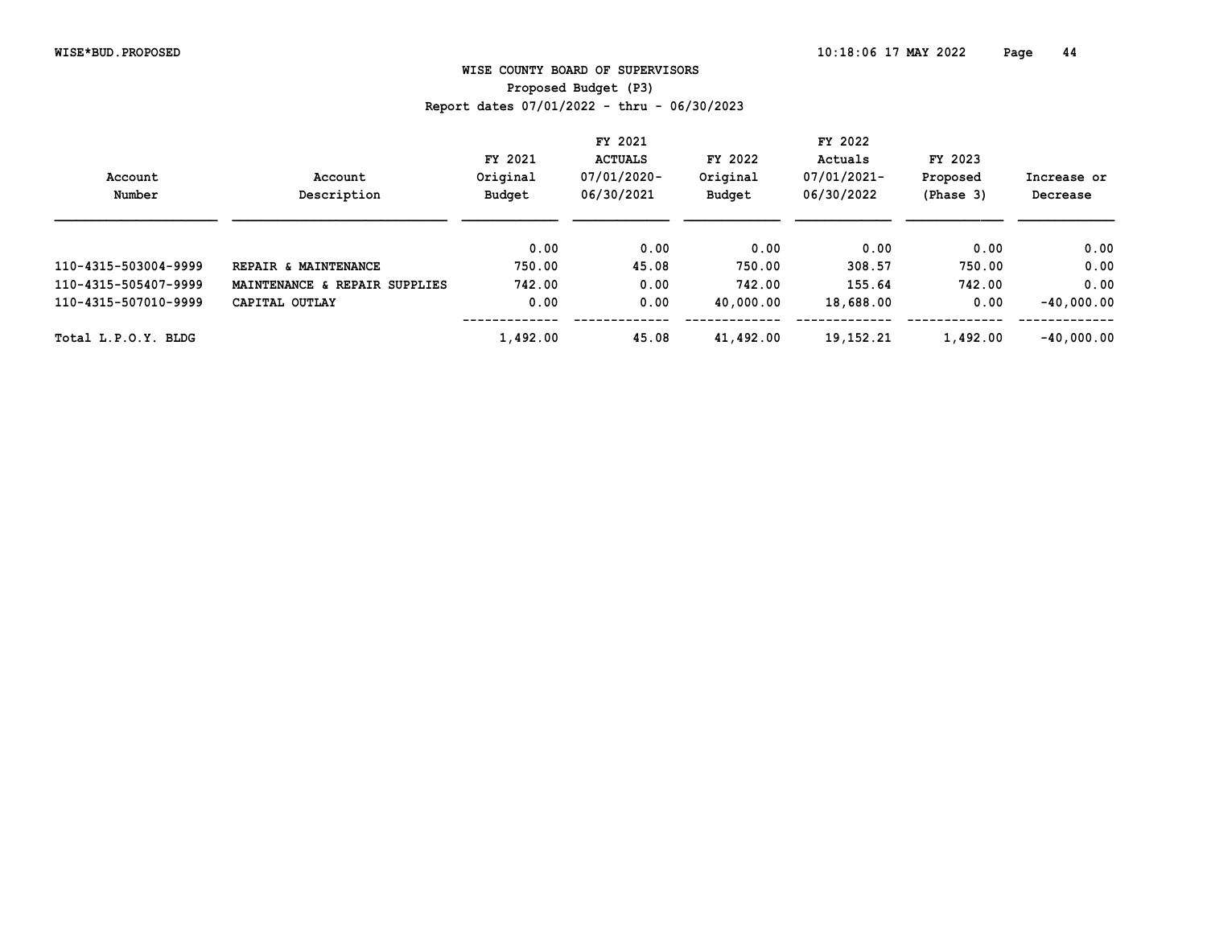**WISE COUNTY BOARD OF SUPERVISORS**
**Proposed Budget (P3)**
**Report dates 07/01/2022 - thru - 06/30/2023**

| Account Number | Account Description | FY 2021 Original Budget | FY 2021 ACTUALS 07/01/2020-06/30/2021 | FY 2022 Original Budget | FY 2022 Actuals 07/01/2021-06/30/2022 | FY 2023 Proposed (Phase 3) | Increase or Decrease |
|---|---|---|---|---|---|---|---|
| | | 0.00 | 0.00 | 0.00 | 0.00 | 0.00 | 0.00 |
| 110-4315-503004-9999 | REPAIR & MAINTENANCE | 750.00 | 45.08 | 750.00 | 308.57 | 750.00 | 0.00 |
| 110-4315-505407-9999 | MAINTENANCE & REPAIR SUPPLIES | 742.00 | 0.00 | 742.00 | 155.64 | 742.00 | 0.00 |
| 110-4315-507010-9999 | CAPITAL OUTLAY | 0.00 | 0.00 | 40,000.00 | 18,688.00 | 0.00 | -40,000.00 |
| Total L.P.O.Y. BLDG | | 1,492.00 | 45.08 | 41,492.00 | 19,152.21 | 1,492.00 | -40,000.00 |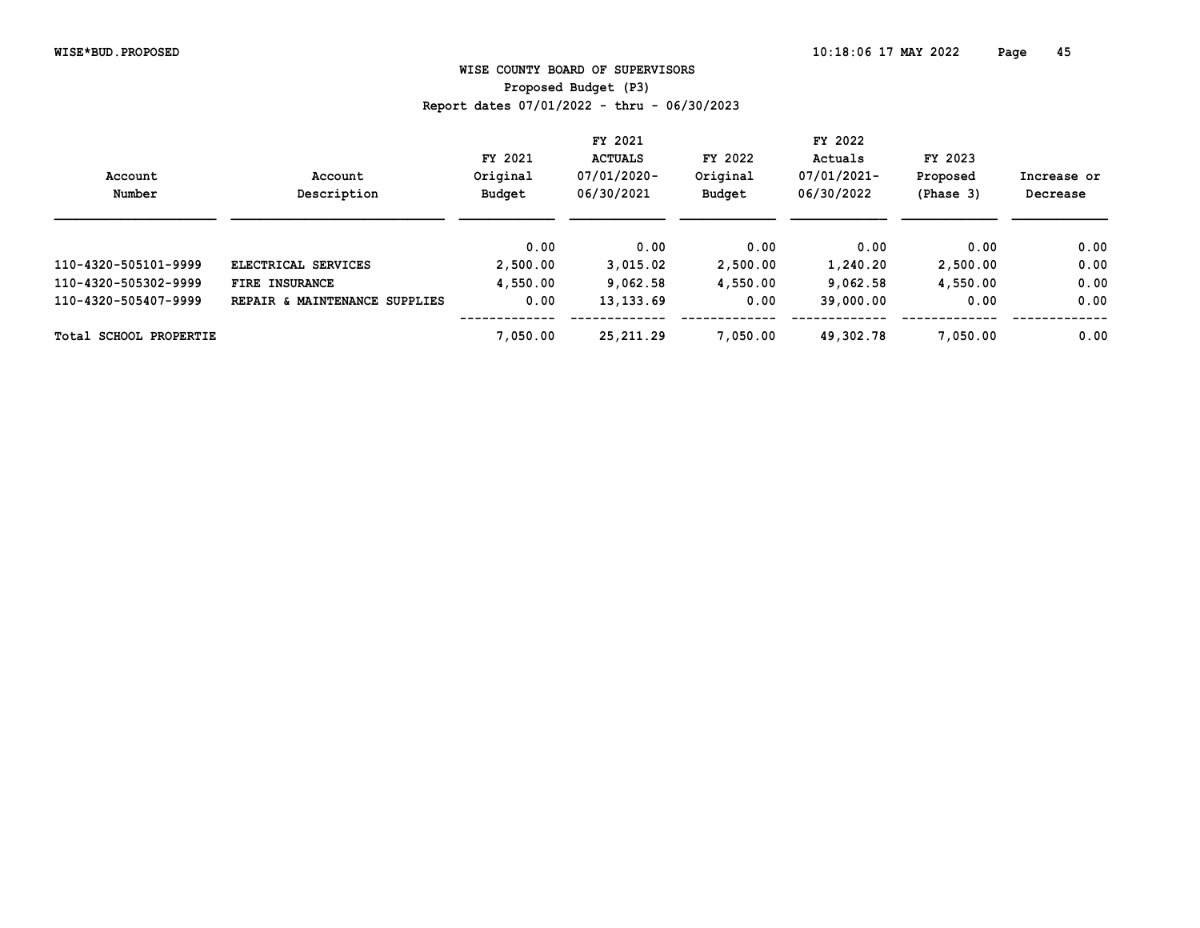# WISE COUNTY BOARD OF SUPERVISORS

## Proposed Budget (P3)

Report dates 07/01/2022 - thru - 06/30/2023

| Account Number | Account Description | FY 2021 Original Budget | FY 2021 ACTUALS 07/01/2020-06/30/2021 | FY 2022 Original Budget | FY 2022 Actuals 07/01/2021-06/30/2022 | FY 2023 Proposed (Phase 3) | Increase or Decrease |
|---|---|---|---|---|---|---|---|
| | | 0.00 | 0.00 | 0.00 | 0.00 | 0.00 | 0.00 |
| 110-4320-505101-9999 | ELECTRICAL SERVICES | 2,500.00 | 3,015.02 | 2,500.00 | 1,240.20 | 2,500.00 | 0.00 |
| 110-4320-505302-9999 | FIRE INSURANCE | 4,550.00 | 9,062.58 | 4,550.00 | 9,062.58 | 4,550.00 | 0.00 |
| 110-4320-505407-9999 | REPAIR & MAINTENANCE SUPPLIES | 0.00 | 13,133.69 | 0.00 | 39,000.00 | 0.00 | 0.00 |
| Total SCHOOL PROPERTIE | | 7,050.00 | 25,211.29 | 7,050.00 | 49,302.78 | 7,050.00 | 0.00 |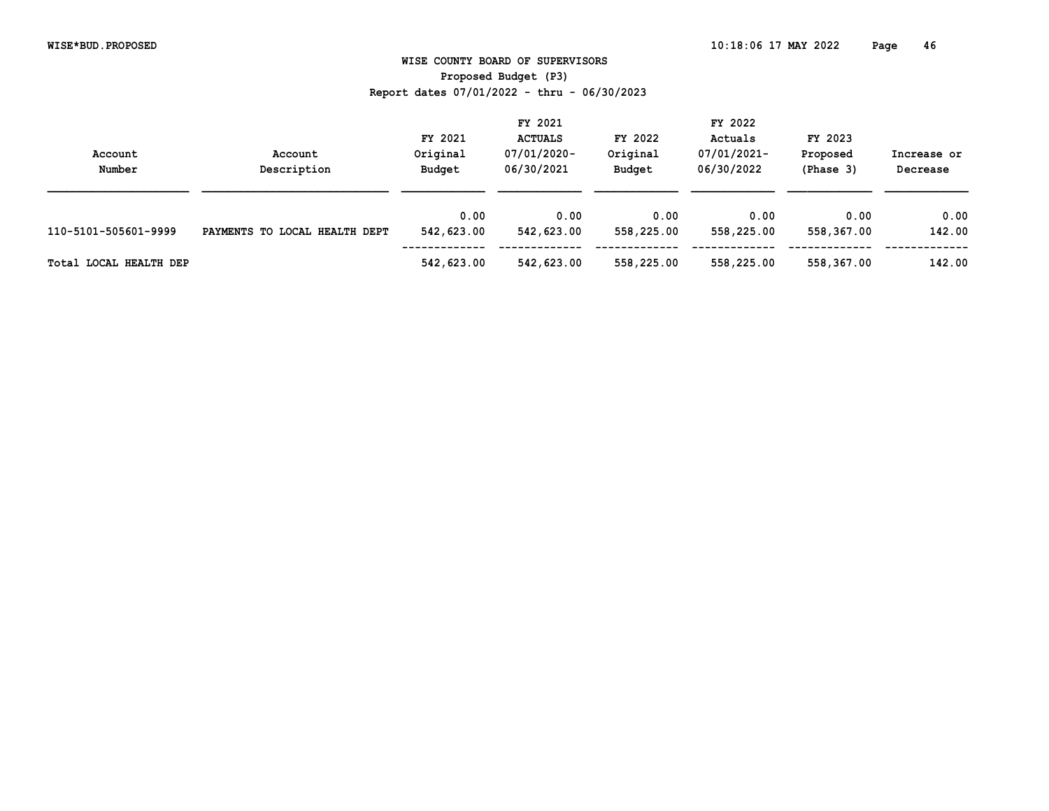WISE COUNTY BOARD OF SUPERVISORS

Proposed Budget (P3)

Report dates 07/01/2022 - thru - 06/30/2023

| Account Number | Account Description | FY 2021 Original Budget | FY 2021 ACTUALS 07/01/2020- 06/30/2021 | FY 2022 Original Budget | FY 2022 Actuals 07/01/2021- 06/30/2022 | FY 2023 Proposed (Phase 3) | Increase or Decrease |
|---|---|---|---|---|---|---|---|
| | | 0.00 | 0.00 | 0.00 | 0.00 | 0.00 | 0.00 |
| 110-5101-505601-9999 | PAYMENTS TO LOCAL HEALTH DEPT | 542,623.00 | 542,623.00 | 558,225.00 | 558,225.00 | 558,367.00 | 142.00 |
| Total LOCAL HEALTH DEP | | 542,623.00 | 542,623.00 | 558,225.00 | 558,225.00 | 558,367.00 | 142.00 |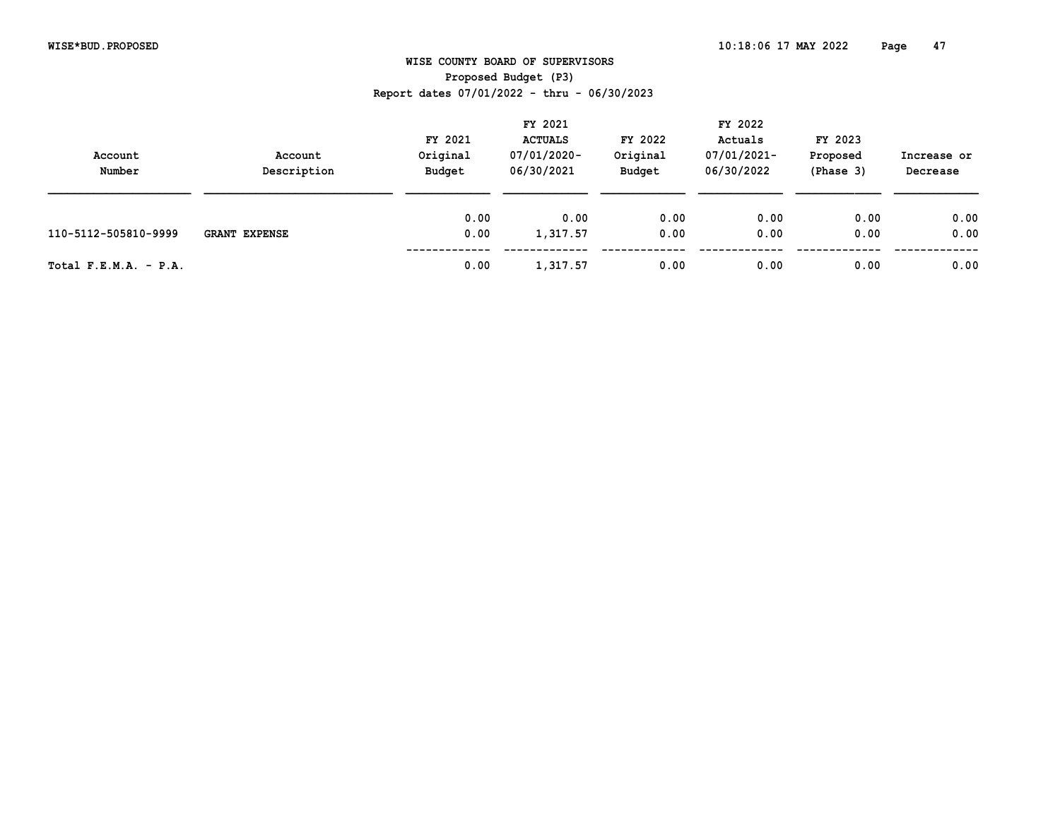# WISE COUNTY BOARD OF SUPERVISORS

**Proposed Budget (P3)**

**Report dates 07/01/2022 - thru - 06/30/2023**

| Account Number | Account Description | FY 2021 Original Budget | FY 2021 ACTUALS 07/01/2020-06/30/2021 | FY 2022 Original Budget | FY 2022 Actuals 07/01/2021-06/30/2022 | FY 2023 Proposed (Phase 3) | Increase or Decrease |
|---|---|---|---|---|---|---|---|
| | | 0.00 | 0.00 | 0.00 | 0.00 | 0.00 | 0.00 |
| 110-5112-505810-9999 | **GRANT EXPENSE** | 0.00 | 1,317.57 | 0.00 | 0.00 | 0.00 | 0.00 |
| **Total F.E.M.A. - P.A.** | | 0.00 | 1,317.57 | 0.00 | 0.00 | 0.00 | 0.00 |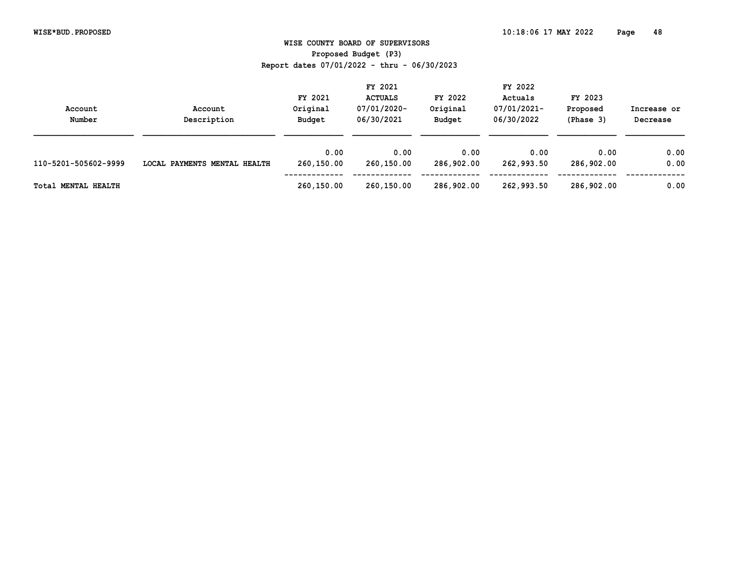WISE COUNTY BOARD OF SUPERVISORS

Proposed Budget (P3)

Report dates 07/01/2022 - thru - 06/30/2023

| Account Number | Account Description | FY 2021 Original Budget | FY 2021 ACTUALS 07/01/2020-06/30/2021 | FY 2022 Original Budget | FY 2022 Actuals 07/01/2021-06/30/2022 | FY 2023 Proposed (Phase 3) | Increase or Decrease |
|---|---|---|---|---|---|---|---|
| | | 0.00 | 0.00 | 0.00 | 0.00 | 0.00 | 0.00 |
| 110-5201-505602-9999 | LOCAL PAYMENTS MENTAL HEALTH | 260,150.00 | 260,150.00 | 286,902.00 | 262,993.50 | 286,902.00 | 0.00 |
| Total MENTAL HEALTH | | 260,150.00 | 260,150.00 | 286,902.00 | 262,993.50 | 286,902.00 | 0.00 |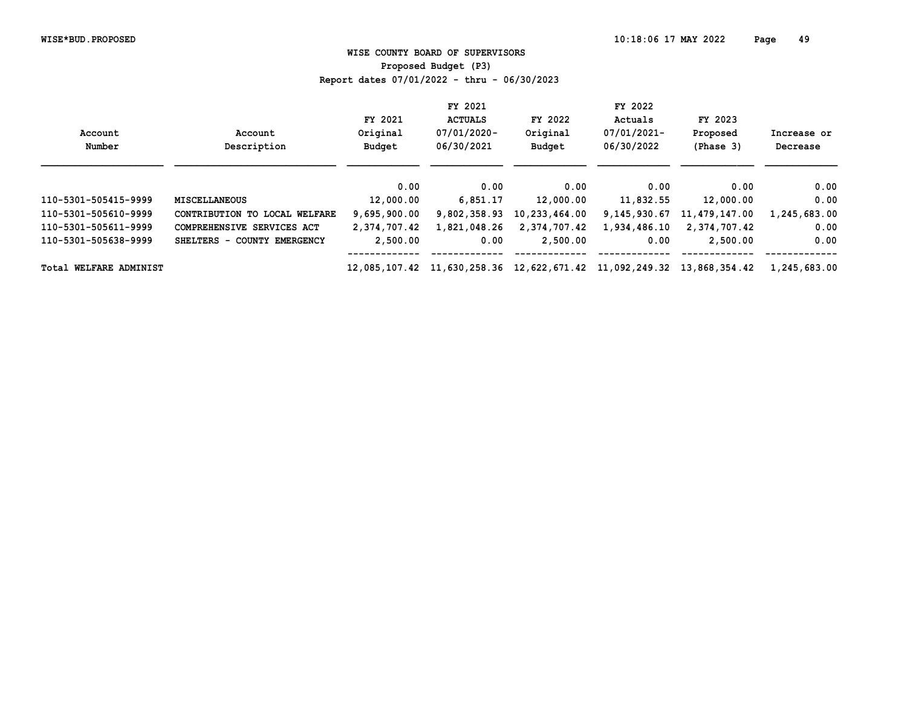# WISE COUNTY BOARD OF SUPERVISORS

## Proposed Budget (P3)

### Report dates 07/01/2022 - thru - 06/30/2023

| Account Number | Account Description | FY 2021 Original Budget | FY 2021 ACTUALS 07/01/2020-06/30/2021 | FY 2022 Original Budget | FY 2022 Actuals 07/01/2021-06/30/2022 | FY 2023 Proposed (Phase 3) | Increase or Decrease |
|---|---|---|---|---|---|---|---|
| | | 0.00 | 0.00 | 0.00 | 0.00 | 0.00 | 0.00 |
| 110-5301-505415-9999 | MISCELLANEOUS | 12,000.00 | 6,851.17 | 12,000.00 | 11,832.55 | 12,000.00 | 0.00 |
| 110-5301-505610-9999 | CONTRIBUTION TO LOCAL WELFARE | 9,695,900.00 | 9,802,358.93 | 10,233,464.00 | 9,145,930.67 | 11,479,147.00 | 1,245,683.00 |
| 110-5301-505611-9999 | COMPREHENSIVE SERVICES ACT | 2,374,707.42 | 1,821,048.26 | 2,374,707.42 | 1,934,486.10 | 2,374,707.42 | 0.00 |
| 110-5301-505638-9999 | SHELTERS - COUNTY EMERGENCY | 2,500.00 | 0.00 | 2,500.00 | 0.00 | 2,500.00 | 0.00 |
| Total WELFARE ADMINIST | | 12,085,107.42 | 11,630,258.36 | 12,622,671.42 | 11,092,249.32 | 13,868,354.42 | 1,245,683.00 |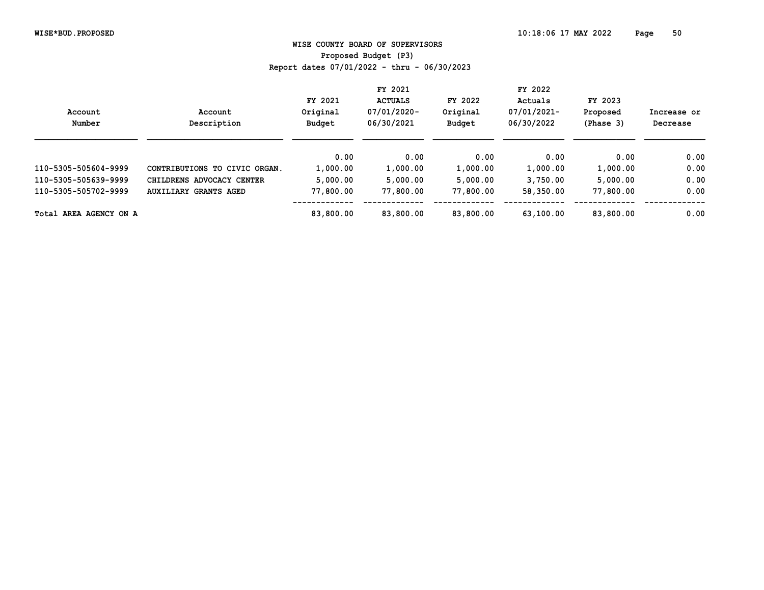WISE COUNTY BOARD OF SUPERVISORS

Proposed Budget (P3)

Report dates 07/01/2022 - thru - 06/30/2023

| Account Number | Account Description | FY 2021 Original Budget | FY 2021 ACTUALS 07/01/2020-06/30/2021 | FY 2022 Original Budget | FY 2022 Actuals 07/01/2021-06/30/2022 | FY 2023 Proposed (Phase 3) | Increase or Decrease |
|---|---|---|---|---|---|---|---|
| | | 0.00 | 0.00 | 0.00 | 0.00 | 0.00 | 0.00 |
| 110-5305-505604-9999 | CONTRIBUTIONS TO CIVIC ORGAN. | 1,000.00 | 1,000.00 | 1,000.00 | 1,000.00 | 1,000.00 | 0.00 |
| 110-5305-505639-9999 | CHILDRENS ADVOCACY CENTER | 5,000.00 | 5,000.00 | 5,000.00 | 3,750.00 | 5,000.00 | 0.00 |
| 110-5305-505702-9999 | AUXILIARY GRANTS AGED | 77,800.00 | 77,800.00 | 77,800.00 | 58,350.00 | 77,800.00 | 0.00 |
| Total AREA AGENCY ON A | | 83,800.00 | 83,800.00 | 83,800.00 | 63,100.00 | 83,800.00 | 0.00 |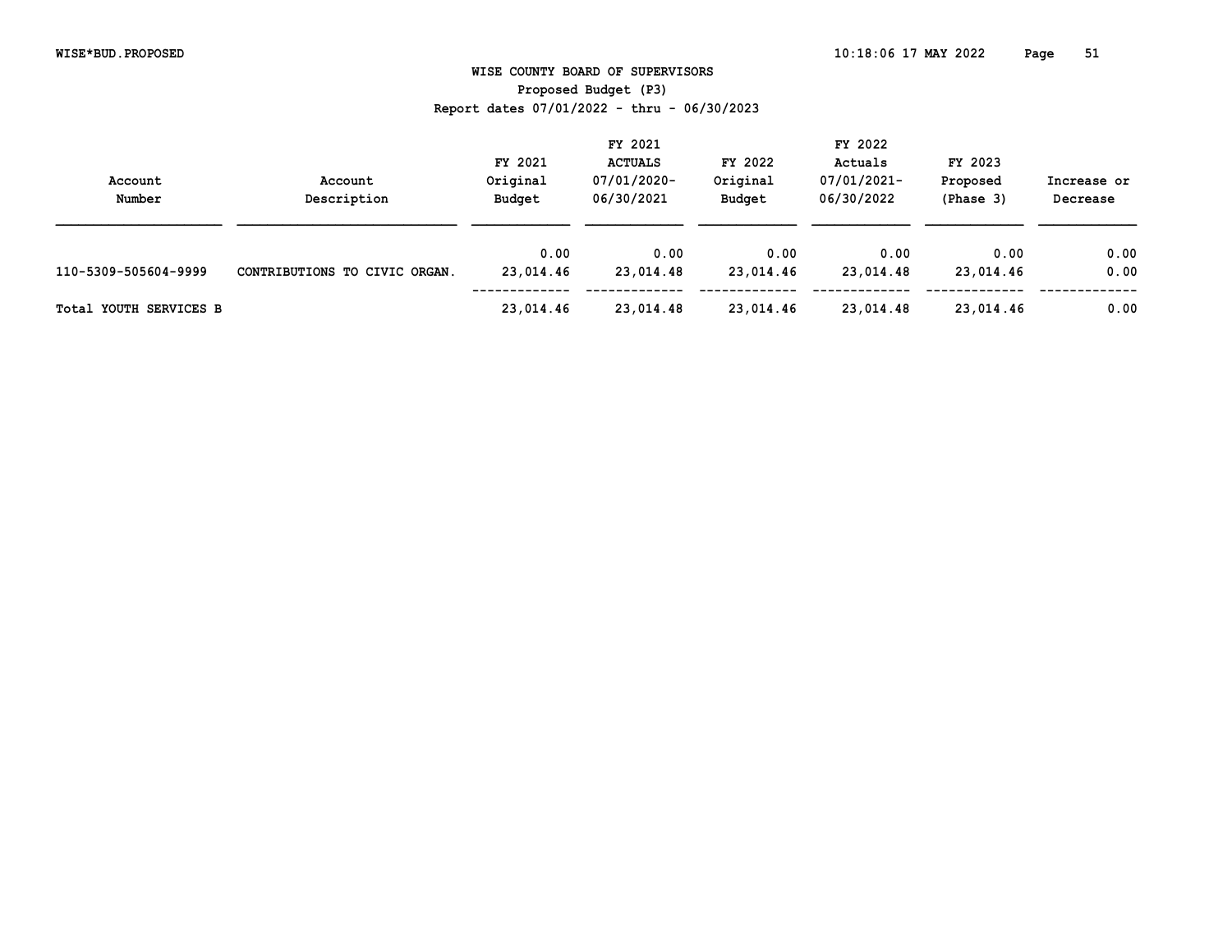# WISE COUNTY BOARD OF SUPERVISORS

Proposed Budget (P3)

Report dates 07/01/2022 - thru - 06/30/2023

| Account Number | Account Description | FY 2021 Original Budget | FY 2021 ACTUALS 07/01/2020-06/30/2021 | FY 2022 Original Budget | FY 2022 Actuals 07/01/2021-06/30/2022 | FY 2023 Proposed (Phase 3) | Increase or Decrease |
|---|---|---|---|---|---|---|---|
| | | 0.00 | 0.00 | 0.00 | 0.00 | 0.00 | 0.00 |
| 110-5309-505604-9999 | CONTRIBUTIONS TO CIVIC ORGAN. | 23,014.46 | 23,014.48 | 23,014.46 | 23,014.48 | 23,014.46 | 0.00 |
| Total YOUTH SERVICES B | | 23,014.46 | 23,014.48 | 23,014.46 | 23,014.48 | 23,014.46 | 0.00 |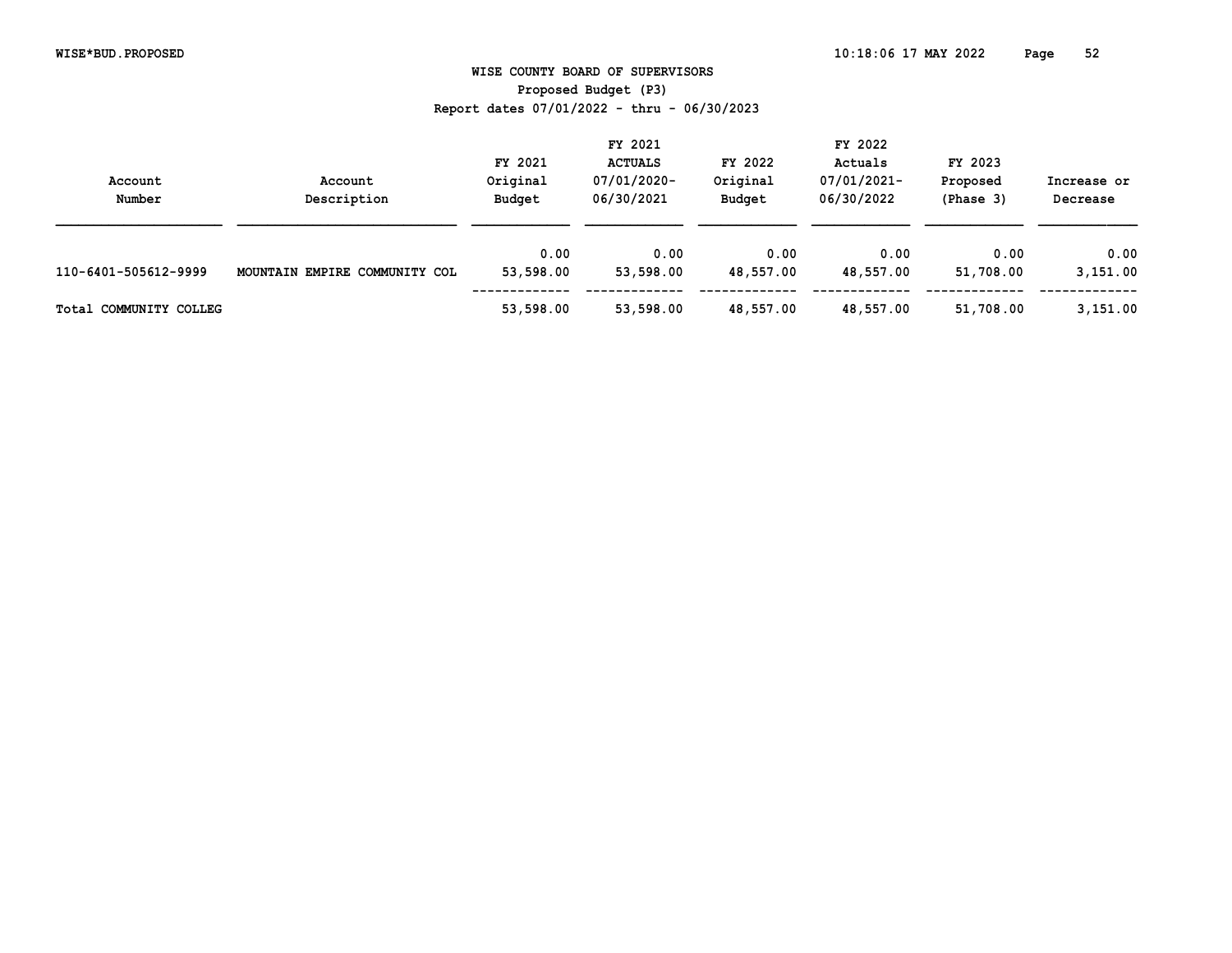WISE COUNTY BOARD OF SUPERVISORS
Proposed Budget (P3)
Report dates 07/01/2022 - thru - 06/30/2023

| Account Number | Account Description | FY 2021 Original Budget | FY 2021 ACTUALS 07/01/2020-06/30/2021 | FY 2022 Original Budget | FY 2022 Actuals 07/01/2021-06/30/2022 | FY 2023 Proposed (Phase 3) | Increase or Decrease |
|---|---|---|---|---|---|---|---|
| | | 0.00 | 0.00 | 0.00 | 0.00 | 0.00 | 0.00 |
| 110-6401-505612-9999 | MOUNTAIN EMPIRE COMMUNITY COL | 53,598.00 | 53,598.00 | 48,557.00 | 48,557.00 | 51,708.00 | 3,151.00 |
| Total COMMUNITY COLLEG | | 53,598.00 | 53,598.00 | 48,557.00 | 48,557.00 | 51,708.00 | 3,151.00 |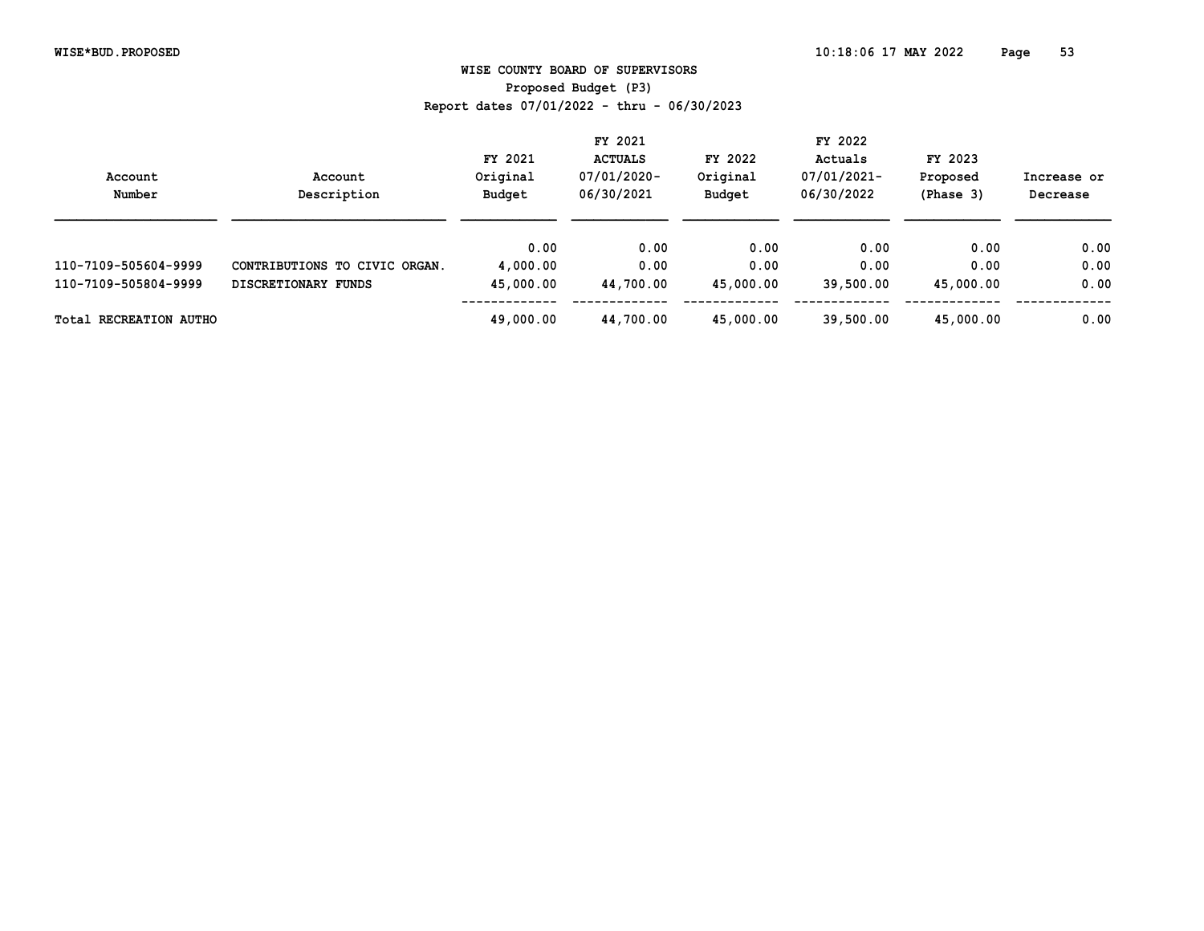# WISE COUNTY BOARD OF SUPERVISORS

## Proposed Budget (P3)

### Report dates 07/01/2022 - thru - 06/30/2023

| Account Number | Account Description | FY 2021 Original Budget | FY 2021 ACTUALS 07/01/2020-06/30/2021 | FY 2022 Original Budget | FY 2022 Actuals 07/01/2021-06/30/2022 | FY 2023 Proposed (Phase 3) | Increase or Decrease |
|---|---|---|---|---|---|---|---|
| | | 0.00 | 0.00 | 0.00 | 0.00 | 0.00 | 0.00 |
| 110-7109-505604-9999 | CONTRIBUTIONS TO CIVIC ORGAN. | 4,000.00 | 0.00 | 0.00 | 0.00 | 0.00 | 0.00 |
| 110-7109-505804-9999 | DISCRETIONARY FUNDS | 45,000.00 | 44,700.00 | 45,000.00 | 39,500.00 | 45,000.00 | 0.00 |
| Total RECREATION AUTHO | | 49,000.00 | 44,700.00 | 45,000.00 | 39,500.00 | 45,000.00 | 0.00 |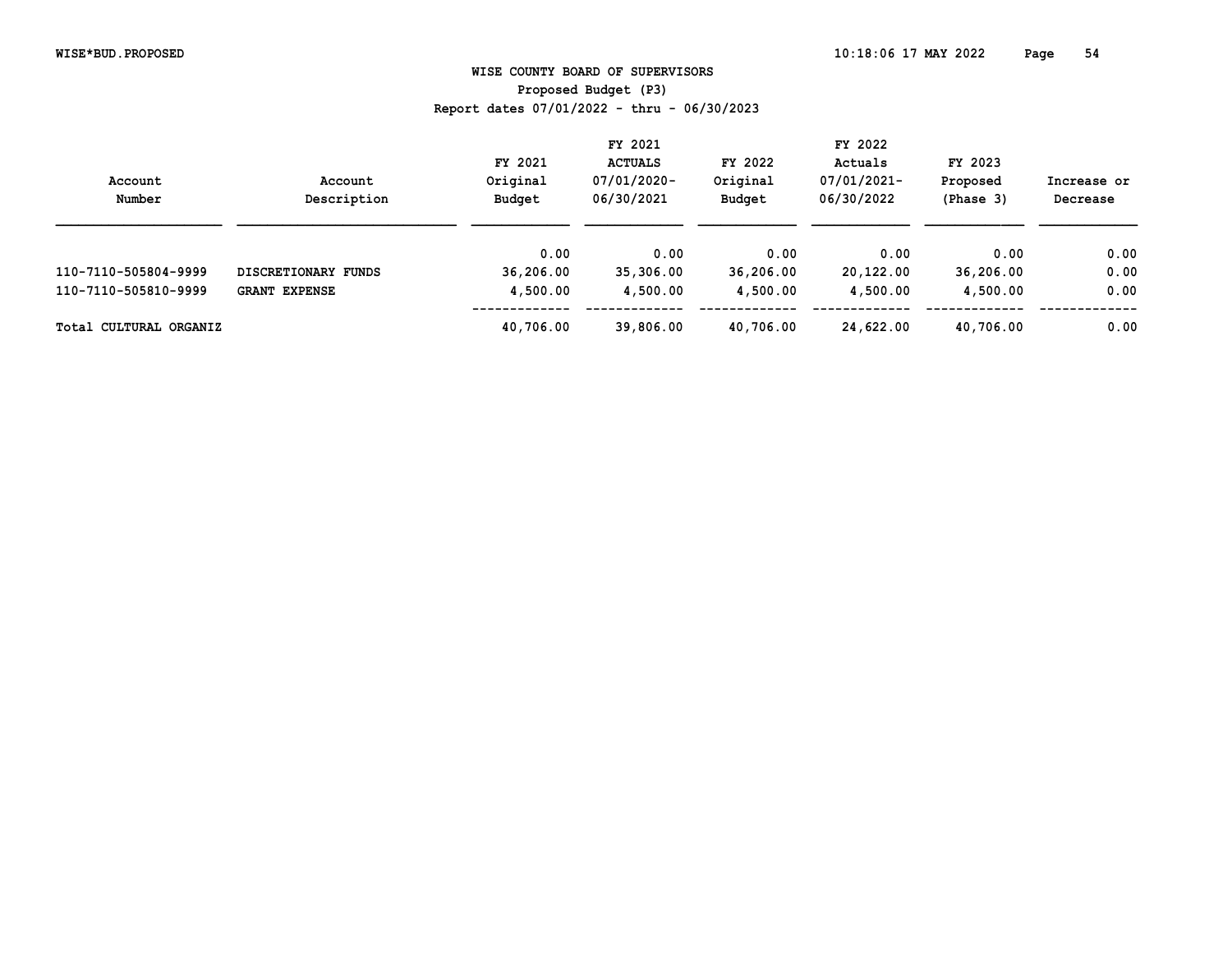# WISE COUNTY BOARD OF SUPERVISORS

## Proposed Budget (P3)

### Report dates 07/01/2022 - thru - 06/30/2023

| Account Number | Account Description | FY 2021 Original Budget | FY 2021 ACTUALS 07/01/2020-06/30/2021 | FY 2022 Original Budget | FY 2022 Actuals 07/01/2021-06/30/2022 | FY 2023 Proposed (Phase 3) | Increase or Decrease |
|---|---|---|---|---|---|---|---|
| | | 0.00 | 0.00 | 0.00 | 0.00 | 0.00 | 0.00 |
| 110-7110-505804-9999 | DISCRETIONARY FUNDS | 36,206.00 | 35,306.00 | 36,206.00 | 20,122.00 | 36,206.00 | 0.00 |
| 110-7110-505810-9999 | GRANT EXPENSE | 4,500.00 | 4,500.00 | 4,500.00 | 4,500.00 | 4,500.00 | 0.00 |
| Total CULTURAL ORGANIZ | | 40,706.00 | 39,806.00 | 40,706.00 | 24,622.00 | 40,706.00 | 0.00 |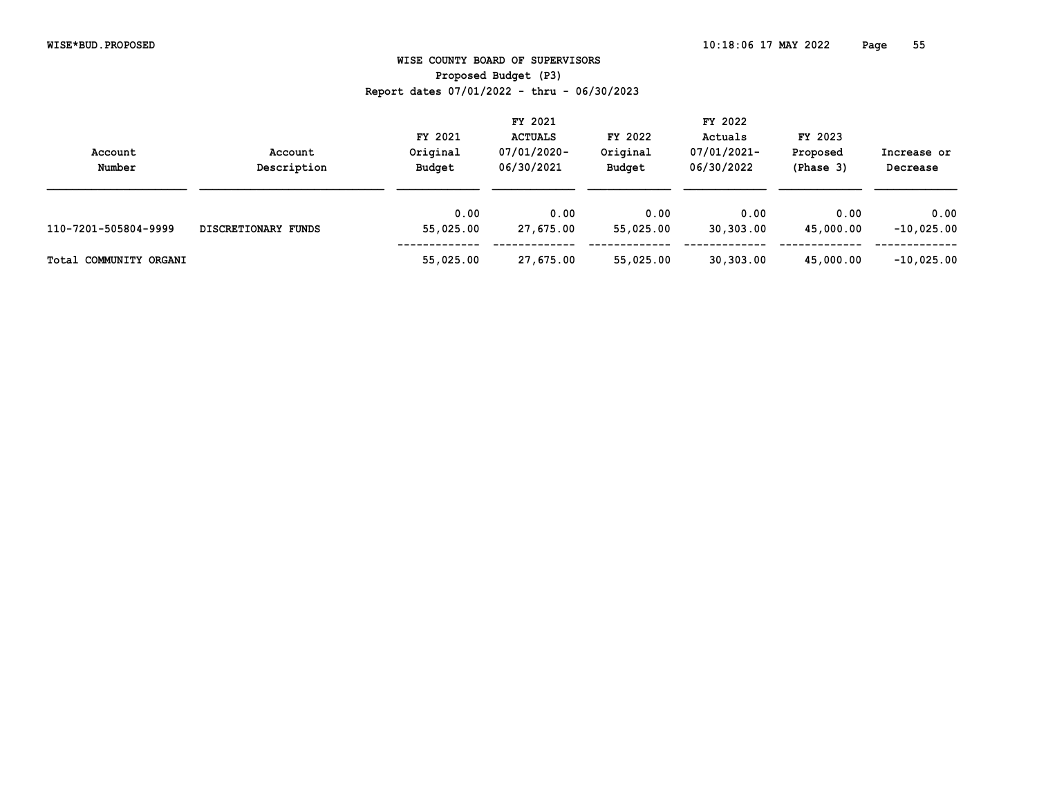WISE COUNTY BOARD OF SUPERVISORS

Proposed Budget (P3)

Report dates 07/01/2022 - thru - 06/30/2023

| Account Number | Account Description | FY 2021 Original Budget | FY 2021 ACTUALS 07/01/2020-06/30/2021 | FY 2022 Original Budget | FY 2022 Actuals 07/01/2021-06/30/2022 | FY 2023 Proposed (Phase 3) | Increase or Decrease |
|---|---|---|---|---|---|---|---|
| | | 0.00 | 0.00 | 0.00 | 0.00 | 0.00 | 0.00 |
| 110-7201-505804-9999 | DISCRETIONARY FUNDS | 55,025.00 | 27,675.00 | 55,025.00 | 30,303.00 | 45,000.00 | -10,025.00 |
| Total COMMUNITY ORGANI | | 55,025.00 | 27,675.00 | 55,025.00 | 30,303.00 | 45,000.00 | -10,025.00 |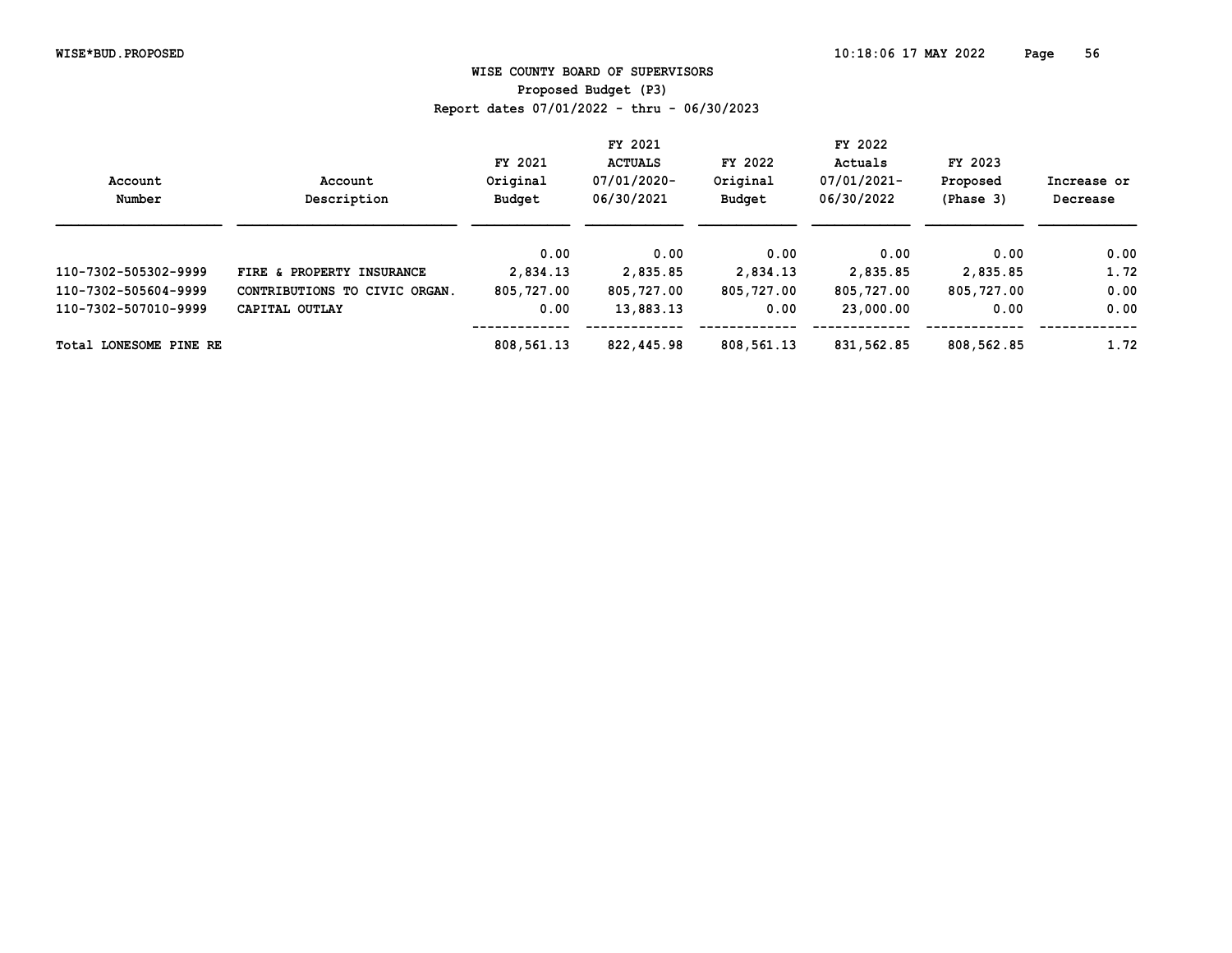WISE COUNTY BOARD OF SUPERVISORS

Proposed Budget (P3)

Report dates 07/01/2022 - thru - 06/30/2023

| Account Number | Account Description | FY 2021 Original Budget | FY 2021 ACTUALS 07/01/2020-06/30/2021 | FY 2022 Original Budget | FY 2022 Actuals 07/01/2021-06/30/2022 | FY 2023 Proposed (Phase 3) | Increase or Decrease |
|---|---|---|---|---|---|---|---|
| | | 0.00 | 0.00 | 0.00 | 0.00 | 0.00 | 0.00 |
| 110-7302-505302-9999 | FIRE & PROPERTY INSURANCE | 2,834.13 | 2,835.85 | 2,834.13 | 2,835.85 | 2,835.85 | 1.72 |
| 110-7302-505604-9999 | CONTRIBUTIONS TO CIVIC ORGAN. | 805,727.00 | 805,727.00 | 805,727.00 | 805,727.00 | 805,727.00 | 0.00 |
| 110-7302-507010-9999 | CAPITAL OUTLAY | 0.00 | 13,883.13 | 0.00 | 23,000.00 | 0.00 | 0.00 |
| Total LONESOME PINE RE | | 808,561.13 | 822,445.98 | 808,561.13 | 831,562.85 | 808,562.85 | 1.72 |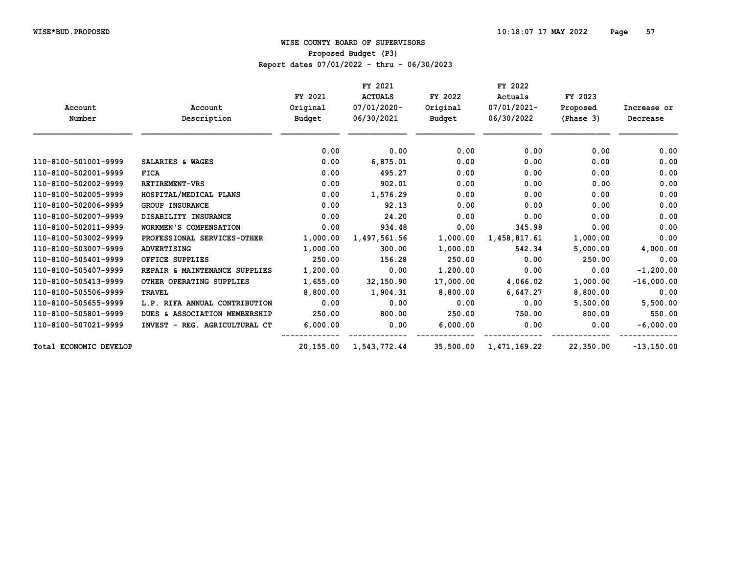# WISE COUNTY BOARD OF SUPERVISORS

## Proposed Budget (P3)

Report dates 07/01/2022 - thru - 06/30/2023

| Account Number | Account Description | FY 2021 Original Budget | FY 2021 ACTUALS 07/01/2020- 06/30/2021 | FY 2022 Original Budget | FY 2022 Actuals 07/01/2021- 06/30/2022 | FY 2023 Proposed (Phase 3) | Increase or Decrease |
|---|---|---|---|---|---|---|---|
| | | 0.00 | 0.00 | 0.00 | 0.00 | 0.00 | 0.00 |
| 110-8100-501001-9999 | SALARIES & WAGES | 0.00 | 6,875.01 | 0.00 | 0.00 | 0.00 | 0.00 |
| 110-8100-502001-9999 | FICA | 0.00 | 495.27 | 0.00 | 0.00 | 0.00 | 0.00 |
| 110-8100-502002-9999 | RETIREMENT-VRS | 0.00 | 902.01 | 0.00 | 0.00 | 0.00 | 0.00 |
| 110-8100-502005-9999 | HOSPITAL/MEDICAL PLANS | 0.00 | 1,576.29 | 0.00 | 0.00 | 0.00 | 0.00 |
| 110-8100-502006-9999 | GROUP INSURANCE | 0.00 | 92.13 | 0.00 | 0.00 | 0.00 | 0.00 |
| 110-8100-502007-9999 | DISABILITY INSURANCE | 0.00 | 24.20 | 0.00 | 0.00 | 0.00 | 0.00 |
| 110-8100-502011-9999 | WORKMEN'S COMPENSATION | 0.00 | 934.48 | 0.00 | 345.98 | 0.00 | 0.00 |
| 110-8100-503002-9999 | PROFESSIONAL SERVICES-OTHER | 1,000.00 | 1,497,561.56 | 1,000.00 | 1,458,817.61 | 1,000.00 | 0.00 |
| 110-8100-503007-9999 | ADVERTISING | 1,000.00 | 300.00 | 1,000.00 | 542.34 | 5,000.00 | 4,000.00 |
| 110-8100-505401-9999 | OFFICE SUPPLIES | 250.00 | 156.28 | 250.00 | 0.00 | 250.00 | 0.00 |
| 110-8100-505407-9999 | REPAIR & MAINTENANCE SUPPLIES | 1,200.00 | 0.00 | 1,200.00 | 0.00 | 0.00 | -1,200.00 |
| 110-8100-505413-9999 | OTHER OPERATING SUPPLIES | 1,655.00 | 32,150.90 | 17,000.00 | 4,066.02 | 1,000.00 | -16,000.00 |
| 110-8100-505506-9999 | TRAVEL | 8,800.00 | 1,904.31 | 8,800.00 | 6,647.27 | 8,800.00 | 0.00 |
| 110-8100-505655-9999 | L.P. RIFA ANNUAL CONTRIBUTION | 0.00 | 0.00 | 0.00 | 0.00 | 5,500.00 | 5,500.00 |
| 110-8100-505801-9999 | DUES & ASSOCIATION MEMBERSHIP | 250.00 | 800.00 | 250.00 | 750.00 | 800.00 | 550.00 |
| 110-8100-507021-9999 | INVEST - REG. AGRICULTURAL CT | 6,000.00 | 0.00 | 6,000.00 | 0.00 | 0.00 | -6,000.00 |
| Total ECONOMIC DEVELOP | | 20,155.00 | 1,543,772.44 | 35,500.00 | 1,471,169.22 | 22,350.00 | -13,150.00 |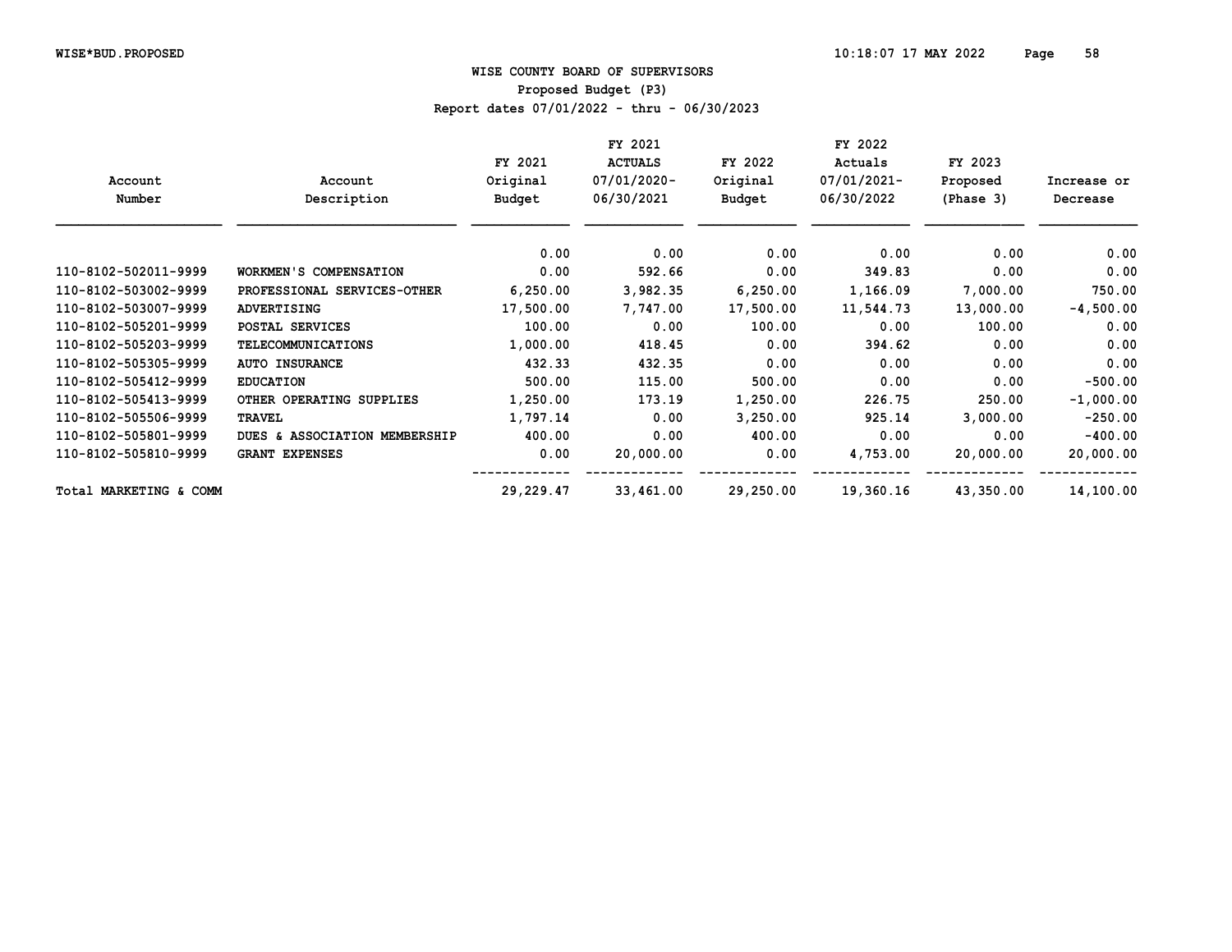# WISE COUNTY BOARD OF SUPERVISORS

## Proposed Budget (P3)

Report dates 07/01/2022 - thru - 06/30/2023

| Account Number | Account Description | FY 2021 Original Budget | FY 2021 ACTUALS 07/01/2020- 06/30/2021 | FY 2022 Original Budget | FY 2022 Actuals 07/01/2021- 06/30/2022 | FY 2023 Proposed (Phase 3) | Increase or Decrease |
|---|---|---|---|---|---|---|---|
| | | 0.00 | 0.00 | 0.00 | 0.00 | 0.00 | 0.00 |
| 110-8102-502011-9999 | WORKMEN'S COMPENSATION | 0.00 | 592.66 | 0.00 | 349.83 | 0.00 | 0.00 |
| 110-8102-503002-9999 | PROFESSIONAL SERVICES-OTHER | 6,250.00 | 3,982.35 | 6,250.00 | 1,166.09 | 7,000.00 | 750.00 |
| 110-8102-503007-9999 | ADVERTISING | 17,500.00 | 7,747.00 | 17,500.00 | 11,544.73 | 13,000.00 | -4,500.00 |
| 110-8102-505201-9999 | POSTAL SERVICES | 100.00 | 0.00 | 100.00 | 0.00 | 100.00 | 0.00 |
| 110-8102-505203-9999 | TELECOMMUNICATIONS | 1,000.00 | 418.45 | 0.00 | 394.62 | 0.00 | 0.00 |
| 110-8102-505305-9999 | AUTO INSURANCE | 432.33 | 432.35 | 0.00 | 0.00 | 0.00 | 0.00 |
| 110-8102-505412-9999 | EDUCATION | 500.00 | 115.00 | 500.00 | 0.00 | 0.00 | -500.00 |
| 110-8102-505413-9999 | OTHER OPERATING SUPPLIES | 1,250.00 | 173.19 | 1,250.00 | 226.75 | 250.00 | -1,000.00 |
| 110-8102-505506-9999 | TRAVEL | 1,797.14 | 0.00 | 3,250.00 | 925.14 | 3,000.00 | -250.00 |
| 110-8102-505801-9999 | DUES & ASSOCIATION MEMBERSHIP | 400.00 | 0.00 | 400.00 | 0.00 | 0.00 | -400.00 |
| 110-8102-505810-9999 | GRANT EXPENSES | 0.00 | 20,000.00 | 0.00 | 4,753.00 | 20,000.00 | 20,000.00 |
| Total MARKETING & COMM | | 29,229.47 | 33,461.00 | 29,250.00 | 19,360.16 | 43,350.00 | 14,100.00 |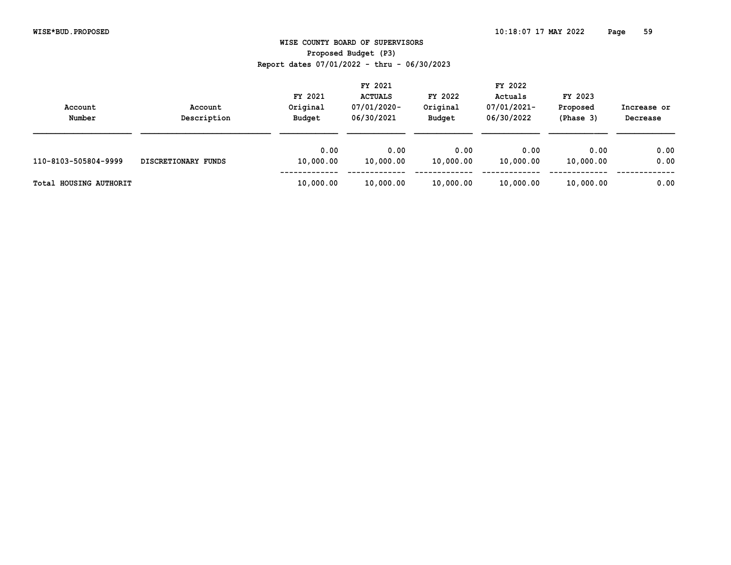WISE COUNTY BOARD OF SUPERVISORS
Proposed Budget (P3)
Report dates 07/01/2022 - thru - 06/30/2023

| Account Number | Account Description | FY 2021 Original Budget | FY 2021 ACTUALS 07/01/2020-06/30/2021 | FY 2022 Original Budget | FY 2022 Actuals 07/01/2021-06/30/2022 | FY 2023 Proposed (Phase 3) | Increase or Decrease |
|---|---|---|---|---|---|---|---|
| | | 0.00 | 0.00 | 0.00 | 0.00 | 0.00 | 0.00 |
| 110-8103-505804-9999 | DISCRETIONARY FUNDS | 10,000.00 | 10,000.00 | 10,000.00 | 10,000.00 | 10,000.00 | 0.00 |
| Total HOUSING AUTHORIT | | 10,000.00 | 10,000.00 | 10,000.00 | 10,000.00 | 10,000.00 | 0.00 |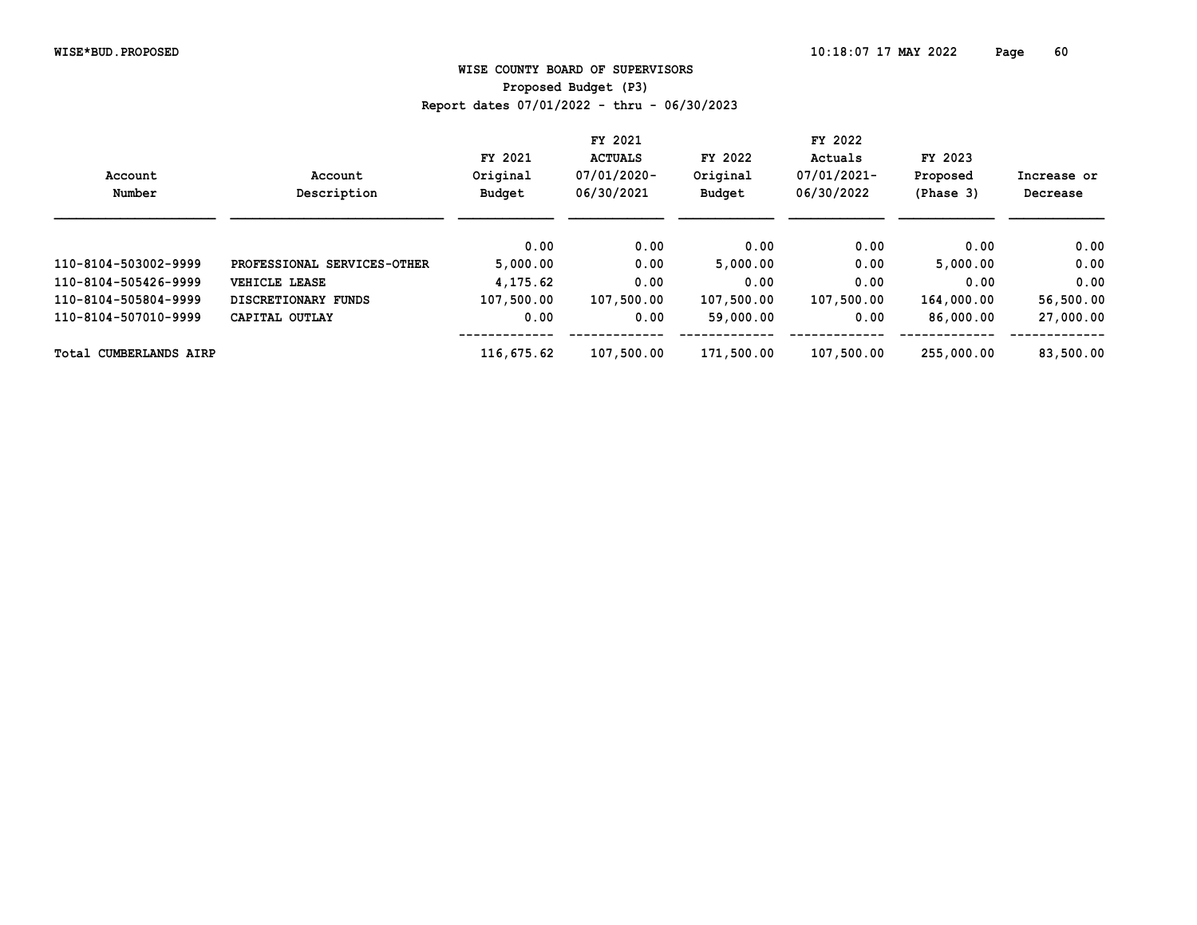WISE*BUD.PROPOSED

## WISE COUNTY BOARD OF SUPERVISORS

### Proposed Budget (P3)

Report dates 07/01/2022 - thru - 06/30/2023

| Account Number | Account Description | FY 2021 Original Budget | FY 2021 ACTUALS 07/01/2020-06/30/2021 | FY 2022 Original Budget | FY 2022 Actuals 07/01/2021-06/30/2022 | FY 2023 Proposed (Phase 3) | Increase or Decrease |
|---|---|---|---|---|---|---|---|
| | | 0.00 | 0.00 | 0.00 | 0.00 | 0.00 | 0.00 |
| 110-8104-503002-9999 | PROFESSIONAL SERVICES-OTHER | 5,000.00 | 0.00 | 5,000.00 | 0.00 | 5,000.00 | 0.00 |
| 110-8104-505426-9999 | VEHICLE LEASE | 4,175.62 | 0.00 | 0.00 | 0.00 | 0.00 | 0.00 |
| 110-8104-505804-9999 | DISCRETIONARY FUNDS | 107,500.00 | 107,500.00 | 107,500.00 | 107,500.00 | 164,000.00 | 56,500.00 |
| 110-8104-507010-9999 | CAPITAL OUTLAY | 0.00 | 0.00 | 59,000.00 | 0.00 | 86,000.00 | 27,000.00 |
| Total CUMBERLANDS AIRP | | 116,675.62 | 107,500.00 | 171,500.00 | 107,500.00 | 255,000.00 | 83,500.00 |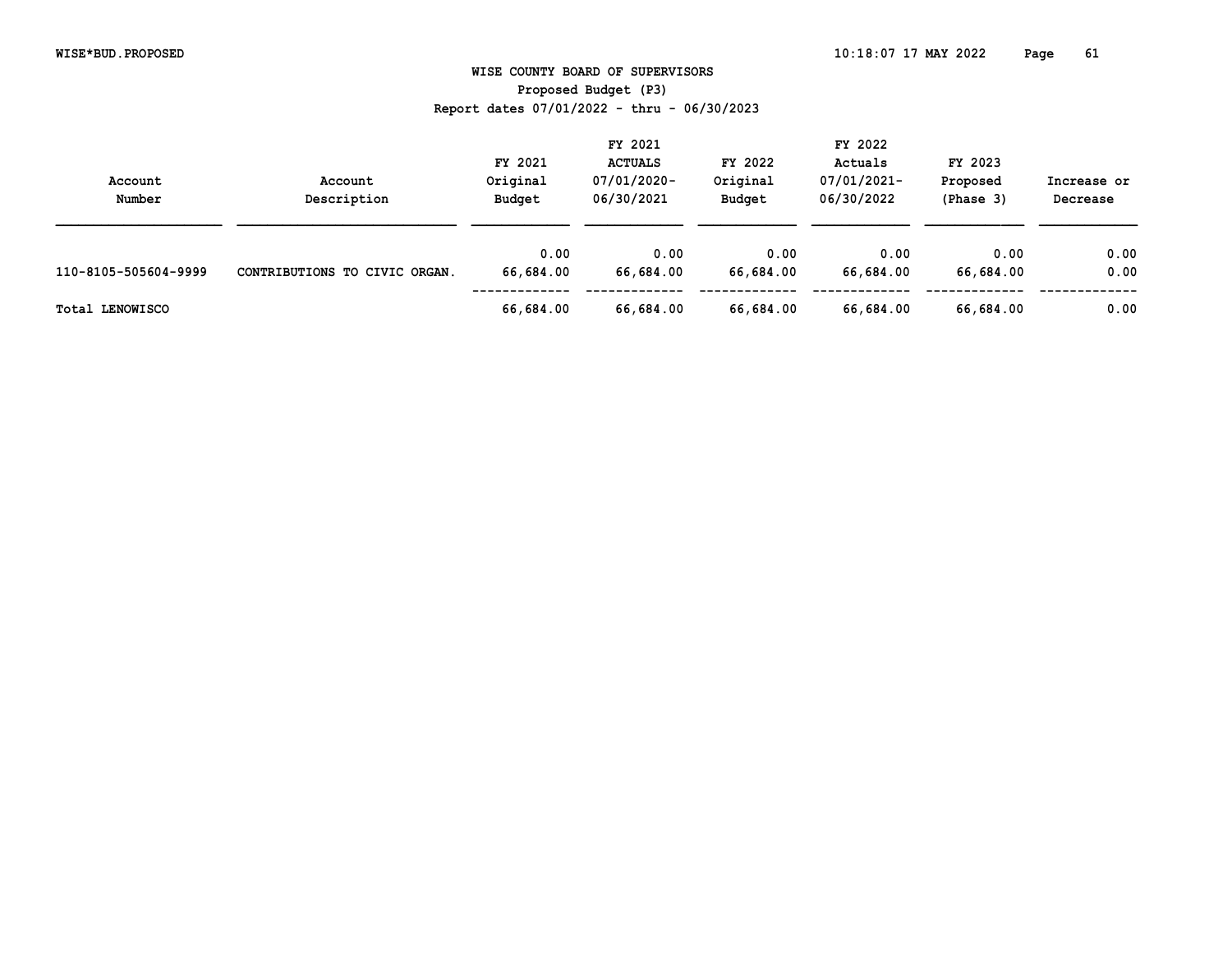# WISE COUNTY BOARD OF SUPERVISORS

## Proposed Budget (P3)

Report dates 07/01/2022 - thru - 06/30/2023

| Account Number | Account Description | FY 2021 Original Budget | FY 2021 ACTUALS 07/01/2020- 06/30/2021 | FY 2022 Original Budget | FY 2022 Actuals 07/01/2021- 06/30/2022 | FY 2023 Proposed (Phase 3) | Increase or Decrease |
|---|---|---|---|---|---|---|---|
| | | 0.00 | 0.00 | 0.00 | 0.00 | 0.00 | 0.00 |
| 110-8105-505604-9999 | CONTRIBUTIONS TO CIVIC ORGAN. | 66,684.00 | 66,684.00 | 66,684.00 | 66,684.00 | 66,684.00 | 0.00 |
| Total LENOWISCO | | 66,684.00 | 66,684.00 | 66,684.00 | 66,684.00 | 66,684.00 | 0.00 |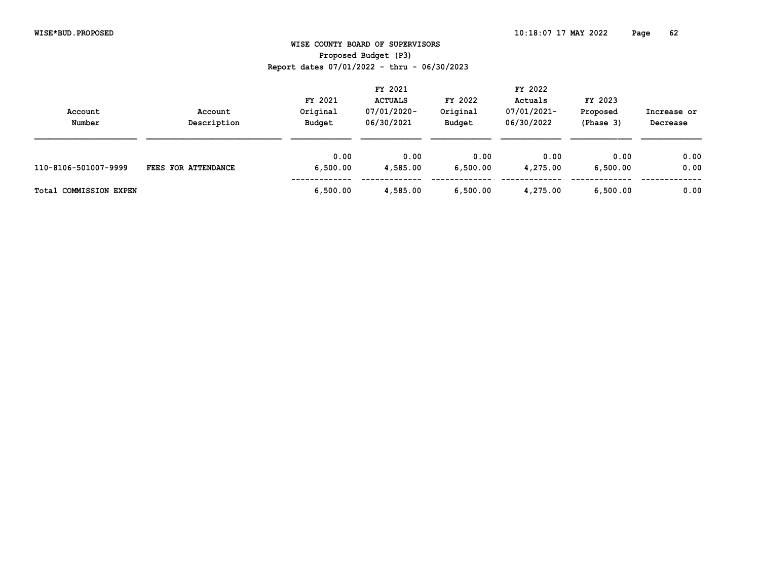# WISE COUNTY BOARD OF SUPERVISORS

## Proposed Budget (P3)

Report dates 07/01/2022 - thru - 06/30/2023

| Account Number | Account Description | FY 2021 Original Budget | FY 2021 ACTUALS 07/01/2020-06/30/2021 | FY 2022 Original Budget | FY 2022 Actuals 07/01/2021-06/30/2022 | FY 2023 Proposed (Phase 3) | Increase or Decrease |
|---|---|---|---|---|---|---|---|
| | | 0.00 | 0.00 | 0.00 | 0.00 | 0.00 | 0.00 |
| 110-8106-501007-9999 | FEES FOR ATTENDANCE | 6,500.00 | 4,585.00 | 6,500.00 | 4,275.00 | 6,500.00 | 0.00 |
| Total COMMISSION EXPEN | | 6,500.00 | 4,585.00 | 6,500.00 | 4,275.00 | 6,500.00 | 0.00 |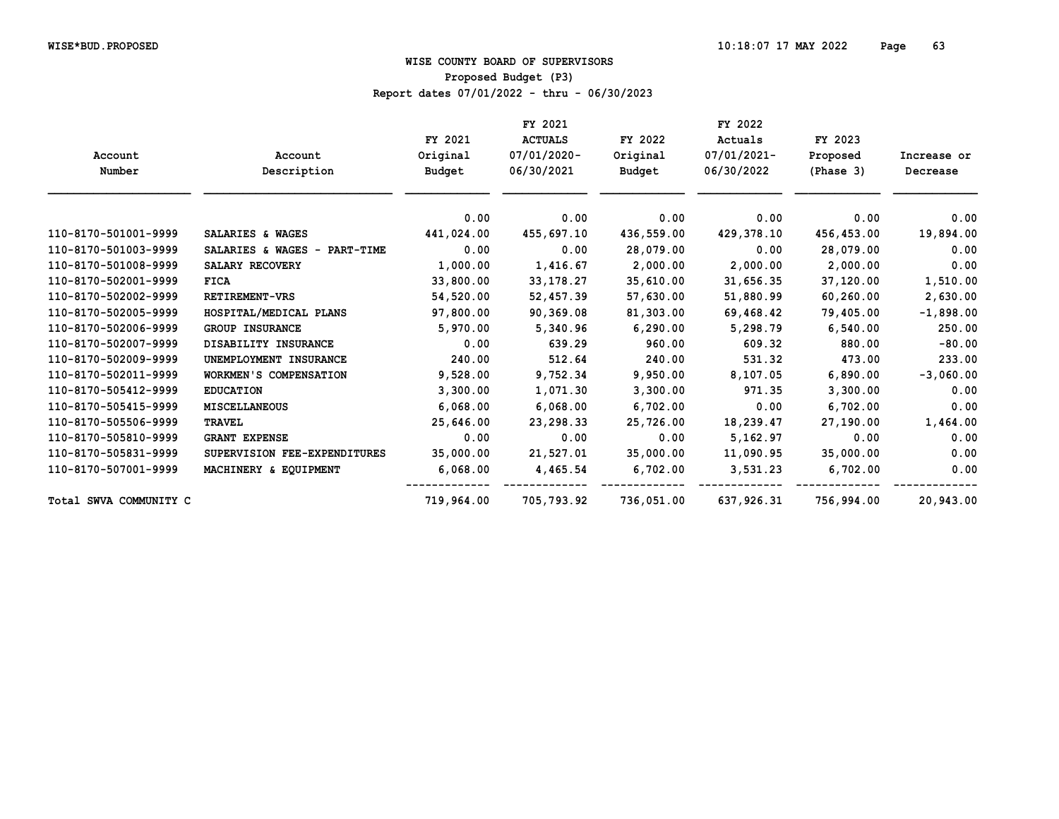# WISE COUNTY BOARD OF SUPERVISORS

## Proposed Budget (P3)

### Report dates 07/01/2022 - thru - 06/30/2023

| Account Number | Account Description | FY 2021 Original Budget | FY 2021 ACTUALS 07/01/2020-06/30/2021 | FY 2022 Original Budget | FY 2022 Actuals 07/01/2021-06/30/2022 | FY 2023 Proposed (Phase 3) | Increase or Decrease |
|---|---|---|---|---|---|---|---|
| | | 0.00 | 0.00 | 0.00 | 0.00 | 0.00 | 0.00 |
| 110-8170-501001-9999 | SALARIES & WAGES | 441,024.00 | 455,697.10 | 436,559.00 | 429,378.10 | 456,453.00 | 19,894.00 |
| 110-8170-501003-9999 | SALARIES & WAGES - PART-TIME | 0.00 | 0.00 | 28,079.00 | 0.00 | 28,079.00 | 0.00 |
| 110-8170-501008-9999 | SALARY RECOVERY | 1,000.00 | 1,416.67 | 2,000.00 | 2,000.00 | 2,000.00 | 0.00 |
| 110-8170-502001-9999 | FICA | 33,800.00 | 33,178.27 | 35,610.00 | 31,656.35 | 37,120.00 | 1,510.00 |
| 110-8170-502002-9999 | RETIREMENT-VRS | 54,520.00 | 52,457.39 | 57,630.00 | 51,880.99 | 60,260.00 | 2,630.00 |
| 110-8170-502005-9999 | HOSPITAL/MEDICAL PLANS | 97,800.00 | 90,369.08 | 81,303.00 | 69,468.42 | 79,405.00 | -1,898.00 |
| 110-8170-502006-9999 | GROUP INSURANCE | 5,970.00 | 5,340.96 | 6,290.00 | 5,298.79 | 6,540.00 | 250.00 |
| 110-8170-502007-9999 | DISABILITY INSURANCE | 0.00 | 639.29 | 960.00 | 609.32 | 880.00 | -80.00 |
| 110-8170-502009-9999 | UNEMPLOYMENT INSURANCE | 240.00 | 512.64 | 240.00 | 531.32 | 473.00 | 233.00 |
| 110-8170-502011-9999 | WORKMEN'S COMPENSATION | 9,528.00 | 9,752.34 | 9,950.00 | 8,107.05 | 6,890.00 | -3,060.00 |
| 110-8170-505412-9999 | EDUCATION | 3,300.00 | 1,071.30 | 3,300.00 | 971.35 | 3,300.00 | 0.00 |
| 110-8170-505415-9999 | MISCELLANEOUS | 6,068.00 | 6,068.00 | 6,702.00 | 0.00 | 6,702.00 | 0.00 |
| 110-8170-505506-9999 | TRAVEL | 25,646.00 | 23,298.33 | 25,726.00 | 18,239.47 | 27,190.00 | 1,464.00 |
| 110-8170-505810-9999 | GRANT EXPENSE | 0.00 | 0.00 | 0.00 | 5,162.97 | 0.00 | 0.00 |
| 110-8170-505831-9999 | SUPERVISION FEE-EXPENDITURES | 35,000.00 | 21,527.01 | 35,000.00 | 11,090.95 | 35,000.00 | 0.00 |
| 110-8170-507001-9999 | MACHINERY & EQUIPMENT | 6,068.00 | 4,465.54 | 6,702.00 | 3,531.23 | 6,702.00 | 0.00 |
| Total SWVA COMMUNITY C | | 719,964.00 | 705,793.92 | 736,051.00 | 637,926.31 | 756,994.00 | 20,943.00 |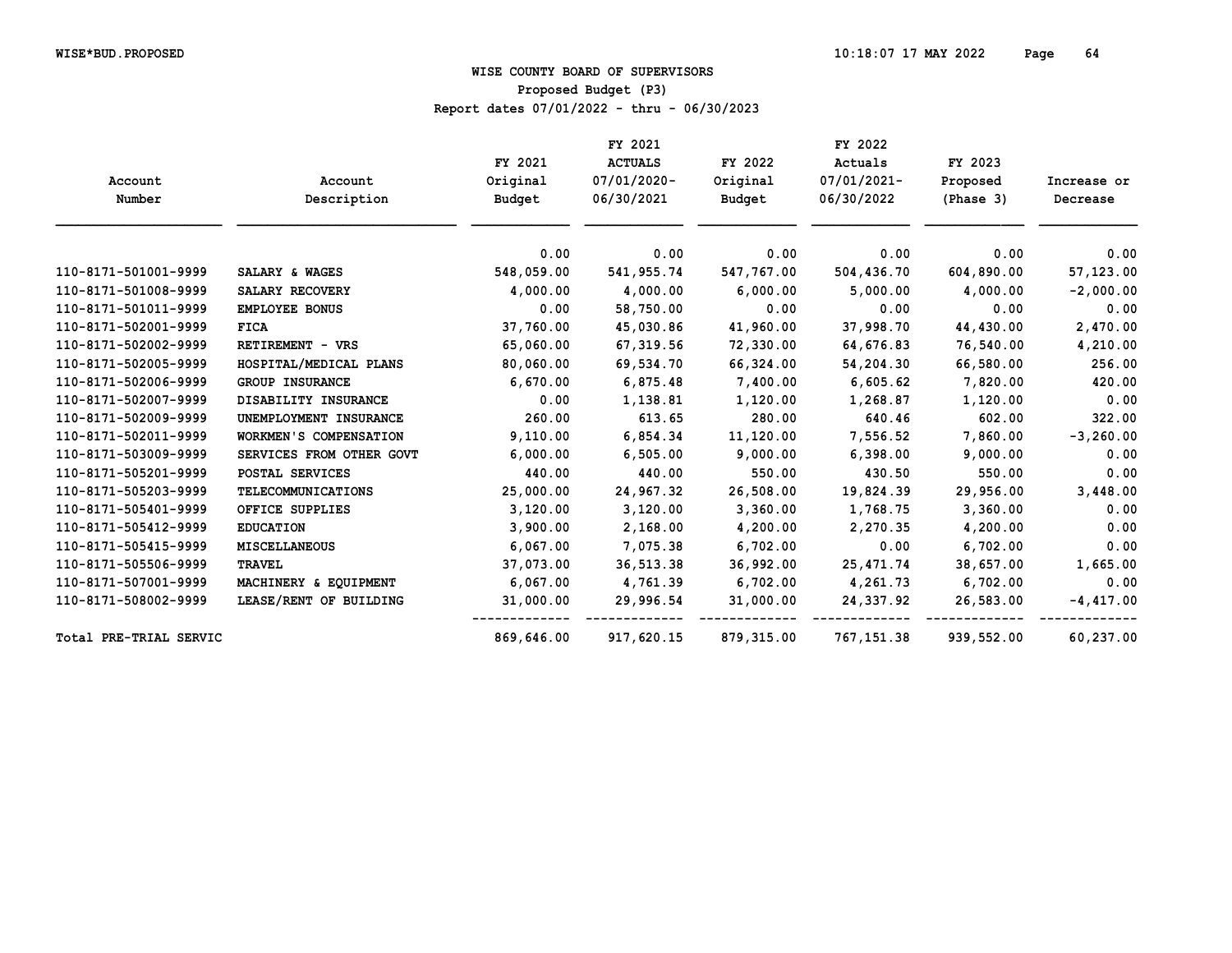WISE*BUD.PROPOSED 10:18:07 17 MAY 2022

# WISE COUNTY BOARD OF SUPERVISORS

## Proposed Budget (P3)

Report dates 07/01/2022 - thru - 06/30/2023

| Account Number | Account Description | FY 2021 Original Budget | FY 2021 ACTUALS 07/01/2020- 06/30/2021 | FY 2022 Original Budget | FY 2022 Actuals 07/01/2021- 06/30/2022 | FY 2023 Proposed (Phase 3) | Increase or Decrease |
|---|---|---|---|---|---|---|---|
| | | 0.00 | 0.00 | 0.00 | 0.00 | 0.00 | 0.00 |
| 110-8171-501001-9999 | SALARY & WAGES | 548,059.00 | 541,955.74 | 547,767.00 | 504,436.70 | 604,890.00 | 57,123.00 |
| 110-8171-501008-9999 | SALARY RECOVERY | 4,000.00 | 4,000.00 | 6,000.00 | 5,000.00 | 4,000.00 | -2,000.00 |
| 110-8171-501011-9999 | EMPLOYEE BONUS | 0.00 | 58,750.00 | 0.00 | 0.00 | 0.00 | 0.00 |
| 110-8171-502001-9999 | FICA | 37,760.00 | 45,030.86 | 41,960.00 | 37,998.70 | 44,430.00 | 2,470.00 |
| 110-8171-502002-9999 | RETIREMENT - VRS | 65,060.00 | 67,319.56 | 72,330.00 | 64,676.83 | 76,540.00 | 4,210.00 |
| 110-8171-502005-9999 | HOSPITAL/MEDICAL PLANS | 80,060.00 | 69,534.70 | 66,324.00 | 54,204.30 | 66,580.00 | 256.00 |
| 110-8171-502006-9999 | GROUP INSURANCE | 6,670.00 | 6,875.48 | 7,400.00 | 6,605.62 | 7,820.00 | 420.00 |
| 110-8171-502007-9999 | DISABILITY INSURANCE | 0.00 | 1,138.81 | 1,120.00 | 1,268.87 | 1,120.00 | 0.00 |
| 110-8171-502009-9999 | UNEMPLOYMENT INSURANCE | 260.00 | 613.65 | 280.00 | 640.46 | 602.00 | 322.00 |
| 110-8171-502011-9999 | WORKMEN'S COMPENSATION | 9,110.00 | 6,854.34 | 11,120.00 | 7,556.52 | 7,860.00 | -3,260.00 |
| 110-8171-503009-9999 | SERVICES FROM OTHER GOVT | 6,000.00 | 6,505.00 | 9,000.00 | 6,398.00 | 9,000.00 | 0.00 |
| 110-8171-505201-9999 | POSTAL SERVICES | 440.00 | 440.00 | 550.00 | 430.50 | 550.00 | 0.00 |
| 110-8171-505203-9999 | TELECOMMUNICATIONS | 25,000.00 | 24,967.32 | 26,508.00 | 19,824.39 | 29,956.00 | 3,448.00 |
| 110-8171-505401-9999 | OFFICE SUPPLIES | 3,120.00 | 3,120.00 | 3,360.00 | 1,768.75 | 3,360.00 | 0.00 |
| 110-8171-505412-9999 | EDUCATION | 3,900.00 | 2,168.00 | 4,200.00 | 2,270.35 | 4,200.00 | 0.00 |
| 110-8171-505415-9999 | MISCELLANEOUS | 6,067.00 | 7,075.38 | 6,702.00 | 0.00 | 6,702.00 | 0.00 |
| 110-8171-505506-9999 | TRAVEL | 37,073.00 | 36,513.38 | 36,992.00 | 25,471.74 | 38,657.00 | 1,665.00 |
| 110-8171-507001-9999 | MACHINERY & EQUIPMENT | 6,067.00 | 4,761.39 | 6,702.00 | 4,261.73 | 6,702.00 | 0.00 |
| 110-8171-508002-9999 | LEASE/RENT OF BUILDING | 31,000.00 | 29,996.54 | 31,000.00 | 24,337.92 | 26,583.00 | -4,417.00 |
| Total PRE-TRIAL SERVIC | | 869,646.00 | 917,620.15 | 879,315.00 | 767,151.38 | 939,552.00 | 60,237.00 |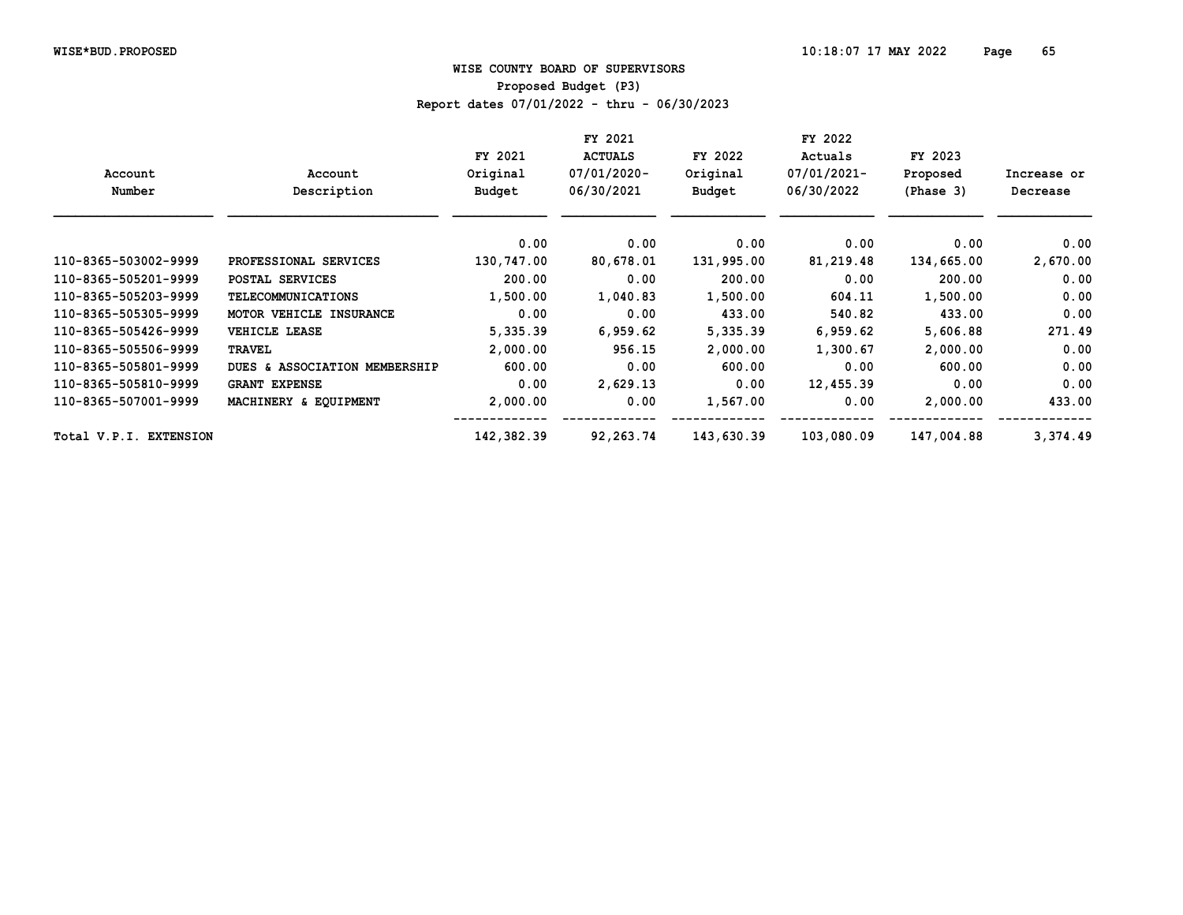## WISE COUNTY BOARD OF SUPERVISORS

### Proposed Budget (P3)

Report dates 07/01/2022 - thru - 06/30/2023

| Account Number | Account Description | FY 2021 Original Budget | FY 2021 ACTUALS 07/01/2020-06/30/2021 | FY 2022 Original Budget | FY 2022 Actuals 07/01/2021-06/30/2022 | FY 2023 Proposed (Phase 3) | Increase or Decrease |
|---|---|---|---|---|---|---|---|
| | | 0.00 | 0.00 | 0.00 | 0.00 | 0.00 | 0.00 |
| 110-8365-503002-9999 | PROFESSIONAL SERVICES | 130,747.00 | 80,678.01 | 131,995.00 | 81,219.48 | 134,665.00 | 2,670.00 |
| 110-8365-505201-9999 | POSTAL SERVICES | 200.00 | 0.00 | 200.00 | 0.00 | 200.00 | 0.00 |
| 110-8365-505203-9999 | TELECOMMUNICATIONS | 1,500.00 | 1,040.83 | 1,500.00 | 604.11 | 1,500.00 | 0.00 |
| 110-8365-505305-9999 | MOTOR VEHICLE INSURANCE | 0.00 | 0.00 | 433.00 | 540.82 | 433.00 | 0.00 |
| 110-8365-505426-9999 | VEHICLE LEASE | 5,335.39 | 6,959.62 | 5,335.39 | 6,959.62 | 5,606.88 | 271.49 |
| 110-8365-505506-9999 | TRAVEL | 2,000.00 | 956.15 | 2,000.00 | 1,300.67 | 2,000.00 | 0.00 |
| 110-8365-505801-9999 | DUES & ASSOCIATION MEMBERSHIP | 600.00 | 0.00 | 600.00 | 0.00 | 600.00 | 0.00 |
| 110-8365-505810-9999 | GRANT EXPENSE | 0.00 | 2,629.13 | 0.00 | 12,455.39 | 0.00 | 0.00 |
| 110-8365-507001-9999 | MACHINERY & EQUIPMENT | 2,000.00 | 0.00 | 1,567.00 | 0.00 | 2,000.00 | 433.00 |
| Total V.P.I. EXTENSION | | 142,382.39 | 92,263.74 | 143,630.39 | 103,080.09 | 147,004.88 | 3,374.49 |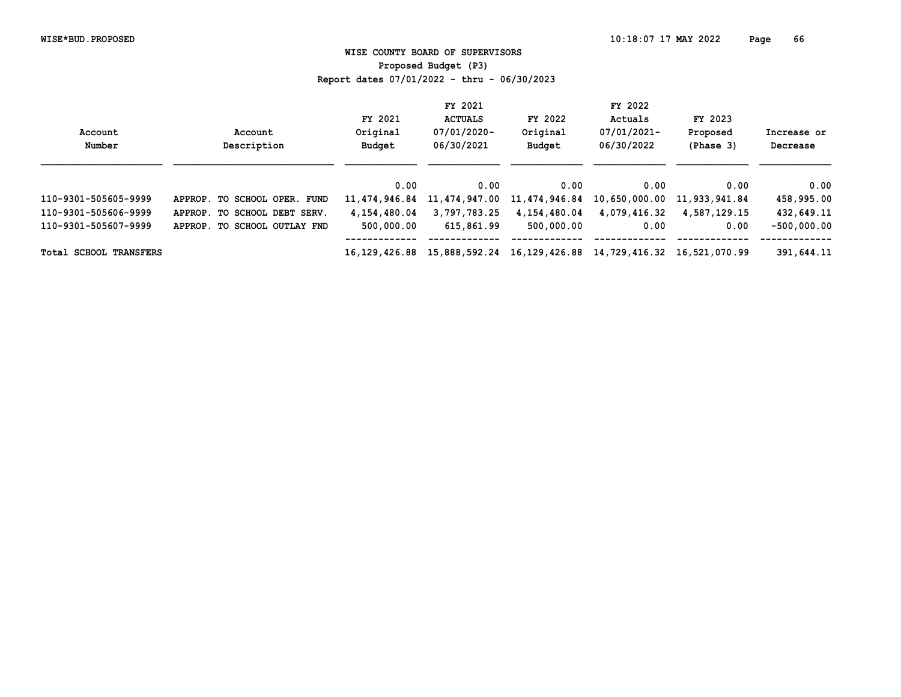# WISE COUNTY BOARD OF SUPERVISORS

## Proposed Budget (P3)

### Report dates 07/01/2022 - thru - 06/30/2023

| Account Number | Account Description | FY 2021 Original Budget | FY 2021 ACTUALS 07/01/2020- 06/30/2021 | FY 2022 Original Budget | FY 2022 Actuals 07/01/2021- 06/30/2022 | FY 2023 Proposed (Phase 3) | Increase or Decrease |
|---|---|---|---|---|---|---|---|
| | | 0.00 | 0.00 | 0.00 | 0.00 | 0.00 | 0.00 |
| 110-9301-505605-9999 | APPROP. TO SCHOOL OPER. FUND | 11,474,946.84 | 11,474,947.00 | 11,474,946.84 | 10,650,000.00 | 11,933,941.84 | 458,995.00 |
| 110-9301-505606-9999 | APPROP. TO SCHOOL DEBT SERV. | 4,154,480.04 | 3,797,783.25 | 4,154,480.04 | 4,079,416.32 | 4,587,129.15 | 432,649.11 |
| 110-9301-505607-9999 | APPROP. TO SCHOOL OUTLAY FND | 500,000.00 | 615,861.99 | 500,000.00 | 0.00 | 0.00 | -500,000.00 |
| Total SCHOOL TRANSFERS | | 16,129,426.88 | 15,888,592.24 | 16,129,426.88 | 14,729,416.32 | 16,521,070.99 | 391,644.11 |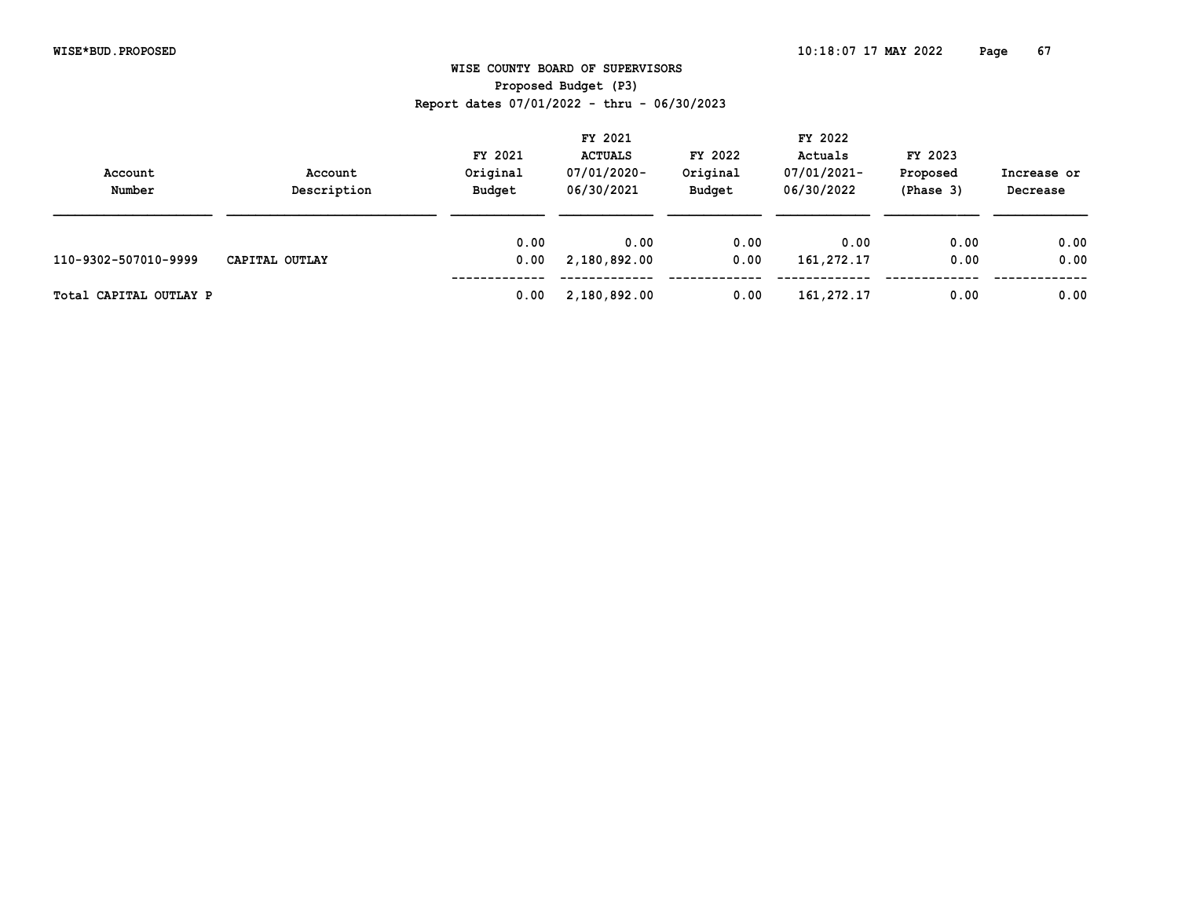# WISE COUNTY BOARD OF SUPERVISORS

## Proposed Budget (P3)

### Report dates 07/01/2022 - thru - 06/30/2023

| Account Number | Account Description | FY 2021 Original Budget | FY 2021 ACTUALS 07/01/2020- 06/30/2021 | FY 2022 Original Budget | FY 2022 Actuals 07/01/2021- 06/30/2022 | FY 2023 Proposed (Phase 3) | Increase or Decrease |
|---|---|---|---|---|---|---|---|
| | | 0.00 | 0.00 | 0.00 | 0.00 | 0.00 | 0.00 |
| 110-9302-507010-9999 | CAPITAL OUTLAY | 0.00 | 2,180,892.00 | 0.00 | 161,272.17 | 0.00 | 0.00 |
| Total CAPITAL OUTLAY P | | 0.00 | 2,180,892.00 | 0.00 | 161,272.17 | 0.00 | 0.00 |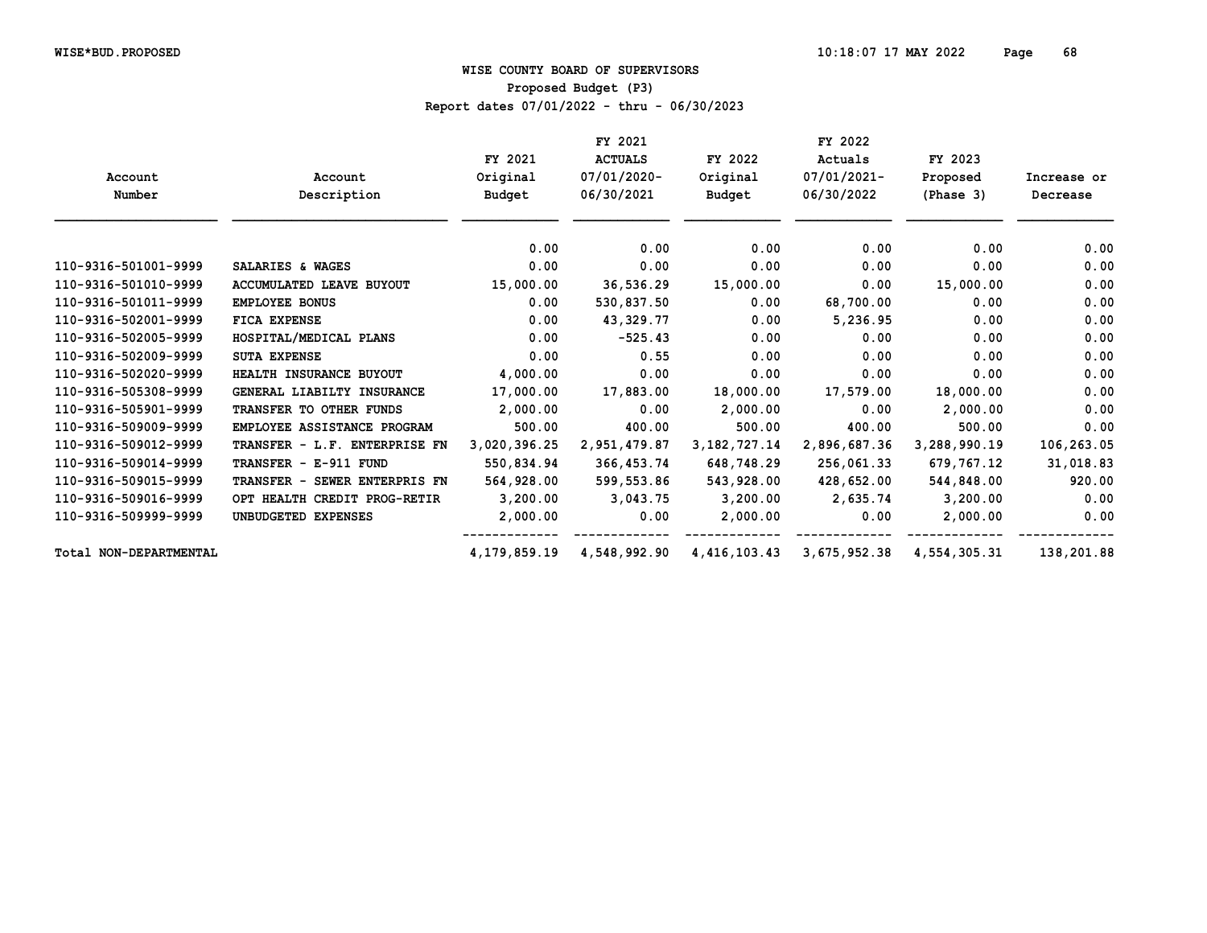# WISE COUNTY BOARD OF SUPERVISORS

Proposed Budget (P3)

Report dates 07/01/2022 - thru - 06/30/2023

| Account Number | Account Description | FY 2021 Original Budget | FY 2021 ACTUALS 07/01/2020-06/30/2021 | FY 2022 Original Budget | FY 2022 Actuals 07/01/2021-06/30/2022 | FY 2023 Proposed (Phase 3) | Increase or Decrease |
|---|---|---|---|---|---|---|---|
| | | 0.00 | 0.00 | 0.00 | 0.00 | 0.00 | 0.00 |
| 110-9316-501001-9999 | SALARIES & WAGES | 0.00 | 0.00 | 0.00 | 0.00 | 0.00 | 0.00 |
| 110-9316-501010-9999 | ACCUMULATED LEAVE BUYOUT | 15,000.00 | 36,536.29 | 15,000.00 | 0.00 | 15,000.00 | 0.00 |
| 110-9316-501011-9999 | EMPLOYEE BONUS | 0.00 | 530,837.50 | 0.00 | 68,700.00 | 0.00 | 0.00 |
| 110-9316-502001-9999 | FICA EXPENSE | 0.00 | 43,329.77 | 0.00 | 5,236.95 | 0.00 | 0.00 |
| 110-9316-502005-9999 | HOSPITAL/MEDICAL PLANS | 0.00 | -525.43 | 0.00 | 0.00 | 0.00 | 0.00 |
| 110-9316-502009-9999 | SUTA EXPENSE | 0.00 | 0.55 | 0.00 | 0.00 | 0.00 | 0.00 |
| 110-9316-502020-9999 | HEALTH INSURANCE BUYOUT | 4,000.00 | 0.00 | 0.00 | 0.00 | 0.00 | 0.00 |
| 110-9316-505308-9999 | GENERAL LIABILTY INSURANCE | 17,000.00 | 17,883.00 | 18,000.00 | 17,579.00 | 18,000.00 | 0.00 |
| 110-9316-505901-9999 | TRANSFER TO OTHER FUNDS | 2,000.00 | 0.00 | 2,000.00 | 0.00 | 2,000.00 | 0.00 |
| 110-9316-509009-9999 | EMPLOYEE ASSISTANCE PROGRAM | 500.00 | 400.00 | 500.00 | 400.00 | 500.00 | 0.00 |
| 110-9316-509012-9999 | TRANSFER - L.F. ENTERPRISE FN | 3,020,396.25 | 2,951,479.87 | 3,182,727.14 | 2,896,687.36 | 3,288,990.19 | 106,263.05 |
| 110-9316-509014-9999 | TRANSFER - E-911 FUND | 550,834.94 | 366,453.74 | 648,748.29 | 256,061.33 | 679,767.12 | 31,018.83 |
| 110-9316-509015-9999 | TRANSFER - SEWER ENTERPRIS FN | 564,928.00 | 599,553.86 | 543,928.00 | 428,652.00 | 544,848.00 | 920.00 |
| 110-9316-509016-9999 | OPT HEALTH CREDIT PROG-RETIR | 3,200.00 | 3,043.75 | 3,200.00 | 2,635.74 | 3,200.00 | 0.00 |
| 110-9316-509999-9999 | UNBUDGETED EXPENSES | 2,000.00 | 0.00 | 2,000.00 | 0.00 | 2,000.00 | 0.00 |
| Total NON-DEPARTMENTAL | | 4,179,859.19 | 4,548,992.90 | 4,416,103.43 | 3,675,952.38 | 4,554,305.31 | 138,201.88 |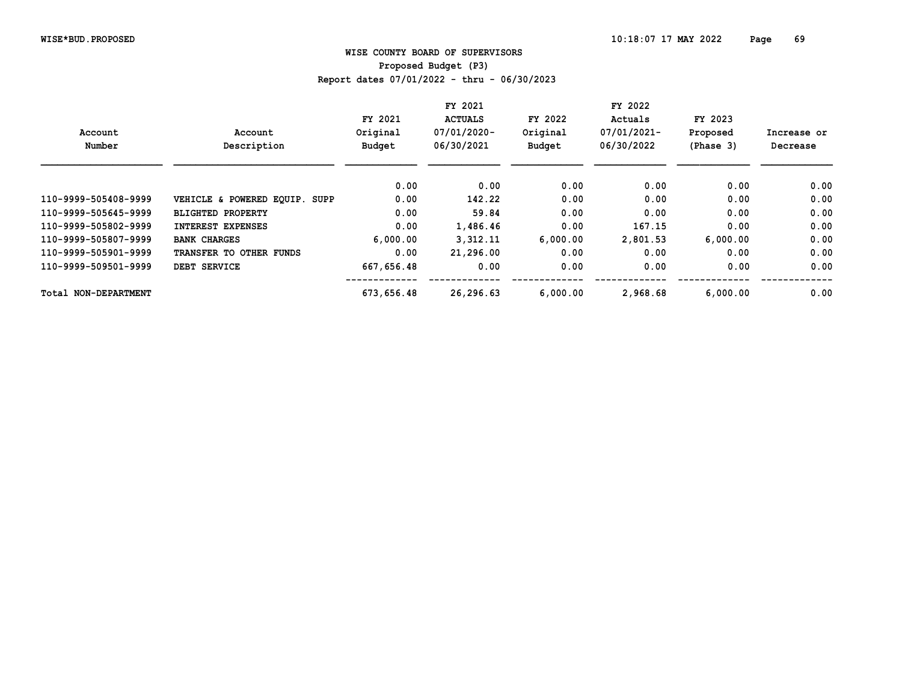WISE COUNTY BOARD OF SUPERVISORS
Proposed Budget (P3)
Report dates 07/01/2022 - thru - 06/30/2023

| Account Number | Account Description | FY 2021 Original Budget | FY 2021 ACTUALS 07/01/2020- 06/30/2021 | FY 2022 Original Budget | FY 2022 Actuals 07/01/2021- 06/30/2022 | FY 2023 Proposed (Phase 3) | Increase or Decrease |
|---|---|---|---|---|---|---|---|
| | | 0.00 | 0.00 | 0.00 | 0.00 | 0.00 | 0.00 |
| 110-9999-505408-9999 | VEHICLE & POWERED EQUIP. SUPP | 0.00 | 142.22 | 0.00 | 0.00 | 0.00 | 0.00 |
| 110-9999-505645-9999 | BLIGHTED PROPERTY | 0.00 | 59.84 | 0.00 | 0.00 | 0.00 | 0.00 |
| 110-9999-505802-9999 | INTEREST EXPENSES | 0.00 | 1,486.46 | 0.00 | 167.15 | 0.00 | 0.00 |
| 110-9999-505807-9999 | BANK CHARGES | 6,000.00 | 3,312.11 | 6,000.00 | 2,801.53 | 6,000.00 | 0.00 |
| 110-9999-505901-9999 | TRANSFER TO OTHER FUNDS | 0.00 | 21,296.00 | 0.00 | 0.00 | 0.00 | 0.00 |
| 110-9999-509501-9999 | DEBT SERVICE | 667,656.48 | 0.00 | 0.00 | 0.00 | 0.00 | 0.00 |
| Total NON-DEPARTMENT | | 673,656.48 | 26,296.63 | 6,000.00 | 2,968.68 | 6,000.00 | 0.00 |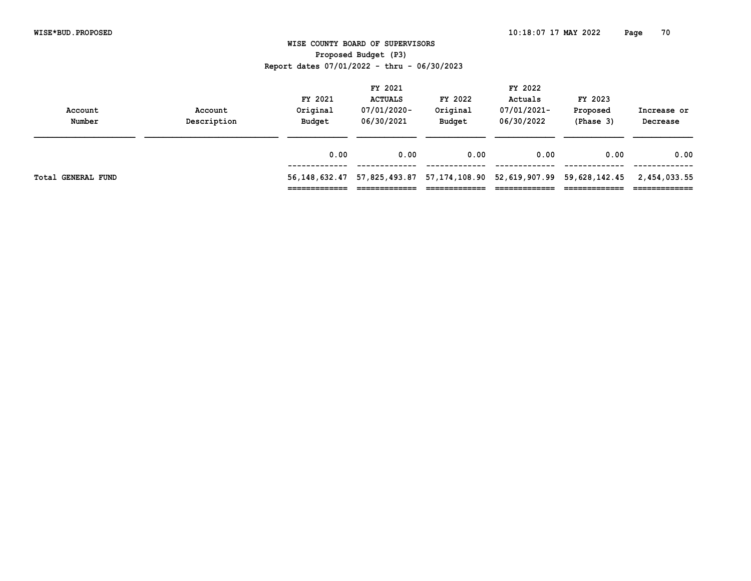# WISE COUNTY BOARD OF SUPERVISORS

## Proposed Budget (P3)

Report dates 07/01/2022 - thru - 06/30/2023

| Account Number | Account Description | FY 2021 Original Budget | FY 2021 ACTUALS 07/01/2020-06/30/2021 | FY 2022 Original Budget | FY 2022 Actuals 07/01/2021-06/30/2022 | FY 2023 Proposed (Phase 3) | Increase or Decrease |
|---|---|---|---|---|---|---|---|
| | | 0.00 | 0.00 | 0.00 | 0.00 | 0.00 | 0.00 |
| Total GENERAL FUND | | 56,148,632.47 | 57,825,493.87 | 57,174,108.90 | 52,619,907.99 | 59,628,142.45 | 2,454,033.55 |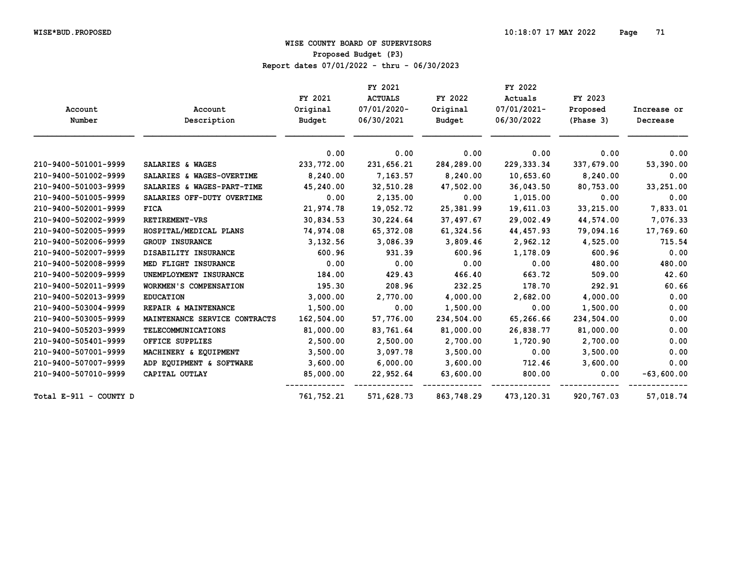# WISE COUNTY BOARD OF SUPERVISORS

Proposed Budget (P3)

Report dates 07/01/2022 - thru - 06/30/2023

| Account Number | Account Description | FY 2021 Original Budget | FY 2021 ACTUALS 07/01/2020-06/30/2021 | FY 2022 Original Budget | FY 2022 Actuals 07/01/2021-06/30/2022 | FY 2023 Proposed (Phase 3) | Increase or Decrease |
|---|---|---|---|---|---|---|---|
| | | 0.00 | 0.00 | 0.00 | 0.00 | 0.00 | 0.00 |
| 210-9400-501001-9999 | SALARIES & WAGES | 233,772.00 | 231,656.21 | 284,289.00 | 229,333.34 | 337,679.00 | 53,390.00 |
| 210-9400-501002-9999 | SALARIES & WAGES-OVERTIME | 8,240.00 | 7,163.57 | 8,240.00 | 10,653.60 | 8,240.00 | 0.00 |
| 210-9400-501003-9999 | SALARIES & WAGES-PART-TIME | 45,240.00 | 32,510.28 | 47,502.00 | 36,043.50 | 80,753.00 | 33,251.00 |
| 210-9400-501005-9999 | SALARIES OFF-DUTY OVERTIME | 0.00 | 2,135.00 | 0.00 | 1,015.00 | 0.00 | 0.00 |
| 210-9400-502001-9999 | FICA | 21,974.78 | 19,052.72 | 25,381.99 | 19,611.03 | 33,215.00 | 7,833.01 |
| 210-9400-502002-9999 | RETIREMENT-VRS | 30,834.53 | 30,224.64 | 37,497.67 | 29,002.49 | 44,574.00 | 7,076.33 |
| 210-9400-502005-9999 | HOSPITAL/MEDICAL PLANS | 74,974.08 | 65,372.08 | 61,324.56 | 44,457.93 | 79,094.16 | 17,769.60 |
| 210-9400-502006-9999 | GROUP INSURANCE | 3,132.56 | 3,086.39 | 3,809.46 | 2,962.12 | 4,525.00 | 715.54 |
| 210-9400-502007-9999 | DISABILITY INSURANCE | 600.96 | 931.39 | 600.96 | 1,178.09 | 600.96 | 0.00 |
| 210-9400-502008-9999 | MED FLIGHT INSURANCE | 0.00 | 0.00 | 0.00 | 0.00 | 480.00 | 480.00 |
| 210-9400-502009-9999 | UNEMPLOYMENT INSURANCE | 184.00 | 429.43 | 466.40 | 663.72 | 509.00 | 42.60 |
| 210-9400-502011-9999 | WORKMEN'S COMPENSATION | 195.30 | 208.96 | 232.25 | 178.70 | 292.91 | 60.66 |
| 210-9400-502013-9999 | EDUCATION | 3,000.00 | 2,770.00 | 4,000.00 | 2,682.00 | 4,000.00 | 0.00 |
| 210-9400-503004-9999 | REPAIR & MAINTENANCE | 1,500.00 | 0.00 | 1,500.00 | 0.00 | 1,500.00 | 0.00 |
| 210-9400-503005-9999 | MAINTENANCE SERVICE CONTRACTS | 162,504.00 | 57,776.00 | 234,504.00 | 65,266.66 | 234,504.00 | 0.00 |
| 210-9400-505203-9999 | TELECOMMUNICATIONS | 81,000.00 | 83,761.64 | 81,000.00 | 26,838.77 | 81,000.00 | 0.00 |
| 210-9400-505401-9999 | OFFICE SUPPLIES | 2,500.00 | 2,500.00 | 2,700.00 | 1,720.90 | 2,700.00 | 0.00 |
| 210-9400-507001-9999 | MACHINERY & EQUIPMENT | 3,500.00 | 3,097.78 | 3,500.00 | 0.00 | 3,500.00 | 0.00 |
| 210-9400-507007-9999 | ADP EQUIPMENT & SOFTWARE | 3,600.00 | 6,000.00 | 3,600.00 | 712.46 | 3,600.00 | 0.00 |
| 210-9400-507010-9999 | CAPITAL OUTLAY | 85,000.00 | 22,952.64 | 63,600.00 | 800.00 | 0.00 | -63,600.00 |
| Total E-911 - COUNTY D | | 761,752.21 | 571,628.73 | 863,748.29 | 473,120.31 | 920,767.03 | 57,018.74 |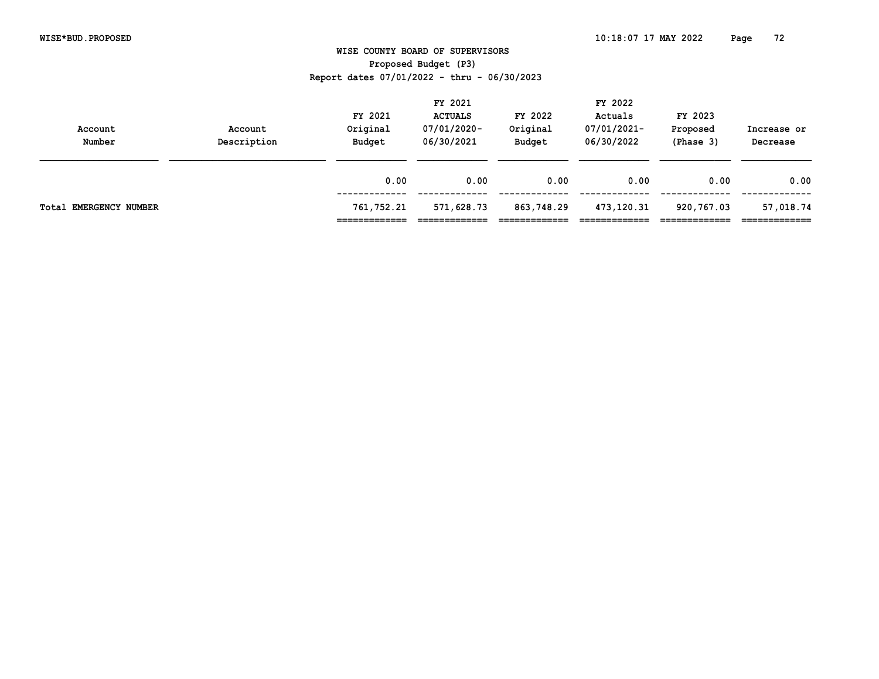# WISE COUNTY BOARD OF SUPERVISORS

## Proposed Budget (P3)

### Report dates 07/01/2022 - thru - 06/30/2023

| Account Number | Account Description | FY 2021 Original Budget | FY 2021 ACTUALS 07/01/2020- 06/30/2021 | FY 2022 Original Budget | FY 2022 Actuals 07/01/2021- 06/30/2022 | FY 2023 Proposed (Phase 3) | Increase or Decrease |
|---|---|---|---|---|---|---|---|
| | | 0.00 | 0.00 | 0.00 | 0.00 | 0.00 | 0.00 |
| Total EMERGENCY NUMBER | | 761,752.21 | 571,628.73 | 863,748.29 | 473,120.31 | 920,767.03 | 57,018.74 |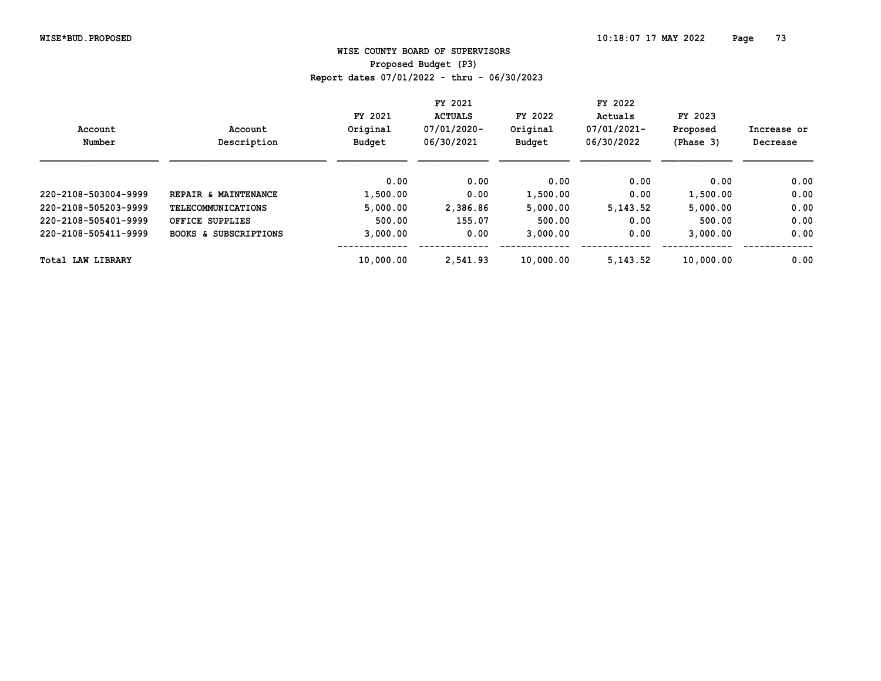# WISE COUNTY BOARD OF SUPERVISORS

## Proposed Budget (P3)

### Report dates 07/01/2022 - thru - 06/30/2023

| Account Number | Account Description | FY 2021 Original Budget | FY 2021 ACTUALS 07/01/2020-06/30/2021 | FY 2022 Original Budget | FY 2022 Actuals 07/01/2021-06/30/2022 | FY 2023 Proposed (Phase 3) | Increase or Decrease |
|---|---|---|---|---|---|---|---|
| | | 0.00 | 0.00 | 0.00 | 0.00 | 0.00 | 0.00 |
| 220-2108-503004-9999 | REPAIR & MAINTENANCE | 1,500.00 | 0.00 | 1,500.00 | 0.00 | 1,500.00 | 0.00 |
| 220-2108-505203-9999 | TELECOMMUNICATIONS | 5,000.00 | 2,386.86 | 5,000.00 | 5,143.52 | 5,000.00 | 0.00 |
| 220-2108-505401-9999 | OFFICE SUPPLIES | 500.00 | 155.07 | 500.00 | 0.00 | 500.00 | 0.00 |
| 220-2108-505411-9999 | BOOKS & SUBSCRIPTIONS | 3,000.00 | 0.00 | 3,000.00 | 0.00 | 3,000.00 | 0.00 |
| Total LAW LIBRARY | | 10,000.00 | 2,541.93 | 10,000.00 | 5,143.52 | 10,000.00 | 0.00 |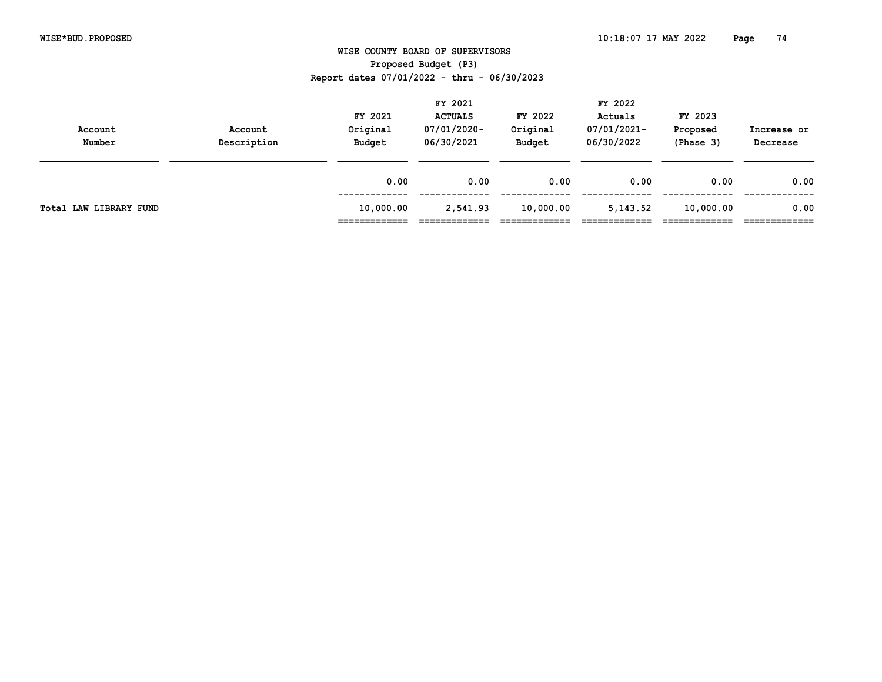# WISE COUNTY BOARD OF SUPERVISORS

Proposed Budget (P3)

Report dates 07/01/2022 - thru - 06/30/2023

| Account Number | Account Description | FY 2021 Original Budget | FY 2021 ACTUALS 07/01/2020-06/30/2021 | FY 2022 Original Budget | FY 2022 Actuals 07/01/2021-06/30/2022 | FY 2023 Proposed (Phase 3) | Increase or Decrease |
|---|---|---|---|---|---|---|---|
| | | 0.00 | 0.00 | 0.00 | 0.00 | 0.00 | 0.00 |
| Total LAW LIBRARY FUND | | 10,000.00 | 2,541.93 | 10,000.00 | 5,143.52 | 10,000.00 | 0.00 |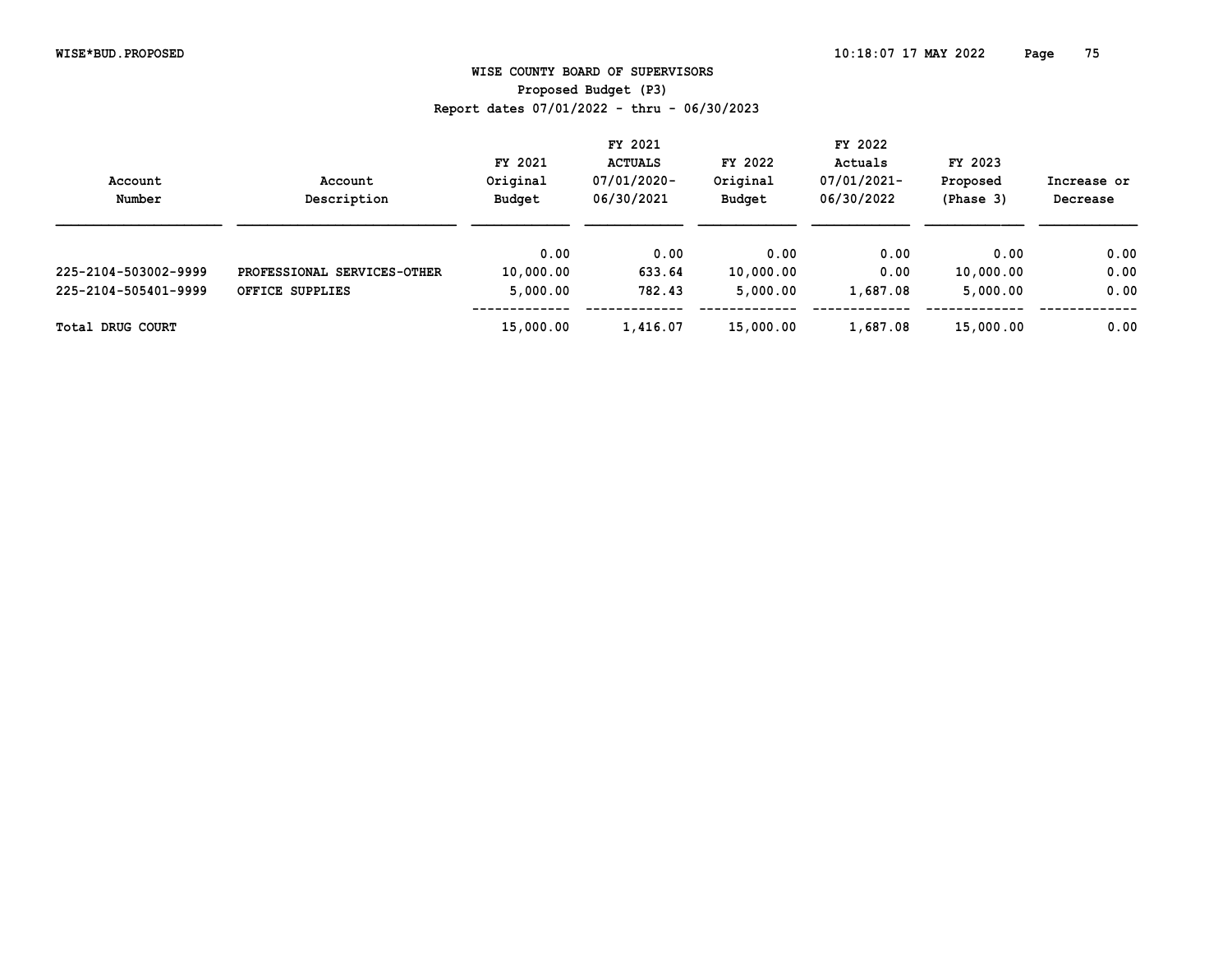# WISE COUNTY BOARD OF SUPERVISORS

Proposed Budget (P3)

Report dates 07/01/2022 - thru - 06/30/2023

| Account Number | Account Description | FY 2021 Original Budget | FY 2021 ACTUALS 07/01/2020-06/30/2021 | FY 2022 Original Budget | FY 2022 Actuals 07/01/2021-06/30/2022 | FY 2023 Proposed (Phase 3) | Increase or Decrease |
|---|---|---|---|---|---|---|---|
| | | 0.00 | 0.00 | 0.00 | 0.00 | 0.00 | 0.00 |
| 225-2104-503002-9999 | PROFESSIONAL SERVICES-OTHER | 10,000.00 | 633.64 | 10,000.00 | 0.00 | 10,000.00 | 0.00 |
| 225-2104-505401-9999 | OFFICE SUPPLIES | 5,000.00 | 782.43 | 5,000.00 | 1,687.08 | 5,000.00 | 0.00 |
| Total DRUG COURT | | 15,000.00 | 1,416.07 | 15,000.00 | 1,687.08 | 15,000.00 | 0.00 |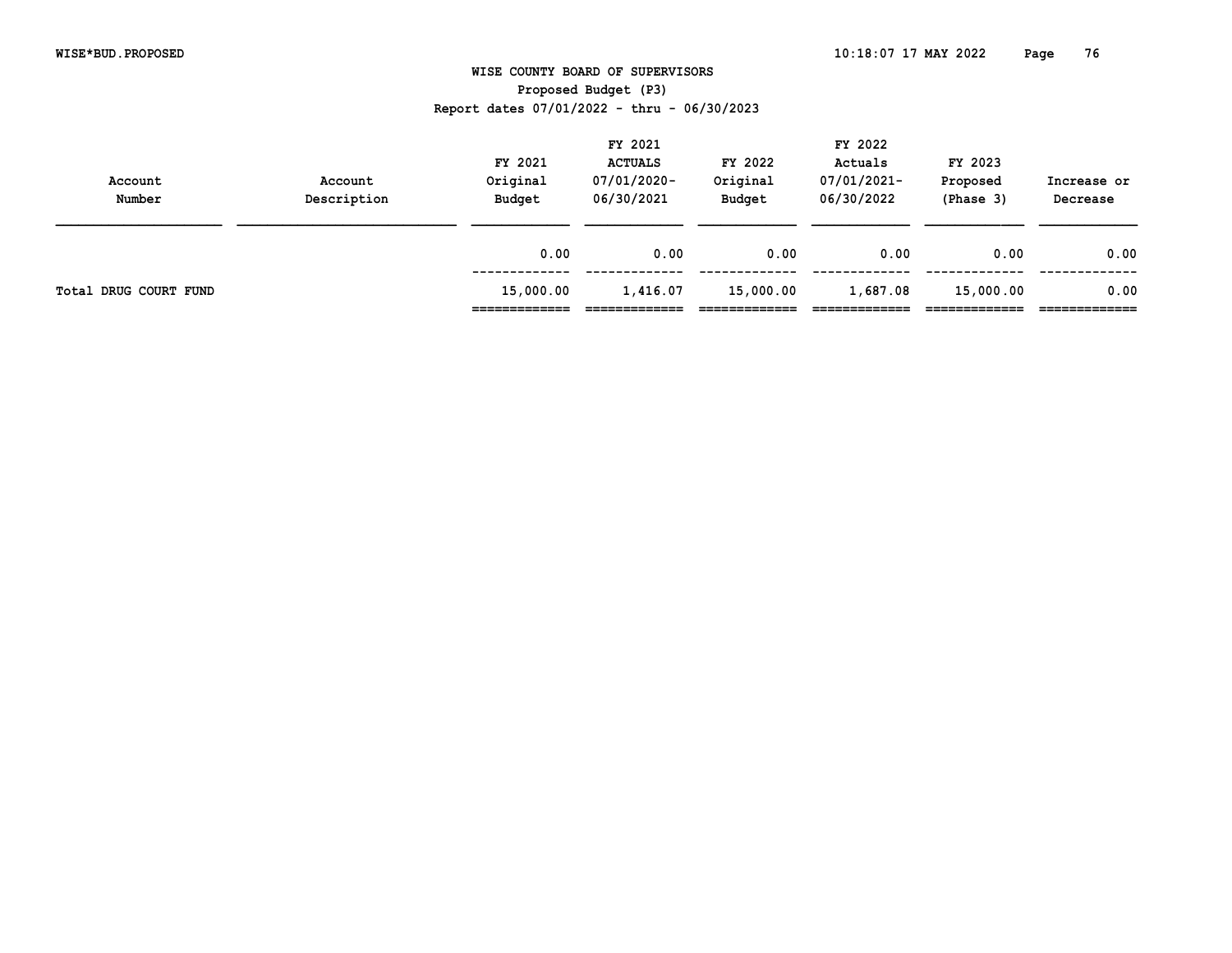# WISE COUNTY BOARD OF SUPERVISORS

## Proposed Budget (P3)

Report dates 07/01/2022 - thru - 06/30/2023

| Account Number | Account Description | FY 2021 Original Budget | FY 2021 ACTUALS 07/01/2020-06/30/2021 | FY 2022 Original Budget | FY 2022 Actuals 07/01/2021-06/30/2022 | FY 2023 Proposed (Phase 3) | Increase or Decrease |
|---|---|---|---|---|---|---|---|
| | | 0.00 | 0.00 | 0.00 | 0.00 | 0.00 | 0.00 |
| Total DRUG COURT FUND | | 15,000.00 | 1,416.07 | 15,000.00 | 1,687.08 | 15,000.00 | 0.00 |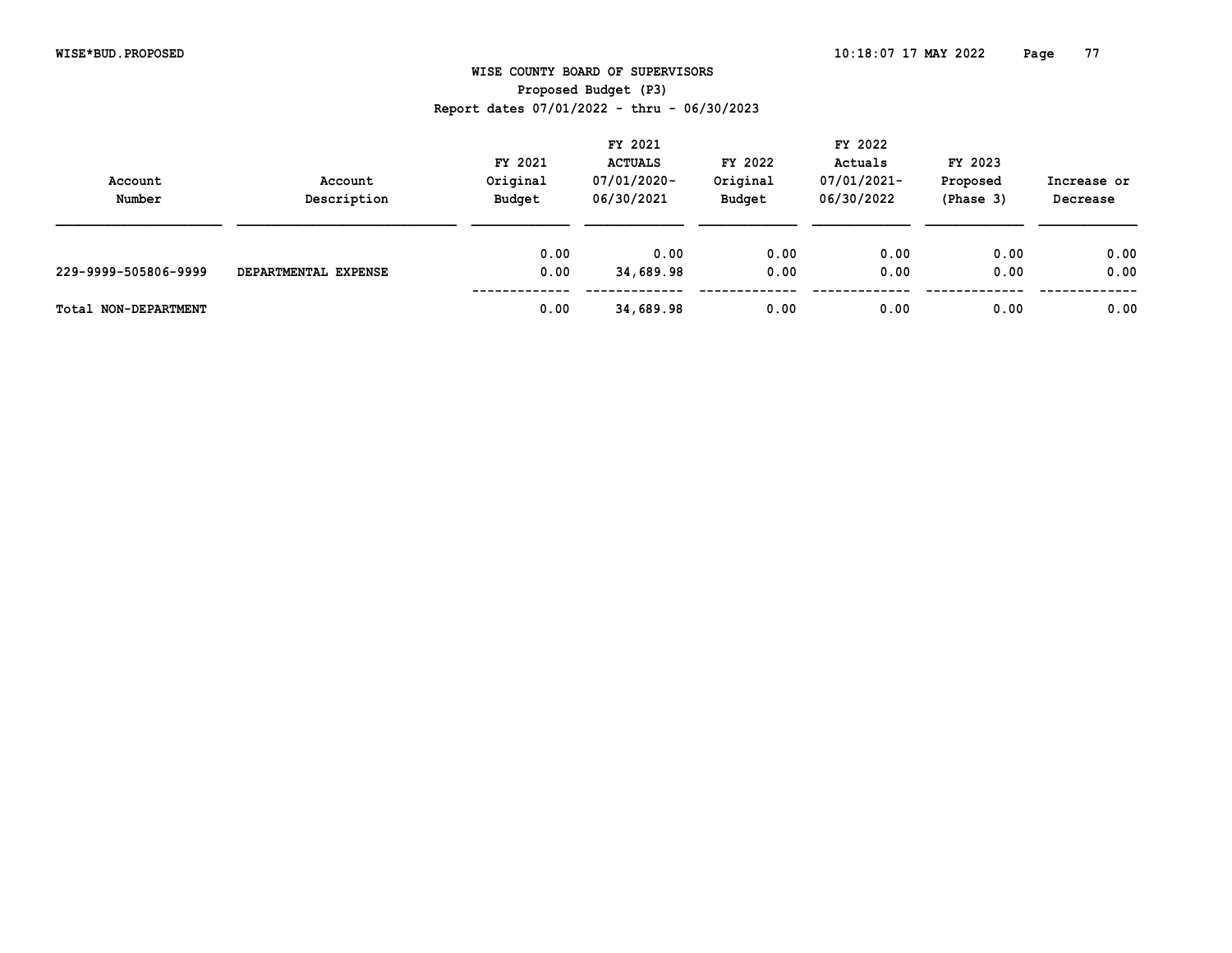WISE*BUD.PROPOSED

# WISE COUNTY BOARD OF SUPERVISORS

## Proposed Budget (P3)

Report dates 07/01/2022 - thru - 06/30/2023

| Account Number | Account Description | FY 2021 Original Budget | FY 2021 ACTUALS 07/01/2020-06/30/2021 | FY 2022 Original Budget | FY 2022 Actuals 07/01/2021-06/30/2022 | FY 2023 Proposed (Phase 3) | Increase or Decrease |
|---|---|---|---|---|---|---|---|
| | | 0.00 | 0.00 | 0.00 | 0.00 | 0.00 | 0.00 |
| 229-9999-505806-9999 | DEPARTMENTAL EXPENSE | 0.00 | 34,689.98 | 0.00 | 0.00 | 0.00 | 0.00 |
| Total NON-DEPARTMENT | | 0.00 | 34,689.98 | 0.00 | 0.00 | 0.00 | 0.00 |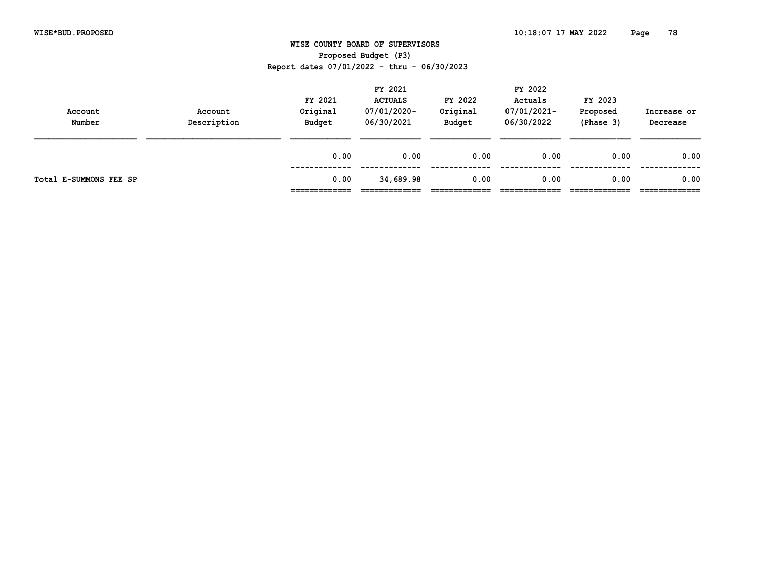# WISE COUNTY BOARD OF SUPERVISORS

## Proposed Budget (P3)

### Report dates 07/01/2022 - thru - 06/30/2023

| Account Number | Account Description | FY 2021 Original Budget | FY 2021 ACTUALS 07/01/2020-06/30/2021 | FY 2022 Original Budget | FY 2022 Actuals 07/01/2021-06/30/2022 | FY 2023 Proposed (Phase 3) | Increase or Decrease |
|---|---|---|---|---|---|---|---|
| | | 0.00 | 0.00 | 0.00 | 0.00 | 0.00 | 0.00 |
| Total E-SUMMONS FEE SP | | 0.00 | 34,689.98 | 0.00 | 0.00 | 0.00 | 0.00 |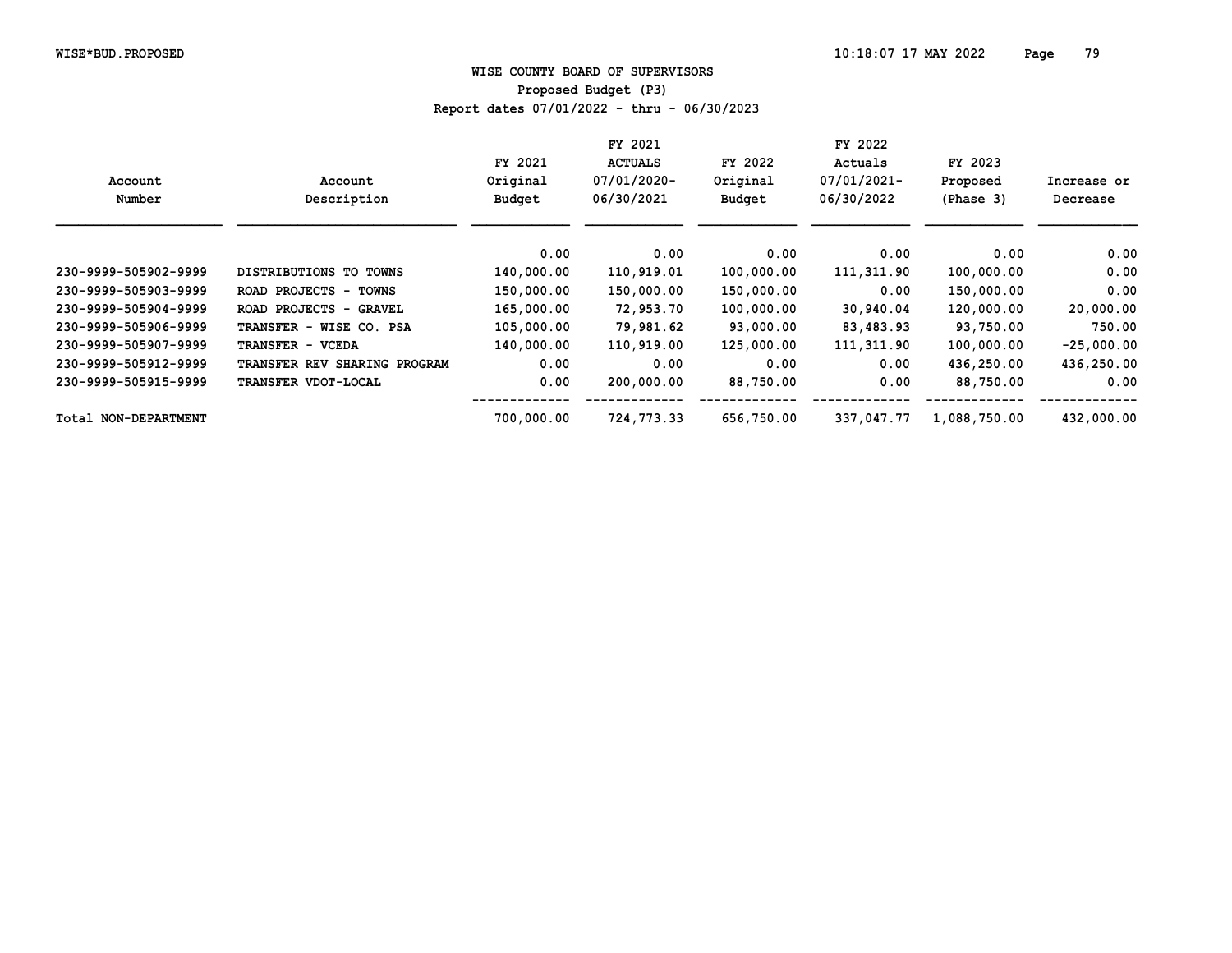# WISE COUNTY BOARD OF SUPERVISORS

## Proposed Budget (P3)

### Report dates 07/01/2022 - thru - 06/30/2023

| Account Number | Account Description | FY 2021 Original Budget | FY 2021 ACTUALS 07/01/2020-06/30/2021 | FY 2022 Original Budget | FY 2022 Actuals 07/01/2021-06/30/2022 | FY 2023 Proposed (Phase 3) | Increase or Decrease |
|---|---|---|---|---|---|---|---|
| | | 0.00 | 0.00 | 0.00 | 0.00 | 0.00 | 0.00 |
| 230-9999-505902-9999 | DISTRIBUTIONS TO TOWNS | 140,000.00 | 110,919.01 | 100,000.00 | 111,311.90 | 100,000.00 | 0.00 |
| 230-9999-505903-9999 | ROAD PROJECTS - TOWNS | 150,000.00 | 150,000.00 | 150,000.00 | 0.00 | 150,000.00 | 0.00 |
| 230-9999-505904-9999 | ROAD PROJECTS - GRAVEL | 165,000.00 | 72,953.70 | 100,000.00 | 30,940.04 | 120,000.00 | 20,000.00 |
| 230-9999-505906-9999 | TRANSFER - WISE CO. PSA | 105,000.00 | 79,981.62 | 93,000.00 | 83,483.93 | 93,750.00 | 750.00 |
| 230-9999-505907-9999 | TRANSFER - VCEDA | 140,000.00 | 110,919.00 | 125,000.00 | 111,311.90 | 100,000.00 | -25,000.00 |
| 230-9999-505912-9999 | TRANSFER REV SHARING PROGRAM | 0.00 | 0.00 | 0.00 | 0.00 | 436,250.00 | 436,250.00 |
| 230-9999-505915-9999 | TRANSFER VDOT-LOCAL | 0.00 | 200,000.00 | 88,750.00 | 0.00 | 88,750.00 | 0.00 |
| Total NON-DEPARTMENT | | 700,000.00 | 724,773.33 | 656,750.00 | 337,047.77 | 1,088,750.00 | 432,000.00 |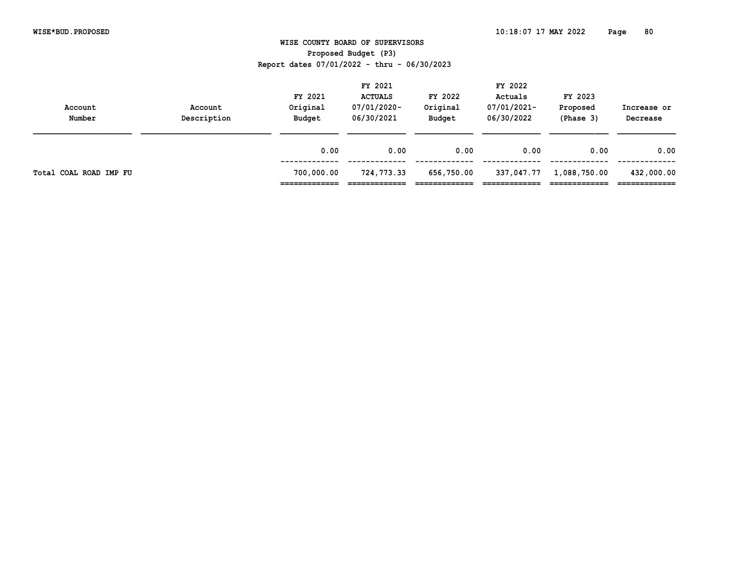WISE COUNTY BOARD OF SUPERVISORS
Proposed Budget (P3)
Report dates 07/01/2022 - thru - 06/30/2023

| Account Number | Account Description | FY 2021 Original Budget | FY 2021 ACTUALS 07/01/2020- 06/30/2021 | FY 2022 Original Budget | FY 2022 Actuals 07/01/2021- 06/30/2022 | FY 2023 Proposed (Phase 3) | Increase or Decrease |
|---|---|---|---|---|---|---|---|
| | | 0.00 | 0.00 | 0.00 | 0.00 | 0.00 | 0.00 |
| Total COAL ROAD IMP FU | | 700,000.00 | 724,773.33 | 656,750.00 | 337,047.77 | 1,088,750.00 | 432,000.00 |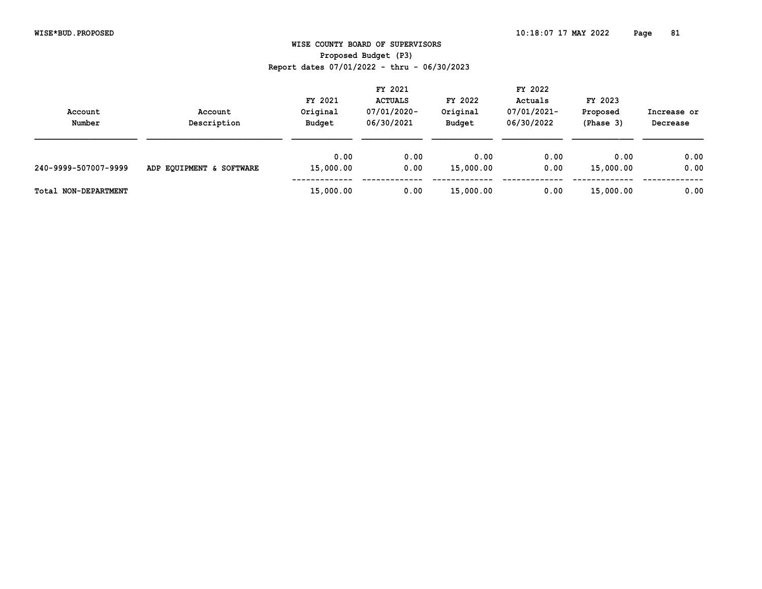# WISE COUNTY BOARD OF SUPERVISORS

## Proposed Budget (P3)

Report dates 07/01/2022 - thru - 06/30/2023

| Account Number | Account Description | FY 2021 Original Budget | FY 2021 ACTUALS 07/01/2020-06/30/2021 | FY 2022 Original Budget | FY 2022 Actuals 07/01/2021-06/30/2022 | FY 2023 Proposed (Phase 3) | Increase or Decrease |
|---|---|---|---|---|---|---|---|
| | | 0.00 | 0.00 | 0.00 | 0.00 | 0.00 | 0.00 |
| 240-9999-507007-9999 | ADP EQUIPMENT & SOFTWARE | 15,000.00 | 0.00 | 15,000.00 | 0.00 | 15,000.00 | 0.00 |
| Total NON-DEPARTMENT | | 15,000.00 | 0.00 | 15,000.00 | 0.00 | 15,000.00 | 0.00 |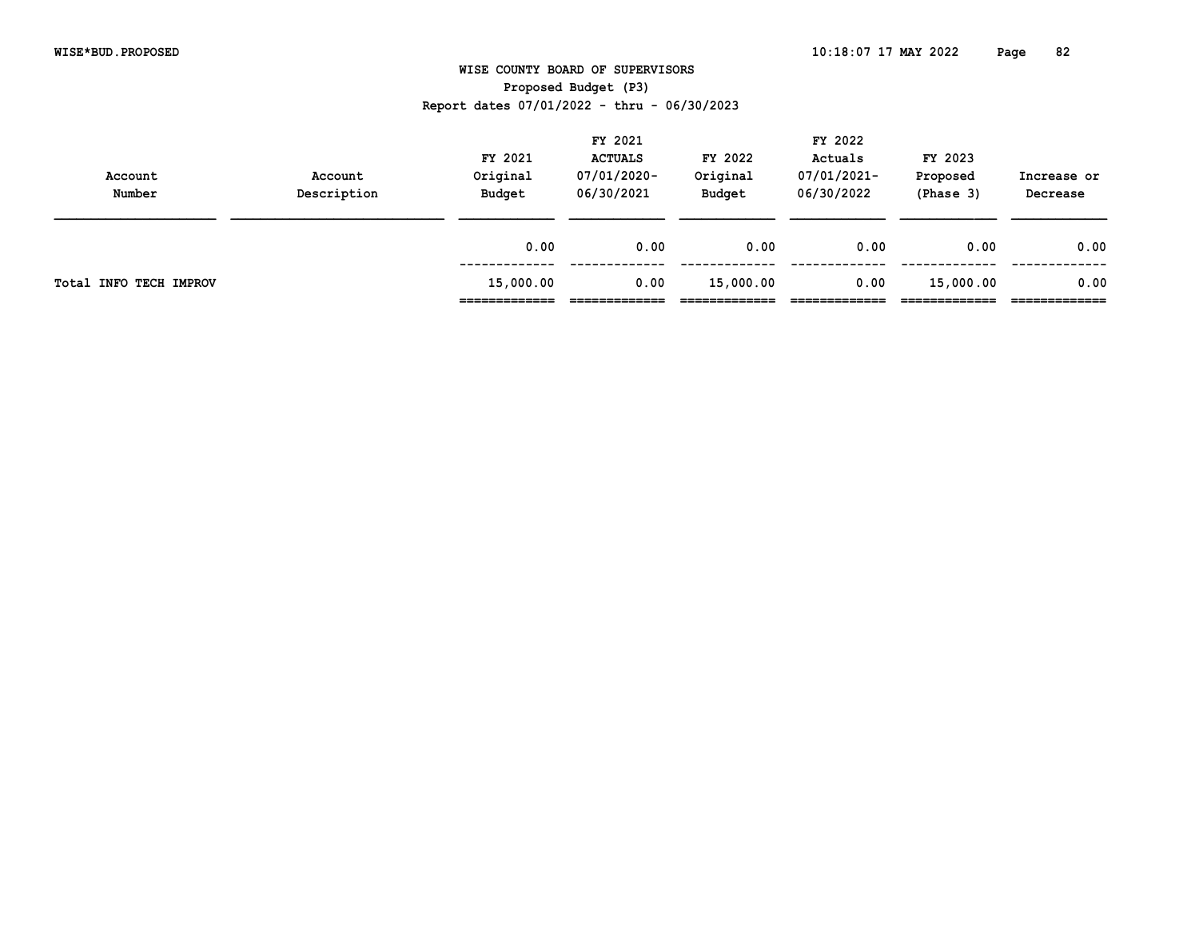# WISE COUNTY BOARD OF SUPERVISORS

## Proposed Budget (P3)

Report dates 07/01/2022 - thru - 06/30/2023

| Account Number | Account Description | FY 2021 Original Budget | FY 2021 ACTUALS 07/01/2020-06/30/2021 | FY 2022 Original Budget | FY 2022 Actuals 07/01/2021-06/30/2022 | FY 2023 Proposed (Phase 3) | Increase or Decrease |
|---|---|---|---|---|---|---|---|
| | | 0.00 | 0.00 | 0.00 | 0.00 | 0.00 | 0.00 |
| Total INFO TECH IMPROV | | 15,000.00 | 0.00 | 15,000.00 | 0.00 | 15,000.00 | 0.00 |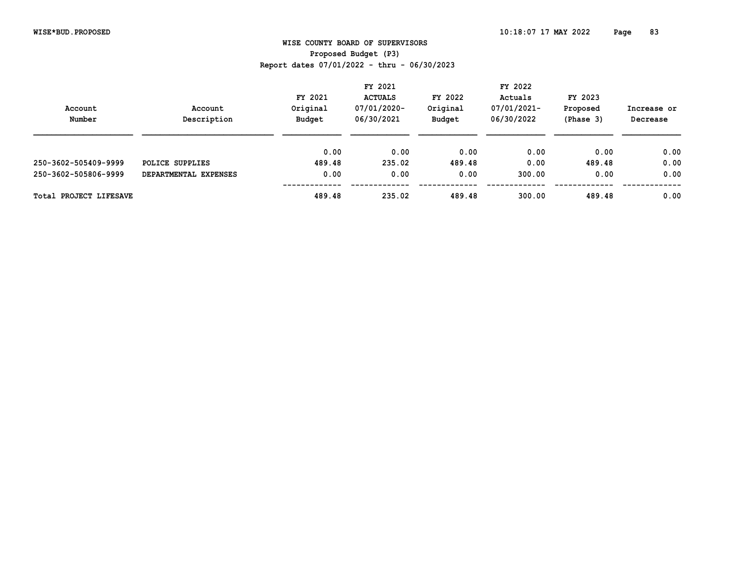WISE COUNTY BOARD OF SUPERVISORS

Proposed Budget (P3)

Report dates 07/01/2022 - thru - 06/30/2023

| Account Number | Account Description | FY 2021 Original Budget | FY 2021 ACTUALS 07/01/2020-06/30/2021 | FY 2022 Original Budget | FY 2022 Actuals 07/01/2021-06/30/2022 | FY 2023 Proposed (Phase 3) | Increase or Decrease |
|---|---|---|---|---|---|---|---|
| | | 0.00 | 0.00 | 0.00 | 0.00 | 0.00 | 0.00 |
| 250-3602-505409-9999 | POLICE SUPPLIES | 489.48 | 235.02 | 489.48 | 0.00 | 489.48 | 0.00 |
| 250-3602-505806-9999 | DEPARTMENTAL EXPENSES | 0.00 | 0.00 | 0.00 | 300.00 | 0.00 | 0.00 |
| Total PROJECT LIFESAVE | | 489.48 | 235.02 | 489.48 | 300.00 | 489.48 | 0.00 |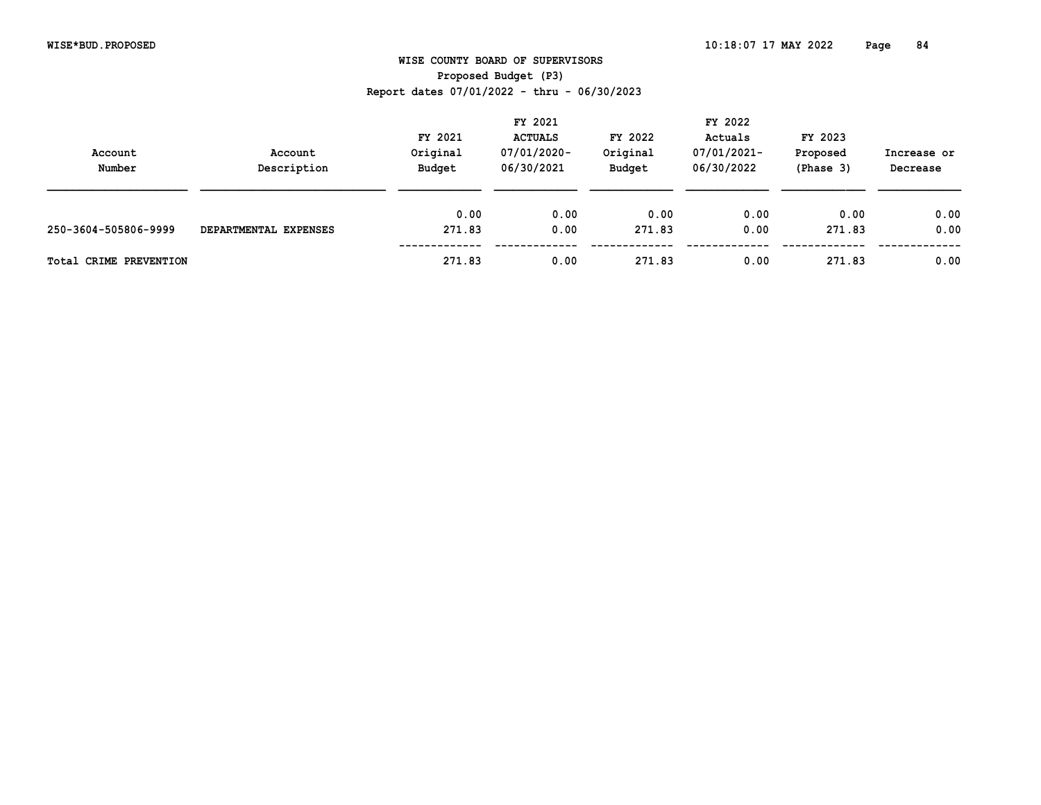WISE COUNTY BOARD OF SUPERVISORS
Proposed Budget (P3)
Report dates 07/01/2022 - thru - 06/30/2023

| Account Number | Account Description | FY 2021 Original Budget | FY 2021 ACTUALS 07/01/2020- 06/30/2021 | FY 2022 Original Budget | FY 2022 Actuals 07/01/2021- 06/30/2022 | FY 2023 Proposed (Phase 3) | Increase or Decrease |
|---|---|---|---|---|---|---|---|
| | | 0.00 | 0.00 | 0.00 | 0.00 | 0.00 | 0.00 |
| 250-3604-505806-9999 | DEPARTMENTAL EXPENSES | 271.83 | 0.00 | 271.83 | 0.00 | 271.83 | 0.00 |
| Total CRIME PREVENTION | | 271.83 | 0.00 | 271.83 | 0.00 | 271.83 | 0.00 |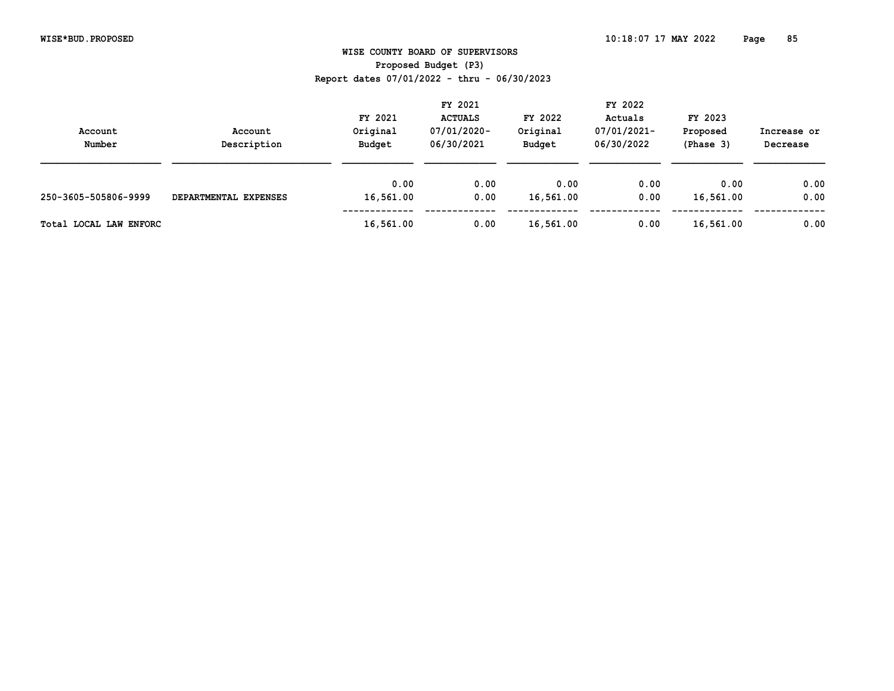WISE COUNTY BOARD OF SUPERVISORS

Proposed Budget (P3)

Report dates 07/01/2022 - thru - 06/30/2023

| Account Number | Account Description | FY 2021 Original Budget | FY 2021 ACTUALS 07/01/2020-06/30/2021 | FY 2022 Original Budget | FY 2022 Actuals 07/01/2021-06/30/2022 | FY 2023 Proposed (Phase 3) | Increase or Decrease |
|---|---|---|---|---|---|---|---|
| | | 0.00 | 0.00 | 0.00 | 0.00 | 0.00 | 0.00 |
| 250-3605-505806-9999 | DEPARTMENTAL EXPENSES | 16,561.00 | 0.00 | 16,561.00 | 0.00 | 16,561.00 | 0.00 |
| Total LOCAL LAW ENFORC | | 16,561.00 | 0.00 | 16,561.00 | 0.00 | 16,561.00 | 0.00 |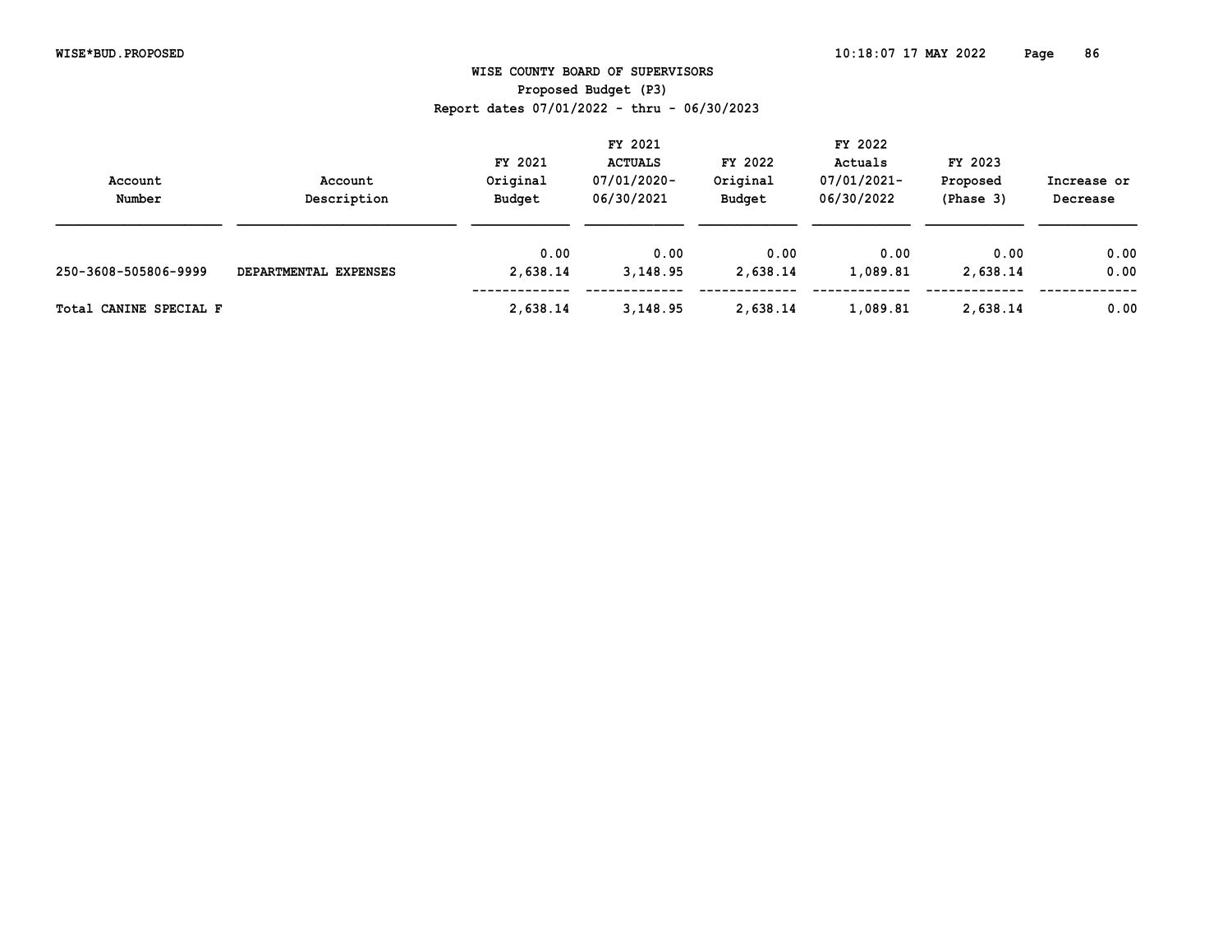WISE COUNTY BOARD OF SUPERVISORS

Proposed Budget (P3)

Report dates 07/01/2022 - thru - 06/30/2023

| Account Number | Account Description | FY 2021 Original Budget | FY 2021 ACTUALS 07/01/2020- 06/30/2021 | FY 2022 Original Budget | FY 2022 Actuals 07/01/2021- 06/30/2022 | FY 2023 Proposed (Phase 3) | Increase or Decrease |
|---|---|---|---|---|---|---|---|
| | | 0.00 | 0.00 | 0.00 | 0.00 | 0.00 | 0.00 |
| 250-3608-505806-9999 | DEPARTMENTAL EXPENSES | 2,638.14 | 3,148.95 | 2,638.14 | 1,089.81 | 2,638.14 | 0.00 |
| Total CANINE SPECIAL F | | 2,638.14 | 3,148.95 | 2,638.14 | 1,089.81 | 2,638.14 | 0.00 |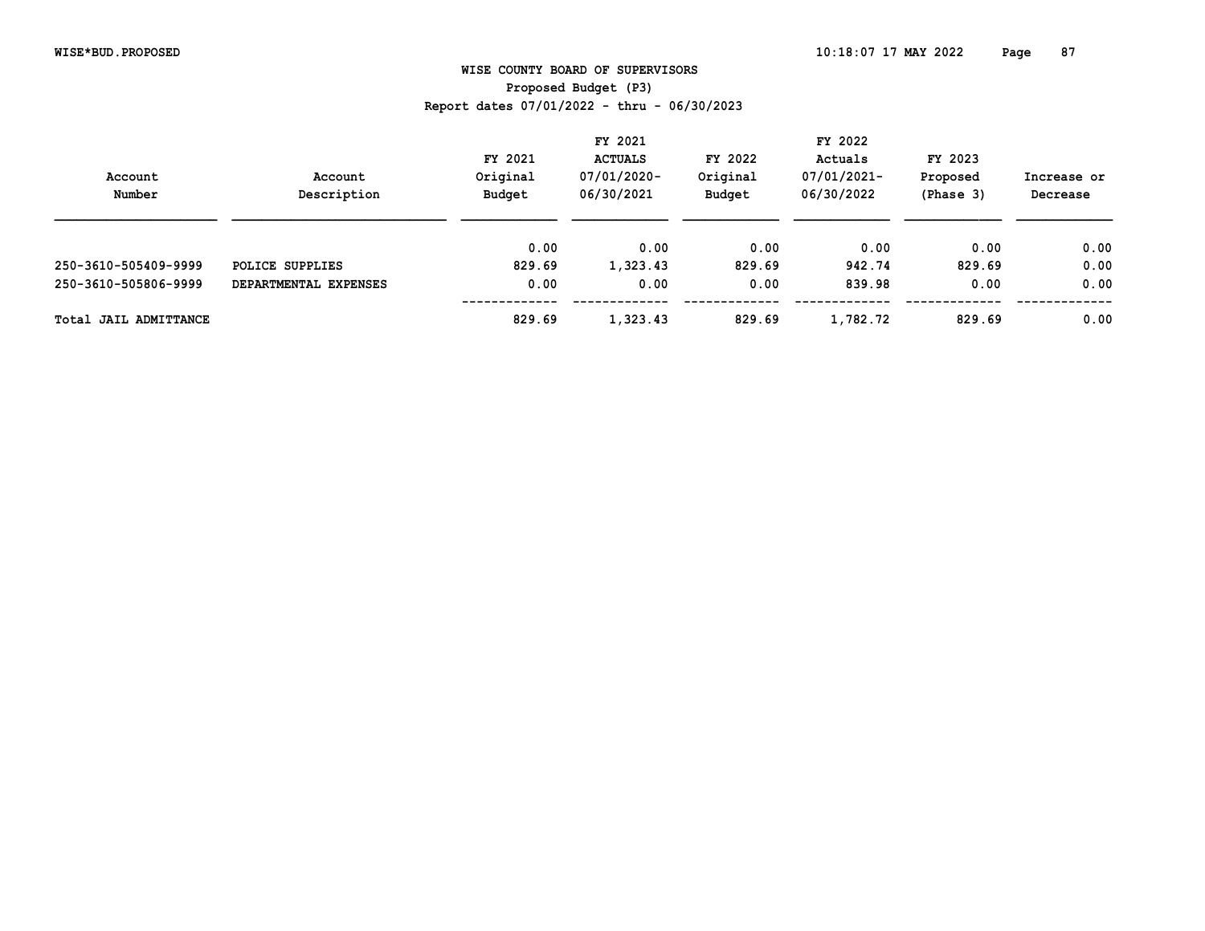# WISE COUNTY BOARD OF SUPERVISORS

Proposed Budget (P3)

Report dates 07/01/2022 - thru - 06/30/2023

| Account Number | Account Description | FY 2021 Original Budget | FY 2021 ACTUALS 07/01/2020- 06/30/2021 | FY 2022 Original Budget | FY 2022 Actuals 07/01/2021- 06/30/2022 | FY 2023 Proposed (Phase 3) | Increase or Decrease |
|---|---|---|---|---|---|---|---|
| | | 0.00 | 0.00 | 0.00 | 0.00 | 0.00 | 0.00 |
| 250-3610-505409-9999 | POLICE SUPPLIES | 829.69 | 1,323.43 | 829.69 | 942.74 | 829.69 | 0.00 |
| 250-3610-505806-9999 | DEPARTMENTAL EXPENSES | 0.00 | 0.00 | 0.00 | 839.98 | 0.00 | 0.00 |
| Total JAIL ADMITTANCE | | 829.69 | 1,323.43 | 829.69 | 1,782.72 | 829.69 | 0.00 |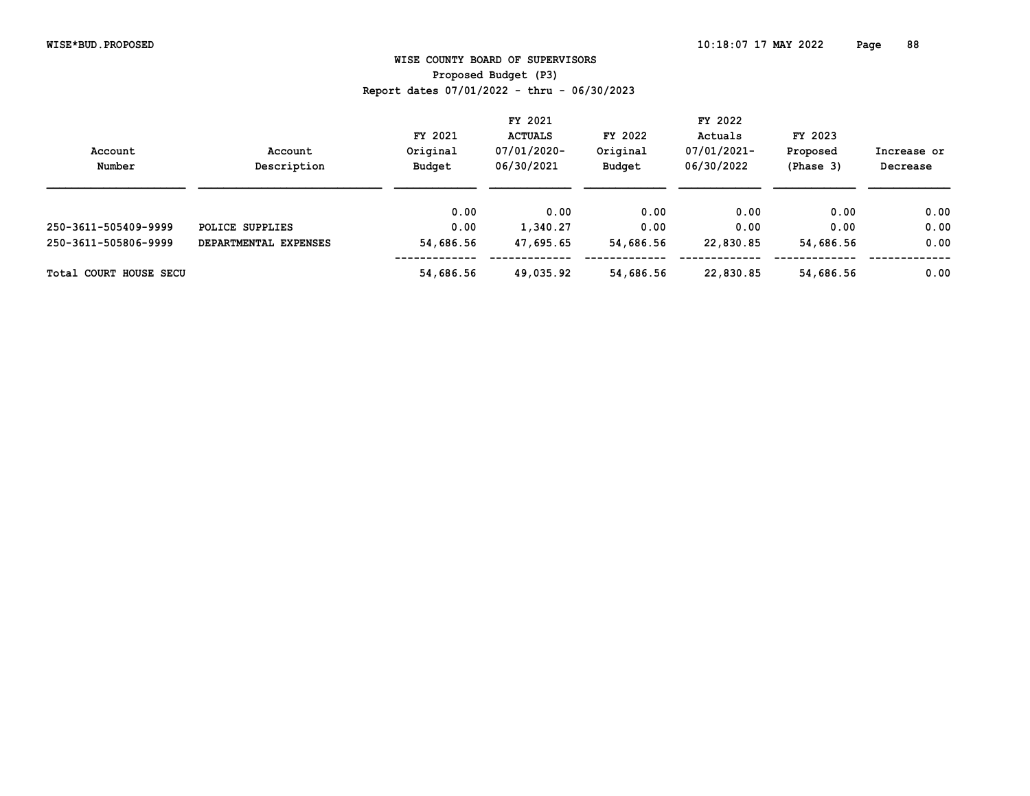WISE COUNTY BOARD OF SUPERVISORS

Proposed Budget (P3)

Report dates 07/01/2022 - thru - 06/30/2023

| Account Number | Account Description | FY 2021 Original Budget | FY 2021 ACTUALS 07/01/2020-06/30/2021 | FY 2022 Original Budget | FY 2022 Actuals 07/01/2021-06/30/2022 | FY 2023 Proposed (Phase 3) | Increase or Decrease |
|---|---|---|---|---|---|---|---|
| | | 0.00 | 0.00 | 0.00 | 0.00 | 0.00 | 0.00 |
| 250-3611-505409-9999 | POLICE SUPPLIES | 0.00 | 1,340.27 | 0.00 | 0.00 | 0.00 | 0.00 |
| 250-3611-505806-9999 | DEPARTMENTAL EXPENSES | 54,686.56 | 47,695.65 | 54,686.56 | 22,830.85 | 54,686.56 | 0.00 |
| Total COURT HOUSE SECU | | 54,686.56 | 49,035.92 | 54,686.56 | 22,830.85 | 54,686.56 | 0.00 |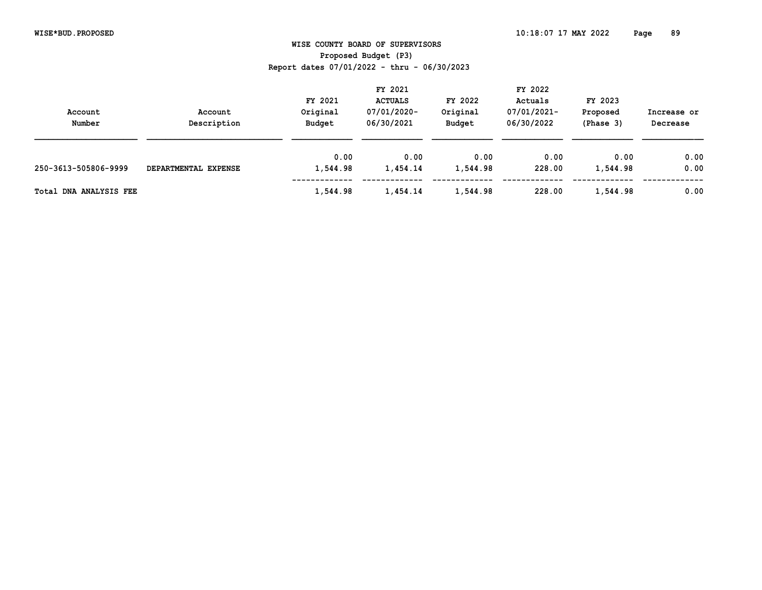# WISE COUNTY BOARD OF SUPERVISORS

## Proposed Budget (P3)

### Report dates 07/01/2022 - thru - 06/30/2023

| Account Number | Account Description | FY 2021 Original Budget | FY 2021 ACTUALS 07/01/2020-06/30/2021 | FY 2022 Original Budget | FY 2022 Actuals 07/01/2021-06/30/2022 | FY 2023 Proposed (Phase 3) | Increase or Decrease |
|---|---|---|---|---|---|---|---|
| | | 0.00 | 0.00 | 0.00 | 0.00 | 0.00 | 0.00 |
| 250-3613-505806-9999 | DEPARTMENTAL EXPENSE | 1,544.98 | 1,454.14 | 1,544.98 | 228.00 | 1,544.98 | 0.00 |
| **Total DNA ANALYSIS FEE** | | 1,544.98 | 1,454.14 | 1,544.98 | 228.00 | 1,544.98 | 0.00 |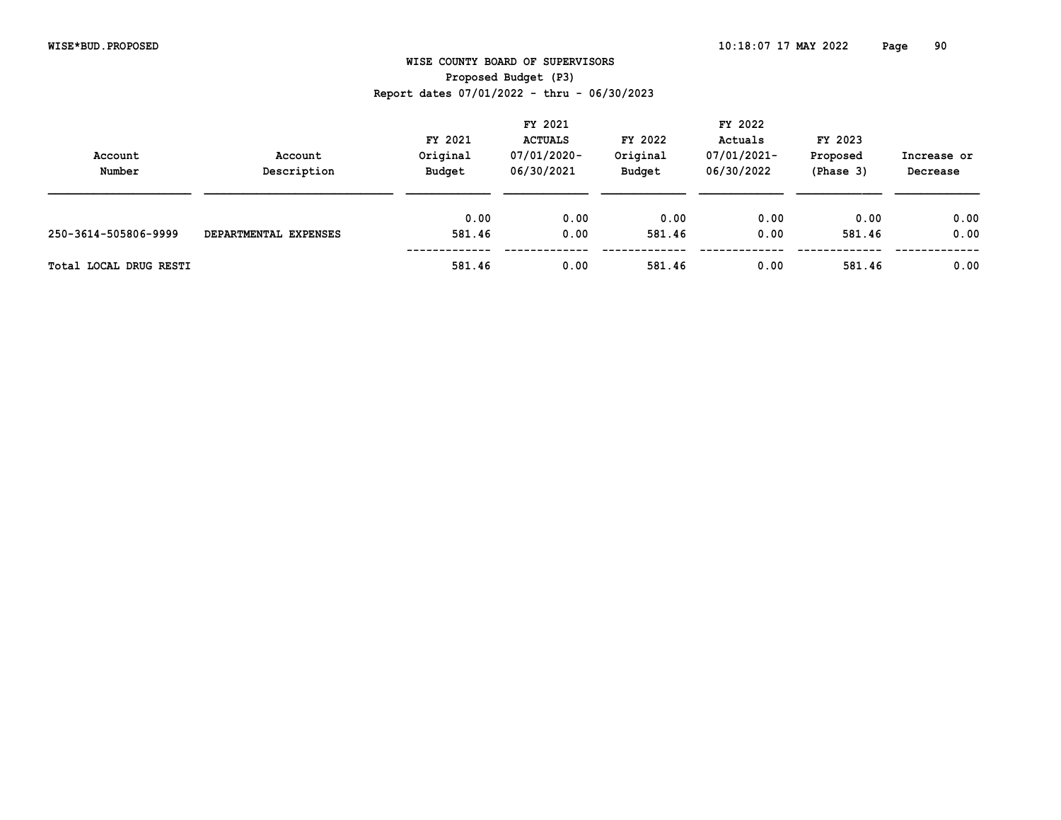WISE COUNTY BOARD OF SUPERVISORS
Proposed Budget (P3)
Report dates 07/01/2022 - thru - 06/30/2023

| Account Number | Account Description | FY 2021 Original Budget | FY 2021 ACTUALS 07/01/2020-06/30/2021 | FY 2022 Original Budget | FY 2022 Actuals 07/01/2021-06/30/2022 | FY 2023 Proposed (Phase 3) | Increase or Decrease |
|---|---|---|---|---|---|---|---|
| | | 0.00 | 0.00 | 0.00 | 0.00 | 0.00 | 0.00 |
| 250-3614-505806-9999 | DEPARTMENTAL EXPENSES | 581.46 | 0.00 | 581.46 | 0.00 | 581.46 | 0.00 |
| Total LOCAL DRUG RESTI | | 581.46 | 0.00 | 581.46 | 0.00 | 581.46 | 0.00 |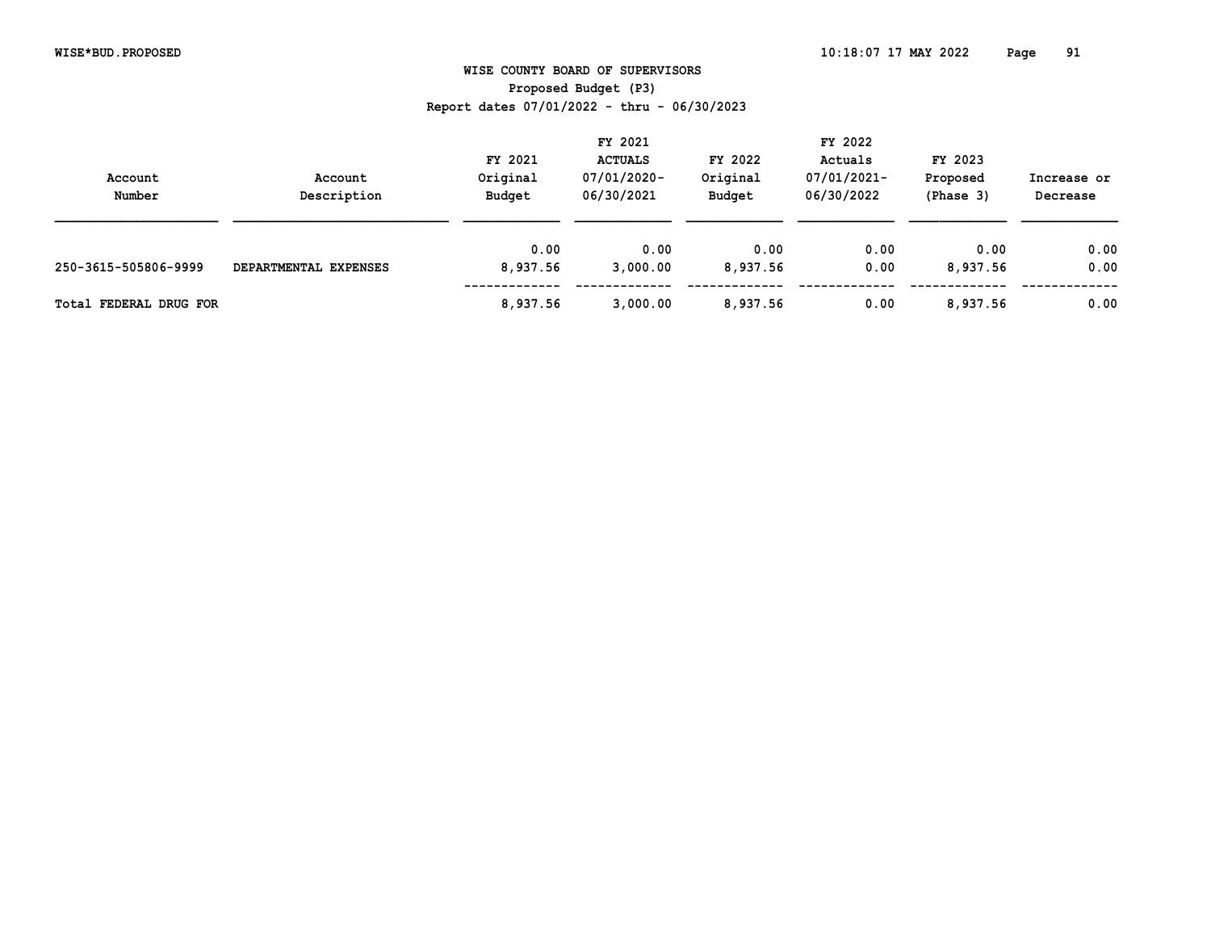WISE COUNTY BOARD OF SUPERVISORS

Proposed Budget (P3)

Report dates 07/01/2022 - thru - 06/30/2023

| Account Number | Account Description | FY 2021 Original Budget | FY 2021 ACTUALS 07/01/2020-06/30/2021 | FY 2022 Original Budget | FY 2022 Actuals 07/01/2021-06/30/2022 | FY 2023 Proposed (Phase 3) | Increase or Decrease |
|---|---|---|---|---|---|---|---|
| | | 0.00 | 0.00 | 0.00 | 0.00 | 0.00 | 0.00 |
| 250-3615-505806-9999 | DEPARTMENTAL EXPENSES | 8,937.56 | 3,000.00 | 8,937.56 | 0.00 | 8,937.56 | 0.00 |
| Total FEDERAL DRUG FOR | | 8,937.56 | 3,000.00 | 8,937.56 | 0.00 | 8,937.56 | 0.00 |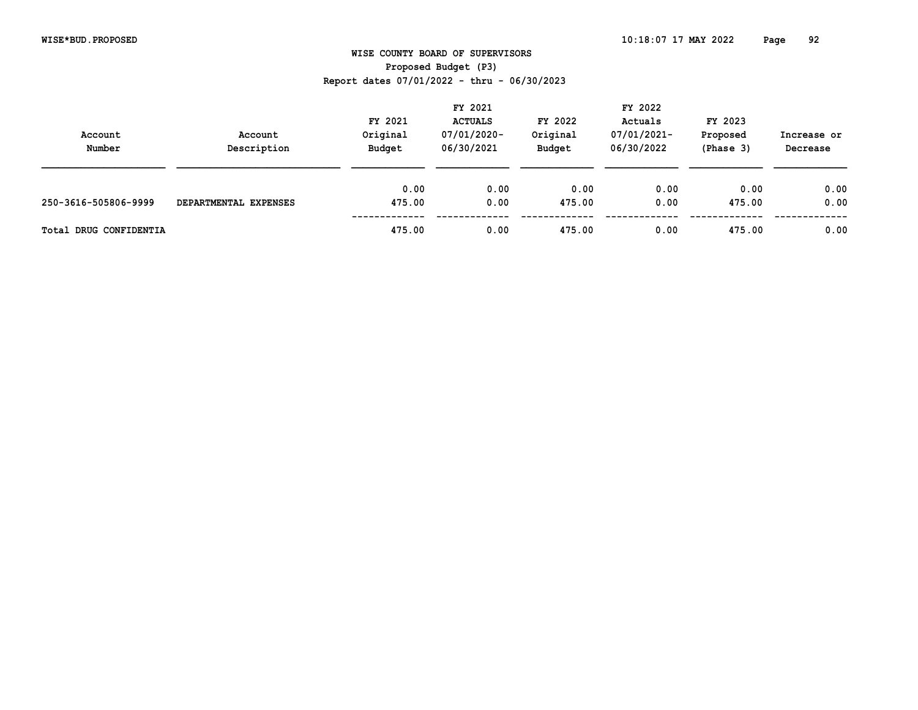# WISE COUNTY BOARD OF SUPERVISORS

## Proposed Budget (P3)

Report dates 07/01/2022 - thru - 06/30/2023

| Account Number | Account Description | FY 2021 Original Budget | FY 2021 ACTUALS 07/01/2020-06/30/2021 | FY 2022 Original Budget | FY 2022 Actuals 07/01/2021-06/30/2022 | FY 2023 Proposed (Phase 3) | Increase or Decrease |
|---|---|---|---|---|---|---|---|
| | | 0.00 | 0.00 | 0.00 | 0.00 | 0.00 | 0.00 |
| 250-3616-505806-9999 | DEPARTMENTAL EXPENSES | 475.00 | 0.00 | 475.00 | 0.00 | 475.00 | 0.00 |
| Total DRUG CONFIDENTIA | | 475.00 | 0.00 | 475.00 | 0.00 | 475.00 | 0.00 |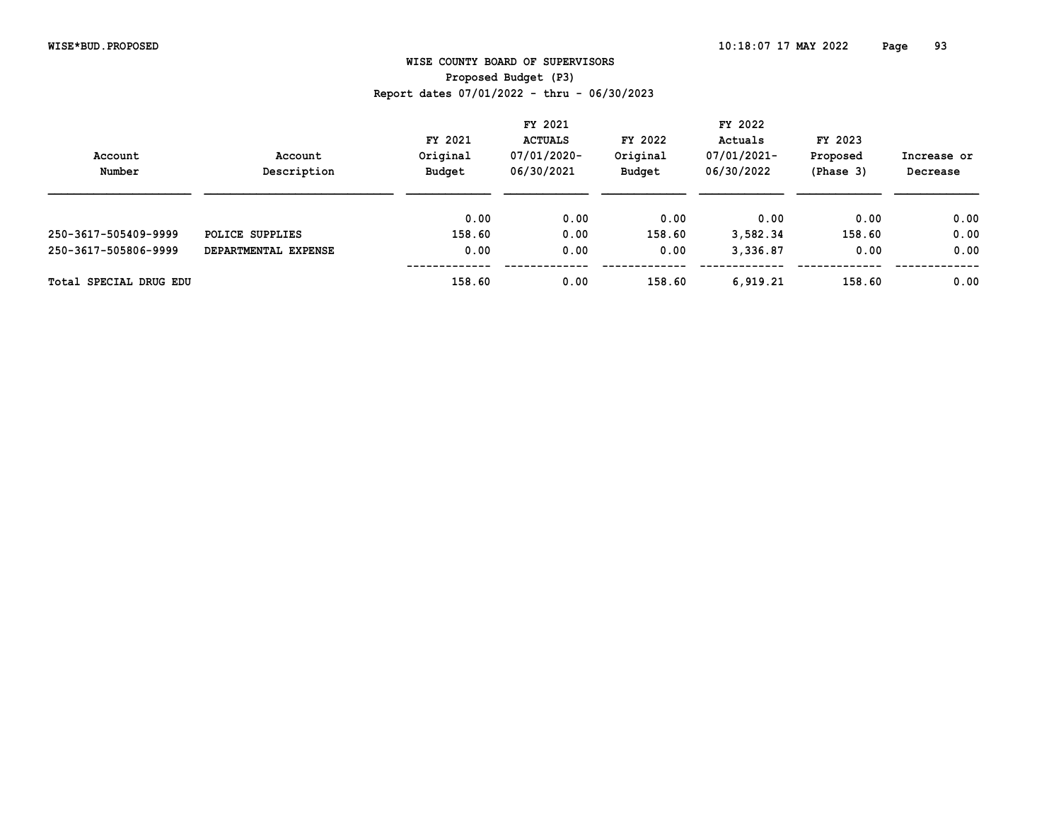WISE COUNTY BOARD OF SUPERVISORS

Proposed Budget (P3)

Report dates 07/01/2022 - thru - 06/30/2023

| Account Number | Account Description | FY 2021 Original Budget | FY 2021 ACTUALS 07/01/2020-06/30/2021 | FY 2022 Original Budget | FY 2022 Actuals 07/01/2021-06/30/2022 | FY 2023 Proposed (Phase 3) | Increase or Decrease |
|---|---|---|---|---|---|---|---|
| | | 0.00 | 0.00 | 0.00 | 0.00 | 0.00 | 0.00 |
| 250-3617-505409-9999 | POLICE SUPPLIES | 158.60 | 0.00 | 158.60 | 3,582.34 | 158.60 | 0.00 |
| 250-3617-505806-9999 | DEPARTMENTAL EXPENSE | 0.00 | 0.00 | 0.00 | 3,336.87 | 0.00 | 0.00 |
| Total SPECIAL DRUG EDU | | 158.60 | 0.00 | 158.60 | 6,919.21 | 158.60 | 0.00 |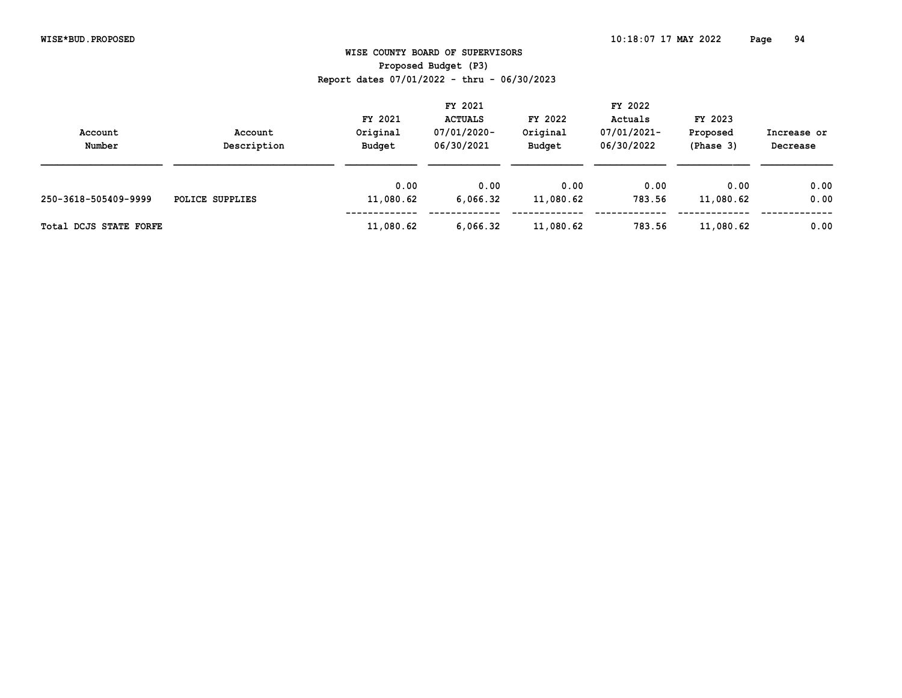# WISE COUNTY BOARD OF SUPERVISORS

Proposed Budget (P3)

Report dates 07/01/2022 - thru - 06/30/2023

| Account Number | Account Description | FY 2021 Original Budget | FY 2021 ACTUALS 07/01/2020- 06/30/2021 | FY 2022 Original Budget | FY 2022 Actuals 07/01/2021- 06/30/2022 | FY 2023 Proposed (Phase 3) | Increase or Decrease |
|---|---|---|---|---|---|---|---|
| | | 0.00 | 0.00 | 0.00 | 0.00 | 0.00 | 0.00 |
| 250-3618-505409-9999 | POLICE SUPPLIES | 11,080.62 | 6,066.32 | 11,080.62 | 783.56 | 11,080.62 | 0.00 |
| Total DCJS STATE FORFE | | 11,080.62 | 6,066.32 | 11,080.62 | 783.56 | 11,080.62 | 0.00 |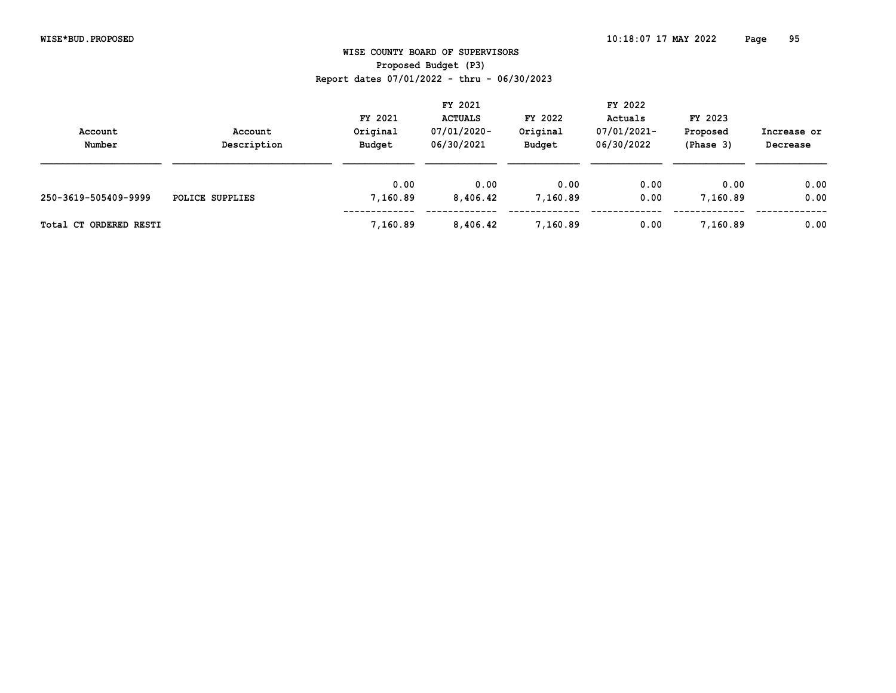**WISE COUNTY BOARD OF SUPERVISORS**

**Proposed Budget (P3)**

**Report dates 07/01/2022 - thru - 06/30/2023**

| Account Number | Account Description | FY 2021 Original Budget | FY 2021 ACTUALS 07/01/2020- 06/30/2021 | FY 2022 Original Budget | FY 2022 Actuals 07/01/2021- 06/30/2022 | FY 2023 Proposed (Phase 3) | Increase or Decrease |
|---|---|---|---|---|---|---|---|
| | | 0.00 | 0.00 | 0.00 | 0.00 | 0.00 | 0.00 |
| 250-3619-505409-9999 | POLICE SUPPLIES | 7,160.89 | 8,406.42 | 7,160.89 | 0.00 | 7,160.89 | 0.00 |
| Total CT ORDERED RESTI | | 7,160.89 | 8,406.42 | 7,160.89 | 0.00 | 7,160.89 | 0.00 |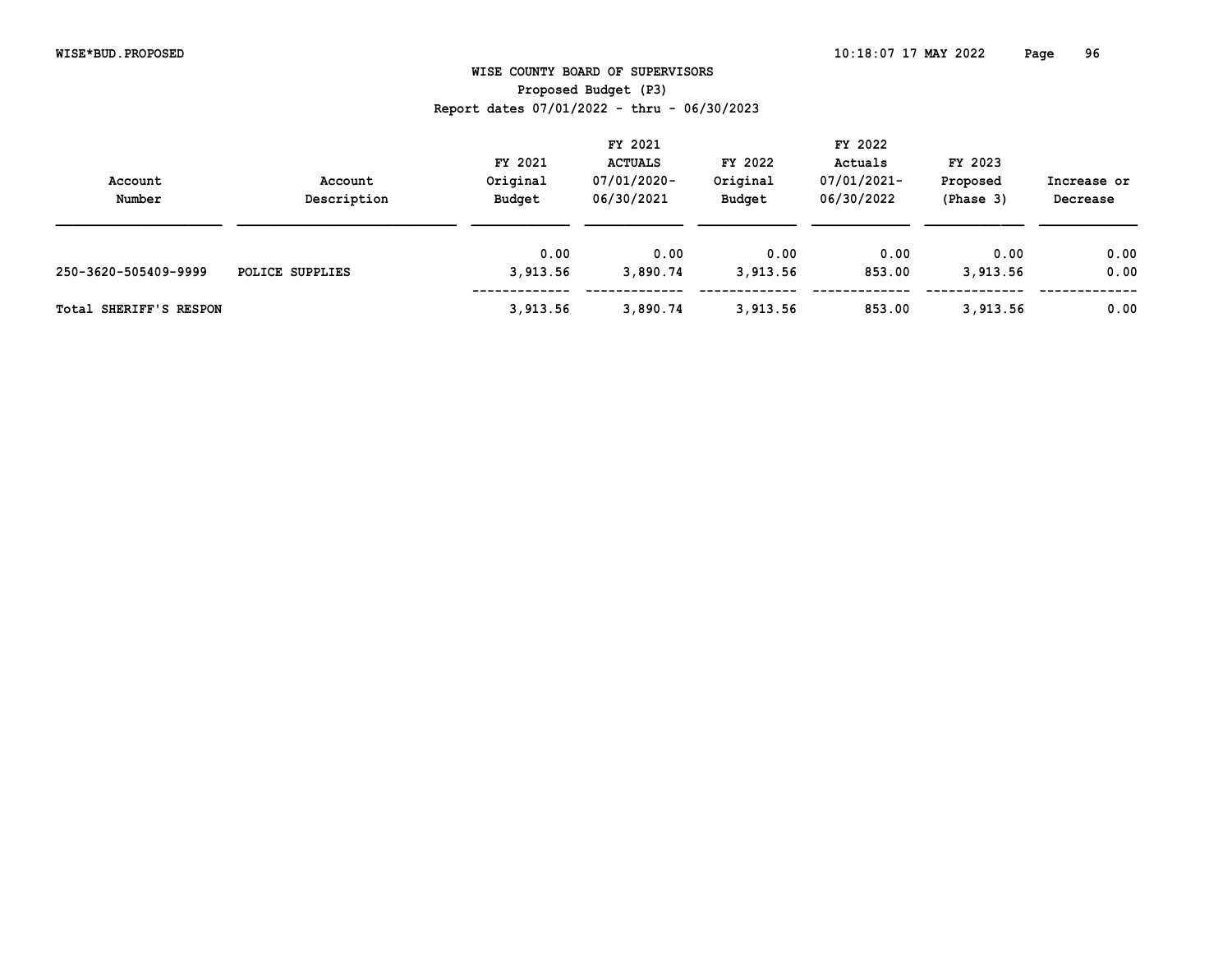# WISE COUNTY BOARD OF SUPERVISORS

## Proposed Budget (P3)

Report dates 07/01/2022 - thru - 06/30/2023

| Account Number | Account Description | FY 2021 Original Budget | FY 2021 ACTUALS 07/01/2020-06/30/2021 | FY 2022 Original Budget | FY 2022 Actuals 07/01/2021-06/30/2022 | FY 2023 Proposed (Phase 3) | Increase or Decrease |
|---|---|---|---|---|---|---|---|
| | | 0.00 | 0.00 | 0.00 | 0.00 | 0.00 | 0.00 |
| 250-3620-505409-9999 | POLICE SUPPLIES | 3,913.56 | 3,890.74 | 3,913.56 | 853.00 | 3,913.56 | 0.00 |
| Total SHERIFF'S RESPON | | 3,913.56 | 3,890.74 | 3,913.56 | 853.00 | 3,913.56 | 0.00 |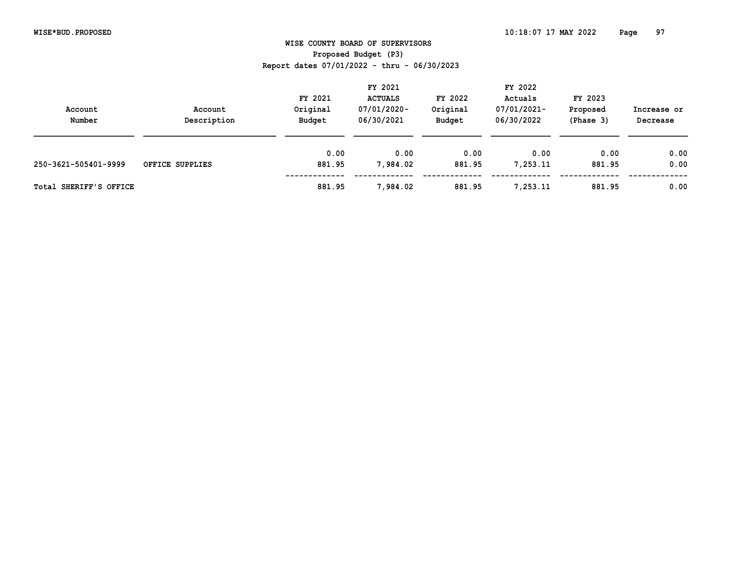WISE COUNTY BOARD OF SUPERVISORS
Proposed Budget (P3)
Report dates 07/01/2022 - thru - 06/30/2023

| Account Number | Account Description | FY 2021 Original Budget | FY 2021 ACTUALS 07/01/2020- 06/30/2021 | FY 2022 Original Budget | FY 2022 Actuals 07/01/2021- 06/30/2022 | FY 2023 Proposed (Phase 3) | Increase or Decrease |
|---|---|---|---|---|---|---|---|
| | | 0.00 | 0.00 | 0.00 | 0.00 | 0.00 | 0.00 |
| 250-3621-505401-9999 | OFFICE SUPPLIES | 881.95 | 7,984.02 | 881.95 | 7,253.11 | 881.95 | 0.00 |
| Total SHERIFF'S OFFICE | | 881.95 | 7,984.02 | 881.95 | 7,253.11 | 881.95 | 0.00 |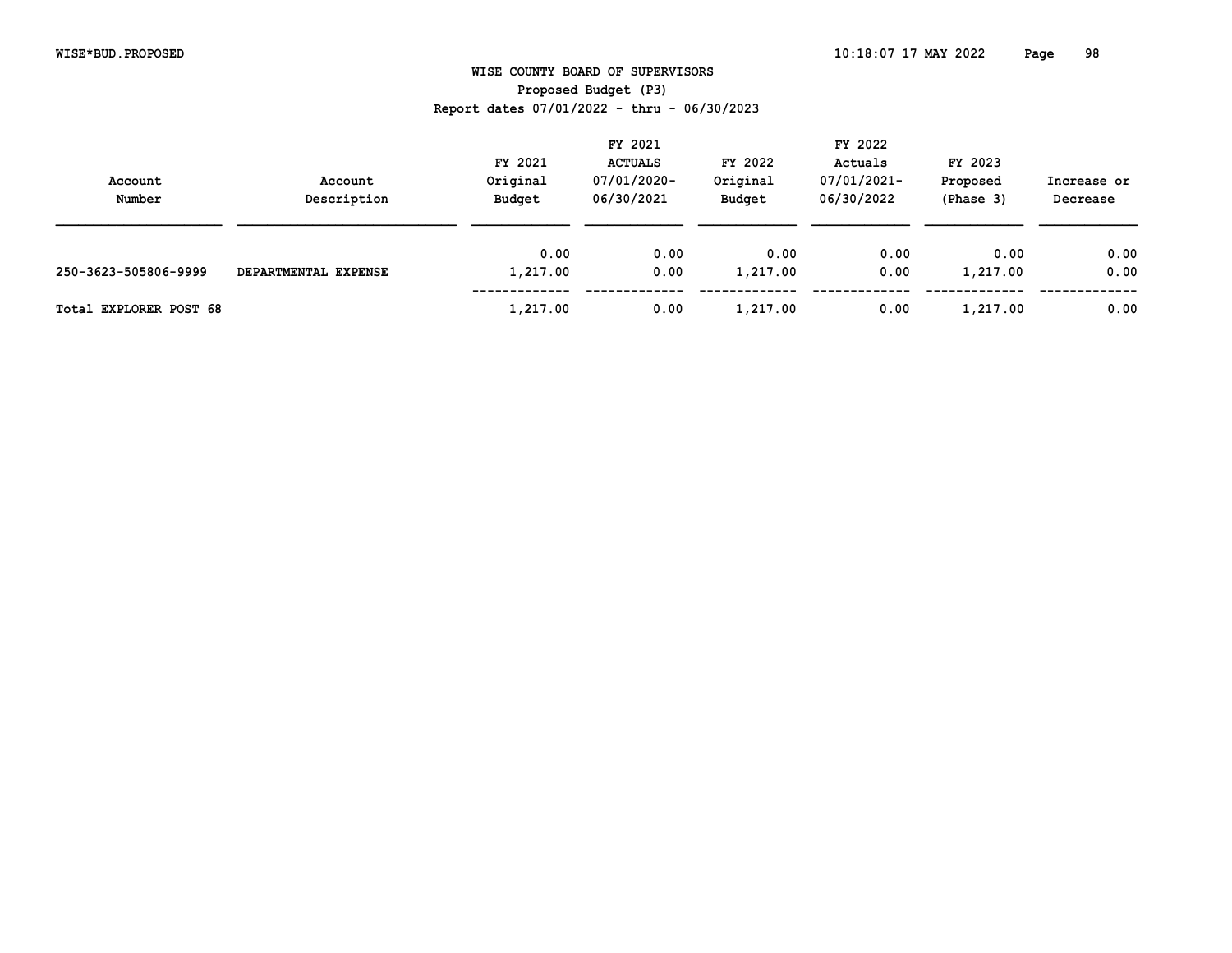WISE COUNTY BOARD OF SUPERVISORS

Proposed Budget (P3)

Report dates 07/01/2022 - thru - 06/30/2023

| Account Number | Account Description | FY 2021 Original Budget | FY 2021 ACTUALS 07/01/2020-06/30/2021 | FY 2022 Original Budget | FY 2022 Actuals 07/01/2021-06/30/2022 | FY 2023 Proposed (Phase 3) | Increase or Decrease |
|---|---|---|---|---|---|---|---|
| | | 0.00 | 0.00 | 0.00 | 0.00 | 0.00 | 0.00 |
| 250-3623-505806-9999 | DEPARTMENTAL EXPENSE | 1,217.00 | 0.00 | 1,217.00 | 0.00 | 1,217.00 | 0.00 |
| Total EXPLORER POST 68 | | 1,217.00 | 0.00 | 1,217.00 | 0.00 | 1,217.00 | 0.00 |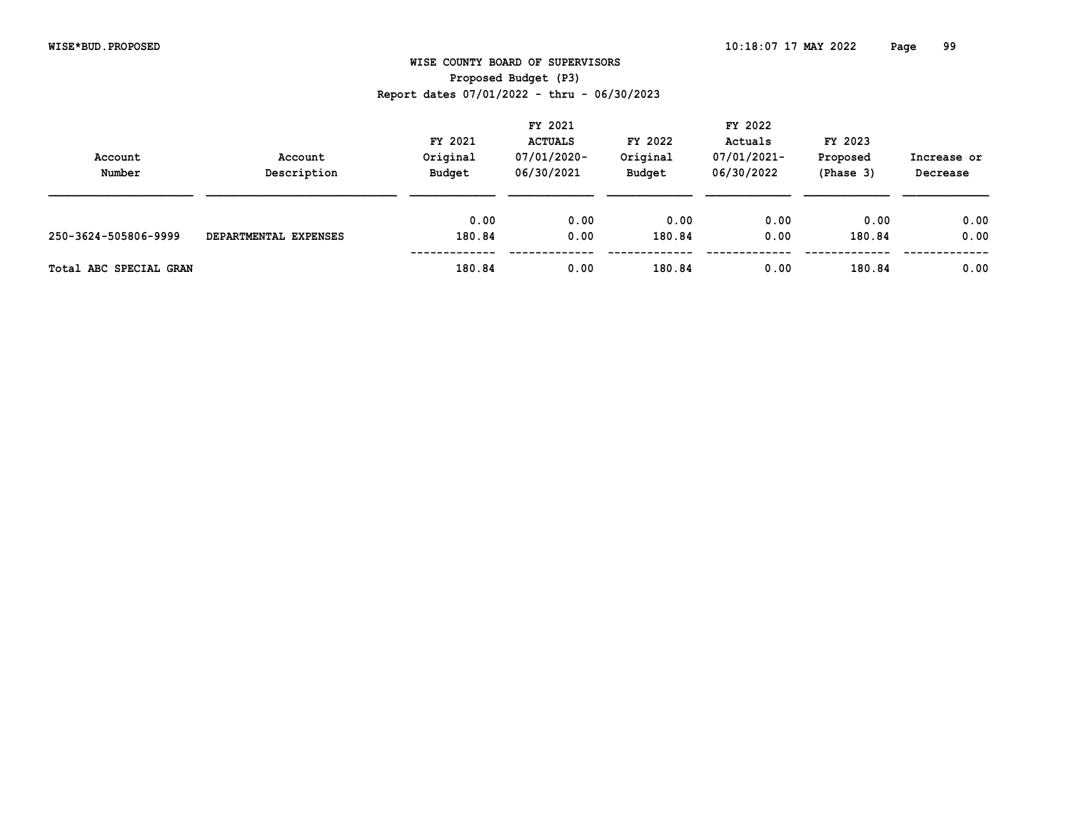WISE COUNTY BOARD OF SUPERVISORS
Proposed Budget (P3)
Report dates 07/01/2022 - thru - 06/30/2023

| Account Number | Account Description | FY 2021 Original Budget | FY 2021 ACTUALS 07/01/2020-06/30/2021 | FY 2022 Original Budget | FY 2022 Actuals 07/01/2021-06/30/2022 | FY 2023 Proposed (Phase 3) | Increase or Decrease |
|---|---|---|---|---|---|---|---|
| | | 0.00 | 0.00 | 0.00 | 0.00 | 0.00 | 0.00 |
| 250-3624-505806-9999 | DEPARTMENTAL EXPENSES | 180.84 | 0.00 | 180.84 | 0.00 | 180.84 | 0.00 |
| Total ABC SPECIAL GRAN | | 180.84 | 0.00 | 180.84 | 0.00 | 180.84 | 0.00 |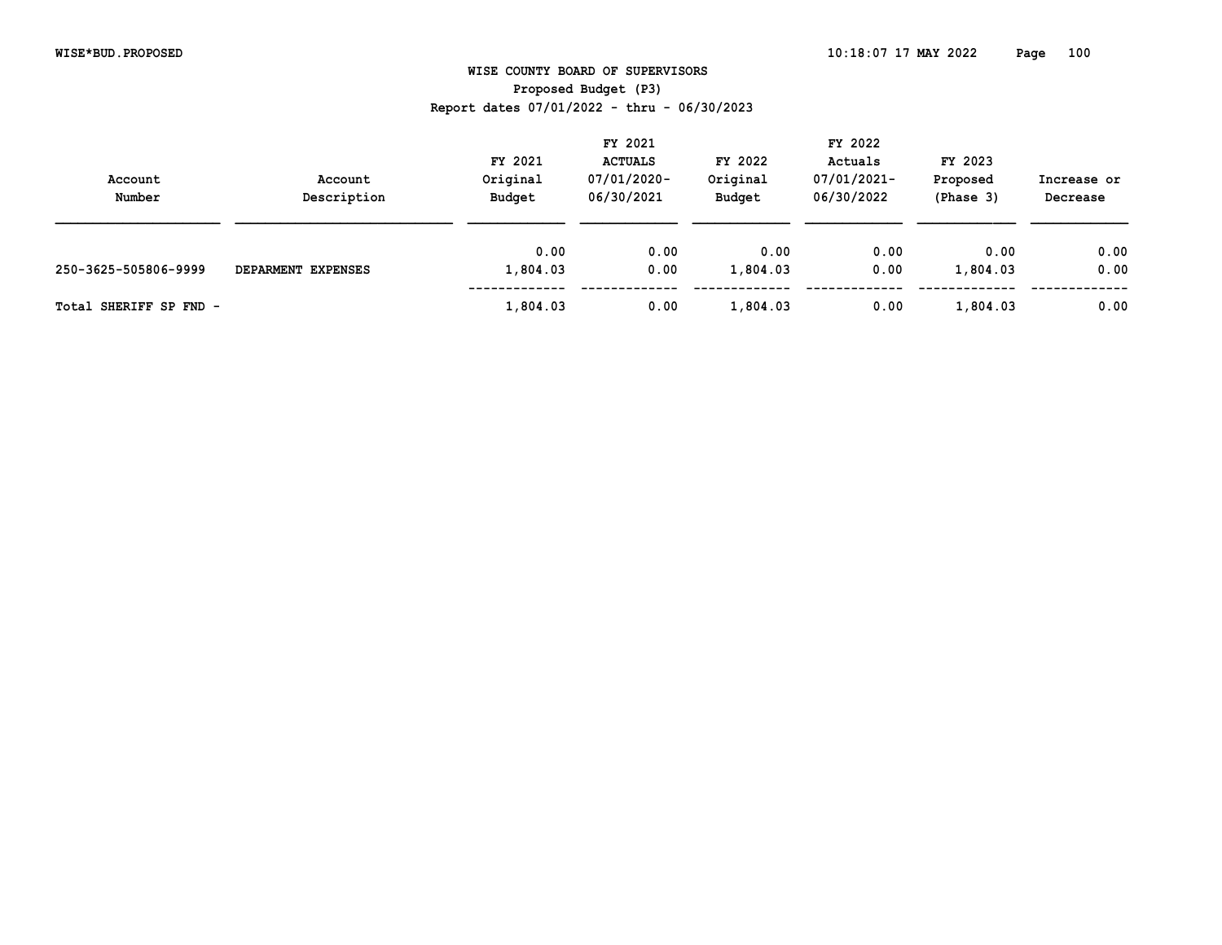# WISE COUNTY BOARD OF SUPERVISORS

## Proposed Budget (P3)

Report dates 07/01/2022 - thru - 06/30/2023

| Account Number | Account Description | FY 2021 Original Budget | FY 2021 ACTUALS 07/01/2020-06/30/2021 | FY 2022 Original Budget | FY 2022 Actuals 07/01/2021-06/30/2022 | FY 2023 Proposed (Phase 3) | Increase or Decrease |
|---|---|---|---|---|---|---|---|
| | | 0.00 | 0.00 | 0.00 | 0.00 | 0.00 | 0.00 |
| 250-3625-505806-9999 | DEPARMENT EXPENSES | 1,804.03 | 0.00 | 1,804.03 | 0.00 | 1,804.03 | 0.00 |
| Total SHERIFF SP FND - | | 1,804.03 | 0.00 | 1,804.03 | 0.00 | 1,804.03 | 0.00 |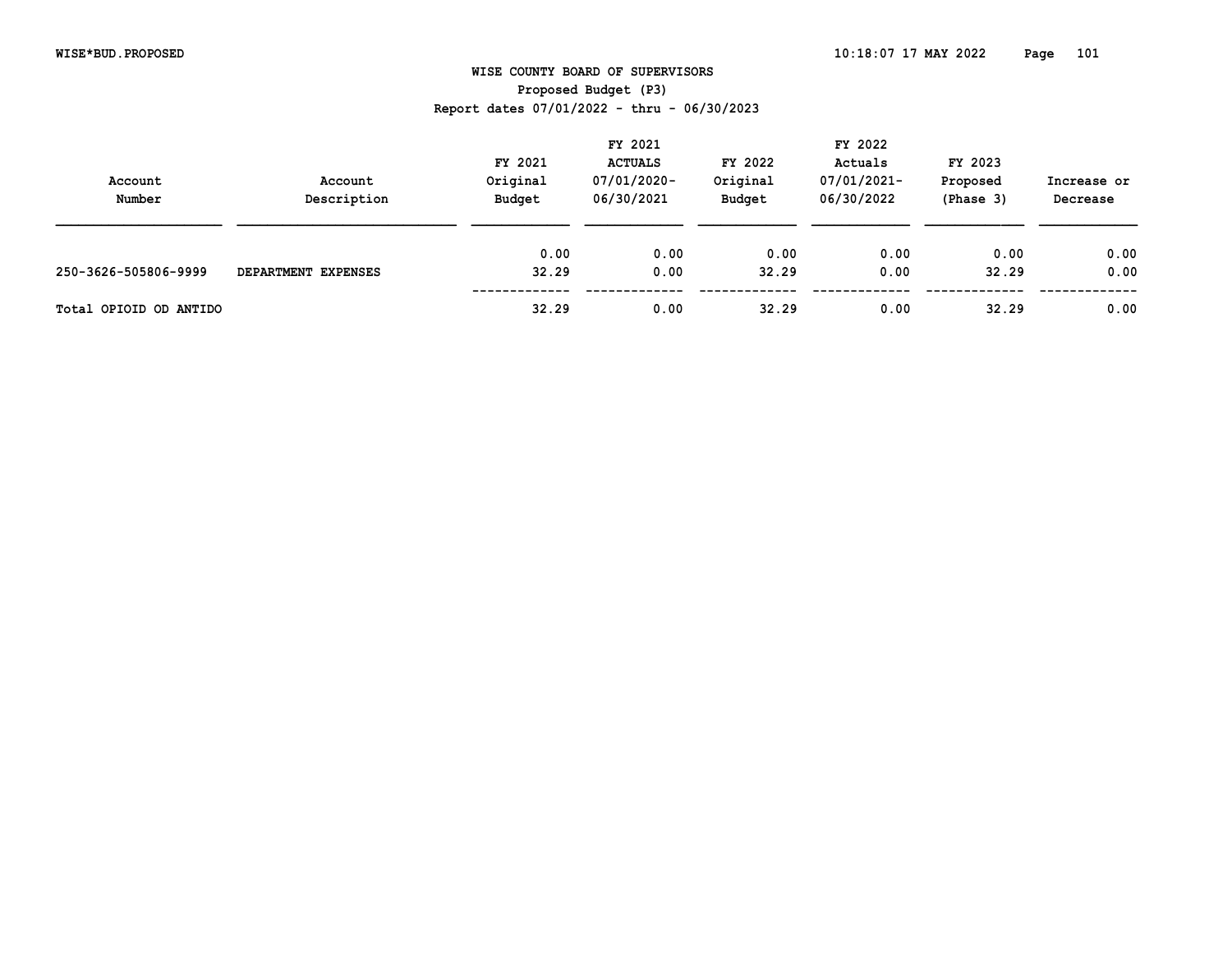# WISE COUNTY BOARD OF SUPERVISORS

## Proposed Budget (P3)

Report dates 07/01/2022 - thru - 06/30/2023

| Account Number | Account Description | FY 2021 Original Budget | FY 2021 ACTUALS 07/01/2020-06/30/2021 | FY 2022 Original Budget | FY 2022 Actuals 07/01/2021-06/30/2022 | FY 2023 Proposed (Phase 3) | Increase or Decrease |
|---|---|---|---|---|---|---|---|
| | | 0.00 | 0.00 | 0.00 | 0.00 | 0.00 | 0.00 |
| 250-3626-505806-9999 | DEPARTMENT EXPENSES | 32.29 | 0.00 | 32.29 | 0.00 | 32.29 | 0.00 |
| Total OPIOID OD ANTIDO | | 32.29 | 0.00 | 32.29 | 0.00 | 32.29 | 0.00 |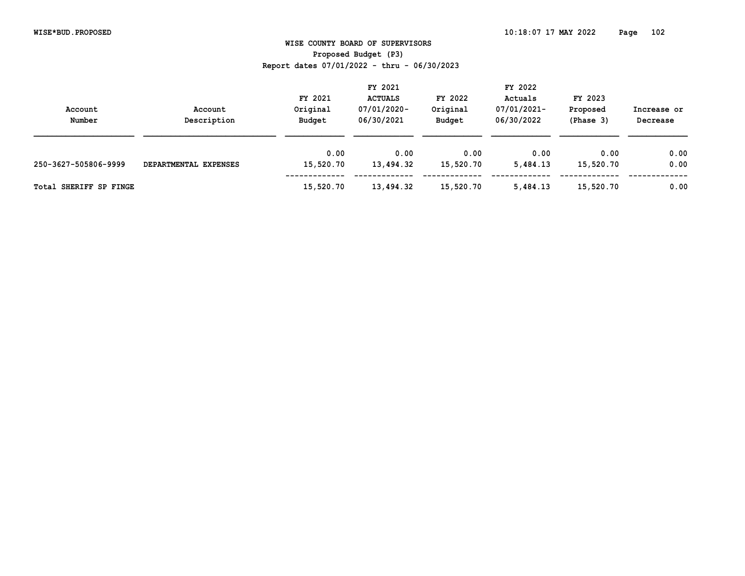# WISE COUNTY BOARD OF SUPERVISORS

## Proposed Budget (P3)

Report dates 07/01/2022 - thru - 06/30/2023

| Account Number | Account Description | FY 2021 Original Budget | FY 2021 ACTUALS 07/01/2020- 06/30/2021 | FY 2022 Original Budget | FY 2022 Actuals 07/01/2021- 06/30/2022 | FY 2023 Proposed (Phase 3) | Increase or Decrease |
|---|---|---|---|---|---|---|---|
| | | 0.00 | 0.00 | 0.00 | 0.00 | 0.00 | 0.00 |
| 250-3627-505806-9999 | DEPARTMENTAL EXPENSES | 15,520.70 | 13,494.32 | 15,520.70 | 5,484.13 | 15,520.70 | 0.00 |
| Total SHERIFF SP FINGE | | 15,520.70 | 13,494.32 | 15,520.70 | 5,484.13 | 15,520.70 | 0.00 |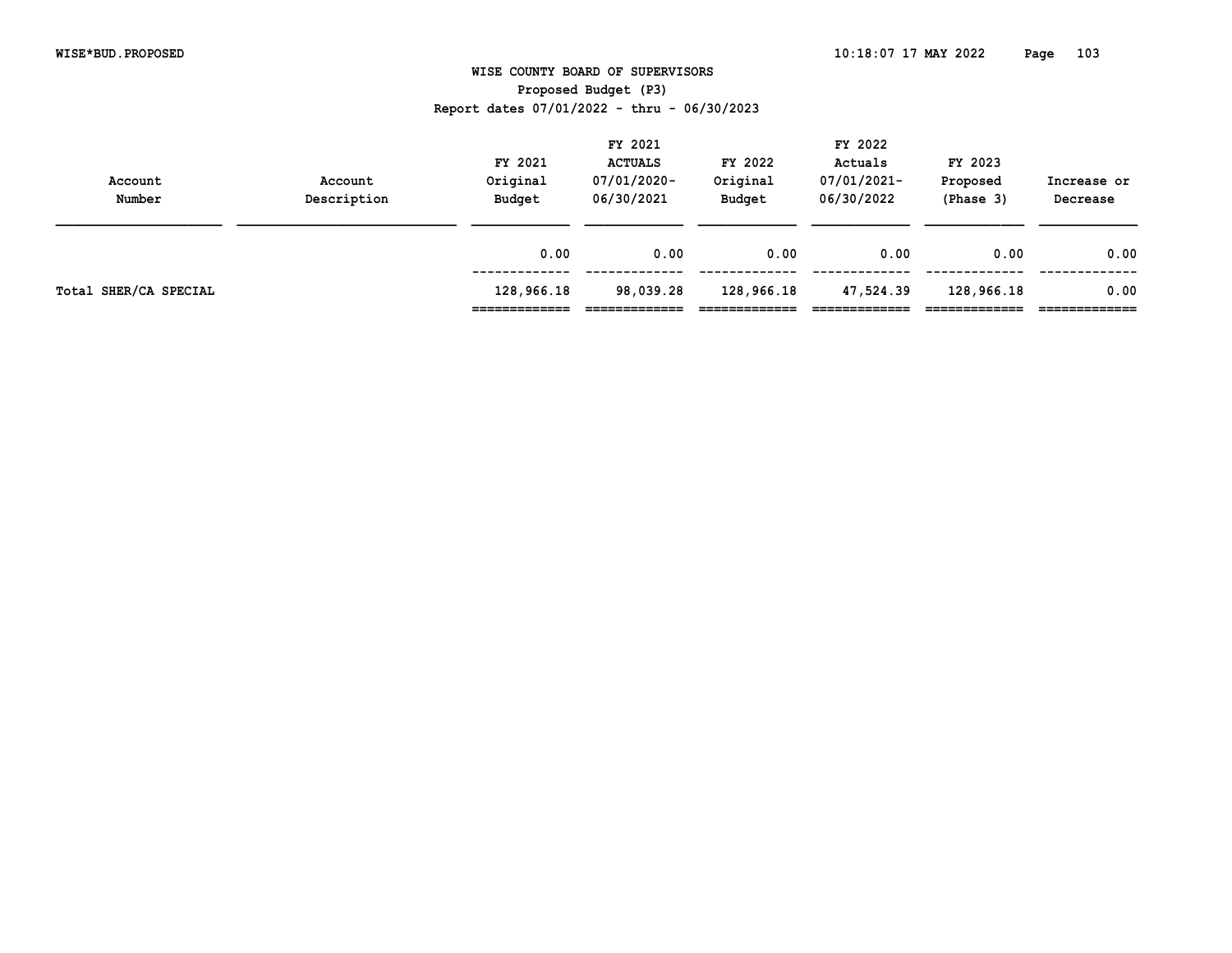# WISE COUNTY BOARD OF SUPERVISORS

Proposed Budget (P3)

Report dates 07/01/2022 - thru - 06/30/2023

| Account Number | Account Description | FY 2021 Original Budget | FY 2021 ACTUALS 07/01/2020-06/30/2021 | FY 2022 Original Budget | FY 2022 Actuals 07/01/2021-06/30/2022 | FY 2023 Proposed (Phase 3) | Increase or Decrease |
|---|---|---|---|---|---|---|---|
| | | 0.00 | 0.00 | 0.00 | 0.00 | 0.00 | 0.00 |
| Total SHER/CA SPECIAL | | 128,966.18 | 98,039.28 | 128,966.18 | 47,524.39 | 128,966.18 | 0.00 |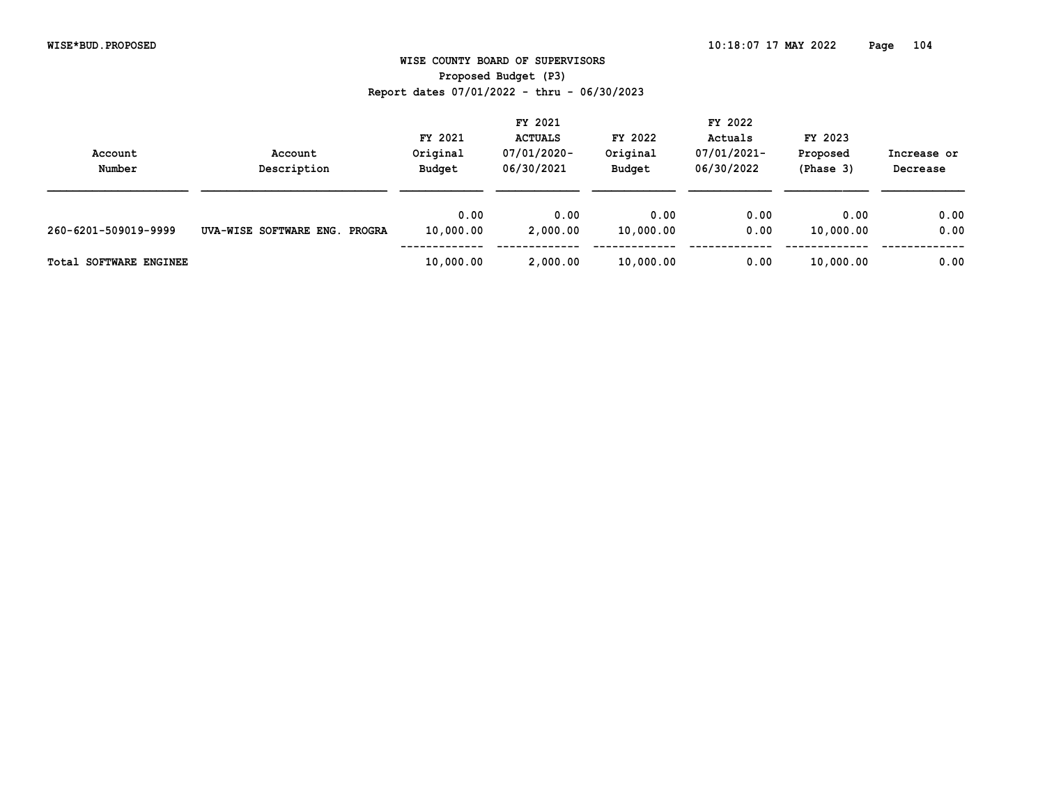# WISE COUNTY BOARD OF SUPERVISORS

## Proposed Budget (P3)

Report dates 07/01/2022 - thru - 06/30/2023

| Account Number | Account Description | FY 2021 Original Budget | FY 2021 ACTUALS 07/01/2020-06/30/2021 | FY 2022 Original Budget | FY 2022 Actuals 07/01/2021-06/30/2022 | FY 2023 Proposed (Phase 3) | Increase or Decrease |
|---|---|---|---|---|---|---|---|
| | | 0.00 | 0.00 | 0.00 | 0.00 | 0.00 | 0.00 |
| 260-6201-509019-9999 | UVA-WISE SOFTWARE ENG. PROGRA | 10,000.00 | 2,000.00 | 10,000.00 | 0.00 | 10,000.00 | 0.00 |
| **Total SOFTWARE ENGINEE** | | **10,000.00** | **2,000.00** | **10,000.00** | **0.00** | **10,000.00** | **0.00** |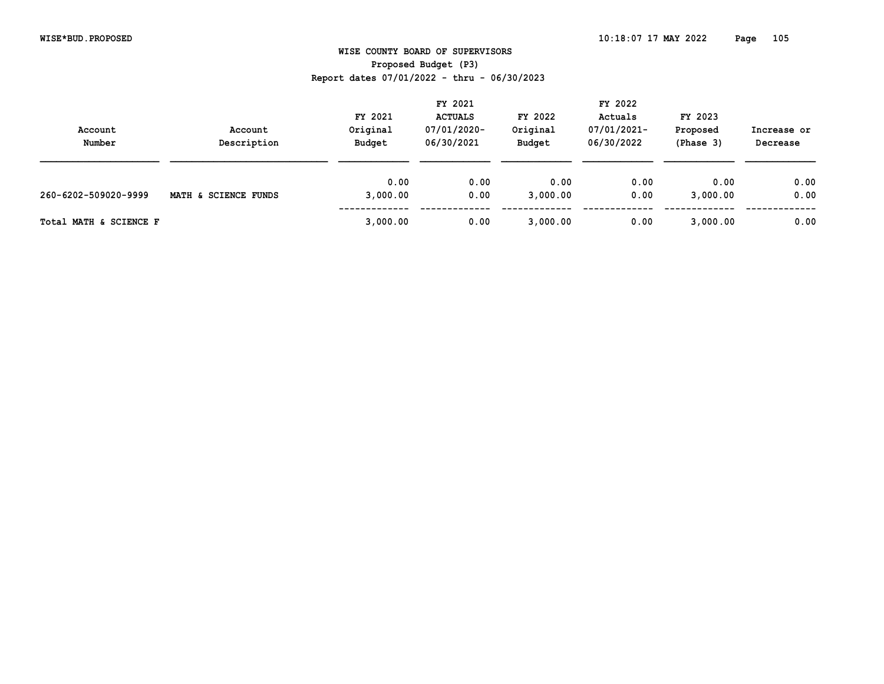WISE COUNTY BOARD OF SUPERVISORS
Proposed Budget (P3)
Report dates 07/01/2022 - thru - 06/30/2023

| Account Number | Account Description | FY 2021 Original Budget | FY 2021 ACTUALS 07/01/2020-06/30/2021 | FY 2022 Original Budget | FY 2022 Actuals 07/01/2021-06/30/2022 | FY 2023 Proposed (Phase 3) | Increase or Decrease |
|---|---|---|---|---|---|---|---|
| | | 0.00 | 0.00 | 0.00 | 0.00 | 0.00 | 0.00 |
| 260-6202-509020-9999 | MATH & SCIENCE FUNDS | 3,000.00 | 0.00 | 3,000.00 | 0.00 | 3,000.00 | 0.00 |
| Total MATH & SCIENCE F | | 3,000.00 | 0.00 | 3,000.00 | 0.00 | 3,000.00 | 0.00 |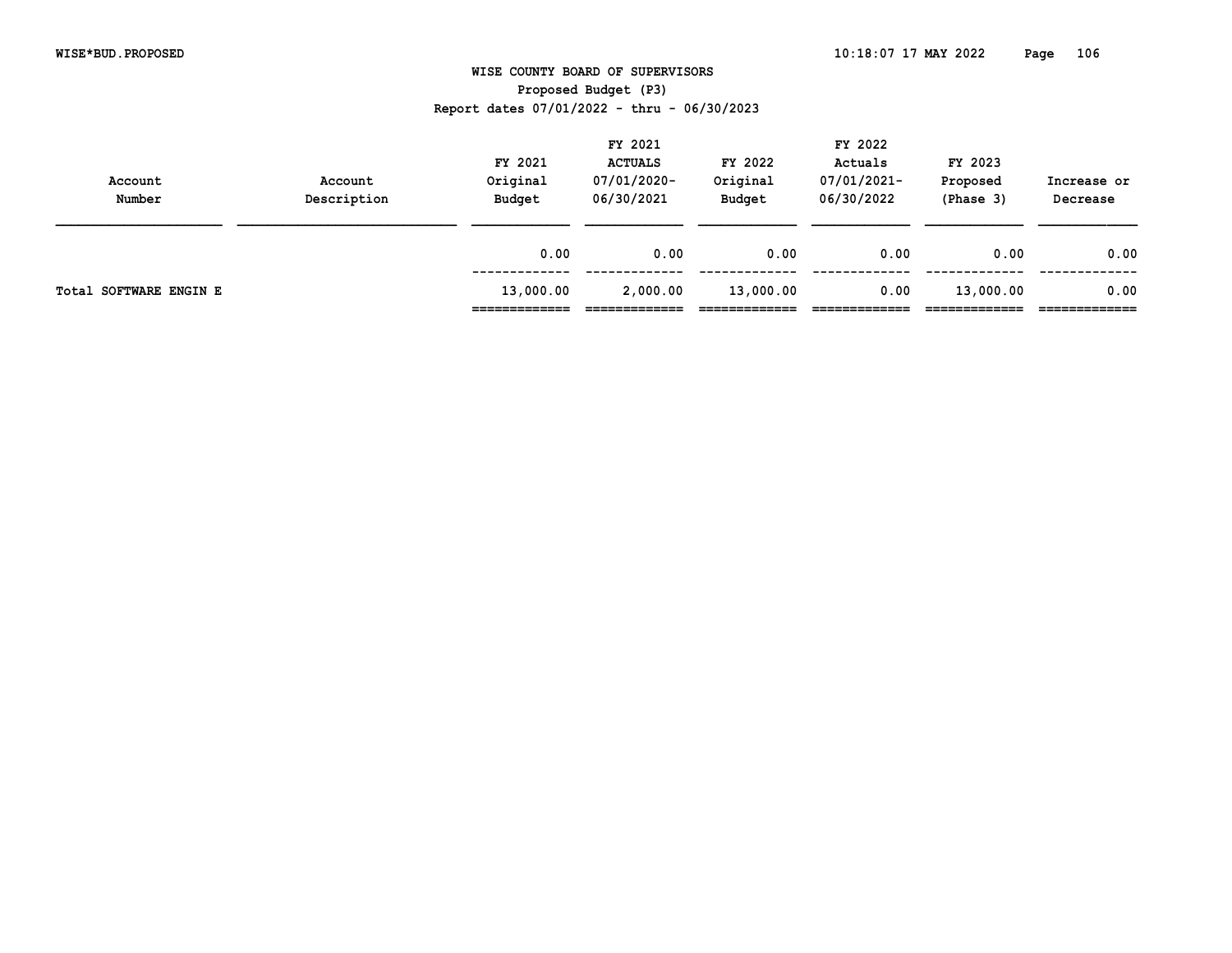# WISE COUNTY BOARD OF SUPERVISORS

## Proposed Budget (P3)

Report dates 07/01/2022 - thru - 06/30/2023

| Account Number | Account Description | FY 2021 Original Budget | FY 2021 ACTUALS 07/01/2020- 06/30/2021 | FY 2022 Original Budget | FY 2022 Actuals 07/01/2021- 06/30/2022 | FY 2023 Proposed (Phase 3) | Increase or Decrease |
|---|---|---|---|---|---|---|---|
| | | 0.00 | 0.00 | 0.00 | 0.00 | 0.00 | 0.00 |
| Total SOFTWARE ENGIN E | | 13,000.00 | 2,000.00 | 13,000.00 | 0.00 | 13,000.00 | 0.00 |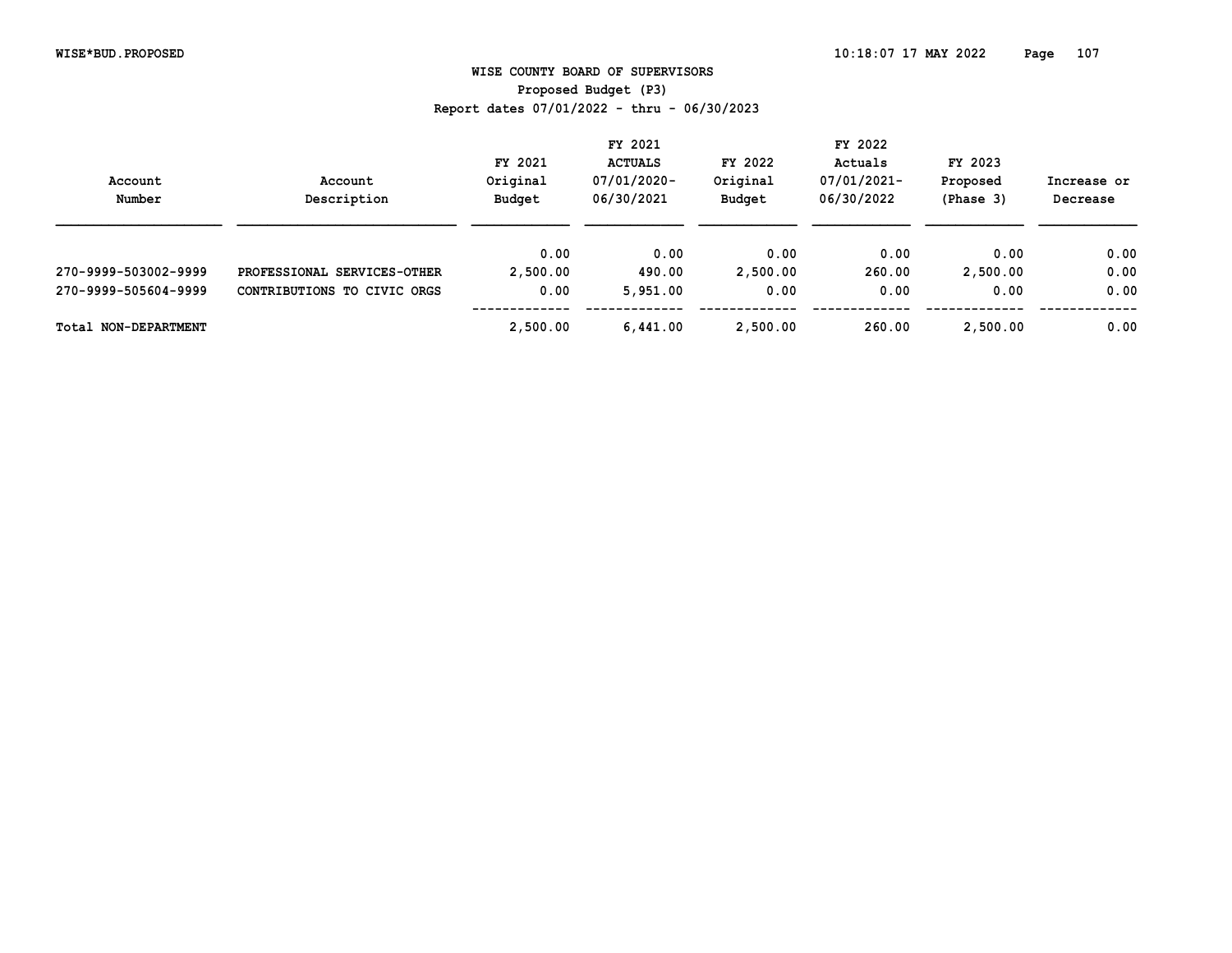# WISE COUNTY BOARD OF SUPERVISORS

## Proposed Budget (P3)

Report dates 07/01/2022 - thru - 06/30/2023

| Account Number | Account Description | FY 2021 Original Budget | FY 2021 ACTUALS 07/01/2020-06/30/2021 | FY 2022 Original Budget | FY 2022 Actuals 07/01/2021-06/30/2022 | FY 2023 Proposed (Phase 3) | Increase or Decrease |
|---|---|---|---|---|---|---|---|
| | | 0.00 | 0.00 | 0.00 | 0.00 | 0.00 | 0.00 |
| 270-9999-503002-9999 | PROFESSIONAL SERVICES-OTHER | 2,500.00 | 490.00 | 2,500.00 | 260.00 | 2,500.00 | 0.00 |
| 270-9999-505604-9999 | CONTRIBUTIONS TO CIVIC ORGS | 0.00 | 5,951.00 | 0.00 | 0.00 | 0.00 | 0.00 |
| Total NON-DEPARTMENT | | 2,500.00 | 6,441.00 | 2,500.00 | 260.00 | 2,500.00 | 0.00 |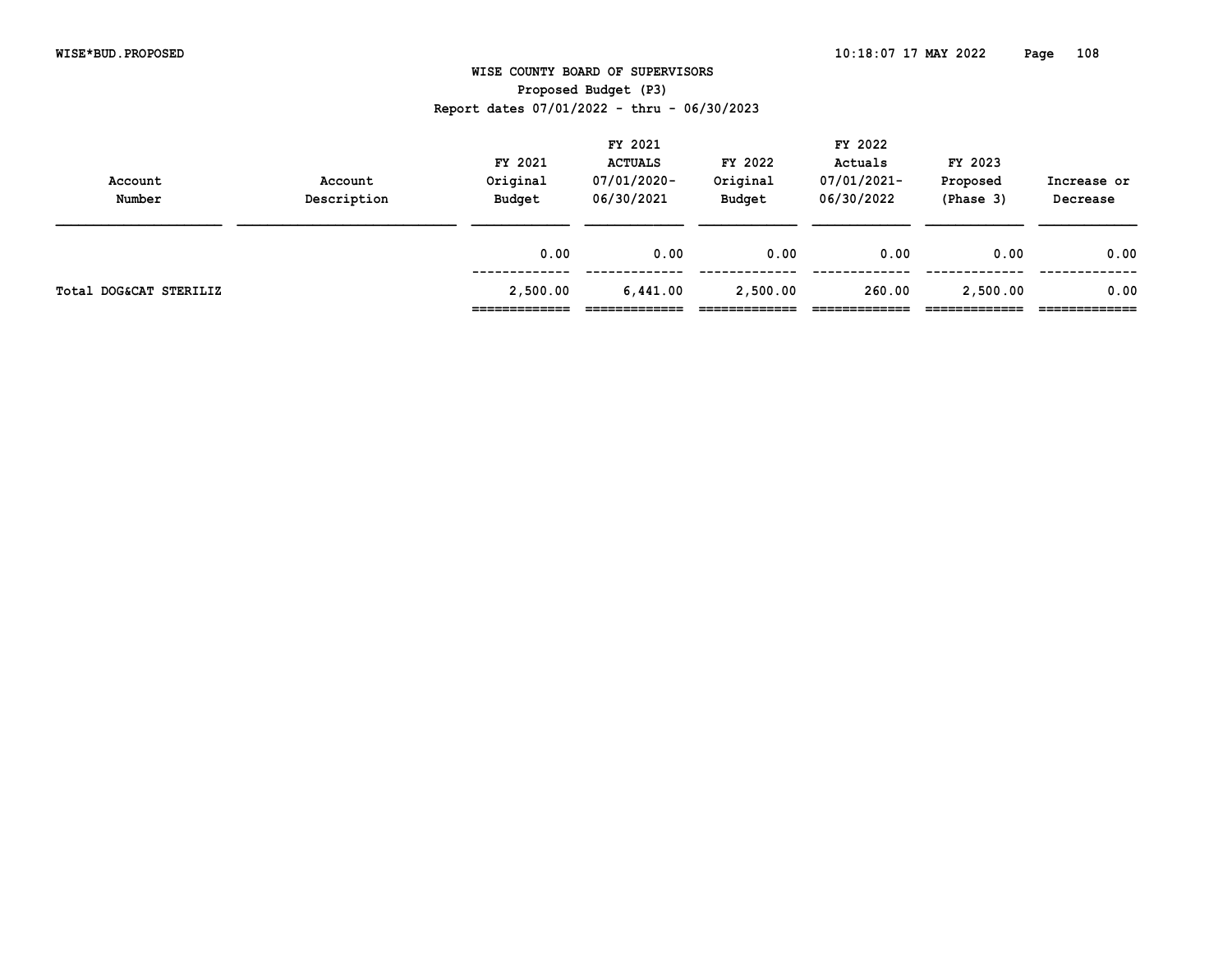# WISE COUNTY BOARD OF SUPERVISORS

## Proposed Budget (P3)

Report dates 07/01/2022 - thru - 06/30/2023

| Account Number | Account Description | FY 2021 Original Budget | FY 2021 ACTUALS 07/01/2020-06/30/2021 | FY 2022 Original Budget | FY 2022 Actuals 07/01/2021-06/30/2022 | FY 2023 Proposed (Phase 3) | Increase or Decrease |
|---|---|---|---|---|---|---|---|
| | | 0.00 | 0.00 | 0.00 | 0.00 | 0.00 | 0.00 |
| Total DOG&CAT STERILIZ | | 2,500.00 | 6,441.00 | 2,500.00 | 260.00 | 2,500.00 | 0.00 |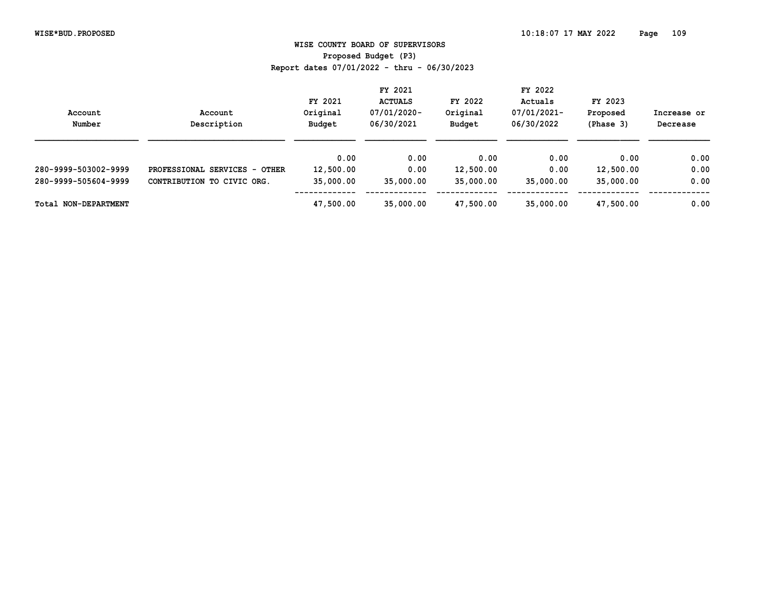# WISE COUNTY BOARD OF SUPERVISORS

Proposed Budget (P3)

Report dates 07/01/2022 - thru - 06/30/2023

| Account Number | Account Description | FY 2021 Original Budget | FY 2021 ACTUALS 07/01/2020-06/30/2021 | FY 2022 Original Budget | FY 2022 Actuals 07/01/2021-06/30/2022 | FY 2023 Proposed (Phase 3) | Increase or Decrease |
|---|---|---|---|---|---|---|---|
| | | 0.00 | 0.00 | 0.00 | 0.00 | 0.00 | 0.00 |
| 280-9999-503002-9999 | PROFESSIONAL SERVICES - OTHER | 12,500.00 | 0.00 | 12,500.00 | 0.00 | 12,500.00 | 0.00 |
| 280-9999-505604-9999 | CONTRIBUTION TO CIVIC ORG. | 35,000.00 | 35,000.00 | 35,000.00 | 35,000.00 | 35,000.00 | 0.00 |
| Total NON-DEPARTMENT | | 47,500.00 | 35,000.00 | 47,500.00 | 35,000.00 | 47,500.00 | 0.00 |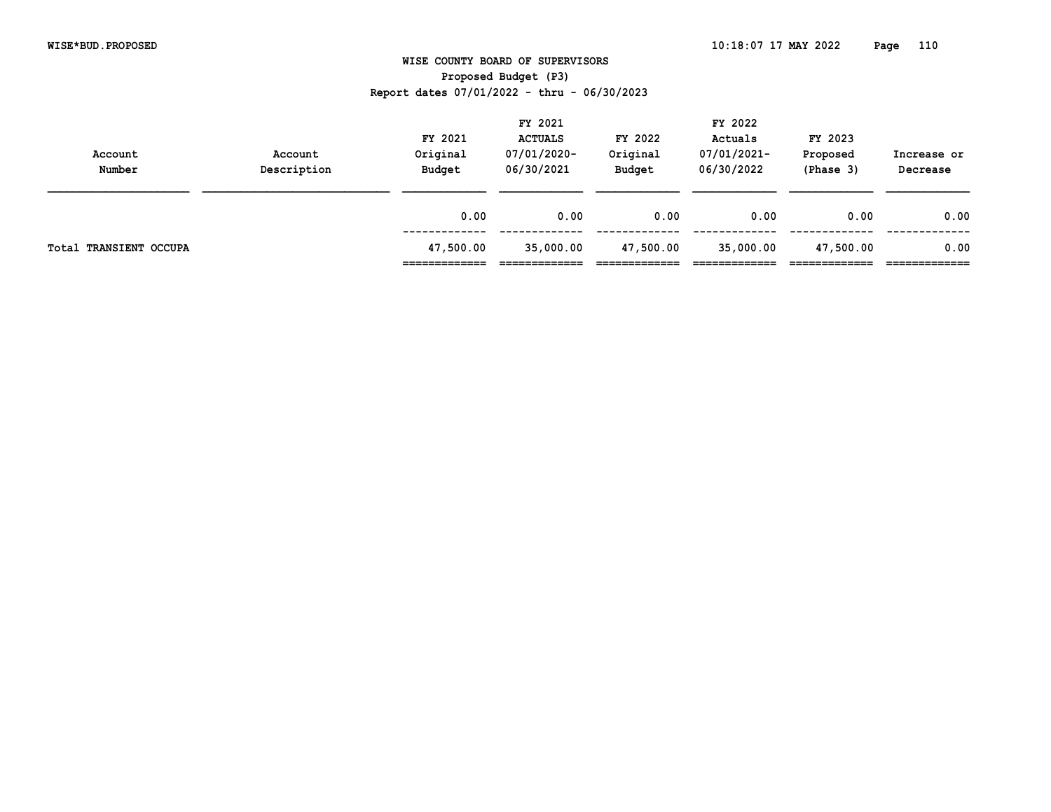# WISE COUNTY BOARD OF SUPERVISORS

Proposed Budget (P3)

Report dates 07/01/2022 - thru - 06/30/2023

| Account Number | Account Description | FY 2021 Original Budget | FY 2021 ACTUALS 07/01/2020-06/30/2021 | FY 2022 Original Budget | FY 2022 Actuals 07/01/2021-06/30/2022 | FY 2023 Proposed (Phase 3) | Increase or Decrease |
|---|---|---|---|---|---|---|---|
| | | 0.00 | 0.00 | 0.00 | 0.00 | 0.00 | 0.00 |
| Total TRANSIENT OCCUPA | | 47,500.00 | 35,000.00 | 47,500.00 | 35,000.00 | 47,500.00 | 0.00 |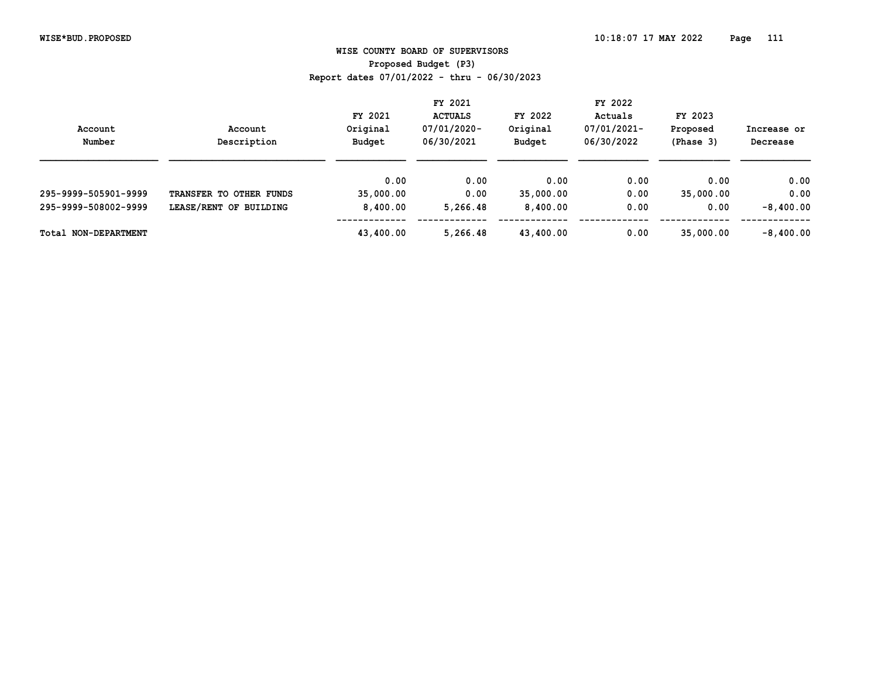WISE COUNTY BOARD OF SUPERVISORS
Proposed Budget (P3)
Report dates 07/01/2022 - thru - 06/30/2023

| Account Number | Account Description | FY 2021 Original Budget | FY 2021 ACTUALS 07/01/2020-06/30/2021 | FY 2022 Original Budget | FY 2022 Actuals 07/01/2021-06/30/2022 | FY 2023 Proposed (Phase 3) | Increase or Decrease |
|---|---|---|---|---|---|---|---|
| | | 0.00 | 0.00 | 0.00 | 0.00 | 0.00 | 0.00 |
| 295-9999-505901-9999 | TRANSFER TO OTHER FUNDS | 35,000.00 | 0.00 | 35,000.00 | 0.00 | 35,000.00 | 0.00 |
| 295-9999-508002-9999 | LEASE/RENT OF BUILDING | 8,400.00 | 5,266.48 | 8,400.00 | 0.00 | 0.00 | -8,400.00 |
| Total NON-DEPARTMENT | | 43,400.00 | 5,266.48 | 43,400.00 | 0.00 | 35,000.00 | -8,400.00 |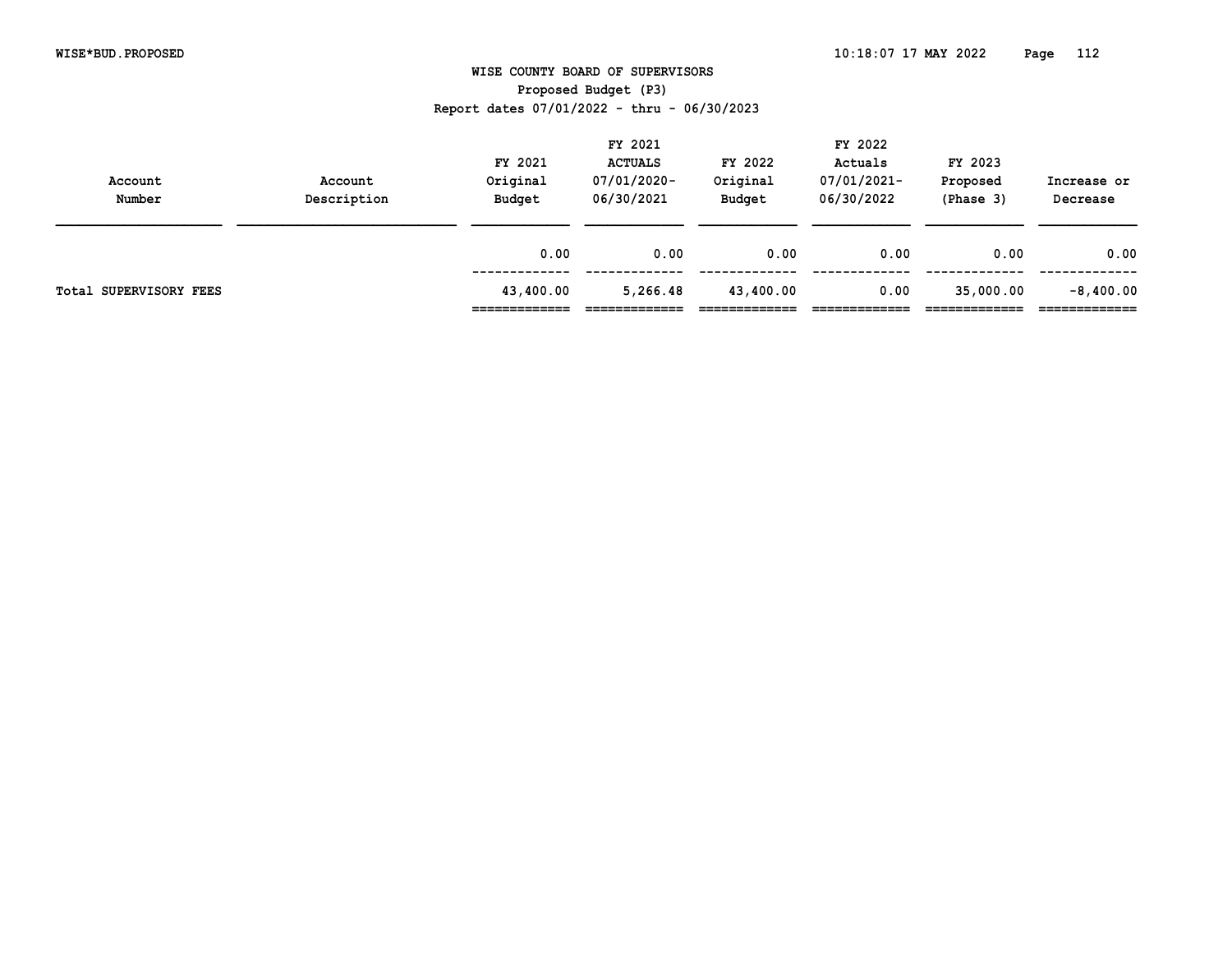# WISE COUNTY BOARD OF SUPERVISORS

## Proposed Budget (P3)

Report dates 07/01/2022 - thru - 06/30/2023

| Account Number | Account Description | FY 2021 Original Budget | FY 2021 ACTUALS 07/01/2020-06/30/2021 | FY 2022 Original Budget | FY 2022 Actuals 07/01/2021-06/30/2022 | FY 2023 Proposed (Phase 3) | Increase or Decrease |
|---|---|---|---|---|---|---|---|
| | | 0.00 | 0.00 | 0.00 | 0.00 | 0.00 | 0.00 |
| Total SUPERVISORY FEES | | 43,400.00 | 5,266.48 | 43,400.00 | 0.00 | 35,000.00 | -8,400.00 |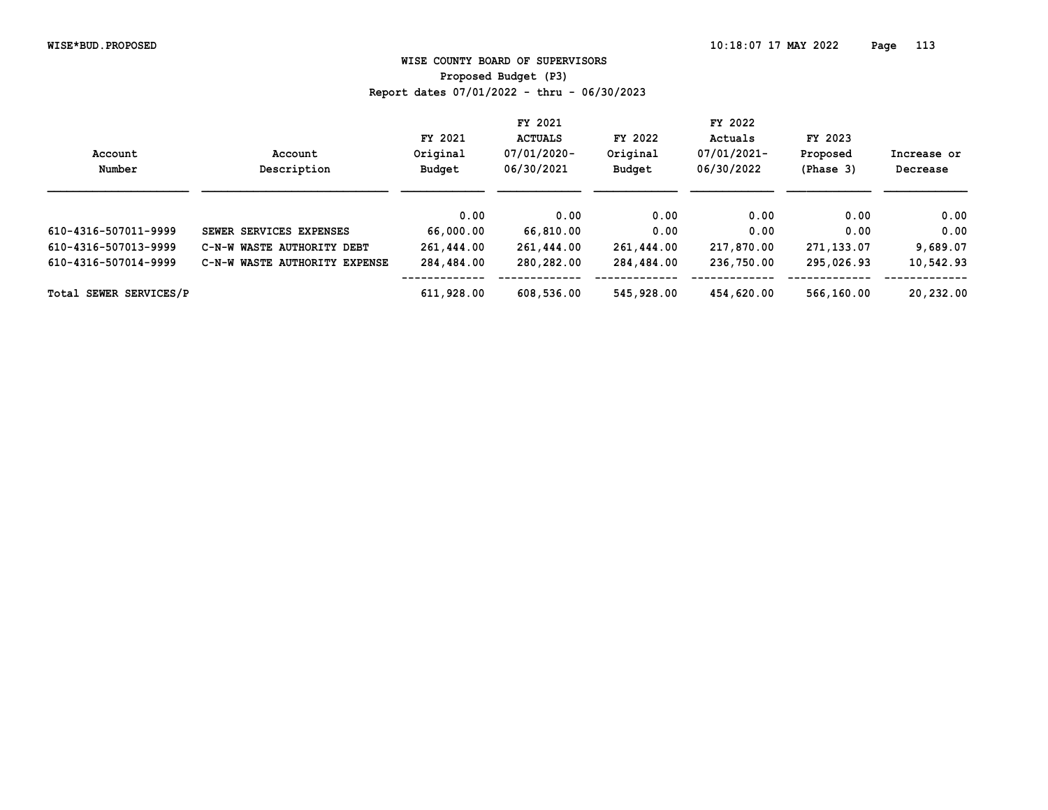# WISE COUNTY BOARD OF SUPERVISORS

## Proposed Budget (P3)

Report dates 07/01/2022 - thru - 06/30/2023

| Account Number | Account Description | FY 2021 Original Budget | FY 2021 ACTUALS 07/01/2020-06/30/2021 | FY 2022 Original Budget | FY 2022 Actuals 07/01/2021-06/30/2022 | FY 2023 Proposed (Phase 3) | Increase or Decrease |
|---|---|---|---|---|---|---|---|
| | | 0.00 | 0.00 | 0.00 | 0.00 | 0.00 | 0.00 |
| 610-4316-507011-9999 | SEWER SERVICES EXPENSES | 66,000.00 | 66,810.00 | 0.00 | 0.00 | 0.00 | 0.00 |
| 610-4316-507013-9999 | C-N-W WASTE AUTHORITY DEBT | 261,444.00 | 261,444.00 | 261,444.00 | 217,870.00 | 271,133.07 | 9,689.07 |
| 610-4316-507014-9999 | C-N-W WASTE AUTHORITY EXPENSE | 284,484.00 | 280,282.00 | 284,484.00 | 236,750.00 | 295,026.93 | 10,542.93 |
| Total SEWER SERVICES/P | | 611,928.00 | 608,536.00 | 545,928.00 | 454,620.00 | 566,160.00 | 20,232.00 |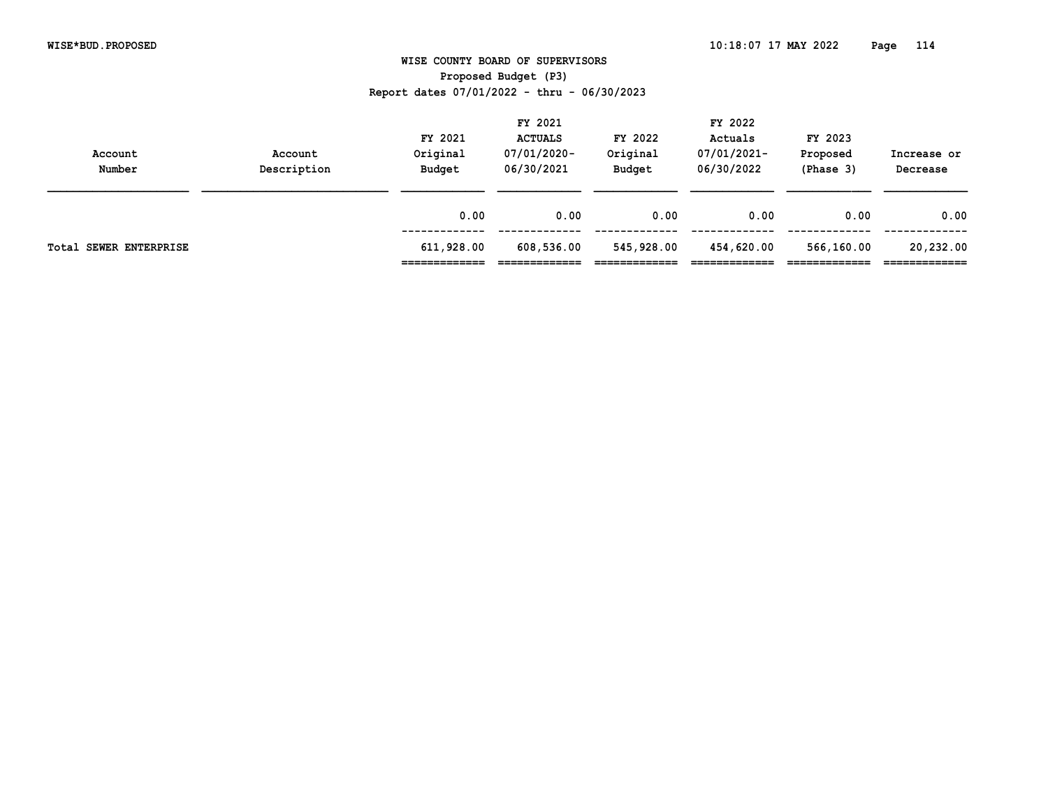# WISE COUNTY BOARD OF SUPERVISORS

## Proposed Budget (P3)

Report dates 07/01/2022 - thru - 06/30/2023

| Account Number | Account Description | FY 2021 Original Budget | FY 2021 ACTUALS 07/01/2020-06/30/2021 | FY 2022 Original Budget | FY 2022 Actuals 07/01/2021-06/30/2022 | FY 2023 Proposed (Phase 3) | Increase or Decrease |
|---|---|---|---|---|---|---|---|
| | | 0.00 | 0.00 | 0.00 | 0.00 | 0.00 | 0.00 |
| Total SEWER ENTERPRISE | | 611,928.00 | 608,536.00 | 545,928.00 | 454,620.00 | 566,160.00 | 20,232.00 |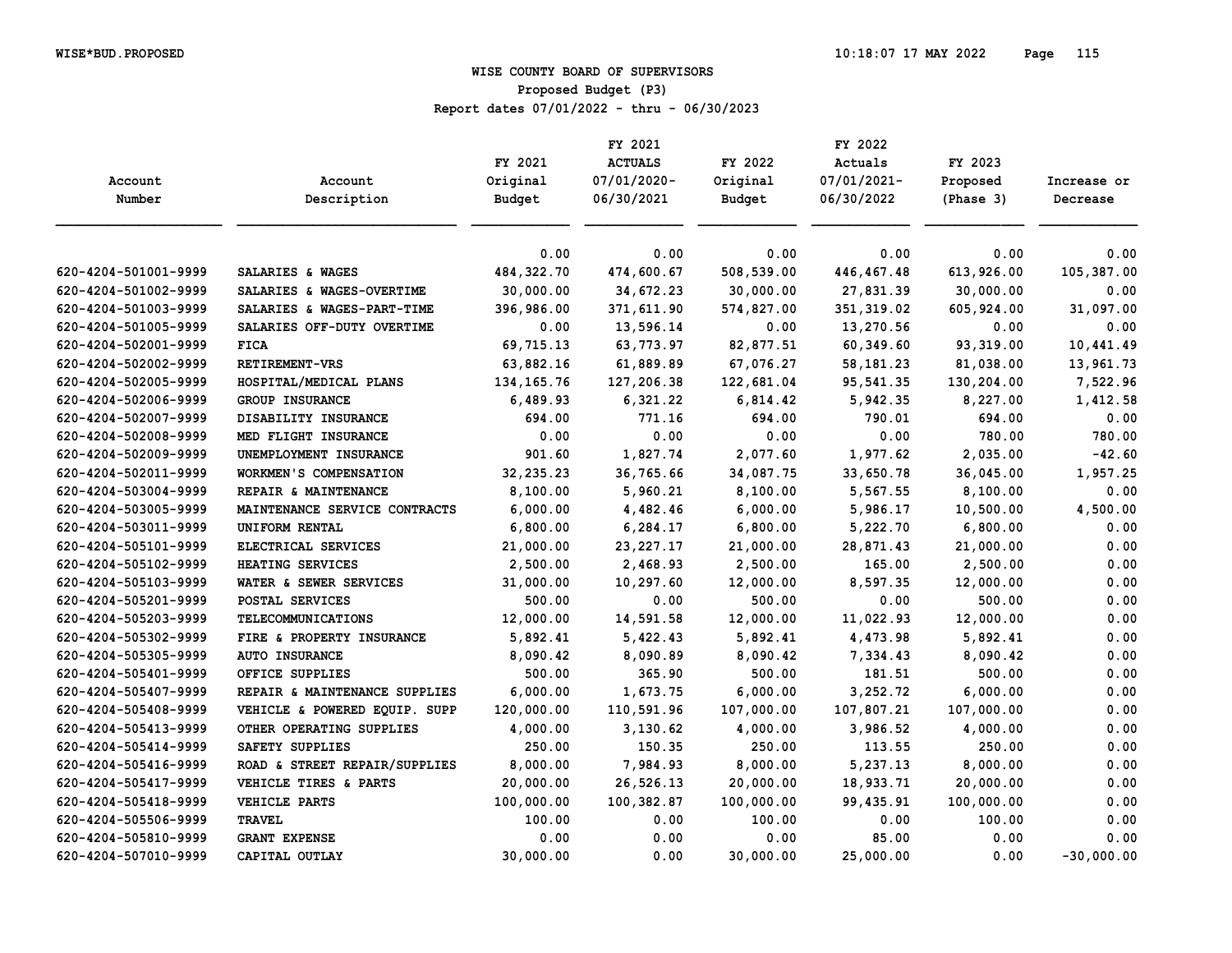# WISE COUNTY BOARD OF SUPERVISORS

## Proposed Budget (P3)

### Report dates 07/01/2022 - thru - 06/30/2023

| Account Number | Account Description | FY 2021 Original Budget | FY 2021 ACTUALS 07/01/2020- 06/30/2021 | FY 2022 Original Budget | FY 2022 Actuals 07/01/2021- 06/30/2022 | FY 2023 Proposed (Phase 3) | Increase or Decrease |
|---|---|---|---|---|---|---|---|
| | | 0.00 | 0.00 | 0.00 | 0.00 | 0.00 | 0.00 |
| 620-4204-501001-9999 | SALARIES & WAGES | 484,322.70 | 474,600.67 | 508,539.00 | 446,467.48 | 613,926.00 | 105,387.00 |
| 620-4204-501002-9999 | SALARIES & WAGES-OVERTIME | 30,000.00 | 34,672.23 | 30,000.00 | 27,831.39 | 30,000.00 | 0.00 |
| 620-4204-501003-9999 | SALARIES & WAGES-PART-TIME | 396,986.00 | 371,611.90 | 574,827.00 | 351,319.02 | 605,924.00 | 31,097.00 |
| 620-4204-501005-9999 | SALARIES OFF-DUTY OVERTIME | 0.00 | 13,596.14 | 0.00 | 13,270.56 | 0.00 | 0.00 |
| 620-4204-502001-9999 | FICA | 69,715.13 | 63,773.97 | 82,877.51 | 60,349.60 | 93,319.00 | 10,441.49 |
| 620-4204-502002-9999 | RETIREMENT-VRS | 63,882.16 | 61,889.89 | 67,076.27 | 58,181.23 | 81,038.00 | 13,961.73 |
| 620-4204-502005-9999 | HOSPITAL/MEDICAL PLANS | 134,165.76 | 127,206.38 | 122,681.04 | 95,541.35 | 130,204.00 | 7,522.96 |
| 620-4204-502006-9999 | GROUP INSURANCE | 6,489.93 | 6,321.22 | 6,814.42 | 5,942.35 | 8,227.00 | 1,412.58 |
| 620-4204-502007-9999 | DISABILITY INSURANCE | 694.00 | 771.16 | 694.00 | 790.01 | 694.00 | 0.00 |
| 620-4204-502008-9999 | MED FLIGHT INSURANCE | 0.00 | 0.00 | 0.00 | 0.00 | 780.00 | 780.00 |
| 620-4204-502009-9999 | UNEMPLOYMENT INSURANCE | 901.60 | 1,827.74 | 2,077.60 | 1,977.62 | 2,035.00 | -42.60 |
| 620-4204-502011-9999 | WORKMEN'S COMPENSATION | 32,235.23 | 36,765.66 | 34,087.75 | 33,650.78 | 36,045.00 | 1,957.25 |
| 620-4204-503004-9999 | REPAIR & MAINTENANCE | 8,100.00 | 5,960.21 | 8,100.00 | 5,567.55 | 8,100.00 | 0.00 |
| 620-4204-503005-9999 | MAINTENANCE SERVICE CONTRACTS | 6,000.00 | 4,482.46 | 6,000.00 | 5,986.17 | 10,500.00 | 4,500.00 |
| 620-4204-503011-9999 | UNIFORM RENTAL | 6,800.00 | 6,284.17 | 6,800.00 | 5,222.70 | 6,800.00 | 0.00 |
| 620-4204-505101-9999 | ELECTRICAL SERVICES | 21,000.00 | 23,227.17 | 21,000.00 | 28,871.43 | 21,000.00 | 0.00 |
| 620-4204-505102-9999 | HEATING SERVICES | 2,500.00 | 2,468.93 | 2,500.00 | 165.00 | 2,500.00 | 0.00 |
| 620-4204-505103-9999 | WATER & SEWER SERVICES | 31,000.00 | 10,297.60 | 12,000.00 | 8,597.35 | 12,000.00 | 0.00 |
| 620-4204-505201-9999 | POSTAL SERVICES | 500.00 | 0.00 | 500.00 | 0.00 | 500.00 | 0.00 |
| 620-4204-505203-9999 | TELECOMMUNICATIONS | 12,000.00 | 14,591.58 | 12,000.00 | 11,022.93 | 12,000.00 | 0.00 |
| 620-4204-505302-9999 | FIRE & PROPERTY INSURANCE | 5,892.41 | 5,422.43 | 5,892.41 | 4,473.98 | 5,892.41 | 0.00 |
| 620-4204-505305-9999 | AUTO INSURANCE | 8,090.42 | 8,090.89 | 8,090.42 | 7,334.43 | 8,090.42 | 0.00 |
| 620-4204-505401-9999 | OFFICE SUPPLIES | 500.00 | 365.90 | 500.00 | 181.51 | 500.00 | 0.00 |
| 620-4204-505407-9999 | REPAIR & MAINTENANCE SUPPLIES | 6,000.00 | 1,673.75 | 6,000.00 | 3,252.72 | 6,000.00 | 0.00 |
| 620-4204-505408-9999 | VEHICLE & POWERED EQUIP. SUPP | 120,000.00 | 110,591.96 | 107,000.00 | 107,807.21 | 107,000.00 | 0.00 |
| 620-4204-505413-9999 | OTHER OPERATING SUPPLIES | 4,000.00 | 3,130.62 | 4,000.00 | 3,986.52 | 4,000.00 | 0.00 |
| 620-4204-505414-9999 | SAFETY SUPPLIES | 250.00 | 150.35 | 250.00 | 113.55 | 250.00 | 0.00 |
| 620-4204-505416-9999 | ROAD & STREET REPAIR/SUPPLIES | 8,000.00 | 7,984.93 | 8,000.00 | 5,237.13 | 8,000.00 | 0.00 |
| 620-4204-505417-9999 | VEHICLE TIRES & PARTS | 20,000.00 | 26,526.13 | 20,000.00 | 18,933.71 | 20,000.00 | 0.00 |
| 620-4204-505418-9999 | VEHICLE PARTS | 100,000.00 | 100,382.87 | 100,000.00 | 99,435.91 | 100,000.00 | 0.00 |
| 620-4204-505506-9999 | TRAVEL | 100.00 | 0.00 | 100.00 | 0.00 | 100.00 | 0.00 |
| 620-4204-505810-9999 | GRANT EXPENSE | 0.00 | 0.00 | 0.00 | 85.00 | 0.00 | 0.00 |
| 620-4204-507010-9999 | CAPITAL OUTLAY | 30,000.00 | 0.00 | 30,000.00 | 25,000.00 | 0.00 | -30,000.00 |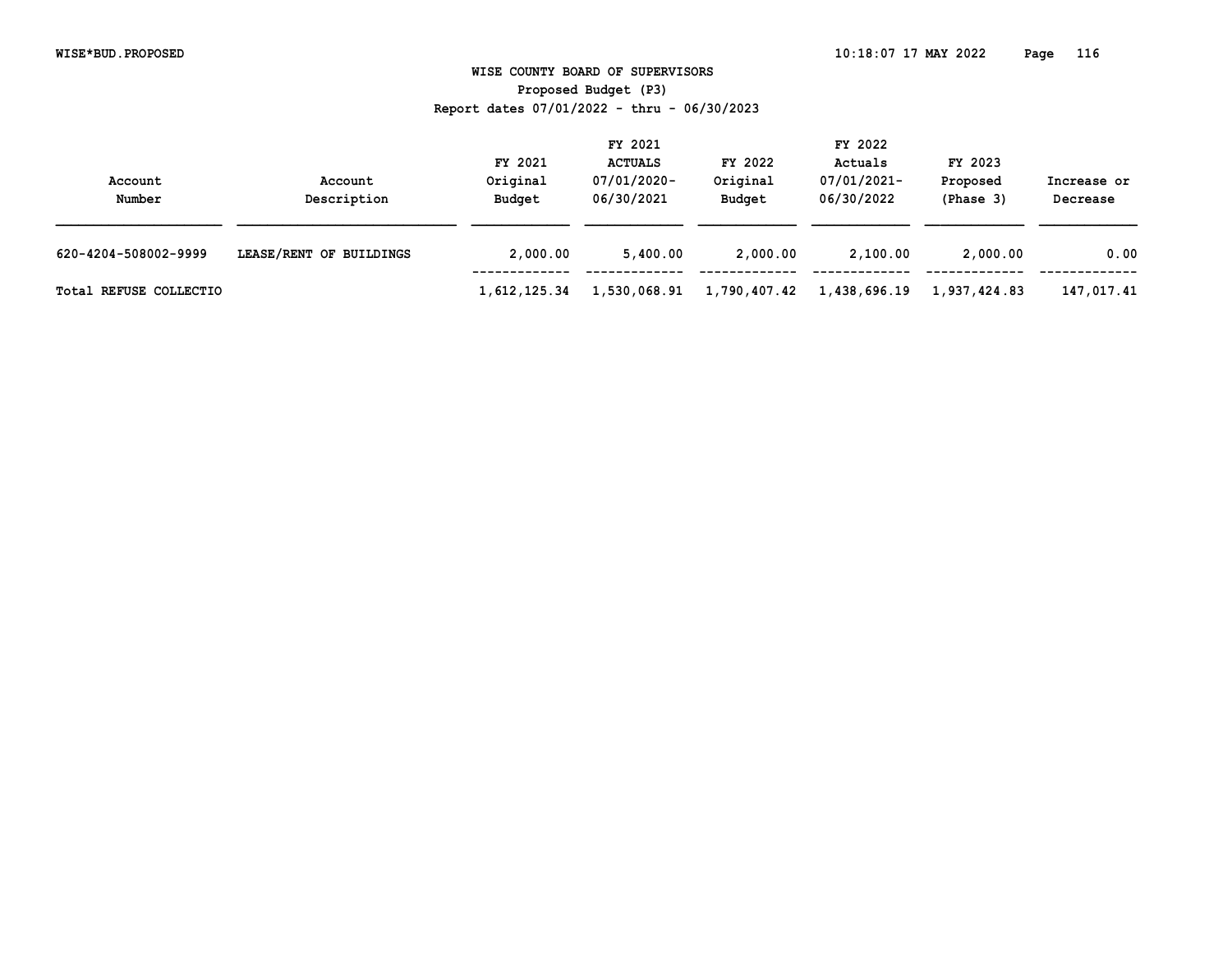WISE COUNTY BOARD OF SUPERVISORS
Proposed Budget (P3)
Report dates 07/01/2022 - thru - 06/30/2023

| Account Number | Account Description | FY 2021 Original Budget | FY 2021 ACTUALS 07/01/2020-06/30/2021 | FY 2022 Original Budget | FY 2022 Actuals 07/01/2021-06/30/2022 | FY 2023 Proposed (Phase 3) | Increase or Decrease |
|---|---|---|---|---|---|---|---|
| 620-4204-508002-9999 | LEASE/RENT OF BUILDINGS | 2,000.00 | 5,400.00 | 2,000.00 | 2,100.00 | 2,000.00 | 0.00 |
| Total REFUSE COLLECTIO | | 1,612,125.34 | 1,530,068.91 | 1,790,407.42 | 1,438,696.19 | 1,937,424.83 | 147,017.41 |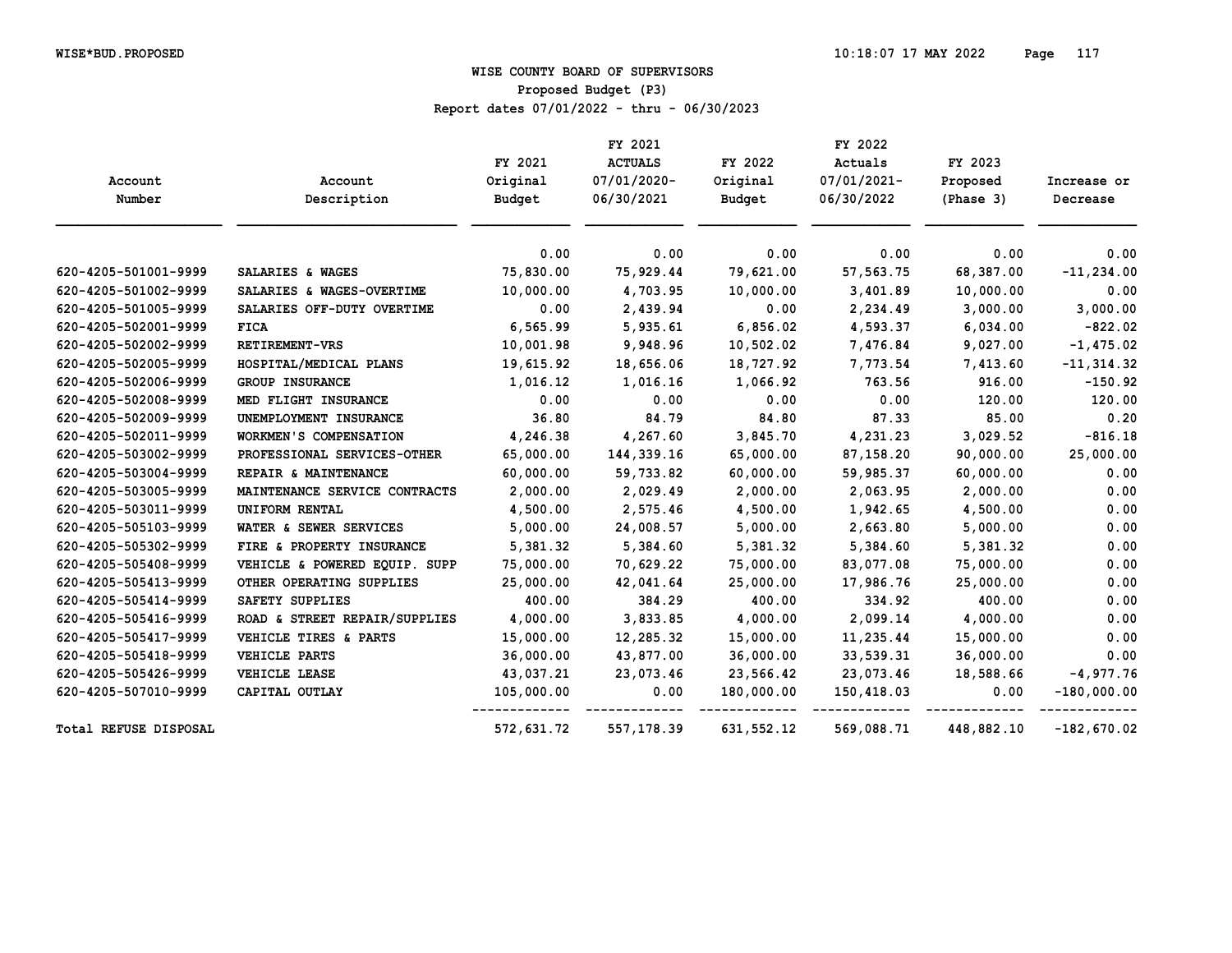# WISE COUNTY BOARD OF SUPERVISORS

Proposed Budget (P3)

Report dates 07/01/2022 - thru - 06/30/2023

| Account Number | Account Description | FY 2021 Original Budget | FY 2021 ACTUALS 07/01/2020-06/30/2021 | FY 2022 Original Budget | FY 2022 Actuals 07/01/2021-06/30/2022 | FY 2023 Proposed (Phase 3) | Increase or Decrease |
|---|---|---|---|---|---|---|---|
| | | 0.00 | 0.00 | 0.00 | 0.00 | 0.00 | 0.00 |
| 620-4205-501001-9999 | SALARIES & WAGES | 75,830.00 | 75,929.44 | 79,621.00 | 57,563.75 | 68,387.00 | -11,234.00 |
| 620-4205-501002-9999 | SALARIES & WAGES-OVERTIME | 10,000.00 | 4,703.95 | 10,000.00 | 3,401.89 | 10,000.00 | 0.00 |
| 620-4205-501005-9999 | SALARIES OFF-DUTY OVERTIME | 0.00 | 2,439.94 | 0.00 | 2,234.49 | 3,000.00 | 3,000.00 |
| 620-4205-502001-9999 | FICA | 6,565.99 | 5,935.61 | 6,856.02 | 4,593.37 | 6,034.00 | -822.02 |
| 620-4205-502002-9999 | RETIREMENT-VRS | 10,001.98 | 9,948.96 | 10,502.02 | 7,476.84 | 9,027.00 | -1,475.02 |
| 620-4205-502005-9999 | HOSPITAL/MEDICAL PLANS | 19,615.92 | 18,656.06 | 18,727.92 | 7,773.54 | 7,413.60 | -11,314.32 |
| 620-4205-502006-9999 | GROUP INSURANCE | 1,016.12 | 1,016.16 | 1,066.92 | 763.56 | 916.00 | -150.92 |
| 620-4205-502008-9999 | MED FLIGHT INSURANCE | 0.00 | 0.00 | 0.00 | 0.00 | 120.00 | 120.00 |
| 620-4205-502009-9999 | UNEMPLOYMENT INSURANCE | 36.80 | 84.79 | 84.80 | 87.33 | 85.00 | 0.20 |
| 620-4205-502011-9999 | WORKMEN'S COMPENSATION | 4,246.38 | 4,267.60 | 3,845.70 | 4,231.23 | 3,029.52 | -816.18 |
| 620-4205-503002-9999 | PROFESSIONAL SERVICES-OTHER | 65,000.00 | 144,339.16 | 65,000.00 | 87,158.20 | 90,000.00 | 25,000.00 |
| 620-4205-503004-9999 | REPAIR & MAINTENANCE | 60,000.00 | 59,733.82 | 60,000.00 | 59,985.37 | 60,000.00 | 0.00 |
| 620-4205-503005-9999 | MAINTENANCE SERVICE CONTRACTS | 2,000.00 | 2,029.49 | 2,000.00 | 2,063.95 | 2,000.00 | 0.00 |
| 620-4205-503011-9999 | UNIFORM RENTAL | 4,500.00 | 2,575.46 | 4,500.00 | 1,942.65 | 4,500.00 | 0.00 |
| 620-4205-505103-9999 | WATER & SEWER SERVICES | 5,000.00 | 24,008.57 | 5,000.00 | 2,663.80 | 5,000.00 | 0.00 |
| 620-4205-505302-9999 | FIRE & PROPERTY INSURANCE | 5,381.32 | 5,384.60 | 5,381.32 | 5,384.60 | 5,381.32 | 0.00 |
| 620-4205-505408-9999 | VEHICLE & POWERED EQUIP. SUPP | 75,000.00 | 70,629.22 | 75,000.00 | 83,077.08 | 75,000.00 | 0.00 |
| 620-4205-505413-9999 | OTHER OPERATING SUPPLIES | 25,000.00 | 42,041.64 | 25,000.00 | 17,986.76 | 25,000.00 | 0.00 |
| 620-4205-505414-9999 | SAFETY SUPPLIES | 400.00 | 384.29 | 400.00 | 334.92 | 400.00 | 0.00 |
| 620-4205-505416-9999 | ROAD & STREET REPAIR/SUPPLIES | 4,000.00 | 3,833.85 | 4,000.00 | 2,099.14 | 4,000.00 | 0.00 |
| 620-4205-505417-9999 | VEHICLE TIRES & PARTS | 15,000.00 | 12,285.32 | 15,000.00 | 11,235.44 | 15,000.00 | 0.00 |
| 620-4205-505418-9999 | VEHICLE PARTS | 36,000.00 | 43,877.00 | 36,000.00 | 33,539.31 | 36,000.00 | 0.00 |
| 620-4205-505426-9999 | VEHICLE LEASE | 43,037.21 | 23,073.46 | 23,566.42 | 23,073.46 | 18,588.66 | -4,977.76 |
| 620-4205-507010-9999 | CAPITAL OUTLAY | 105,000.00 | 0.00 | 180,000.00 | 150,418.03 | 0.00 | -180,000.00 |
| Total REFUSE DISPOSAL | | 572,631.72 | 557,178.39 | 631,552.12 | 569,088.71 | 448,882.10 | -182,670.02 |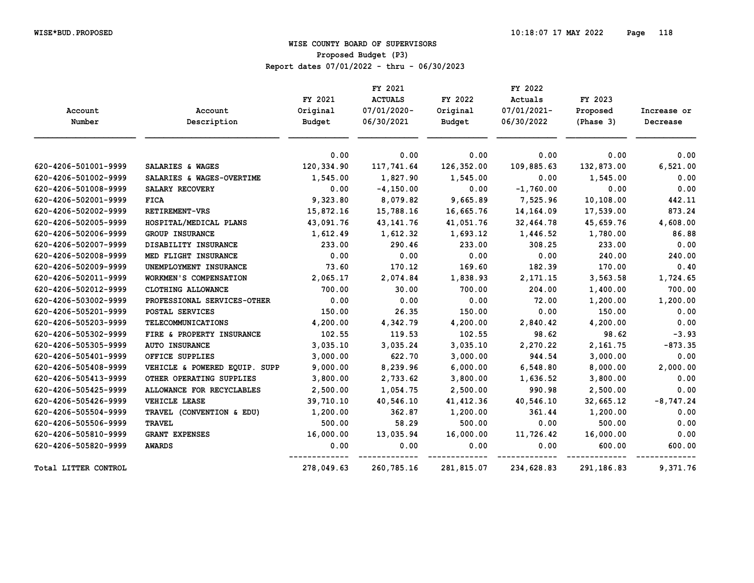# WISE COUNTY BOARD OF SUPERVISORS

Proposed Budget (P3)

Report dates 07/01/2022 - thru - 06/30/2023

| Account Number | Account Description | FY 2021 Original Budget | FY 2021 ACTUALS 07/01/2020-06/30/2021 | FY 2022 Original Budget | FY 2022 Actuals 07/01/2021-06/30/2022 | FY 2023 Proposed (Phase 3) | Increase or Decrease |
|---|---|---|---|---|---|---|---|
| | | 0.00 | 0.00 | 0.00 | 0.00 | 0.00 | 0.00 |
| 620-4206-501001-9999 | SALARIES & WAGES | 120,334.90 | 117,741.64 | 126,352.00 | 109,885.63 | 132,873.00 | 6,521.00 |
| 620-4206-501002-9999 | SALARIES & WAGES-OVERTIME | 1,545.00 | 1,827.90 | 1,545.00 | 0.00 | 1,545.00 | 0.00 |
| 620-4206-501008-9999 | SALARY RECOVERY | 0.00 | -4,150.00 | 0.00 | -1,760.00 | 0.00 | 0.00 |
| 620-4206-502001-9999 | FICA | 9,323.80 | 8,079.82 | 9,665.89 | 7,525.96 | 10,108.00 | 442.11 |
| 620-4206-502002-9999 | RETIREMENT-VRS | 15,872.16 | 15,788.16 | 16,665.76 | 14,164.09 | 17,539.00 | 873.24 |
| 620-4206-502005-9999 | HOSPITAL/MEDICAL PLANS | 43,091.76 | 43,141.76 | 41,051.76 | 32,464.78 | 45,659.76 | 4,608.00 |
| 620-4206-502006-9999 | GROUP INSURANCE | 1,612.49 | 1,612.32 | 1,693.12 | 1,446.52 | 1,780.00 | 86.88 |
| 620-4206-502007-9999 | DISABILITY INSURANCE | 233.00 | 290.46 | 233.00 | 308.25 | 233.00 | 0.00 |
| 620-4206-502008-9999 | MED FLIGHT INSURANCE | 0.00 | 0.00 | 0.00 | 0.00 | 240.00 | 240.00 |
| 620-4206-502009-9999 | UNEMPLOYMENT INSURANCE | 73.60 | 170.12 | 169.60 | 182.39 | 170.00 | 0.40 |
| 620-4206-502011-9999 | WORKMEN'S COMPENSATION | 2,065.17 | 2,074.84 | 1,838.93 | 2,171.15 | 3,563.58 | 1,724.65 |
| 620-4206-502012-9999 | CLOTHING ALLOWANCE | 700.00 | 30.00 | 700.00 | 204.00 | 1,400.00 | 700.00 |
| 620-4206-503002-9999 | PROFESSIONAL SERVICES-OTHER | 0.00 | 0.00 | 0.00 | 72.00 | 1,200.00 | 1,200.00 |
| 620-4206-505201-9999 | POSTAL SERVICES | 150.00 | 26.35 | 150.00 | 0.00 | 150.00 | 0.00 |
| 620-4206-505203-9999 | TELECOMMUNICATIONS | 4,200.00 | 4,342.79 | 4,200.00 | 2,840.42 | 4,200.00 | 0.00 |
| 620-4206-505302-9999 | FIRE & PROPERTY INSURANCE | 102.55 | 119.53 | 102.55 | 98.62 | 98.62 | -3.93 |
| 620-4206-505305-9999 | AUTO INSURANCE | 3,035.10 | 3,035.24 | 3,035.10 | 2,270.22 | 2,161.75 | -873.35 |
| 620-4206-505401-9999 | OFFICE SUPPLIES | 3,000.00 | 622.70 | 3,000.00 | 944.54 | 3,000.00 | 0.00 |
| 620-4206-505408-9999 | VEHICLE & POWERED EQUIP. SUPP | 9,000.00 | 8,239.96 | 6,000.00 | 6,548.80 | 8,000.00 | 2,000.00 |
| 620-4206-505413-9999 | OTHER OPERATING SUPPLIES | 3,800.00 | 2,733.62 | 3,800.00 | 1,636.52 | 3,800.00 | 0.00 |
| 620-4206-505425-9999 | ALLOWANCE FOR RECYCLABLES | 2,500.00 | 1,054.75 | 2,500.00 | 990.98 | 2,500.00 | 0.00 |
| 620-4206-505426-9999 | VEHICLE LEASE | 39,710.10 | 40,546.10 | 41,412.36 | 40,546.10 | 32,665.12 | -8,747.24 |
| 620-4206-505504-9999 | TRAVEL (CONVENTION & EDU) | 1,200.00 | 362.87 | 1,200.00 | 361.44 | 1,200.00 | 0.00 |
| 620-4206-505506-9999 | TRAVEL | 500.00 | 58.29 | 500.00 | 0.00 | 500.00 | 0.00 |
| 620-4206-505810-9999 | GRANT EXPENSES | 16,000.00 | 13,035.94 | 16,000.00 | 11,726.42 | 16,000.00 | 0.00 |
| 620-4206-505820-9999 | AWARDS | 0.00 | 0.00 | 0.00 | 0.00 | 600.00 | 600.00 |
| Total LITTER CONTROL | | 278,049.63 | 260,785.16 | 281,815.07 | 234,628.83 | 291,186.83 | 9,371.76 |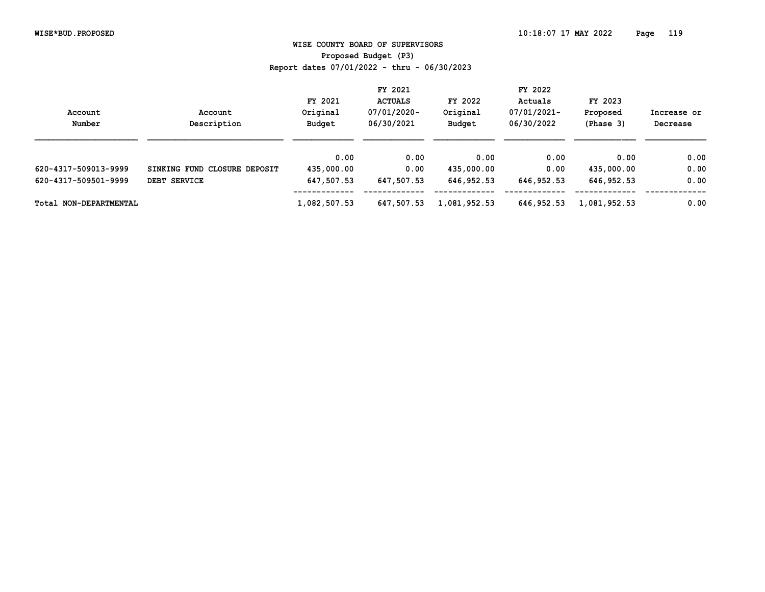# WISE COUNTY BOARD OF SUPERVISORS

Proposed Budget (P3)

Report dates 07/01/2022 - thru - 06/30/2023

| Account Number | Account Description | FY 2021 Original Budget | FY 2021 ACTUALS 07/01/2020-06/30/2021 | FY 2022 Original Budget | FY 2022 Actuals 07/01/2021-06/30/2022 | FY 2023 Proposed (Phase 3) | Increase or Decrease |
|---|---|---|---|---|---|---|---|
| | | 0.00 | 0.00 | 0.00 | 0.00 | 0.00 | 0.00 |
| 620-4317-509013-9999 | SINKING FUND CLOSURE DEPOSIT | 435,000.00 | 0.00 | 435,000.00 | 0.00 | 435,000.00 | 0.00 |
| 620-4317-509501-9999 | DEBT SERVICE | 647,507.53 | 647,507.53 | 646,952.53 | 646,952.53 | 646,952.53 | 0.00 |
| Total NON-DEPARTMENTAL | | 1,082,507.53 | 647,507.53 | 1,081,952.53 | 646,952.53 | 1,081,952.53 | 0.00 |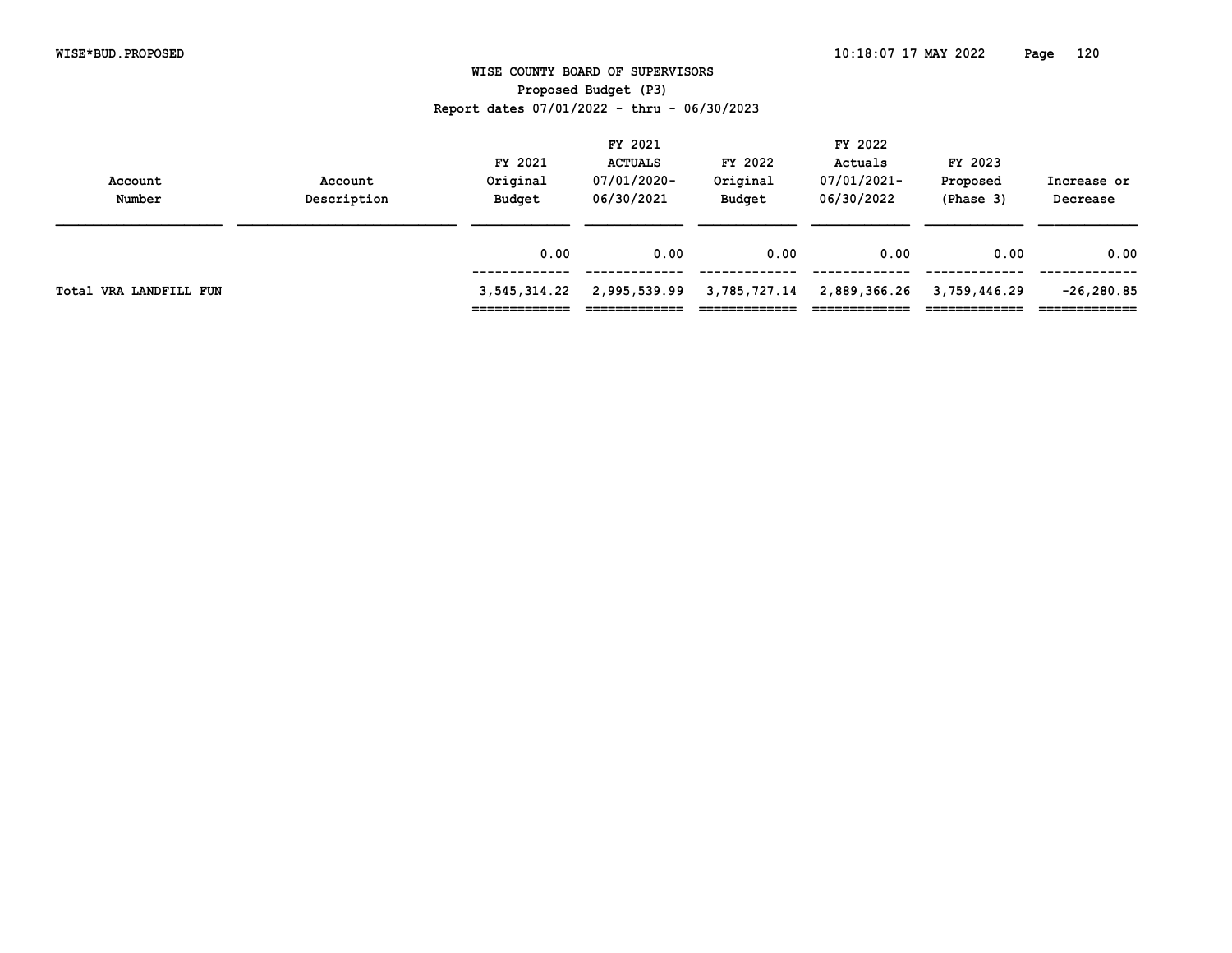# WISE COUNTY BOARD OF SUPERVISORS

## Proposed Budget (P3)

### Report dates 07/01/2022 - thru - 06/30/2023

| Account Number | Account Description | FY 2021 Original Budget | FY 2021 ACTUALS 07/01/2020- 06/30/2021 | FY 2022 Original Budget | FY 2022 Actuals 07/01/2021- 06/30/2022 | FY 2023 Proposed (Phase 3) | Increase or Decrease |
|---|---|---|---|---|---|---|---|
| | | 0.00 | 0.00 | 0.00 | 0.00 | 0.00 | 0.00 |
| Total VRA LANDFILL FUN | | 3,545,314.22 | 2,995,539.99 | 3,785,727.14 | 2,889,366.26 | 3,759,446.29 | -26,280.85 |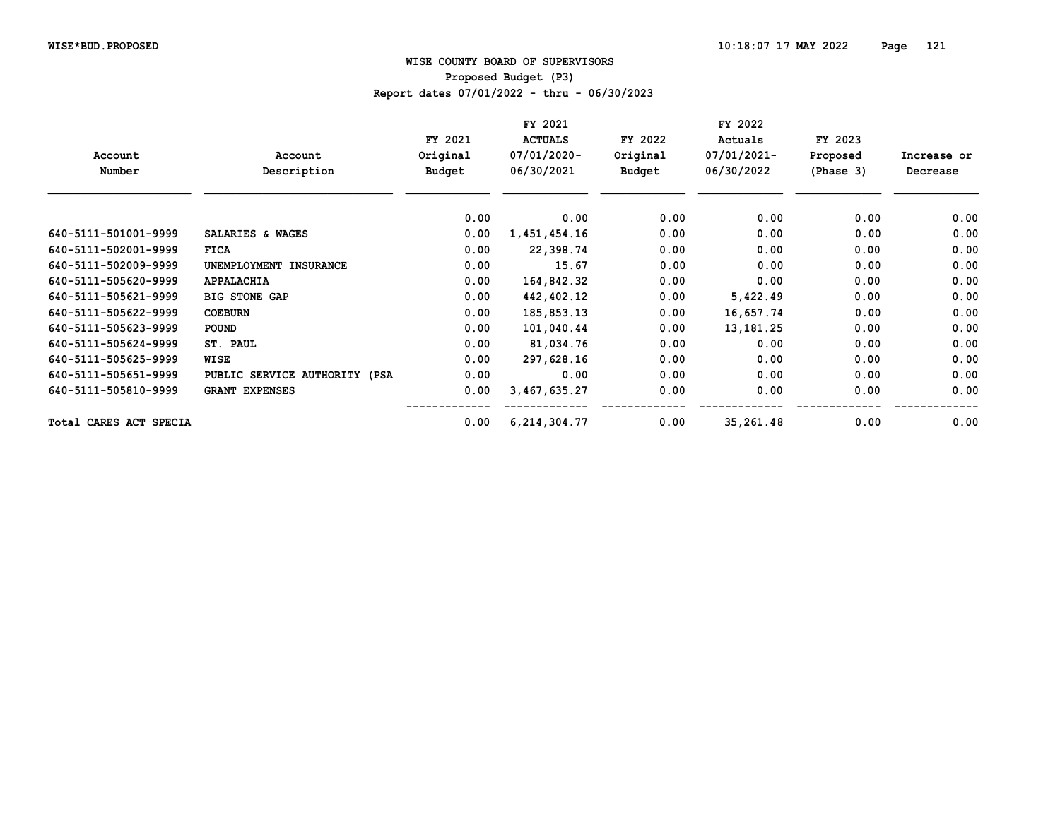# WISE COUNTY BOARD OF SUPERVISORS

## Proposed Budget (P3)

Report dates 07/01/2022 - thru - 06/30/2023

| Account Number | Account Description | FY 2021 Original Budget | FY 2021 ACTUALS 07/01/2020-06/30/2021 | FY 2022 Original Budget | FY 2022 Actuals 07/01/2021-06/30/2022 | FY 2023 Proposed (Phase 3) | Increase or Decrease |
|---|---|---|---|---|---|---|---|
| | | 0.00 | 0.00 | 0.00 | 0.00 | 0.00 | 0.00 |
| 640-5111-501001-9999 | SALARIES & WAGES | 0.00 | 1,451,454.16 | 0.00 | 0.00 | 0.00 | 0.00 |
| 640-5111-502001-9999 | FICA | 0.00 | 22,398.74 | 0.00 | 0.00 | 0.00 | 0.00 |
| 640-5111-502009-9999 | UNEMPLOYMENT INSURANCE | 0.00 | 15.67 | 0.00 | 0.00 | 0.00 | 0.00 |
| 640-5111-505620-9999 | APPALACHIA | 0.00 | 164,842.32 | 0.00 | 0.00 | 0.00 | 0.00 |
| 640-5111-505621-9999 | BIG STONE GAP | 0.00 | 442,402.12 | 0.00 | 5,422.49 | 0.00 | 0.00 |
| 640-5111-505622-9999 | COEBURN | 0.00 | 185,853.13 | 0.00 | 16,657.74 | 0.00 | 0.00 |
| 640-5111-505623-9999 | POUND | 0.00 | 101,040.44 | 0.00 | 13,181.25 | 0.00 | 0.00 |
| 640-5111-505624-9999 | ST. PAUL | 0.00 | 81,034.76 | 0.00 | 0.00 | 0.00 | 0.00 |
| 640-5111-505625-9999 | WISE | 0.00 | 297,628.16 | 0.00 | 0.00 | 0.00 | 0.00 |
| 640-5111-505651-9999 | PUBLIC SERVICE AUTHORITY (PSA | 0.00 | 0.00 | 0.00 | 0.00 | 0.00 | 0.00 |
| 640-5111-505810-9999 | GRANT EXPENSES | 0.00 | 3,467,635.27 | 0.00 | 0.00 | 0.00 | 0.00 |
| Total CARES ACT SPECIA | | 0.00 | 6,214,304.77 | 0.00 | 35,261.48 | 0.00 | 0.00 |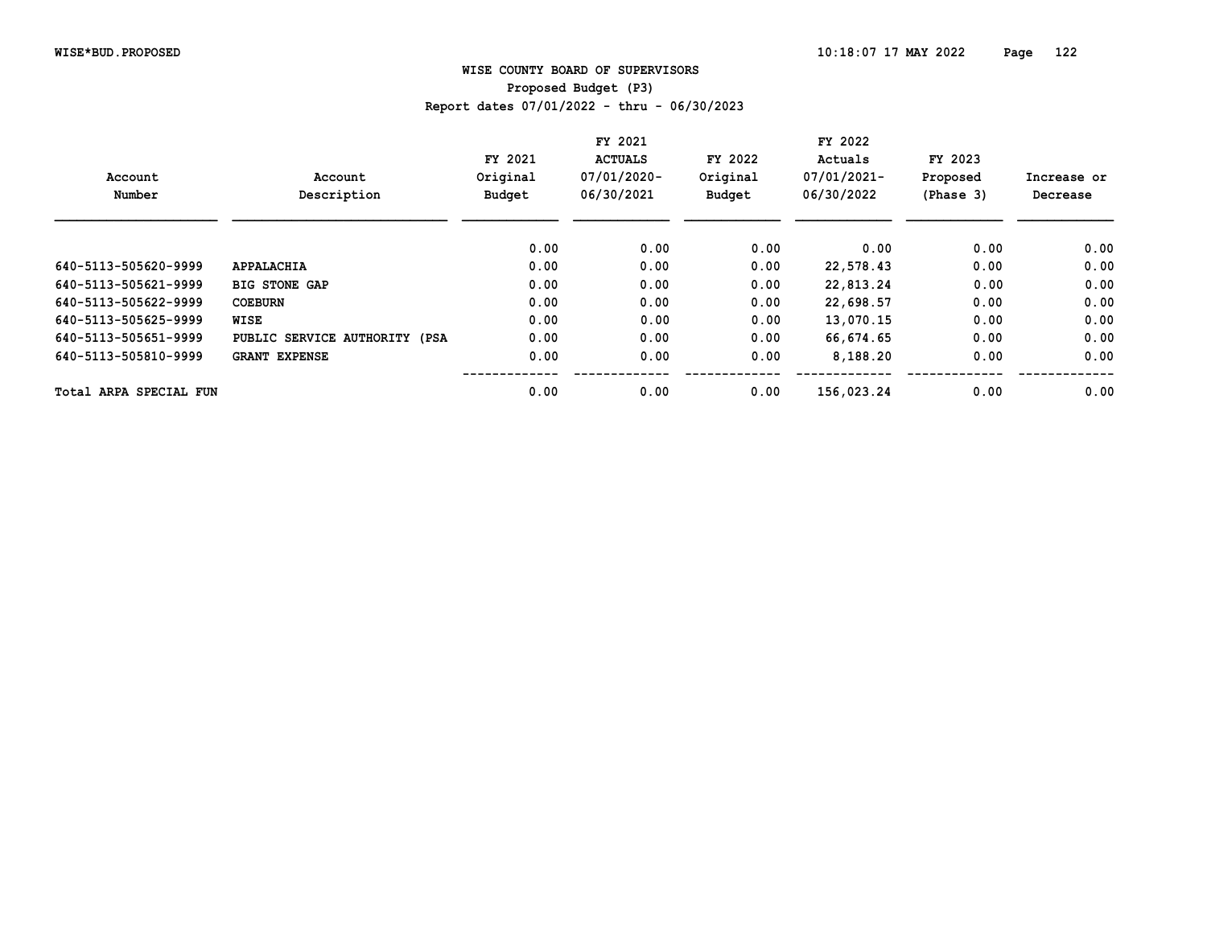WISE COUNTY BOARD OF SUPERVISORS
Proposed Budget (P3)
Report dates 07/01/2022 - thru - 06/30/2023

| Account Number | Account Description | FY 2021 Original Budget | FY 2021 ACTUALS 07/01/2020-06/30/2021 | FY 2022 Original Budget | FY 2022 Actuals 07/01/2021-06/30/2022 | FY 2023 Proposed (Phase 3) | Increase or Decrease |
|---|---|---|---|---|---|---|---|
| | | 0.00 | 0.00 | 0.00 | 0.00 | 0.00 | 0.00 |
| 640-5113-505620-9999 | APPALACHIA | 0.00 | 0.00 | 0.00 | 22,578.43 | 0.00 | 0.00 |
| 640-5113-505621-9999 | BIG STONE GAP | 0.00 | 0.00 | 0.00 | 22,813.24 | 0.00 | 0.00 |
| 640-5113-505622-9999 | COEBURN | 0.00 | 0.00 | 0.00 | 22,698.57 | 0.00 | 0.00 |
| 640-5113-505625-9999 | WISE | 0.00 | 0.00 | 0.00 | 13,070.15 | 0.00 | 0.00 |
| 640-5113-505651-9999 | PUBLIC SERVICE AUTHORITY (PSA | 0.00 | 0.00 | 0.00 | 66,674.65 | 0.00 | 0.00 |
| 640-5113-505810-9999 | GRANT EXPENSE | 0.00 | 0.00 | 0.00 | 8,188.20 | 0.00 | 0.00 |
| Total ARPA SPECIAL FUN | | 0.00 | 0.00 | 0.00 | 156,023.24 | 0.00 | 0.00 |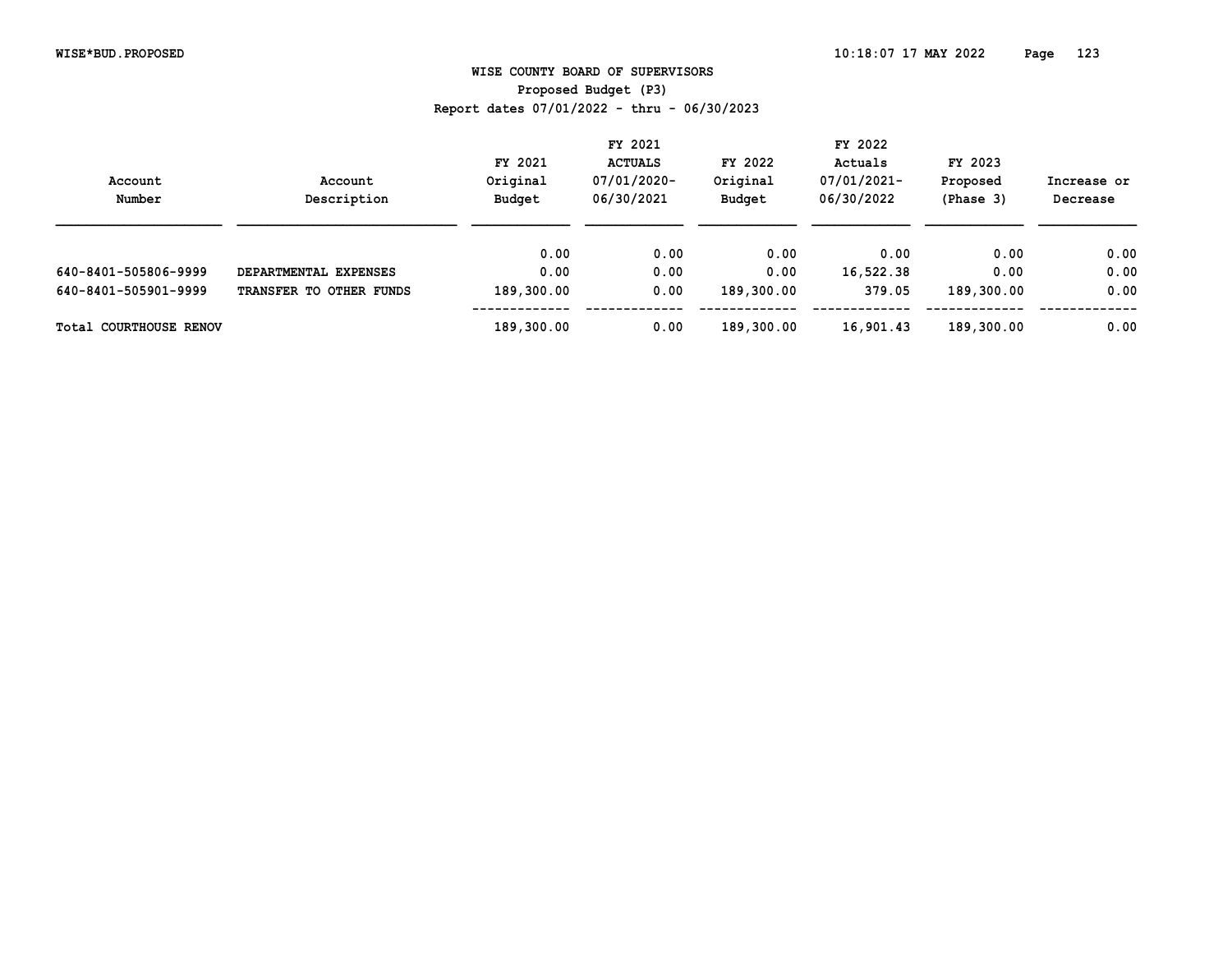# WISE COUNTY BOARD OF SUPERVISORS

## Proposed Budget (P3)

Report dates 07/01/2022 - thru - 06/30/2023

| Account Number | Account Description | FY 2021 Original Budget | FY 2021 ACTUALS 07/01/2020-06/30/2021 | FY 2022 Original Budget | FY 2022 Actuals 07/01/2021-06/30/2022 | FY 2023 Proposed (Phase 3) | Increase or Decrease |
|---|---|---|---|---|---|---|---|
| | | 0.00 | 0.00 | 0.00 | 0.00 | 0.00 | 0.00 |
| 640-8401-505806-9999 | DEPARTMENTAL EXPENSES | 0.00 | 0.00 | 0.00 | 16,522.38 | 0.00 | 0.00 |
| 640-8401-505901-9999 | TRANSFER TO OTHER FUNDS | 189,300.00 | 0.00 | 189,300.00 | 379.05 | 189,300.00 | 0.00 |
| Total COURTHOUSE RENOV | | 189,300.00 | 0.00 | 189,300.00 | 16,901.43 | 189,300.00 | 0.00 |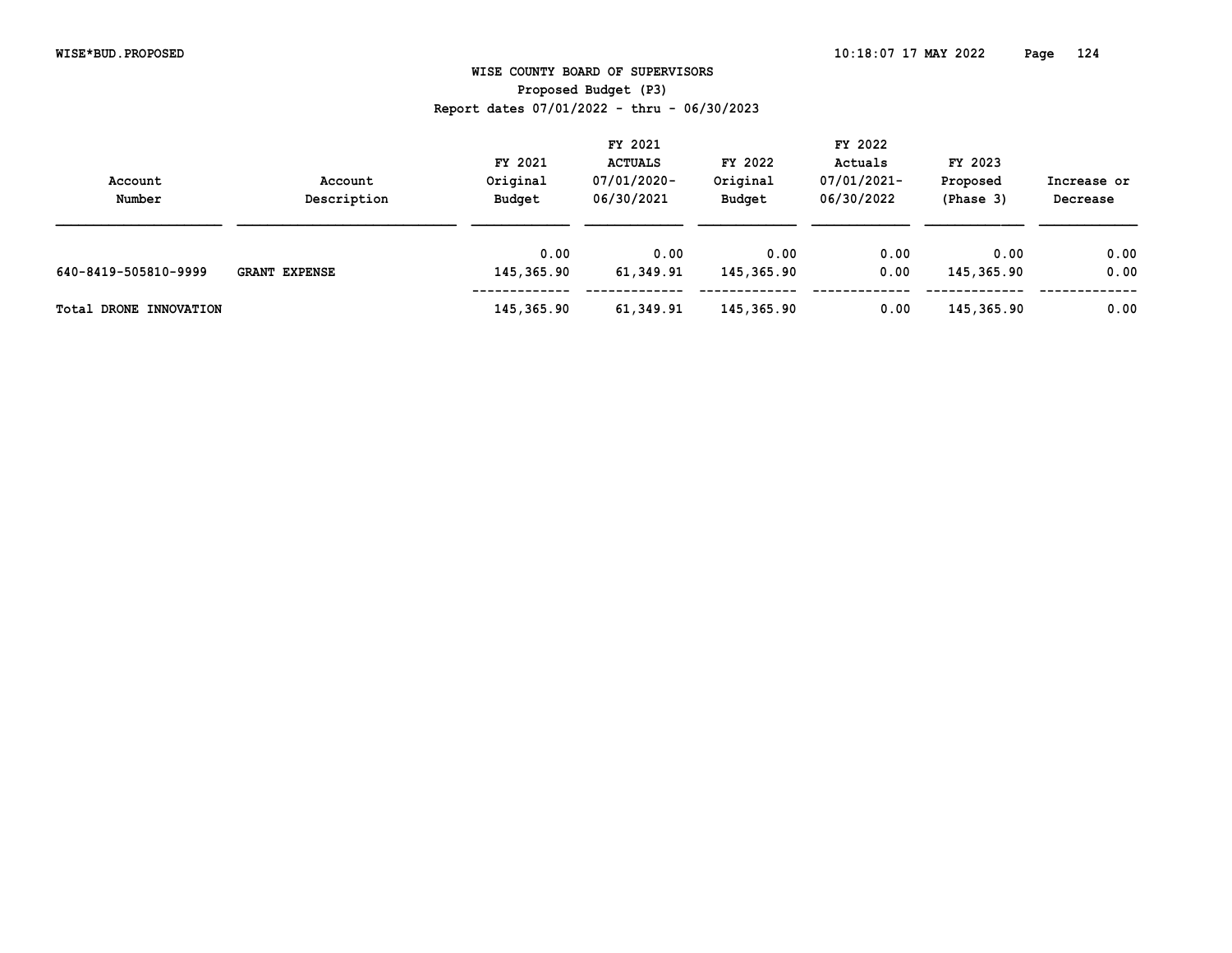WISE COUNTY BOARD OF SUPERVISORS
Proposed Budget (P3)
Report dates 07/01/2022 - thru - 06/30/2023

| Account Number | Account Description | FY 2021 Original Budget | FY 2021 ACTUALS 07/01/2020-06/30/2021 | FY 2022 Original Budget | FY 2022 Actuals 07/01/2021-06/30/2022 | FY 2023 Proposed (Phase 3) | Increase or Decrease |
|---|---|---|---|---|---|---|---|
| | | 0.00 | 0.00 | 0.00 | 0.00 | 0.00 | 0.00 |
| 640-8419-505810-9999 | **GRANT EXPENSE** | 145,365.90 | 61,349.91 | 145,365.90 | 0.00 | 145,365.90 | 0.00 |
| **Total DRONE INNOVATION** | | 145,365.90 | 61,349.91 | 145,365.90 | 0.00 | 145,365.90 | 0.00 |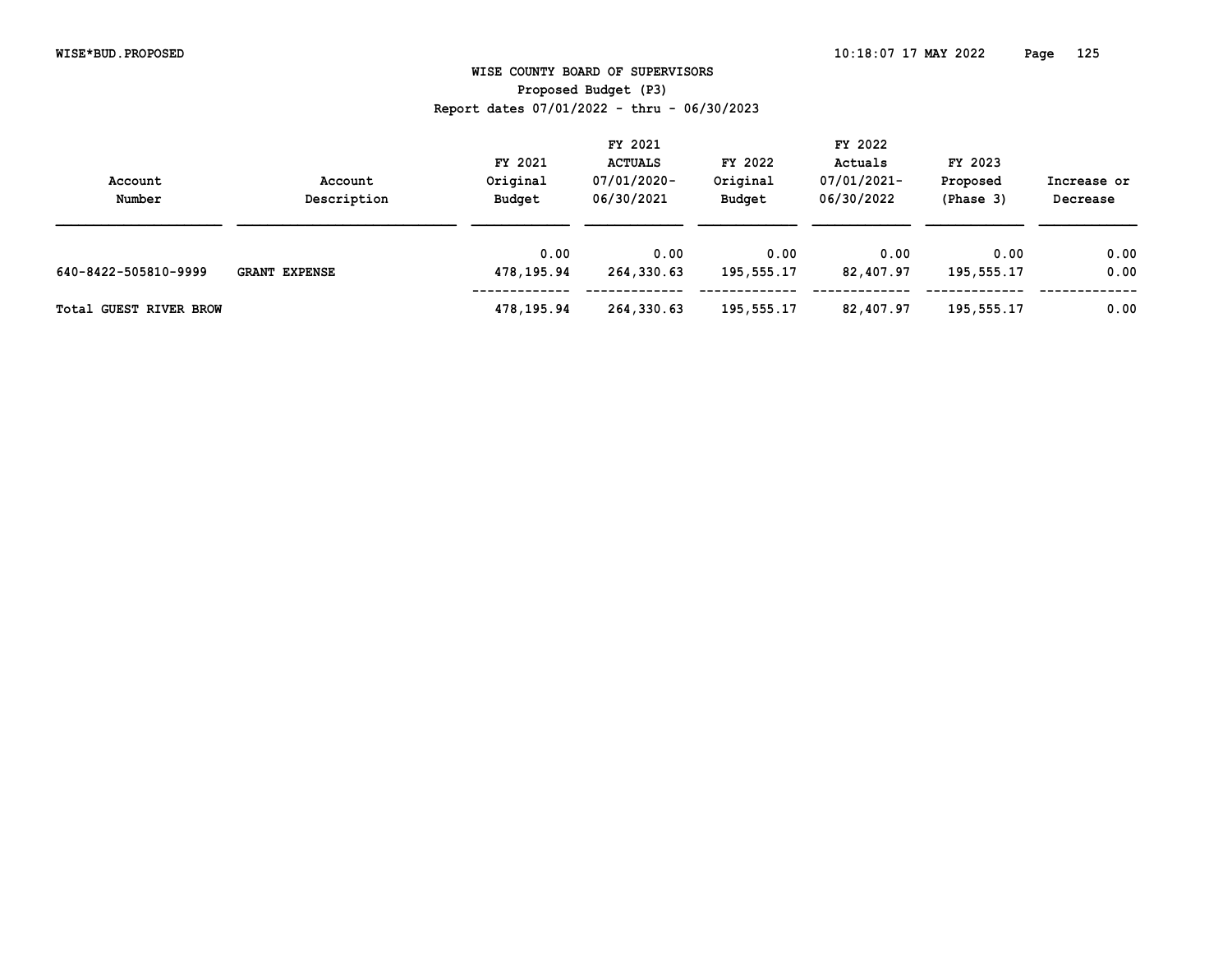# WISE COUNTY BOARD OF SUPERVISORS

## Proposed Budget (P3)

Report dates 07/01/2022 - thru - 06/30/2023

| Account Number | Account Description | FY 2021 Original Budget | FY 2021 ACTUALS 07/01/2020- 06/30/2021 | FY 2022 Original Budget | FY 2022 Actuals 07/01/2021- 06/30/2022 | FY 2023 Proposed (Phase 3) | Increase or Decrease |
|---|---|---|---|---|---|---|---|
| | | 0.00 | 0.00 | 0.00 | 0.00 | 0.00 | 0.00 |
| 640-8422-505810-9999 | GRANT EXPENSE | 478,195.94 | 264,330.63 | 195,555.17 | 82,407.97 | 195,555.17 | 0.00 |
| Total GUEST RIVER BROW | | 478,195.94 | 264,330.63 | 195,555.17 | 82,407.97 | 195,555.17 | 0.00 |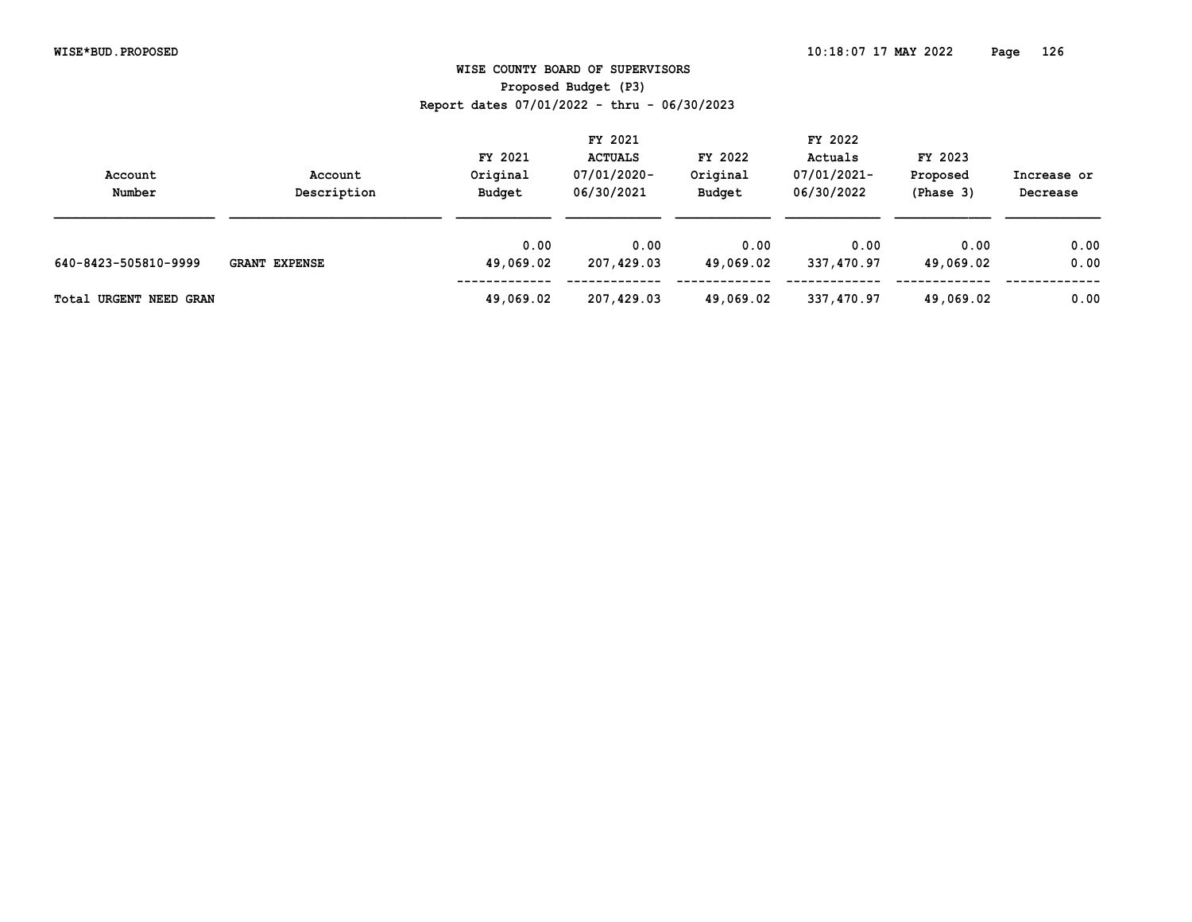# WISE COUNTY BOARD OF SUPERVISORS

## Proposed Budget (P3)

Report dates 07/01/2022 - thru - 06/30/2023

| Account Number | Account Description | FY 2021 Original Budget | FY 2021 ACTUALS 07/01/2020-06/30/2021 | FY 2022 Original Budget | FY 2022 Actuals 07/01/2021-06/30/2022 | FY 2023 Proposed (Phase 3) | Increase or Decrease |
|---|---|---|---|---|---|---|---|
| | | 0.00 | 0.00 | 0.00 | 0.00 | 0.00 | 0.00 |
| 640-8423-505810-9999 | GRANT EXPENSE | 49,069.02 | 207,429.03 | 49,069.02 | 337,470.97 | 49,069.02 | 0.00 |
| Total URGENT NEED GRAN | | 49,069.02 | 207,429.03 | 49,069.02 | 337,470.97 | 49,069.02 | 0.00 |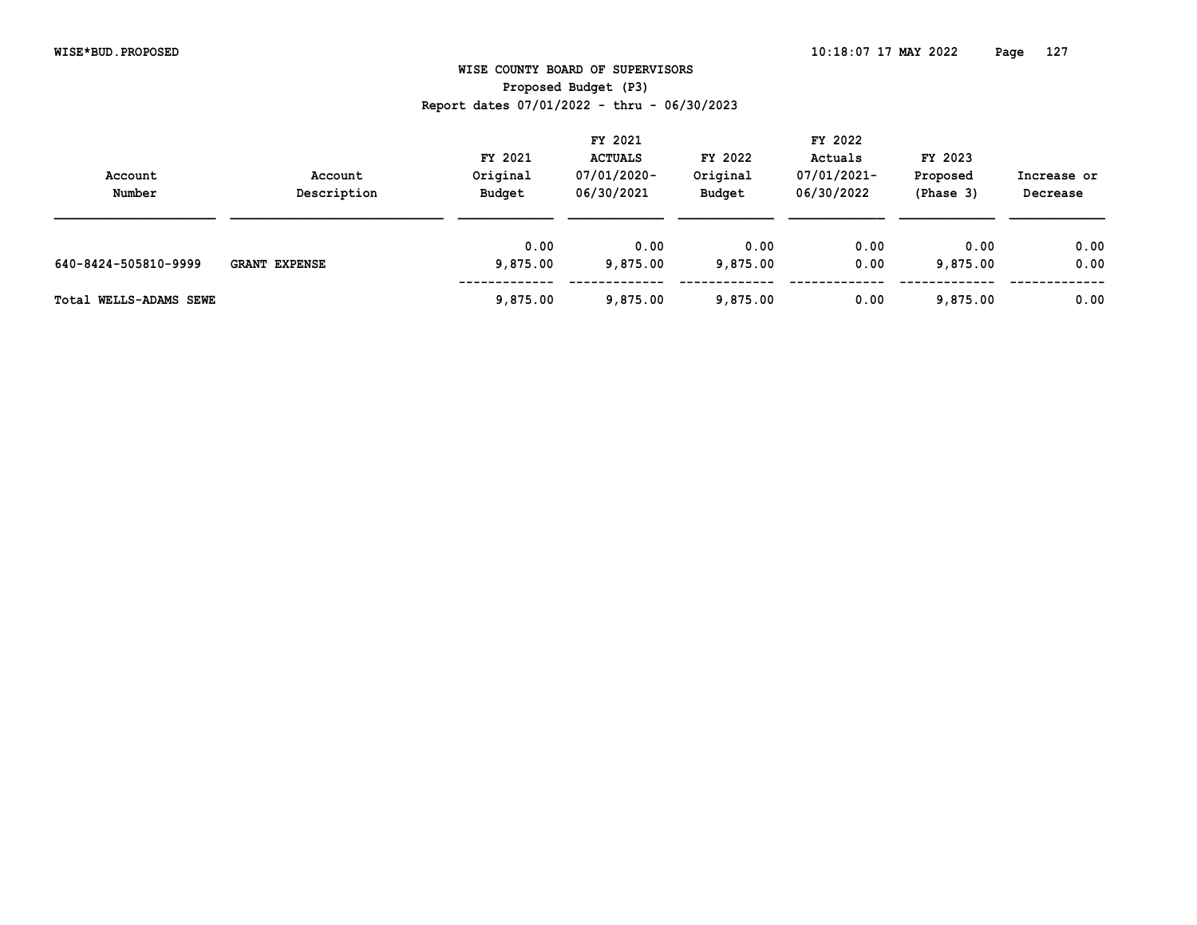# WISE COUNTY BOARD OF SUPERVISORS

Proposed Budget (P3)

Report dates 07/01/2022 - thru - 06/30/2023

| Account Number | Account Description | FY 2021 Original Budget | FY 2021 ACTUALS 07/01/2020-06/30/2021 | FY 2022 Original Budget | FY 2022 Actuals 07/01/2021-06/30/2022 | FY 2023 Proposed (Phase 3) | Increase or Decrease |
|---|---|---|---|---|---|---|---|
| | | 0.00 | 0.00 | 0.00 | 0.00 | 0.00 | 0.00 |
| 640-8424-505810-9999 | **GRANT EXPENSE** | 9,875.00 | 9,875.00 | 9,875.00 | 0.00 | 9,875.00 | 0.00 |
| **Total WELLS-ADAMS SEWE** | | 9,875.00 | 9,875.00 | 9,875.00 | 0.00 | 9,875.00 | 0.00 |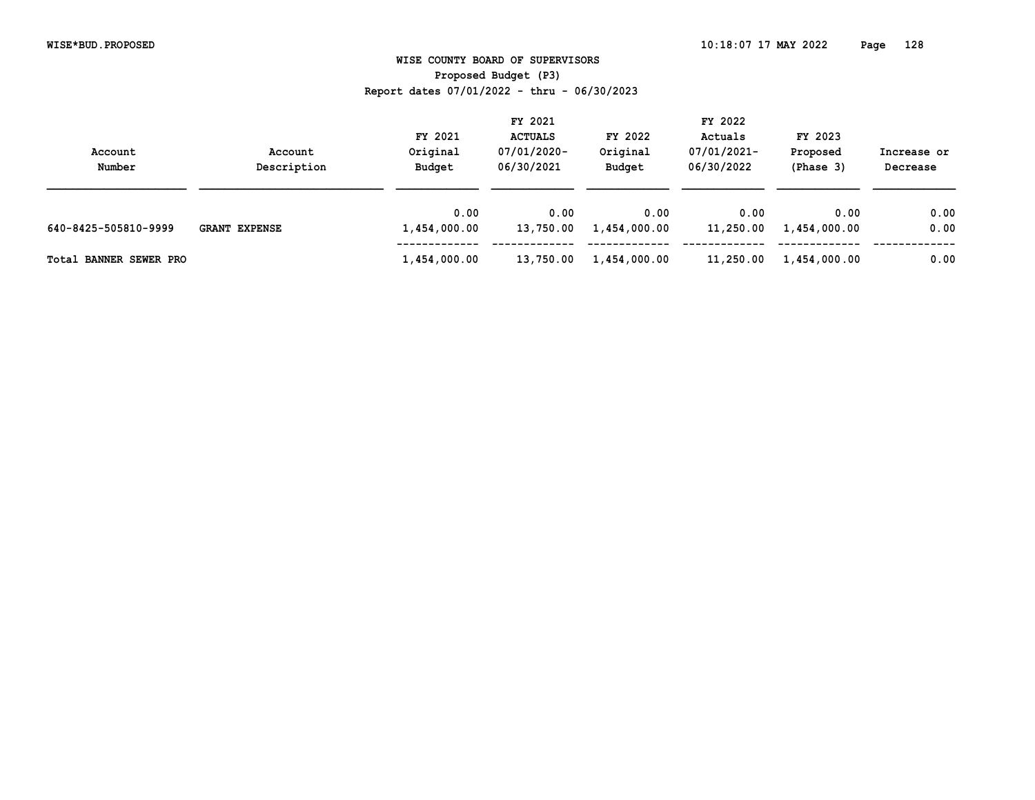**WISE COUNTY BOARD OF SUPERVISORS**
**Proposed Budget (P3)**
**Report dates 07/01/2022 - thru - 06/30/2023**

| Account Number | Account Description | FY 2021 Original Budget | FY 2021 ACTUALS 07/01/2020-06/30/2021 | FY 2022 Original Budget | FY 2022 Actuals 07/01/2021-06/30/2022 | FY 2023 Proposed (Phase 3) | Increase or Decrease |
|---|---|---|---|---|---|---|---|
| | | 0.00 | 0.00 | 0.00 | 0.00 | 0.00 | 0.00 |
| 640-8425-505810-9999 | GRANT EXPENSE | 1,454,000.00 | 13,750.00 | 1,454,000.00 | 11,250.00 | 1,454,000.00 | 0.00 |
| Total BANNER SEWER PRO | | 1,454,000.00 | 13,750.00 | 1,454,000.00 | 11,250.00 | 1,454,000.00 | 0.00 |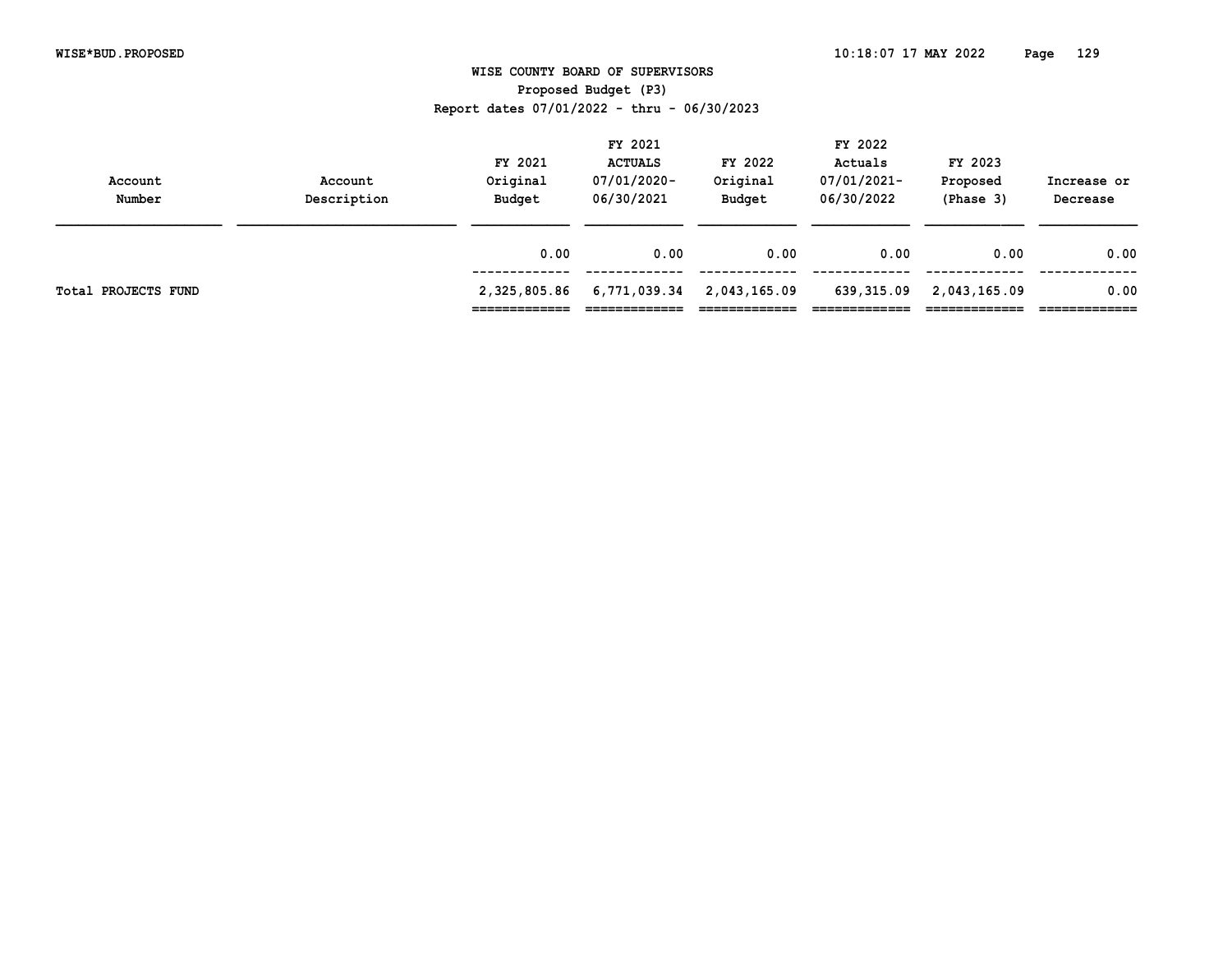# WISE COUNTY BOARD OF SUPERVISORS

## Proposed Budget (P3)

Report dates 07/01/2022 - thru - 06/30/2023

| Account Number | Account Description | FY 2021 Original Budget | FY 2021 ACTUALS 07/01/2020-06/30/2021 | FY 2022 Original Budget | FY 2022 Actuals 07/01/2021-06/30/2022 | FY 2023 Proposed (Phase 3) | Increase or Decrease |
|---|---|---|---|---|---|---|---|
| | | 0.00 | 0.00 | 0.00 | 0.00 | 0.00 | 0.00 |
| Total PROJECTS FUND | | 2,325,805.86 | 6,771,039.34 | 2,043,165.09 | 639,315.09 | 2,043,165.09 | 0.00 |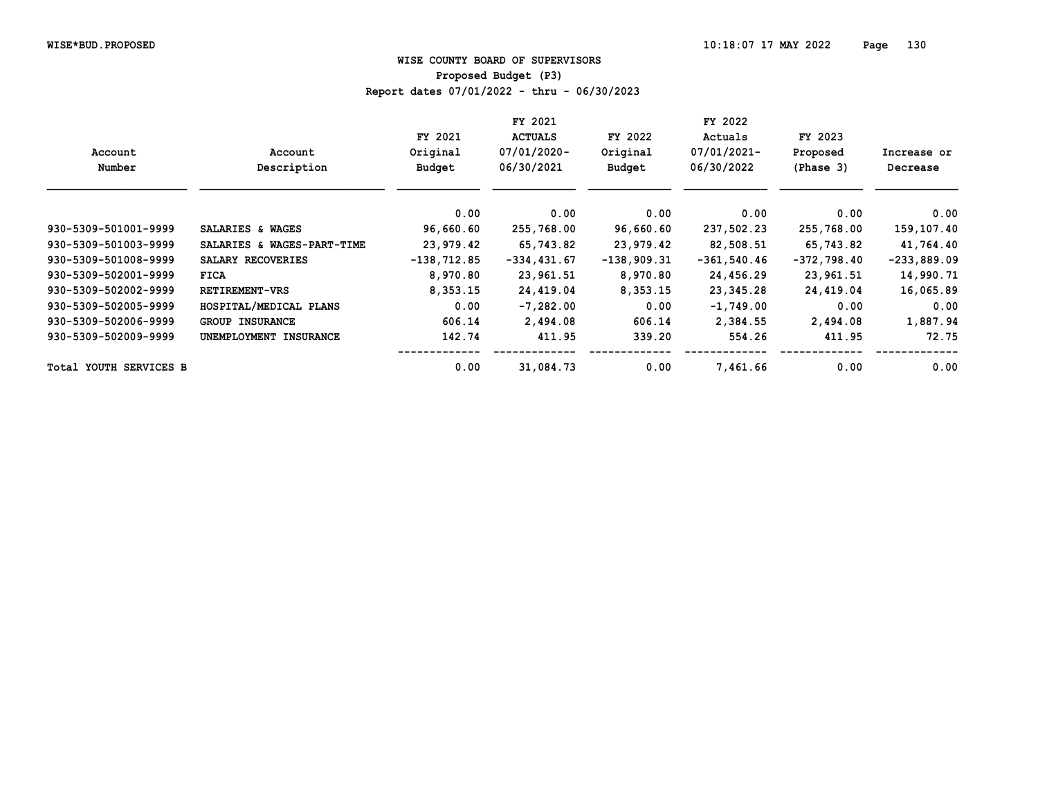# WISE COUNTY BOARD OF SUPERVISORS

## Proposed Budget (P3)

Report dates 07/01/2022 - thru - 06/30/2023

| Account Number | Account Description | FY 2021 Original Budget | FY 2021 ACTUALS 07/01/2020-06/30/2021 | FY 2022 Original Budget | FY 2022 Actuals 07/01/2021-06/30/2022 | FY 2023 Proposed (Phase 3) | Increase or Decrease |
|---|---|---|---|---|---|---|---|
| | | 0.00 | 0.00 | 0.00 | 0.00 | 0.00 | 0.00 |
| 930-5309-501001-9999 | SALARIES & WAGES | 96,660.60 | 255,768.00 | 96,660.60 | 237,502.23 | 255,768.00 | 159,107.40 |
| 930-5309-501003-9999 | SALARIES & WAGES-PART-TIME | 23,979.42 | 65,743.82 | 23,979.42 | 82,508.51 | 65,743.82 | 41,764.40 |
| 930-5309-501008-9999 | SALARY RECOVERIES | -138,712.85 | -334,431.67 | -138,909.31 | -361,540.46 | -372,798.40 | -233,889.09 |
| 930-5309-502001-9999 | FICA | 8,970.80 | 23,961.51 | 8,970.80 | 24,456.29 | 23,961.51 | 14,990.71 |
| 930-5309-502002-9999 | RETIREMENT-VRS | 8,353.15 | 24,419.04 | 8,353.15 | 23,345.28 | 24,419.04 | 16,065.89 |
| 930-5309-502005-9999 | HOSPITAL/MEDICAL PLANS | 0.00 | -7,282.00 | 0.00 | -1,749.00 | 0.00 | 0.00 |
| 930-5309-502006-9999 | GROUP INSURANCE | 606.14 | 2,494.08 | 606.14 | 2,384.55 | 2,494.08 | 1,887.94 |
| 930-5309-502009-9999 | UNEMPLOYMENT INSURANCE | 142.74 | 411.95 | 339.20 | 554.26 | 411.95 | 72.75 |
| Total YOUTH SERVICES B | | 0.00 | 31,084.73 | 0.00 | 7,461.66 | 0.00 | 0.00 |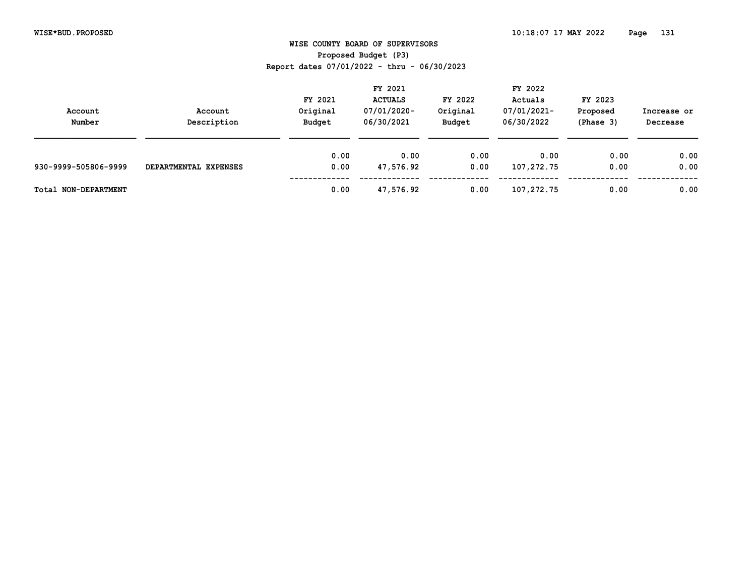# WISE COUNTY BOARD OF SUPERVISORS

## Proposed Budget (P3)

### Report dates 07/01/2022 - thru - 06/30/2023

| Account Number | Account Description | FY 2021 Original Budget | FY 2021 ACTUALS 07/01/2020- 06/30/2021 | FY 2022 Original Budget | FY 2022 Actuals 07/01/2021- 06/30/2022 | FY 2023 Proposed (Phase 3) | Increase or Decrease |
|---|---|---|---|---|---|---|---|
| | | 0.00 | 0.00 | 0.00 | 0.00 | 0.00 | 0.00 |
| 930-9999-505806-9999 | DEPARTMENTAL EXPENSES | 0.00 | 47,576.92 | 0.00 | 107,272.75 | 0.00 | 0.00 |
| Total NON-DEPARTMENT | | 0.00 | 47,576.92 | 0.00 | 107,272.75 | 0.00 | 0.00 |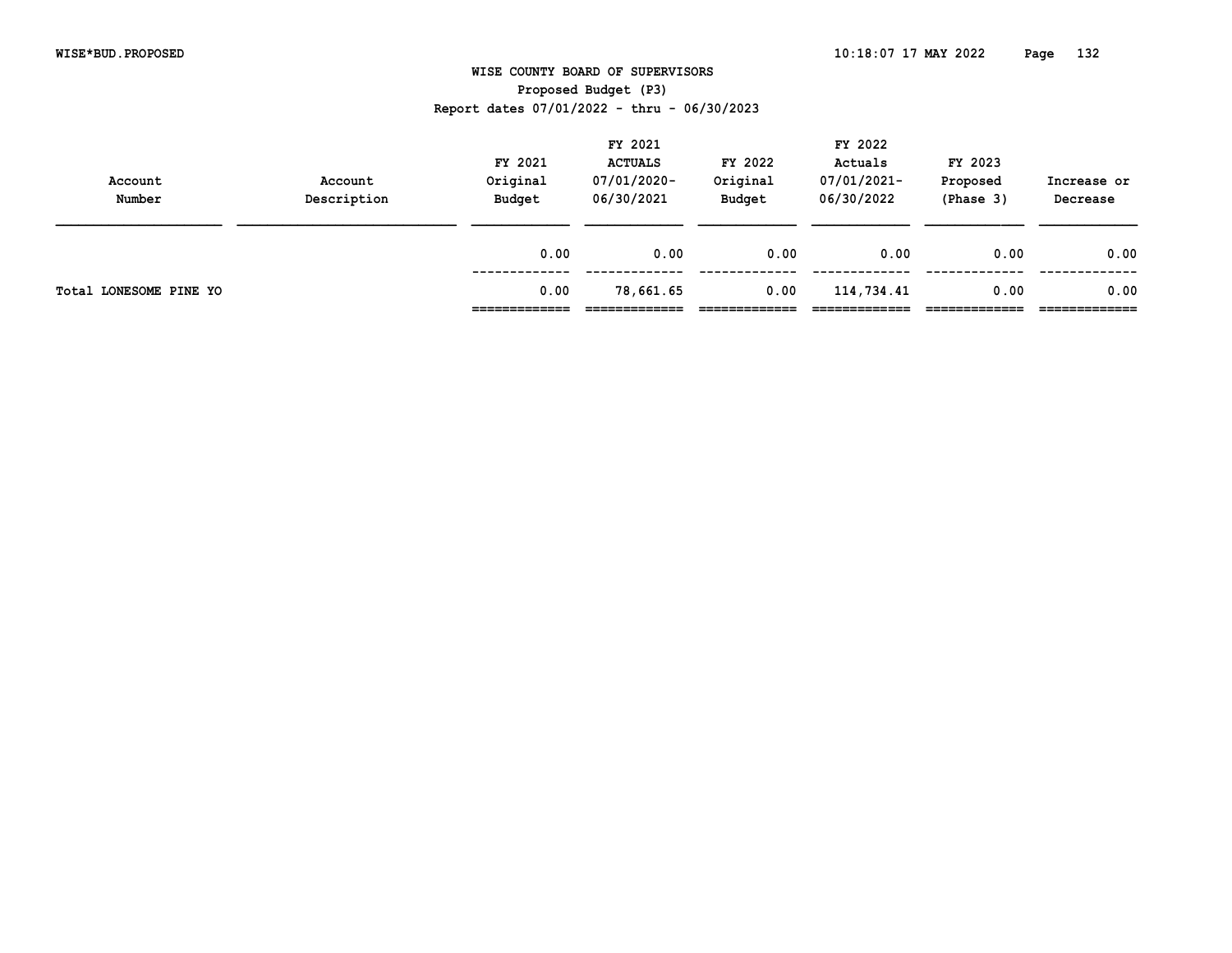# WISE COUNTY BOARD OF SUPERVISORS

## Proposed Budget (P3)

Report dates 07/01/2022 - thru - 06/30/2023

| Account Number | Account Description | FY 2021 Original Budget | FY 2021 ACTUALS 07/01/2020- 06/30/2021 | FY 2022 Original Budget | FY 2022 Actuals 07/01/2021- 06/30/2022 | FY 2023 Proposed (Phase 3) | Increase or Decrease |
|---|---|---|---|---|---|---|---|
| | | 0.00 | 0.00 | 0.00 | 0.00 | 0.00 | 0.00 |
| Total LONESOME PINE YO | | 0.00 | 78,661.65 | 0.00 | 114,734.41 | 0.00 | 0.00 |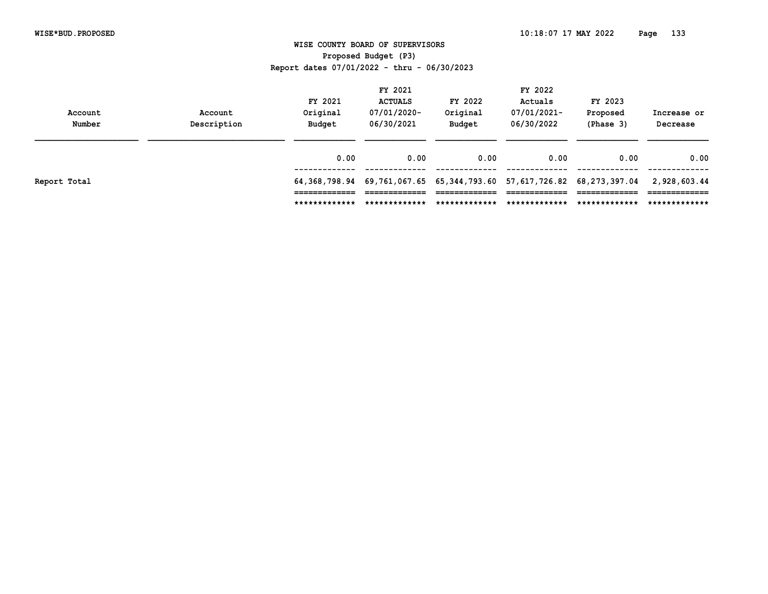# WISE COUNTY BOARD OF SUPERVISORS

## Proposed Budget (P3)

Report dates 07/01/2022 - thru - 06/30/2023

| Account Number | Account Description | FY 2021 Original Budget | FY 2021 ACTUALS 07/01/2020-06/30/2021 | FY 2022 Original Budget | FY 2022 Actuals 07/01/2021-06/30/2022 | FY 2023 Proposed (Phase 3) | Increase or Decrease |
|---|---|---|---|---|---|---|---|
| | | 0.00 | 0.00 | 0.00 | 0.00 | 0.00 | 0.00 |
| Report Total | | 64,368,798.94 | 69,761,067.65 | 65,344,793.60 | 57,617,726.82 | 68,273,397.04 | 2,928,603.44 |